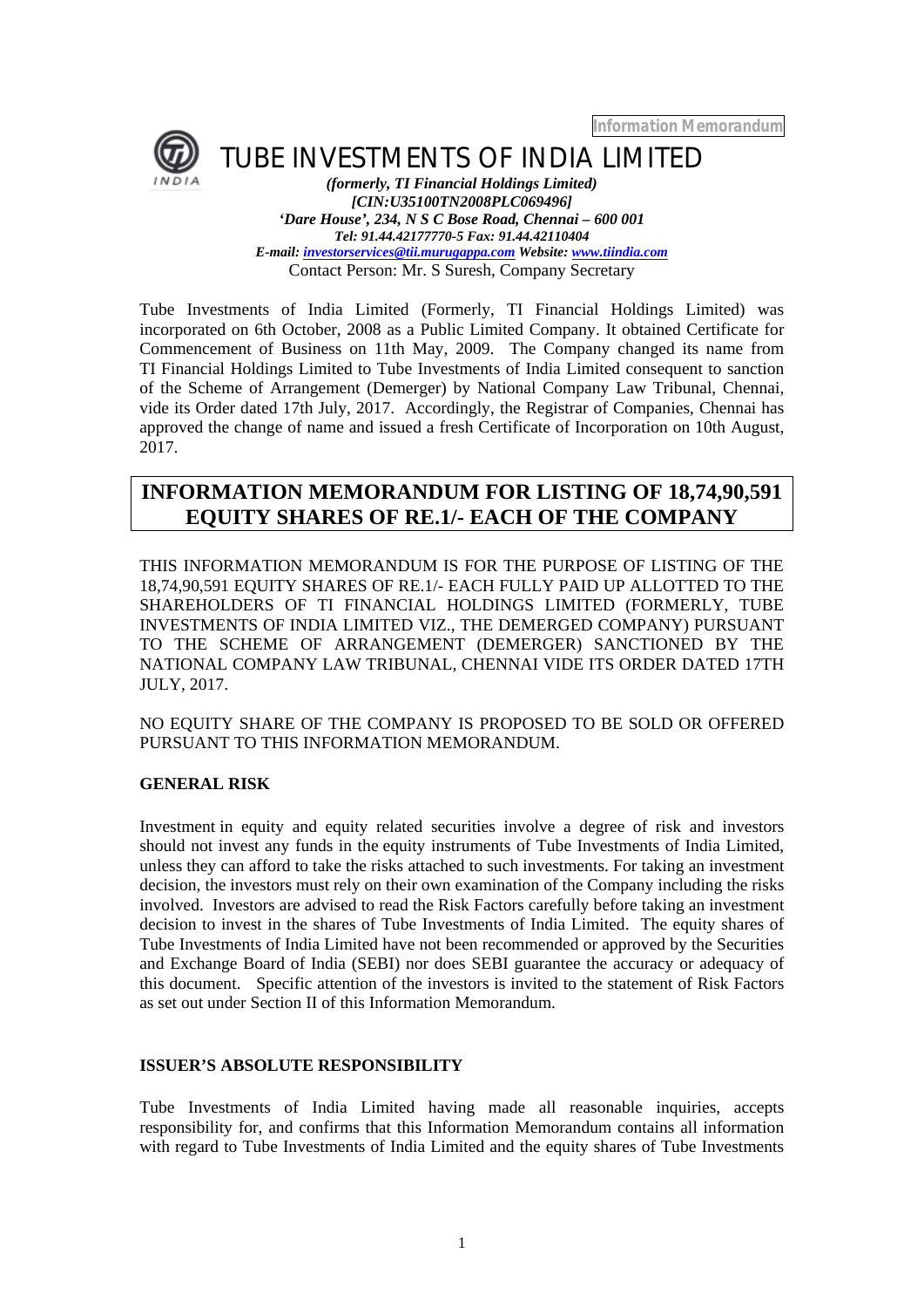Information Memorandum

# TUBE INVESTMENTS OF INDIA LIMITED

***(formerly, TI Financial Holdings Limited)***
***[CIN:U35100TN2008PLC069496]***
***'Dare House', 234, N S C Bose Road, Chennai – 600 001***
***Tel: 91.44.42177770-5 Fax: 91.44.42110404***
***E-mail: investorservices@tii.murugappa.com Website: www.tiindia.com***
Contact Person: Mr. S Suresh, Company Secretary

Tube Investments of India Limited (Formerly, TI Financial Holdings Limited) was incorporated on 6th October, 2008 as a Public Limited Company. It obtained Certificate for Commencement of Business on 11th May, 2009. The Company changed its name from TI Financial Holdings Limited to Tube Investments of India Limited consequent to sanction of the Scheme of Arrangement (Demerger) by National Company Law Tribunal, Chennai, vide its Order dated 17th July, 2017. Accordingly, the Registrar of Companies, Chennai has approved the change of name and issued a fresh Certificate of Incorporation on 10th August, 2017.

## INFORMATION MEMORANDUM FOR LISTING OF 18,74,90,591 EQUITY SHARES OF RE.1/- EACH OF THE COMPANY

THIS INFORMATION MEMORANDUM IS FOR THE PURPOSE OF LISTING OF THE 18,74,90,591 EQUITY SHARES OF RE.1/- EACH FULLY PAID UP ALLOTTED TO THE SHAREHOLDERS OF TI FINANCIAL HOLDINGS LIMITED (FORMERLY, TUBE INVESTMENTS OF INDIA LIMITED VIZ., THE DEMERGED COMPANY) PURSUANT TO THE SCHEME OF ARRANGEMENT (DEMERGER) SANCTIONED BY THE NATIONAL COMPANY LAW TRIBUNAL, CHENNAI VIDE ITS ORDER DATED 17TH JULY, 2017.

NO EQUITY SHARE OF THE COMPANY IS PROPOSED TO BE SOLD OR OFFERED PURSUANT TO THIS INFORMATION MEMORANDUM.

### GENERAL RISK

Investment in equity and equity related securities involve a degree of risk and investors should not invest any funds in the equity instruments of Tube Investments of India Limited, unless they can afford to take the risks attached to such investments. For taking an investment decision, the investors must rely on their own examination of the Company including the risks involved. Investors are advised to read the Risk Factors carefully before taking an investment decision to invest in the shares of Tube Investments of India Limited. The equity shares of Tube Investments of India Limited have not been recommended or approved by the Securities and Exchange Board of India (SEBI) nor does SEBI guarantee the accuracy or adequacy of this document. Specific attention of the investors is invited to the statement of Risk Factors as set out under Section II of this Information Memorandum.

### ISSUER'S ABSOLUTE RESPONSIBILITY

Tube Investments of India Limited having made all reasonable inquiries, accepts responsibility for, and confirms that this Information Memorandum contains all information with regard to Tube Investments of India Limited and the equity shares of Tube Investments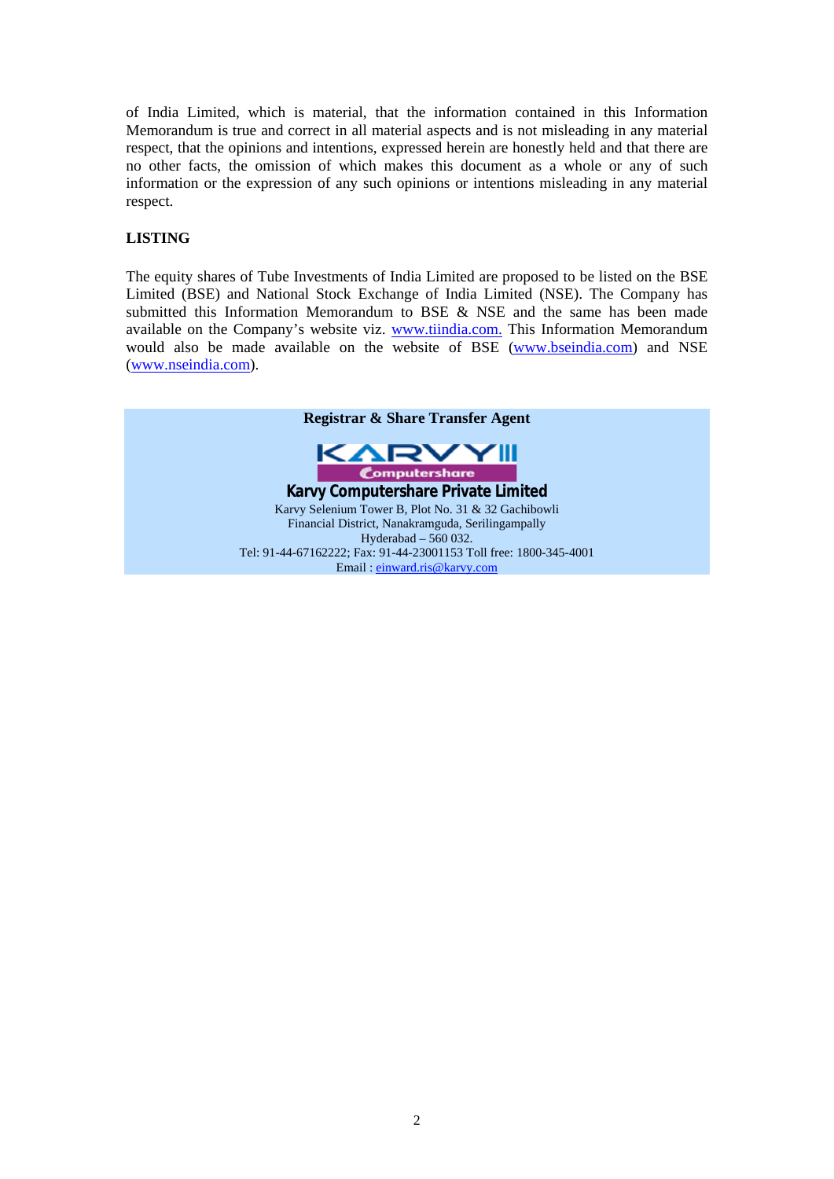of India Limited, which is material, that the information contained in this Information Memorandum is true and correct in all material aspects and is not misleading in any material respect, that the opinions and intentions, expressed herein are honestly held and that there are no other facts, the omission of which makes this document as a whole or any of such information or the expression of any such opinions or intentions misleading in any material respect.

**LISTING**

The equity shares of Tube Investments of India Limited are proposed to be listed on the BSE Limited (BSE) and National Stock Exchange of India Limited (NSE). The Company has submitted this Information Memorandum to BSE & NSE and the same has been made available on the Company's website viz. www.tiindia.com. This Information Memorandum would also be made available on the website of BSE (www.bseindia.com) and NSE (www.nseindia.com).

**Registrar & Share Transfer Agent**

KARVY Computershare

**Karvy Computershare Private Limited**

Karvy Selenium Tower B, Plot No. 31 & 32 Gachibowli
Financial District, Nanakramguda, Serilingampally
Hyderabad – 560 032.
Tel: 91-44-67162222; Fax: 91-44-23001153 Toll free: 1800-345-4001
Email : einward.ris@karvy.com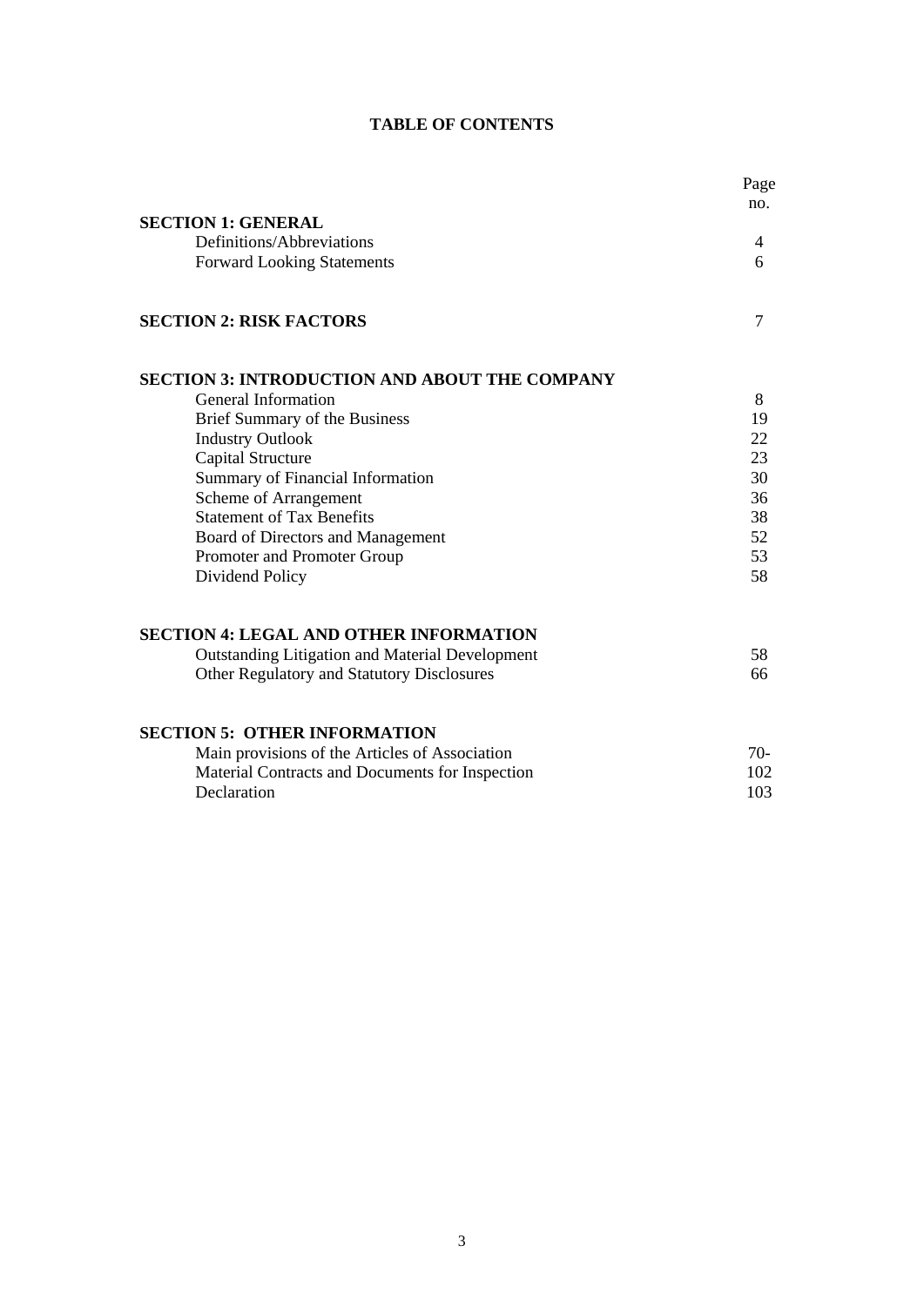# TABLE OF CONTENTS

| | Page no. |
|---|---|
| **SECTION 1: GENERAL** | |
| Definitions/Abbreviations | 4 |
| Forward Looking Statements | 6 |
| **SECTION 2: RISK FACTORS** | 7 |
| **SECTION 3: INTRODUCTION AND ABOUT THE COMPANY** | |
| General Information | 8 |
| Brief Summary of the Business | 19 |
| Industry Outlook | 22 |
| Capital Structure | 23 |
| Summary of Financial Information | 30 |
| Scheme of Arrangement | 36 |
| Statement of Tax Benefits | 38 |
| Board of Directors and Management | 52 |
| Promoter and Promoter Group | 53 |
| Dividend Policy | 58 |
| **SECTION 4: LEGAL AND OTHER INFORMATION** | |
| Outstanding Litigation and Material Development | 58 |
| Other Regulatory and Statutory Disclosures | 66 |
| **SECTION 5: OTHER INFORMATION** | |
| Main provisions of the Articles of Association | 70- |
| Material Contracts and Documents for Inspection | 102 |
| Declaration | 103 |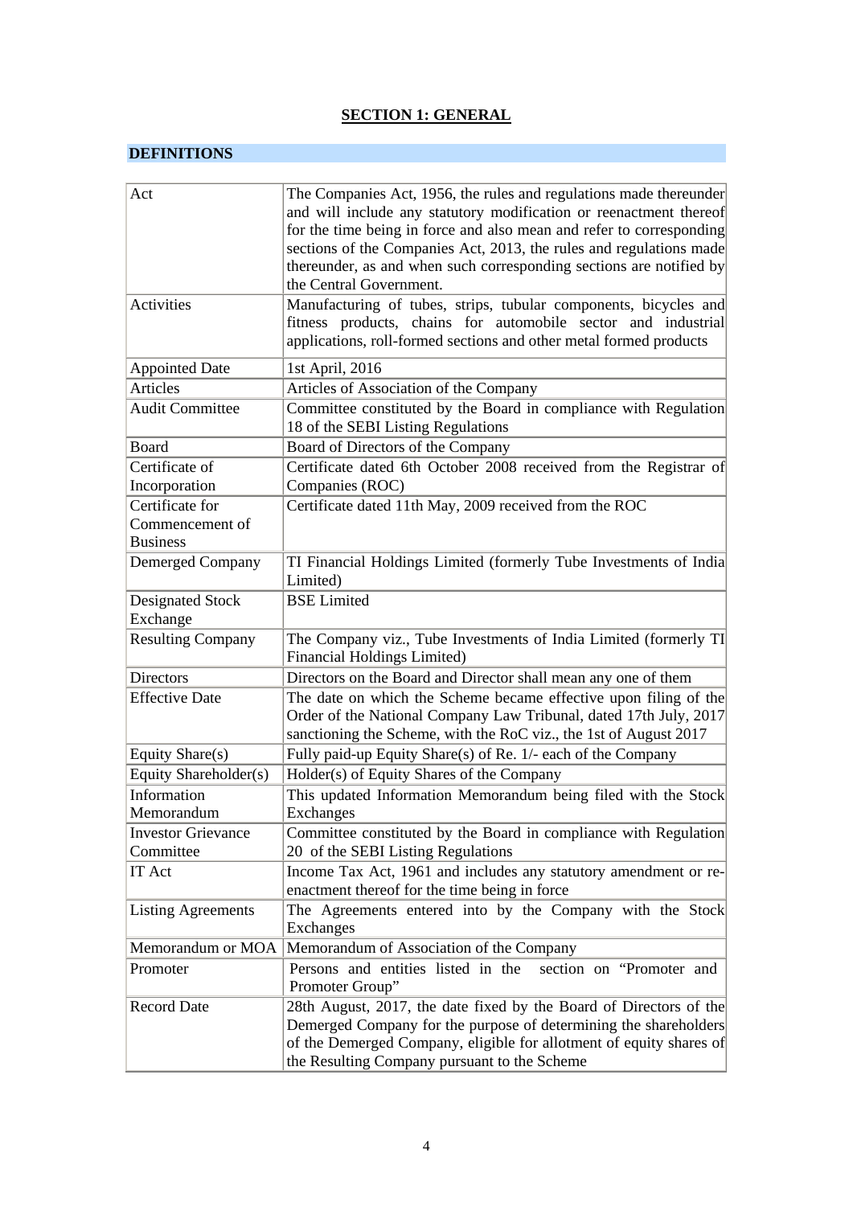## SECTION 1: GENERAL

### DEFINITIONS

| | |
|---|---|
| Act | The Companies Act, 1956, the rules and regulations made thereunder and will include any statutory modification or reenactment thereof for the time being in force and also mean and refer to corresponding sections of the Companies Act, 2013, the rules and regulations made thereunder, as and when such corresponding sections are notified by the Central Government. |
| Activities | Manufacturing of tubes, strips, tubular components, bicycles and fitness products, chains for automobile sector and industrial applications, roll-formed sections and other metal formed products |
| Appointed Date | 1st April, 2016 |
| Articles | Articles of Association of the Company |
| Audit Committee | Committee constituted by the Board in compliance with Regulation 18 of the SEBI Listing Regulations |
| Board | Board of Directors of the Company |
| Certificate of Incorporation | Certificate dated 6th October 2008 received from the Registrar of Companies (ROC) |
| Certificate for Commencement of Business | Certificate dated 11th May, 2009 received from the ROC |
| Demerged Company | TI Financial Holdings Limited (formerly Tube Investments of India Limited) |
| Designated Stock Exchange | BSE Limited |
| Resulting Company | The Company viz., Tube Investments of India Limited (formerly TI Financial Holdings Limited) |
| Directors | Directors on the Board and Director shall mean any one of them |
| Effective Date | The date on which the Scheme became effective upon filing of the Order of the National Company Law Tribunal, dated 17th July, 2017 sanctioning the Scheme, with the RoC viz., the 1st of August 2017 |
| Equity Share(s) | Fully paid-up Equity Share(s) of Re. 1/- each of the Company |
| Equity Shareholder(s) | Holder(s) of Equity Shares of the Company |
| Information Memorandum | This updated Information Memorandum being filed with the Stock Exchanges |
| Investor Grievance Committee | Committee constituted by the Board in compliance with Regulation 20 of the SEBI Listing Regulations |
| IT Act | Income Tax Act, 1961 and includes any statutory amendment or re-enactment thereof for the time being in force |
| Listing Agreements | The Agreements entered into by the Company with the Stock Exchanges |
| Memorandum or MOA | Memorandum of Association of the Company |
| Promoter | Persons and entities listed in the section on "Promoter and Promoter Group" |
| Record Date | 28th August, 2017, the date fixed by the Board of Directors of the Demerged Company for the purpose of determining the shareholders of the Demerged Company, eligible for allotment of equity shares of the Resulting Company pursuant to the Scheme |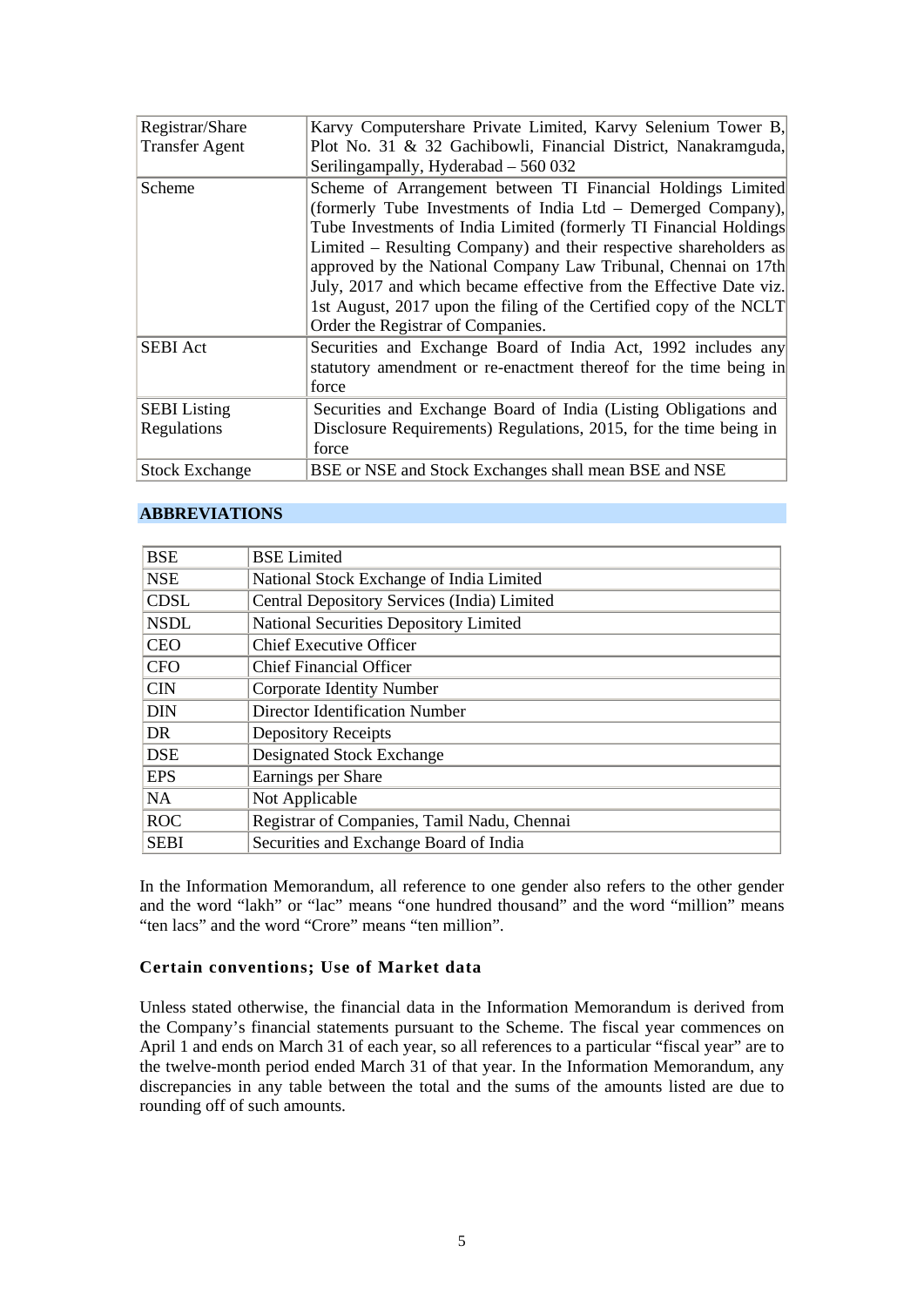| | |
|---|---|
| Registrar/Share Transfer Agent | Karvy Computershare Private Limited, Karvy Selenium Tower B, Plot No. 31 & 32 Gachibowli, Financial District, Nanakramguda, Serilingampally, Hyderabad – 560 032 |
| Scheme | Scheme of Arrangement between TI Financial Holdings Limited (formerly Tube Investments of India Ltd – Demerged Company), Tube Investments of India Limited (formerly TI Financial Holdings Limited – Resulting Company) and their respective shareholders as approved by the National Company Law Tribunal, Chennai on 17th July, 2017 and which became effective from the Effective Date viz. 1st August, 2017 upon the filing of the Certified copy of the NCLT Order the Registrar of Companies. |
| SEBI Act | Securities and Exchange Board of India Act, 1992 includes any statutory amendment or re-enactment thereof for the time being in force |
| SEBI Listing Regulations | Securities and Exchange Board of India (Listing Obligations and Disclosure Requirements) Regulations, 2015, for the time being in force |
| Stock Exchange | BSE or NSE and Stock Exchanges shall mean BSE and NSE |

## ABBREVIATIONS

| | |
|---|---|
| BSE | BSE Limited |
| NSE | National Stock Exchange of India Limited |
| CDSL | Central Depository Services (India) Limited |
| NSDL | National Securities Depository Limited |
| CEO | Chief Executive Officer |
| CFO | Chief Financial Officer |
| CIN | Corporate Identity Number |
| DIN | Director Identification Number |
| DR | Depository Receipts |
| DSE | Designated Stock Exchange |
| EPS | Earnings per Share |
| NA | Not Applicable |
| ROC | Registrar of Companies, Tamil Nadu, Chennai |
| SEBI | Securities and Exchange Board of India |

In the Information Memorandum, all reference to one gender also refers to the other gender and the word "lakh" or "lac" means "one hundred thousand" and the word "million" means "ten lacs" and the word "Crore" means "ten million".

### Certain conventions; Use of Market data

Unless stated otherwise, the financial data in the Information Memorandum is derived from the Company's financial statements pursuant to the Scheme. The fiscal year commences on April 1 and ends on March 31 of each year, so all references to a particular "fiscal year" are to the twelve-month period ended March 31 of that year. In the Information Memorandum, any discrepancies in any table between the total and the sums of the amounts listed are due to rounding off of such amounts.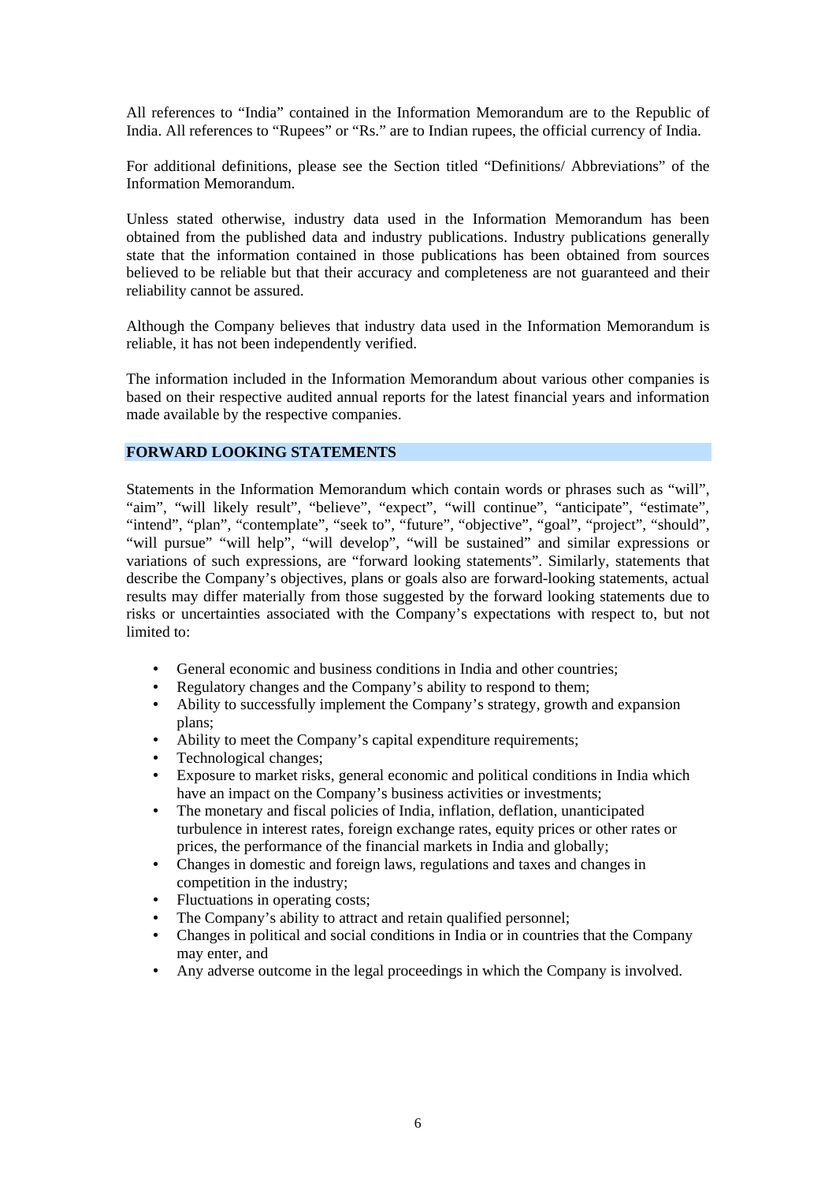All references to "India" contained in the Information Memorandum are to the Republic of India. All references to "Rupees" or "Rs." are to Indian rupees, the official currency of India.

For additional definitions, please see the Section titled "Definitions/ Abbreviations" of the Information Memorandum.

Unless stated otherwise, industry data used in the Information Memorandum has been obtained from the published data and industry publications. Industry publications generally state that the information contained in those publications has been obtained from sources believed to be reliable but that their accuracy and completeness are not guaranteed and their reliability cannot be assured.

Although the Company believes that industry data used in the Information Memorandum is reliable, it has not been independently verified.

The information included in the Information Memorandum about various other companies is based on their respective audited annual reports for the latest financial years and information made available by the respective companies.

## FORWARD LOOKING STATEMENTS

Statements in the Information Memorandum which contain words or phrases such as "will", "aim", "will likely result", "believe", "expect", "will continue", "anticipate", "estimate", "intend", "plan", "contemplate", "seek to", "future", "objective", "goal", "project", "should", "will pursue" "will help", "will develop", "will be sustained" and similar expressions or variations of such expressions, are "forward looking statements". Similarly, statements that describe the Company's objectives, plans or goals also are forward-looking statements, actual results may differ materially from those suggested by the forward looking statements due to risks or uncertainties associated with the Company's expectations with respect to, but not limited to:

- General economic and business conditions in India and other countries;
- Regulatory changes and the Company's ability to respond to them;
- Ability to successfully implement the Company's strategy, growth and expansion plans;
- Ability to meet the Company's capital expenditure requirements;
- Technological changes;
- Exposure to market risks, general economic and political conditions in India which have an impact on the Company's business activities or investments;
- The monetary and fiscal policies of India, inflation, deflation, unanticipated turbulence in interest rates, foreign exchange rates, equity prices or other rates or prices, the performance of the financial markets in India and globally;
- Changes in domestic and foreign laws, regulations and taxes and changes in competition in the industry;
- Fluctuations in operating costs;
- The Company's ability to attract and retain qualified personnel;
- Changes in political and social conditions in India or in countries that the Company may enter, and
- Any adverse outcome in the legal proceedings in which the Company is involved.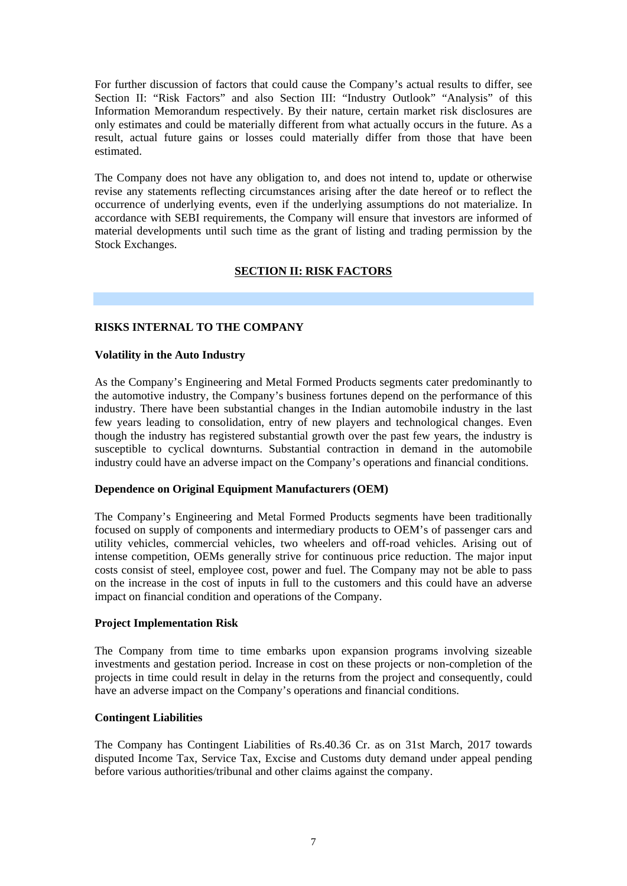For further discussion of factors that could cause the Company's actual results to differ, see Section II: "Risk Factors" and also Section III: "Industry Outlook" "Analysis" of this Information Memorandum respectively. By their nature, certain market risk disclosures are only estimates and could be materially different from what actually occurs in the future. As a result, actual future gains or losses could materially differ from those that have been estimated.

The Company does not have any obligation to, and does not intend to, update or otherwise revise any statements reflecting circumstances arising after the date hereof or to reflect the occurrence of underlying events, even if the underlying assumptions do not materialize. In accordance with SEBI requirements, the Company will ensure that investors are informed of material developments until such time as the grant of listing and trading permission by the Stock Exchanges.

## SECTION II: RISK FACTORS

### RISKS INTERNAL TO THE COMPANY

**Volatility in the Auto Industry**

As the Company's Engineering and Metal Formed Products segments cater predominantly to the automotive industry, the Company's business fortunes depend on the performance of this industry. There have been substantial changes in the Indian automobile industry in the last few years leading to consolidation, entry of new players and technological changes. Even though the industry has registered substantial growth over the past few years, the industry is susceptible to cyclical downturns. Substantial contraction in demand in the automobile industry could have an adverse impact on the Company's operations and financial conditions.

**Dependence on Original Equipment Manufacturers (OEM)**

The Company's Engineering and Metal Formed Products segments have been traditionally focused on supply of components and intermediary products to OEM's of passenger cars and utility vehicles, commercial vehicles, two wheelers and off-road vehicles. Arising out of intense competition, OEMs generally strive for continuous price reduction. The major input costs consist of steel, employee cost, power and fuel. The Company may not be able to pass on the increase in the cost of inputs in full to the customers and this could have an adverse impact on financial condition and operations of the Company.

**Project Implementation Risk**

The Company from time to time embarks upon expansion programs involving sizeable investments and gestation period. Increase in cost on these projects or non-completion of the projects in time could result in delay in the returns from the project and consequently, could have an adverse impact on the Company's operations and financial conditions.

**Contingent Liabilities**

The Company has Contingent Liabilities of Rs.40.36 Cr. as on 31st March, 2017 towards disputed Income Tax, Service Tax, Excise and Customs duty demand under appeal pending before various authorities/tribunal and other claims against the company.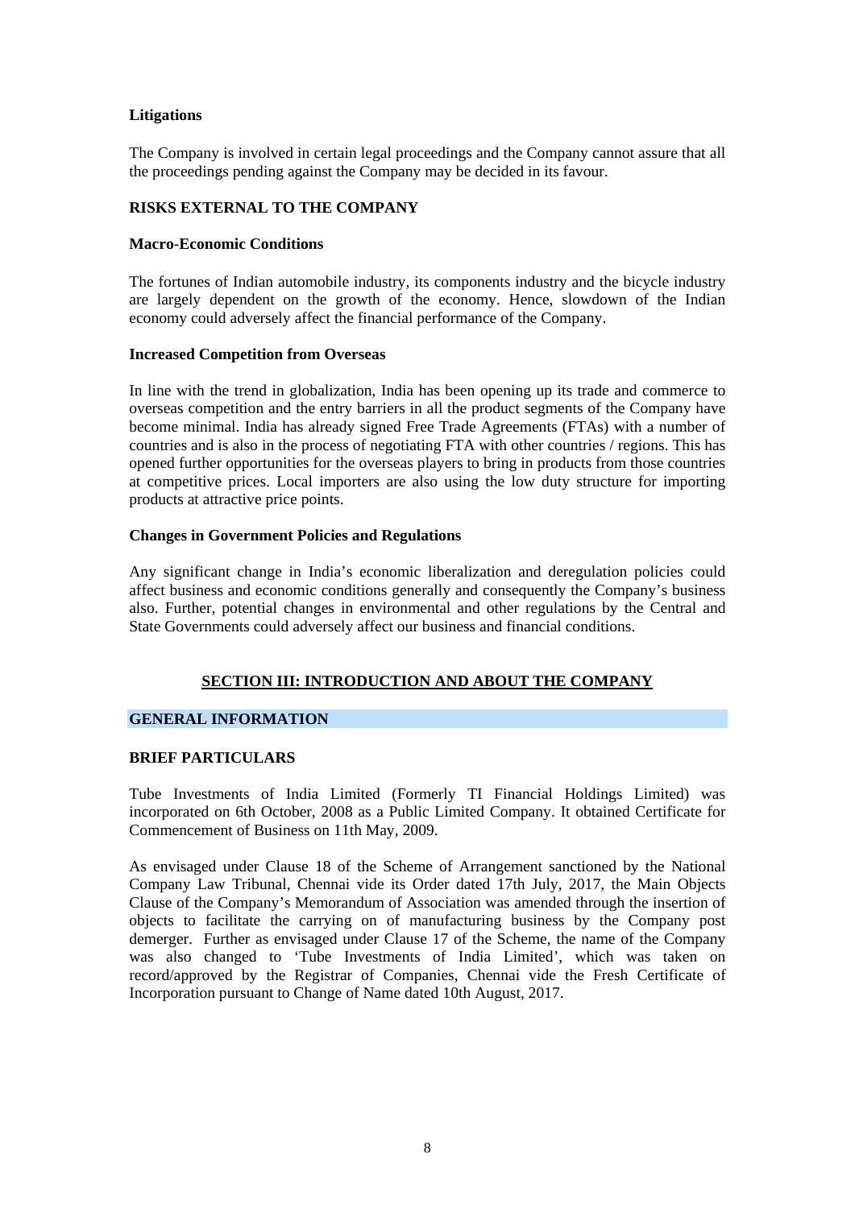**Litigations**

The Company is involved in certain legal proceedings and the Company cannot assure that all the proceedings pending against the Company may be decided in its favour.

**RISKS EXTERNAL TO THE COMPANY**

**Macro-Economic Conditions**

The fortunes of Indian automobile industry, its components industry and the bicycle industry are largely dependent on the growth of the economy. Hence, slowdown of the Indian economy could adversely affect the financial performance of the Company.

**Increased Competition from Overseas**

In line with the trend in globalization, India has been opening up its trade and commerce to overseas competition and the entry barriers in all the product segments of the Company have become minimal. India has already signed Free Trade Agreements (FTAs) with a number of countries and is also in the process of negotiating FTA with other countries / regions. This has opened further opportunities for the overseas players to bring in products from those countries at competitive prices. Local importers are also using the low duty structure for importing products at attractive price points.

**Changes in Government Policies and Regulations**

Any significant change in India's economic liberalization and deregulation policies could affect business and economic conditions generally and consequently the Company's business also. Further, potential changes in environmental and other regulations by the Central and State Governments could adversely affect our business and financial conditions.

## SECTION III: INTRODUCTION AND ABOUT THE COMPANY

### GENERAL INFORMATION

**BRIEF PARTICULARS**

Tube Investments of India Limited (Formerly TI Financial Holdings Limited) was incorporated on 6th October, 2008 as a Public Limited Company. It obtained Certificate for Commencement of Business on 11th May, 2009.

As envisaged under Clause 18 of the Scheme of Arrangement sanctioned by the National Company Law Tribunal, Chennai vide its Order dated 17th July, 2017, the Main Objects Clause of the Company's Memorandum of Association was amended through the insertion of objects to facilitate the carrying on of manufacturing business by the Company post demerger. Further as envisaged under Clause 17 of the Scheme, the name of the Company was also changed to 'Tube Investments of India Limited', which was taken on record/approved by the Registrar of Companies, Chennai vide the Fresh Certificate of Incorporation pursuant to Change of Name dated 10th August, 2017.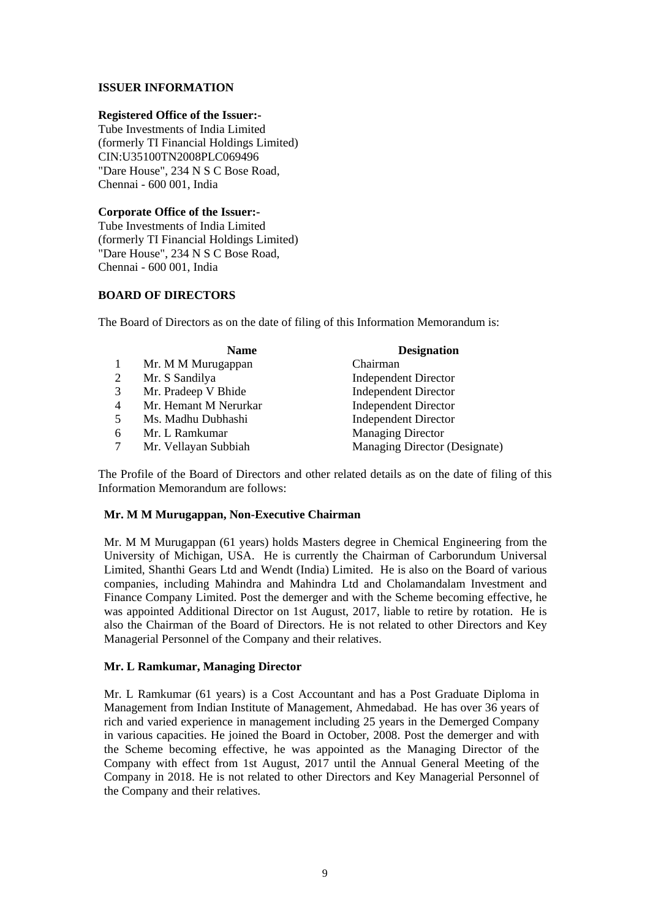**ISSUER INFORMATION**

**Registered Office of the Issuer:-**
Tube Investments of India Limited
(formerly TI Financial Holdings Limited)
CIN:U35100TN2008PLC069496
"Dare House", 234 N S C Bose Road,
Chennai - 600 001, India

**Corporate Office of the Issuer:-**
Tube Investments of India Limited
(formerly TI Financial Holdings Limited)
"Dare House", 234 N S C Bose Road,
Chennai - 600 001, India

**BOARD OF DIRECTORS**

The Board of Directors as on the date of filing of this Information Memorandum is:

| | Name | Designation |
|---|---|---|
| 1 | Mr. M M Murugappan | Chairman |
| 2 | Mr. S Sandilya | Independent Director |
| 3 | Mr. Pradeep V Bhide | Independent Director |
| 4 | Mr. Hemant M Nerurkar | Independent Director |
| 5 | Ms. Madhu Dubhashi | Independent Director |
| 6 | Mr. L Ramkumar | Managing Director |
| 7 | Mr. Vellayan Subbiah | Managing Director (Designate) |

The Profile of the Board of Directors and other related details as on the date of filing of this Information Memorandum are follows:

**Mr. M M Murugappan, Non-Executive Chairman**

Mr. M M Murugappan (61 years) holds Masters degree in Chemical Engineering from the University of Michigan, USA. He is currently the Chairman of Carborundum Universal Limited, Shanthi Gears Ltd and Wendt (India) Limited. He is also on the Board of various companies, including Mahindra and Mahindra Ltd and Cholamandalam Investment and Finance Company Limited. Post the demerger and with the Scheme becoming effective, he was appointed Additional Director on 1st August, 2017, liable to retire by rotation. He is also the Chairman of the Board of Directors. He is not related to other Directors and Key Managerial Personnel of the Company and their relatives.

**Mr. L Ramkumar, Managing Director**

Mr. L Ramkumar (61 years) is a Cost Accountant and has a Post Graduate Diploma in Management from Indian Institute of Management, Ahmedabad. He has over 36 years of rich and varied experience in management including 25 years in the Demerged Company in various capacities. He joined the Board in October, 2008. Post the demerger and with the Scheme becoming effective, he was appointed as the Managing Director of the Company with effect from 1st August, 2017 until the Annual General Meeting of the Company in 2018. He is not related to other Directors and Key Managerial Personnel of the Company and their relatives.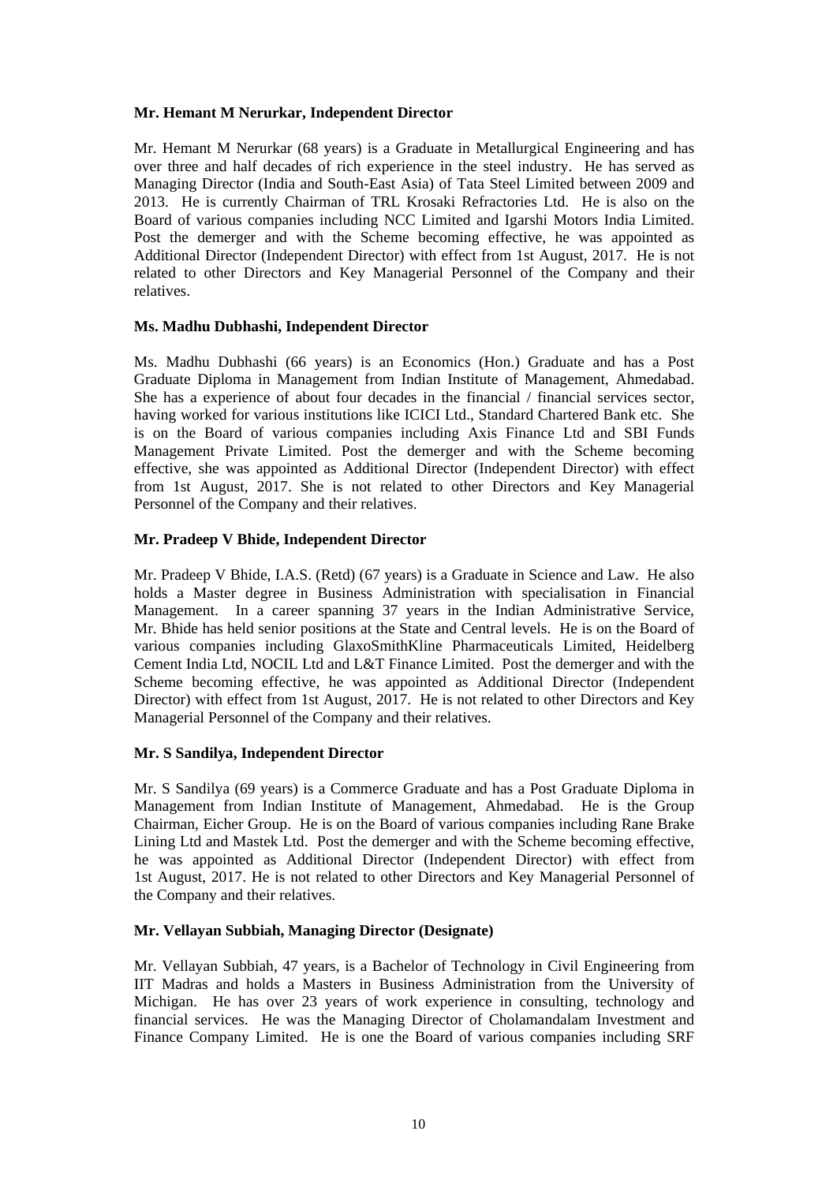**Mr. Hemant M Nerurkar, Independent Director**

Mr. Hemant M Nerurkar (68 years) is a Graduate in Metallurgical Engineering and has over three and half decades of rich experience in the steel industry. He has served as Managing Director (India and South-East Asia) of Tata Steel Limited between 2009 and 2013. He is currently Chairman of TRL Krosaki Refractories Ltd. He is also on the Board of various companies including NCC Limited and Igarshi Motors India Limited. Post the demerger and with the Scheme becoming effective, he was appointed as Additional Director (Independent Director) with effect from 1st August, 2017. He is not related to other Directors and Key Managerial Personnel of the Company and their relatives.

**Ms. Madhu Dubhashi, Independent Director**

Ms. Madhu Dubhashi (66 years) is an Economics (Hon.) Graduate and has a Post Graduate Diploma in Management from Indian Institute of Management, Ahmedabad. She has a experience of about four decades in the financial / financial services sector, having worked for various institutions like ICICI Ltd., Standard Chartered Bank etc. She is on the Board of various companies including Axis Finance Ltd and SBI Funds Management Private Limited. Post the demerger and with the Scheme becoming effective, she was appointed as Additional Director (Independent Director) with effect from 1st August, 2017. She is not related to other Directors and Key Managerial Personnel of the Company and their relatives.

**Mr. Pradeep V Bhide, Independent Director**

Mr. Pradeep V Bhide, I.A.S. (Retd) (67 years) is a Graduate in Science and Law. He also holds a Master degree in Business Administration with specialisation in Financial Management. In a career spanning 37 years in the Indian Administrative Service, Mr. Bhide has held senior positions at the State and Central levels. He is on the Board of various companies including GlaxoSmithKline Pharmaceuticals Limited, Heidelberg Cement India Ltd, NOCIL Ltd and L&T Finance Limited. Post the demerger and with the Scheme becoming effective, he was appointed as Additional Director (Independent Director) with effect from 1st August, 2017. He is not related to other Directors and Key Managerial Personnel of the Company and their relatives.

**Mr. S Sandilya, Independent Director**

Mr. S Sandilya (69 years) is a Commerce Graduate and has a Post Graduate Diploma in Management from Indian Institute of Management, Ahmedabad. He is the Group Chairman, Eicher Group. He is on the Board of various companies including Rane Brake Lining Ltd and Mastek Ltd. Post the demerger and with the Scheme becoming effective, he was appointed as Additional Director (Independent Director) with effect from 1st August, 2017. He is not related to other Directors and Key Managerial Personnel of the Company and their relatives.

**Mr. Vellayan Subbiah, Managing Director (Designate)**

Mr. Vellayan Subbiah, 47 years, is a Bachelor of Technology in Civil Engineering from IIT Madras and holds a Masters in Business Administration from the University of Michigan. He has over 23 years of work experience in consulting, technology and financial services. He was the Managing Director of Cholamandalam Investment and Finance Company Limited. He is one the Board of various companies including SRF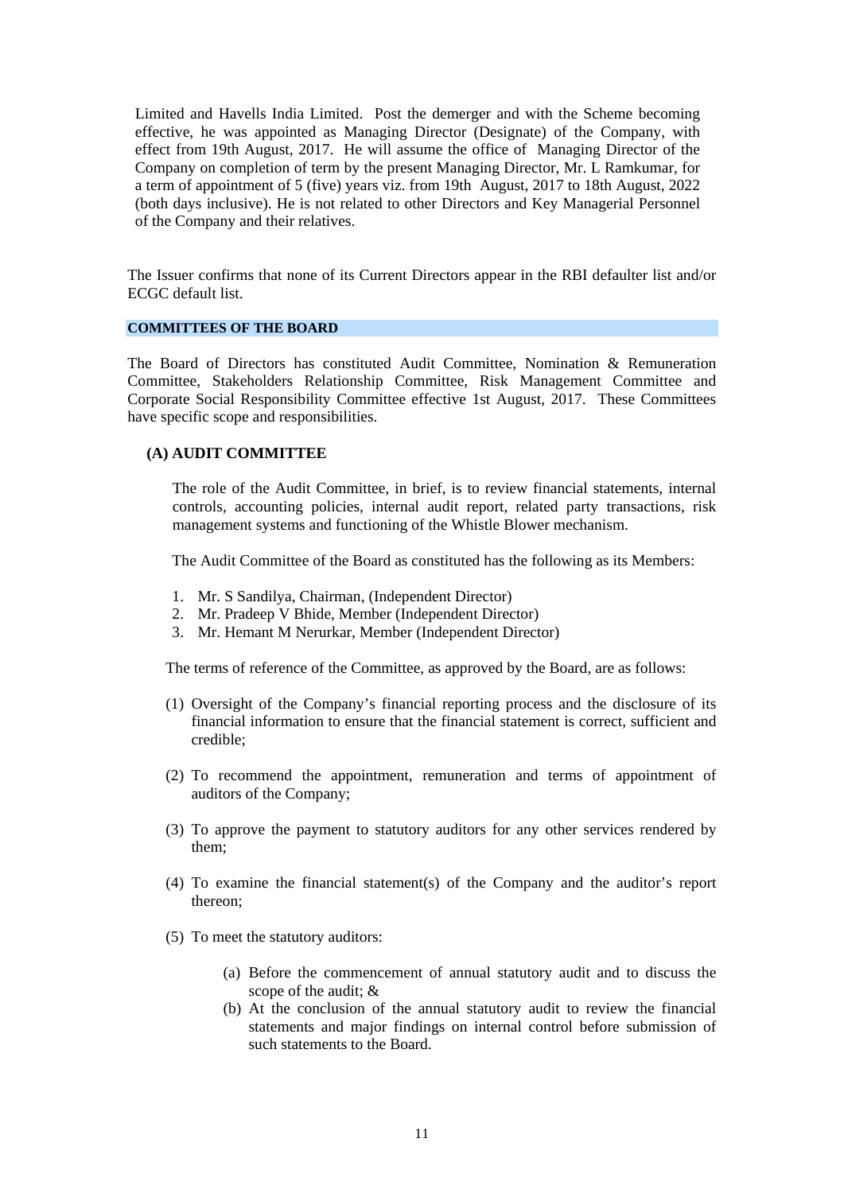Limited and Havells India Limited. Post the demerger and with the Scheme becoming effective, he was appointed as Managing Director (Designate) of the Company, with effect from 19th August, 2017. He will assume the office of Managing Director of the Company on completion of term by the present Managing Director, Mr. L Ramkumar, for a term of appointment of 5 (five) years viz. from 19th August, 2017 to 18th August, 2022 (both days inclusive). He is not related to other Directors and Key Managerial Personnel of the Company and their relatives.

The Issuer confirms that none of its Current Directors appear in the RBI defaulter list and/or ECGC default list.

## COMMITTEES OF THE BOARD

The Board of Directors has constituted Audit Committee, Nomination & Remuneration Committee, Stakeholders Relationship Committee, Risk Management Committee and Corporate Social Responsibility Committee effective 1st August, 2017. These Committees have specific scope and responsibilities.

### (A) AUDIT COMMITTEE

The role of the Audit Committee, in brief, is to review financial statements, internal controls, accounting policies, internal audit report, related party transactions, risk management systems and functioning of the Whistle Blower mechanism.

The Audit Committee of the Board as constituted has the following as its Members:

1. Mr. S Sandilya, Chairman, (Independent Director)
2. Mr. Pradeep V Bhide, Member (Independent Director)
3. Mr. Hemant M Nerurkar, Member (Independent Director)

The terms of reference of the Committee, as approved by the Board, are as follows:

(1) Oversight of the Company's financial reporting process and the disclosure of its financial information to ensure that the financial statement is correct, sufficient and credible;

(2) To recommend the appointment, remuneration and terms of appointment of auditors of the Company;

(3) To approve the payment to statutory auditors for any other services rendered by them;

(4) To examine the financial statement(s) of the Company and the auditor's report thereon;

(5) To meet the statutory auditors:

   (a) Before the commencement of annual statutory audit and to discuss the scope of the audit; &
   (b) At the conclusion of the annual statutory audit to review the financial statements and major findings on internal control before submission of such statements to the Board.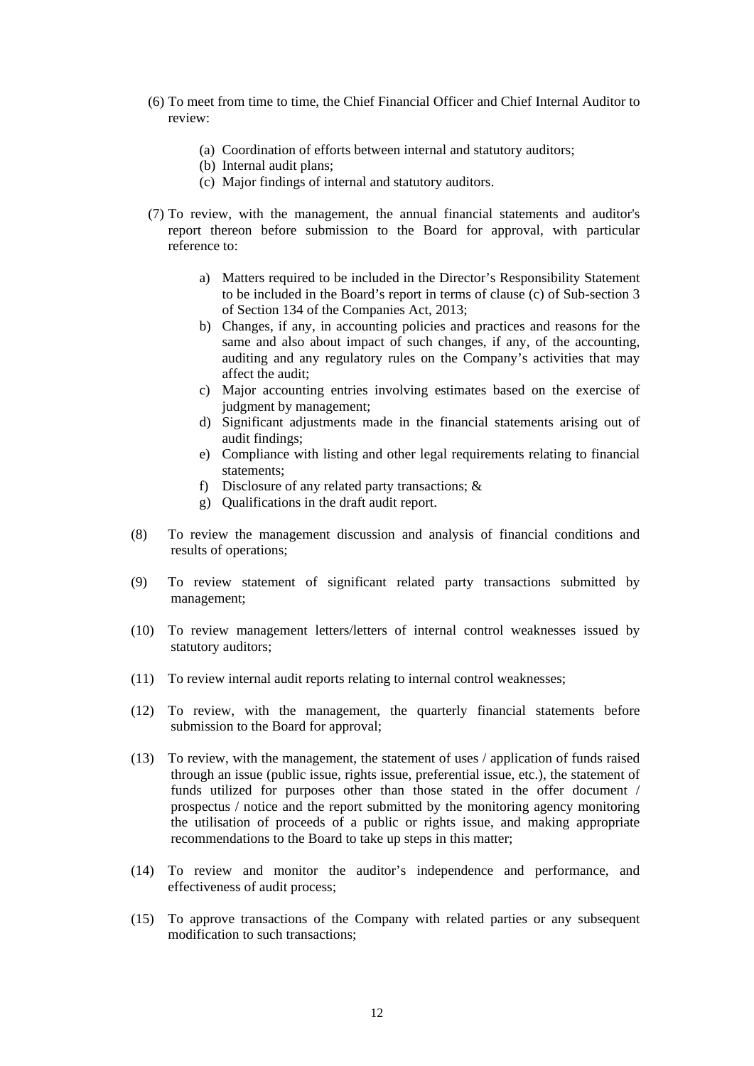(6) To meet from time to time, the Chief Financial Officer and Chief Internal Auditor to review:

   (a) Coordination of efforts between internal and statutory auditors;
   (b) Internal audit plans;
   (c) Major findings of internal and statutory auditors.

(7) To review, with the management, the annual financial statements and auditor's report thereon before submission to the Board for approval, with particular reference to:

   a) Matters required to be included in the Director's Responsibility Statement to be included in the Board's report in terms of clause (c) of Sub-section 3 of Section 134 of the Companies Act, 2013;
   b) Changes, if any, in accounting policies and practices and reasons for the same and also about impact of such changes, if any, of the accounting, auditing and any regulatory rules on the Company's activities that may affect the audit;
   c) Major accounting entries involving estimates based on the exercise of judgment by management;
   d) Significant adjustments made in the financial statements arising out of audit findings;
   e) Compliance with listing and other legal requirements relating to financial statements;
   f) Disclosure of any related party transactions; &
   g) Qualifications in the draft audit report.

(8) To review the management discussion and analysis of financial conditions and results of operations;

(9) To review statement of significant related party transactions submitted by management;

(10) To review management letters/letters of internal control weaknesses issued by statutory auditors;

(11) To review internal audit reports relating to internal control weaknesses;

(12) To review, with the management, the quarterly financial statements before submission to the Board for approval;

(13) To review, with the management, the statement of uses / application of funds raised through an issue (public issue, rights issue, preferential issue, etc.), the statement of funds utilized for purposes other than those stated in the offer document / prospectus / notice and the report submitted by the monitoring agency monitoring the utilisation of proceeds of a public or rights issue, and making appropriate recommendations to the Board to take up steps in this matter;

(14) To review and monitor the auditor's independence and performance, and effectiveness of audit process;

(15) To approve transactions of the Company with related parties or any subsequent modification to such transactions;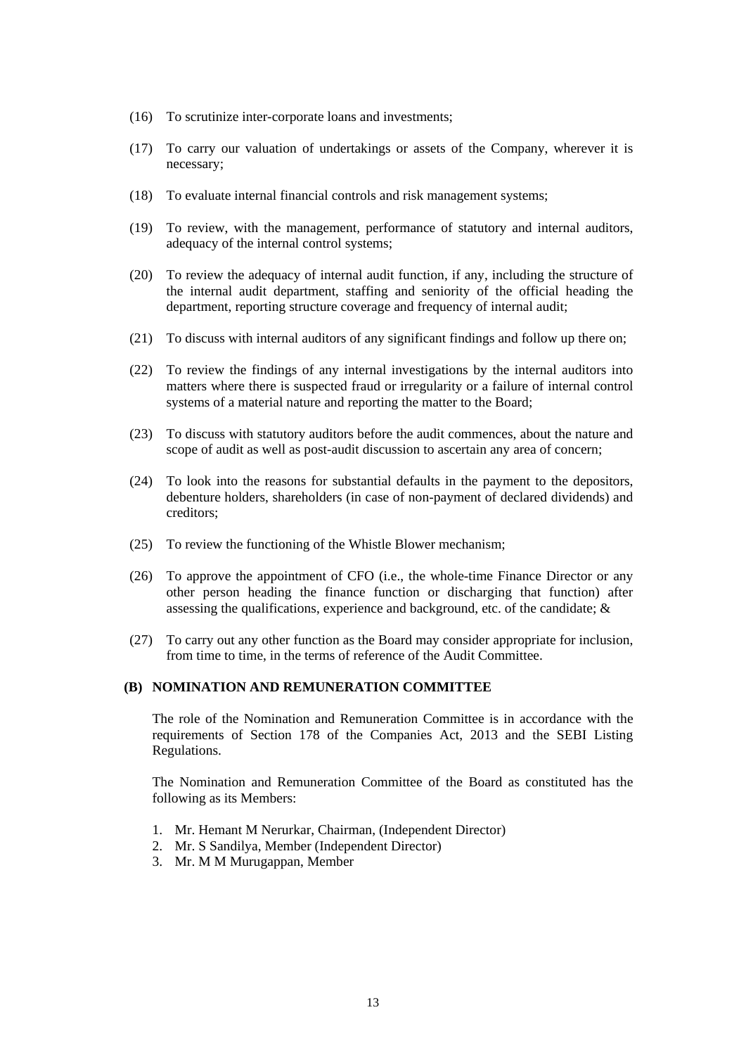(16) To scrutinize inter-corporate loans and investments;

(17) To carry our valuation of undertakings or assets of the Company, wherever it is necessary;

(18) To evaluate internal financial controls and risk management systems;

(19) To review, with the management, performance of statutory and internal auditors, adequacy of the internal control systems;

(20) To review the adequacy of internal audit function, if any, including the structure of the internal audit department, staffing and seniority of the official heading the department, reporting structure coverage and frequency of internal audit;

(21) To discuss with internal auditors of any significant findings and follow up there on;

(22) To review the findings of any internal investigations by the internal auditors into matters where there is suspected fraud or irregularity or a failure of internal control systems of a material nature and reporting the matter to the Board;

(23) To discuss with statutory auditors before the audit commences, about the nature and scope of audit as well as post-audit discussion to ascertain any area of concern;

(24) To look into the reasons for substantial defaults in the payment to the depositors, debenture holders, shareholders (in case of non-payment of declared dividends) and creditors;

(25) To review the functioning of the Whistle Blower mechanism;

(26) To approve the appointment of CFO (i.e., the whole-time Finance Director or any other person heading the finance function or discharging that function) after assessing the qualifications, experience and background, etc. of the candidate; &

(27) To carry out any other function as the Board may consider appropriate for inclusion, from time to time, in the terms of reference of the Audit Committee.

### (B) NOMINATION AND REMUNERATION COMMITTEE

The role of the Nomination and Remuneration Committee is in accordance with the requirements of Section 178 of the Companies Act, 2013 and the SEBI Listing Regulations.

The Nomination and Remuneration Committee of the Board as constituted has the following as its Members:

1. Mr. Hemant M Nerurkar, Chairman, (Independent Director)
2. Mr. S Sandilya, Member (Independent Director)
3. Mr. M M Murugappan, Member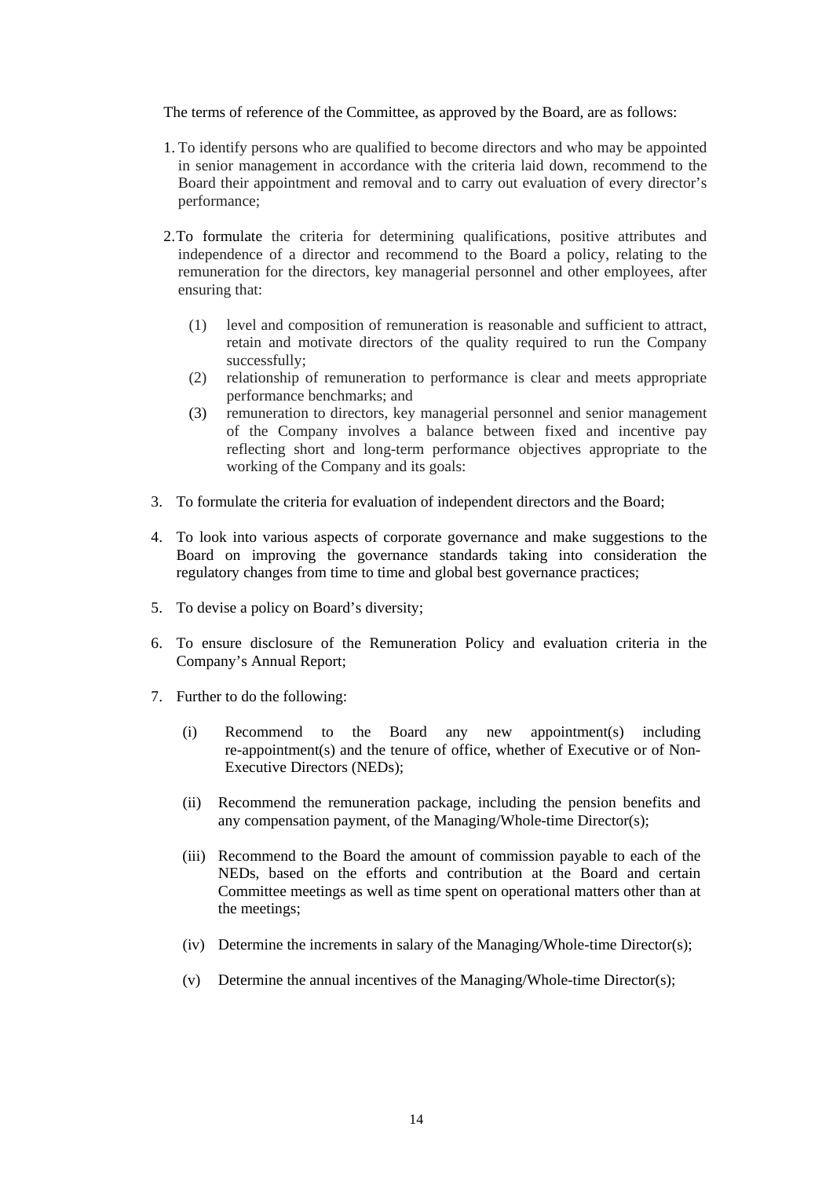The terms of reference of the Committee, as approved by the Board, are as follows:

1. To identify persons who are qualified to become directors and who may be appointed in senior management in accordance with the criteria laid down, recommend to the Board their appointment and removal and to carry out evaluation of every director's performance;

2. To formulate the criteria for determining qualifications, positive attributes and independence of a director and recommend to the Board a policy, relating to the remuneration for the directors, key managerial personnel and other employees, after ensuring that:

   (1) level and composition of remuneration is reasonable and sufficient to attract, retain and motivate directors of the quality required to run the Company successfully;

   (2) relationship of remuneration to performance is clear and meets appropriate performance benchmarks; and

   (3) remuneration to directors, key managerial personnel and senior management of the Company involves a balance between fixed and incentive pay reflecting short and long-term performance objectives appropriate to the working of the Company and its goals:

3. To formulate the criteria for evaluation of independent directors and the Board;

4. To look into various aspects of corporate governance and make suggestions to the Board on improving the governance standards taking into consideration the regulatory changes from time to time and global best governance practices;

5. To devise a policy on Board's diversity;

6. To ensure disclosure of the Remuneration Policy and evaluation criteria in the Company's Annual Report;

7. Further to do the following:

   (i) Recommend to the Board any new appointment(s) including re-appointment(s) and the tenure of office, whether of Executive or of Non-Executive Directors (NEDs);

   (ii) Recommend the remuneration package, including the pension benefits and any compensation payment, of the Managing/Whole-time Director(s);

   (iii) Recommend to the Board the amount of commission payable to each of the NEDs, based on the efforts and contribution at the Board and certain Committee meetings as well as time spent on operational matters other than at the meetings;

   (iv) Determine the increments in salary of the Managing/Whole-time Director(s);

   (v) Determine the annual incentives of the Managing/Whole-time Director(s);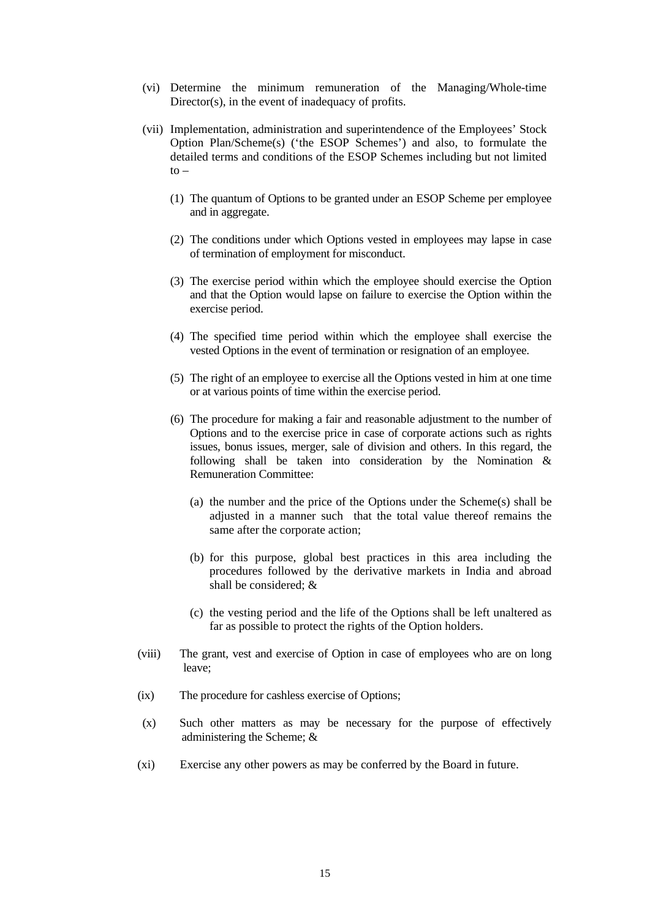(vi) Determine the minimum remuneration of the Managing/Whole-time Director(s), in the event of inadequacy of profits.

(vii) Implementation, administration and superintendence of the Employees' Stock Option Plan/Scheme(s) ('the ESOP Schemes') and also, to formulate the detailed terms and conditions of the ESOP Schemes including but not limited to –

   (1) The quantum of Options to be granted under an ESOP Scheme per employee and in aggregate.

   (2) The conditions under which Options vested in employees may lapse in case of termination of employment for misconduct.

   (3) The exercise period within which the employee should exercise the Option and that the Option would lapse on failure to exercise the Option within the exercise period.

   (4) The specified time period within which the employee shall exercise the vested Options in the event of termination or resignation of an employee.

   (5) The right of an employee to exercise all the Options vested in him at one time or at various points of time within the exercise period.

   (6) The procedure for making a fair and reasonable adjustment to the number of Options and to the exercise price in case of corporate actions such as rights issues, bonus issues, merger, sale of division and others. In this regard, the following shall be taken into consideration by the Nomination & Remuneration Committee:

      (a) the number and the price of the Options under the Scheme(s) shall be adjusted in a manner such that the total value thereof remains the same after the corporate action;

      (b) for this purpose, global best practices in this area including the procedures followed by the derivative markets in India and abroad shall be considered; &

      (c) the vesting period and the life of the Options shall be left unaltered as far as possible to protect the rights of the Option holders.

(viii) The grant, vest and exercise of Option in case of employees who are on long leave;

(ix) The procedure for cashless exercise of Options;

(x) Such other matters as may be necessary for the purpose of effectively administering the Scheme; &

(xi) Exercise any other powers as may be conferred by the Board in future.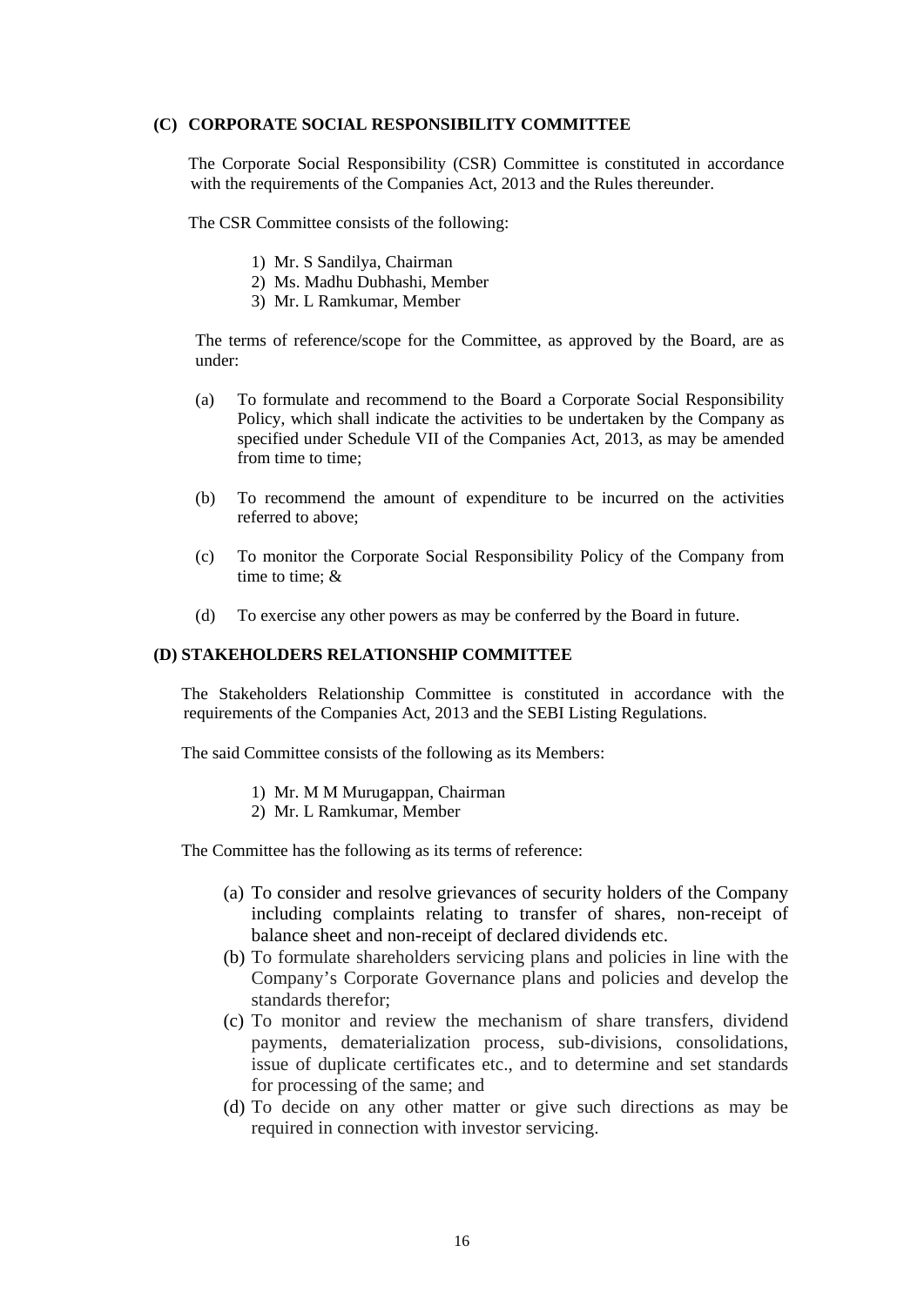### (C) CORPORATE SOCIAL RESPONSIBILITY COMMITTEE

The Corporate Social Responsibility (CSR) Committee is constituted in accordance with the requirements of the Companies Act, 2013 and the Rules thereunder.

The CSR Committee consists of the following:

1) Mr. S Sandilya, Chairman
2) Ms. Madhu Dubhashi, Member
3) Mr. L Ramkumar, Member

The terms of reference/scope for the Committee, as approved by the Board, are as under:

(a) To formulate and recommend to the Board a Corporate Social Responsibility Policy, which shall indicate the activities to be undertaken by the Company as specified under Schedule VII of the Companies Act, 2013, as may be amended from time to time;

(b) To recommend the amount of expenditure to be incurred on the activities referred to above;

(c) To monitor the Corporate Social Responsibility Policy of the Company from time to time; &

(d) To exercise any other powers as may be conferred by the Board in future.

### (D) STAKEHOLDERS RELATIONSHIP COMMITTEE

The Stakeholders Relationship Committee is constituted in accordance with the requirements of the Companies Act, 2013 and the SEBI Listing Regulations.

The said Committee consists of the following as its Members:

1) Mr. M M Murugappan, Chairman
2) Mr. L Ramkumar, Member

The Committee has the following as its terms of reference:

(a) To consider and resolve grievances of security holders of the Company including complaints relating to transfer of shares, non-receipt of balance sheet and non-receipt of declared dividends etc.
(b) To formulate shareholders servicing plans and policies in line with the Company's Corporate Governance plans and policies and develop the standards therefor;
(c) To monitor and review the mechanism of share transfers, dividend payments, dematerialization process, sub-divisions, consolidations, issue of duplicate certificates etc., and to determine and set standards for processing of the same; and
(d) To decide on any other matter or give such directions as may be required in connection with investor servicing.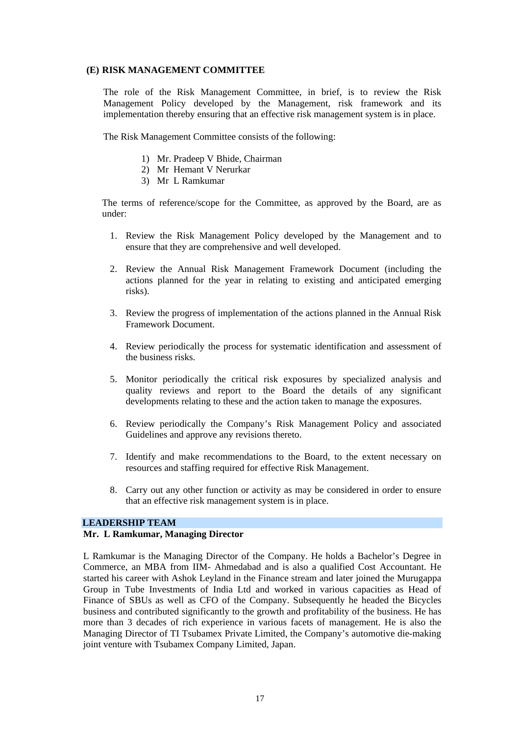### (E) RISK MANAGEMENT COMMITTEE

The role of the Risk Management Committee, in brief, is to review the Risk Management Policy developed by the Management, risk framework and its implementation thereby ensuring that an effective risk management system is in place.

The Risk Management Committee consists of the following:

1) Mr. Pradeep V Bhide, Chairman
2) Mr Hemant V Nerurkar
3) Mr L Ramkumar

The terms of reference/scope for the Committee, as approved by the Board, are as under:

1. Review the Risk Management Policy developed by the Management and to ensure that they are comprehensive and well developed.

2. Review the Annual Risk Management Framework Document (including the actions planned for the year in relating to existing and anticipated emerging risks).

3. Review the progress of implementation of the actions planned in the Annual Risk Framework Document.

4. Review periodically the process for systematic identification and assessment of the business risks.

5. Monitor periodically the critical risk exposures by specialized analysis and quality reviews and report to the Board the details of any significant developments relating to these and the action taken to manage the exposures.

6. Review periodically the Company's Risk Management Policy and associated Guidelines and approve any revisions thereto.

7. Identify and make recommendations to the Board, to the extent necessary on resources and staffing required for effective Risk Management.

8. Carry out any other function or activity as may be considered in order to ensure that an effective risk management system is in place.

## LEADERSHIP TEAM

**Mr. L Ramkumar, Managing Director**

L Ramkumar is the Managing Director of the Company. He holds a Bachelor's Degree in Commerce, an MBA from IIM- Ahmedabad and is also a qualified Cost Accountant. He started his career with Ashok Leyland in the Finance stream and later joined the Murugappa Group in Tube Investments of India Ltd and worked in various capacities as Head of Finance of SBUs as well as CFO of the Company. Subsequently he headed the Bicycles business and contributed significantly to the growth and profitability of the business. He has more than 3 decades of rich experience in various facets of management. He is also the Managing Director of TI Tsubamex Private Limited, the Company's automotive die-making joint venture with Tsubamex Company Limited, Japan.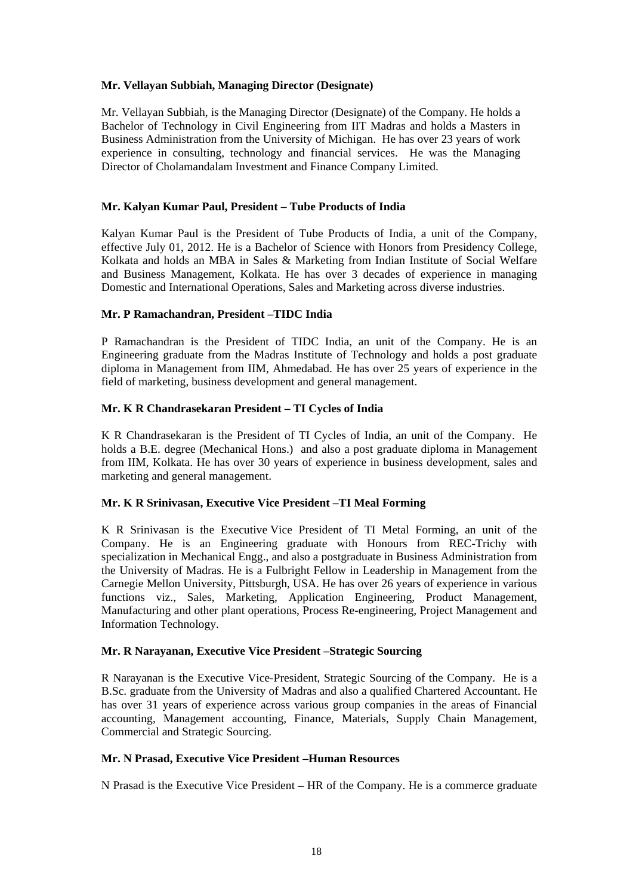**Mr. Vellayan Subbiah, Managing Director (Designate)**

Mr. Vellayan Subbiah, is the Managing Director (Designate) of the Company. He holds a Bachelor of Technology in Civil Engineering from IIT Madras and holds a Masters in Business Administration from the University of Michigan. He has over 23 years of work experience in consulting, technology and financial services. He was the Managing Director of Cholamandalam Investment and Finance Company Limited.

**Mr. Kalyan Kumar Paul, President – Tube Products of India**

Kalyan Kumar Paul is the President of Tube Products of India, a unit of the Company, effective July 01, 2012. He is a Bachelor of Science with Honors from Presidency College, Kolkata and holds an MBA in Sales & Marketing from Indian Institute of Social Welfare and Business Management, Kolkata. He has over 3 decades of experience in managing Domestic and International Operations, Sales and Marketing across diverse industries.

**Mr. P Ramachandran, President –TIDC India**

P Ramachandran is the President of TIDC India, an unit of the Company. He is an Engineering graduate from the Madras Institute of Technology and holds a post graduate diploma in Management from IIM, Ahmedabad. He has over 25 years of experience in the field of marketing, business development and general management.

**Mr. K R Chandrasekaran President – TI Cycles of India**

K R Chandrasekaran is the President of TI Cycles of India, an unit of the Company. He holds a B.E. degree (Mechanical Hons.) and also a post graduate diploma in Management from IIM, Kolkata. He has over 30 years of experience in business development, sales and marketing and general management.

**Mr. K R Srinivasan, Executive Vice President –TI Meal Forming**

K R Srinivasan is the Executive Vice President of TI Metal Forming, an unit of the Company. He is an Engineering graduate with Honours from REC-Trichy with specialization in Mechanical Engg., and also a postgraduate in Business Administration from the University of Madras. He is a Fulbright Fellow in Leadership in Management from the Carnegie Mellon University, Pittsburgh, USA. He has over 26 years of experience in various functions viz., Sales, Marketing, Application Engineering, Product Management, Manufacturing and other plant operations, Process Re-engineering, Project Management and Information Technology.

**Mr. R Narayanan, Executive Vice President –Strategic Sourcing**

R Narayanan is the Executive Vice-President, Strategic Sourcing of the Company. He is a B.Sc. graduate from the University of Madras and also a qualified Chartered Accountant. He has over 31 years of experience across various group companies in the areas of Financial accounting, Management accounting, Finance, Materials, Supply Chain Management, Commercial and Strategic Sourcing.

**Mr. N Prasad, Executive Vice President –Human Resources**

N Prasad is the Executive Vice President – HR of the Company. He is a commerce graduate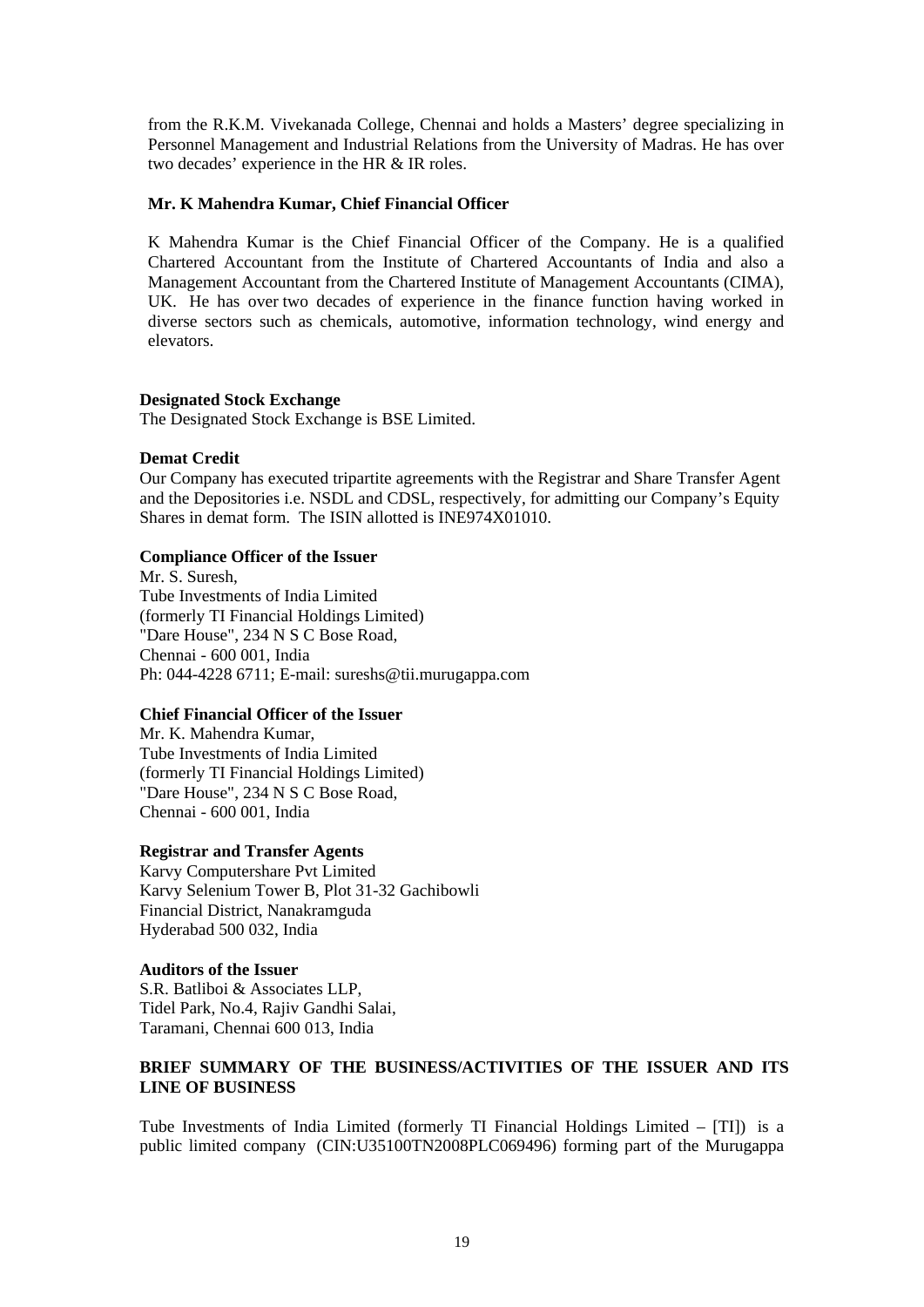from the R.K.M. Vivekanada College, Chennai and holds a Masters' degree specializing in Personnel Management and Industrial Relations from the University of Madras. He has over two decades' experience in the HR & IR roles.

**Mr. K Mahendra Kumar, Chief Financial Officer**

K Mahendra Kumar is the Chief Financial Officer of the Company. He is a qualified Chartered Accountant from the Institute of Chartered Accountants of India and also a Management Accountant from the Chartered Institute of Management Accountants (CIMA), UK. He has over two decades of experience in the finance function having worked in diverse sectors such as chemicals, automotive, information technology, wind energy and elevators.

**Designated Stock Exchange**

The Designated Stock Exchange is BSE Limited.

**Demat Credit**

Our Company has executed tripartite agreements with the Registrar and Share Transfer Agent and the Depositories i.e. NSDL and CDSL, respectively, for admitting our Company's Equity Shares in demat form. The ISIN allotted is INE974X01010.

**Compliance Officer of the Issuer**

Mr. S. Suresh,
Tube Investments of India Limited
(formerly TI Financial Holdings Limited)
"Dare House", 234 N S C Bose Road,
Chennai - 600 001, India
Ph: 044-4228 6711; E-mail: sureshs@tii.murugappa.com

**Chief Financial Officer of the Issuer**

Mr. K. Mahendra Kumar,
Tube Investments of India Limited
(formerly TI Financial Holdings Limited)
"Dare House", 234 N S C Bose Road,
Chennai - 600 001, India

**Registrar and Transfer Agents**

Karvy Computershare Pvt Limited
Karvy Selenium Tower B, Plot 31-32 Gachibowli
Financial District, Nanakramguda
Hyderabad 500 032, India

**Auditors of the Issuer**

S.R. Batliboi & Associates LLP,
Tidel Park, No.4, Rajiv Gandhi Salai,
Taramani, Chennai 600 013, India

**BRIEF SUMMARY OF THE BUSINESS/ACTIVITIES OF THE ISSUER AND ITS LINE OF BUSINESS**

Tube Investments of India Limited (formerly TI Financial Holdings Limited – [TI]) is a public limited company (CIN:U35100TN2008PLC069496) forming part of the Murugappa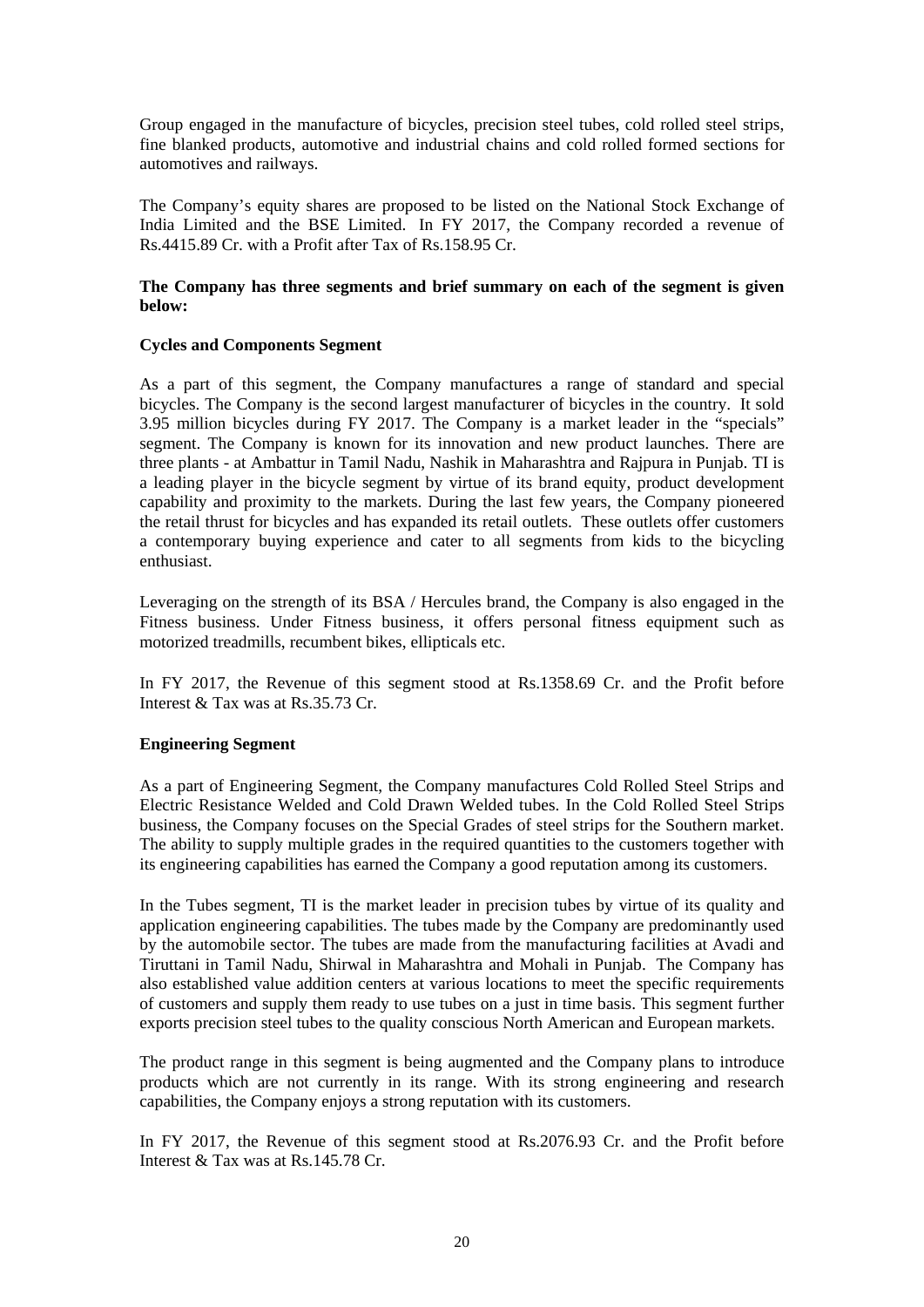Group engaged in the manufacture of bicycles, precision steel tubes, cold rolled steel strips, fine blanked products, automotive and industrial chains and cold rolled formed sections for automotives and railways.

The Company's equity shares are proposed to be listed on the National Stock Exchange of India Limited and the BSE Limited. In FY 2017, the Company recorded a revenue of Rs.4415.89 Cr. with a Profit after Tax of Rs.158.95 Cr.

**The Company has three segments and brief summary on each of the segment is given below:**

**Cycles and Components Segment**

As a part of this segment, the Company manufactures a range of standard and special bicycles. The Company is the second largest manufacturer of bicycles in the country. It sold 3.95 million bicycles during FY 2017. The Company is a market leader in the "specials" segment. The Company is known for its innovation and new product launches. There are three plants - at Ambattur in Tamil Nadu, Nashik in Maharashtra and Rajpura in Punjab. TI is a leading player in the bicycle segment by virtue of its brand equity, product development capability and proximity to the markets. During the last few years, the Company pioneered the retail thrust for bicycles and has expanded its retail outlets. These outlets offer customers a contemporary buying experience and cater to all segments from kids to the bicycling enthusiast.

Leveraging on the strength of its BSA / Hercules brand, the Company is also engaged in the Fitness business. Under Fitness business, it offers personal fitness equipment such as motorized treadmills, recumbent bikes, ellipticals etc.

In FY 2017, the Revenue of this segment stood at Rs.1358.69 Cr. and the Profit before Interest & Tax was at Rs.35.73 Cr.

**Engineering Segment**

As a part of Engineering Segment, the Company manufactures Cold Rolled Steel Strips and Electric Resistance Welded and Cold Drawn Welded tubes. In the Cold Rolled Steel Strips business, the Company focuses on the Special Grades of steel strips for the Southern market. The ability to supply multiple grades in the required quantities to the customers together with its engineering capabilities has earned the Company a good reputation among its customers.

In the Tubes segment, TI is the market leader in precision tubes by virtue of its quality and application engineering capabilities. The tubes made by the Company are predominantly used by the automobile sector. The tubes are made from the manufacturing facilities at Avadi and Tiruttani in Tamil Nadu, Shirwal in Maharashtra and Mohali in Punjab. The Company has also established value addition centers at various locations to meet the specific requirements of customers and supply them ready to use tubes on a just in time basis. This segment further exports precision steel tubes to the quality conscious North American and European markets.

The product range in this segment is being augmented and the Company plans to introduce products which are not currently in its range. With its strong engineering and research capabilities, the Company enjoys a strong reputation with its customers.

In FY 2017, the Revenue of this segment stood at Rs.2076.93 Cr. and the Profit before Interest & Tax was at Rs.145.78 Cr.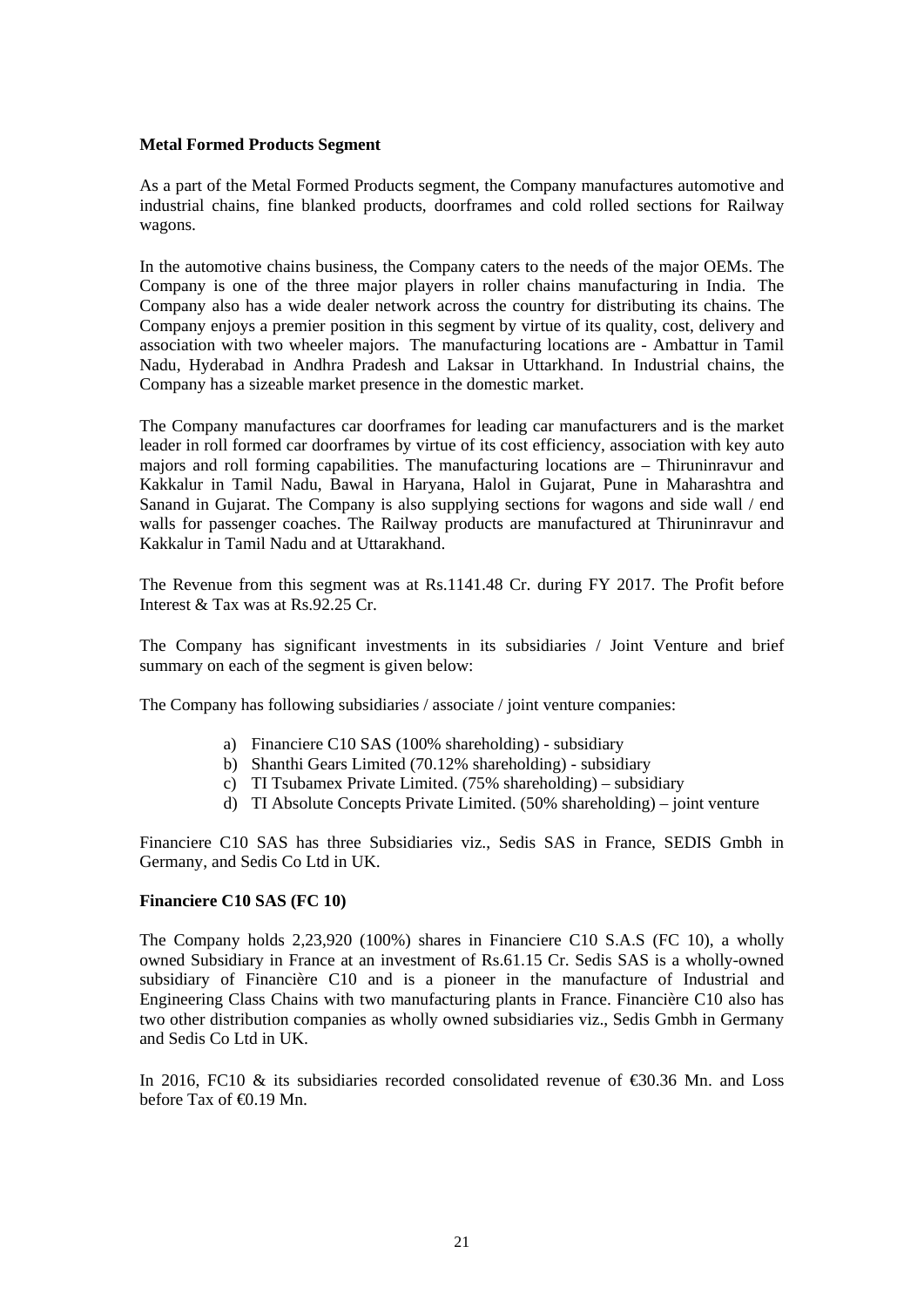**Metal Formed Products Segment**

As a part of the Metal Formed Products segment, the Company manufactures automotive and industrial chains, fine blanked products, doorframes and cold rolled sections for Railway wagons.

In the automotive chains business, the Company caters to the needs of the major OEMs. The Company is one of the three major players in roller chains manufacturing in India. The Company also has a wide dealer network across the country for distributing its chains. The Company enjoys a premier position in this segment by virtue of its quality, cost, delivery and association with two wheeler majors. The manufacturing locations are - Ambattur in Tamil Nadu, Hyderabad in Andhra Pradesh and Laksar in Uttarkhand. In Industrial chains, the Company has a sizeable market presence in the domestic market.

The Company manufactures car doorframes for leading car manufacturers and is the market leader in roll formed car doorframes by virtue of its cost efficiency, association with key auto majors and roll forming capabilities. The manufacturing locations are – Thiruninravur and Kakkalur in Tamil Nadu, Bawal in Haryana, Halol in Gujarat, Pune in Maharashtra and Sanand in Gujarat. The Company is also supplying sections for wagons and side wall / end walls for passenger coaches. The Railway products are manufactured at Thiruninravur and Kakkalur in Tamil Nadu and at Uttarakhand.

The Revenue from this segment was at Rs.1141.48 Cr. during FY 2017. The Profit before Interest & Tax was at Rs.92.25 Cr.

The Company has significant investments in its subsidiaries / Joint Venture and brief summary on each of the segment is given below:

The Company has following subsidiaries / associate / joint venture companies:

a) Financiere C10 SAS (100% shareholding) - subsidiary
b) Shanthi Gears Limited (70.12% shareholding) - subsidiary
c) TI Tsubamex Private Limited. (75% shareholding) – subsidiary
d) TI Absolute Concepts Private Limited. (50% shareholding) – joint venture

Financiere C10 SAS has three Subsidiaries viz., Sedis SAS in France, SEDIS Gmbh in Germany, and Sedis Co Ltd in UK.

**Financiere C10 SAS (FC 10)**

The Company holds 2,23,920 (100%) shares in Financiere C10 S.A.S (FC 10), a wholly owned Subsidiary in France at an investment of Rs.61.15 Cr. Sedis SAS is a wholly-owned subsidiary of Financière C10 and is a pioneer in the manufacture of Industrial and Engineering Class Chains with two manufacturing plants in France. Financière C10 also has two other distribution companies as wholly owned subsidiaries viz., Sedis Gmbh in Germany and Sedis Co Ltd in UK.

In 2016, FC10 & its subsidiaries recorded consolidated revenue of €30.36 Mn. and Loss before Tax of €0.19 Mn.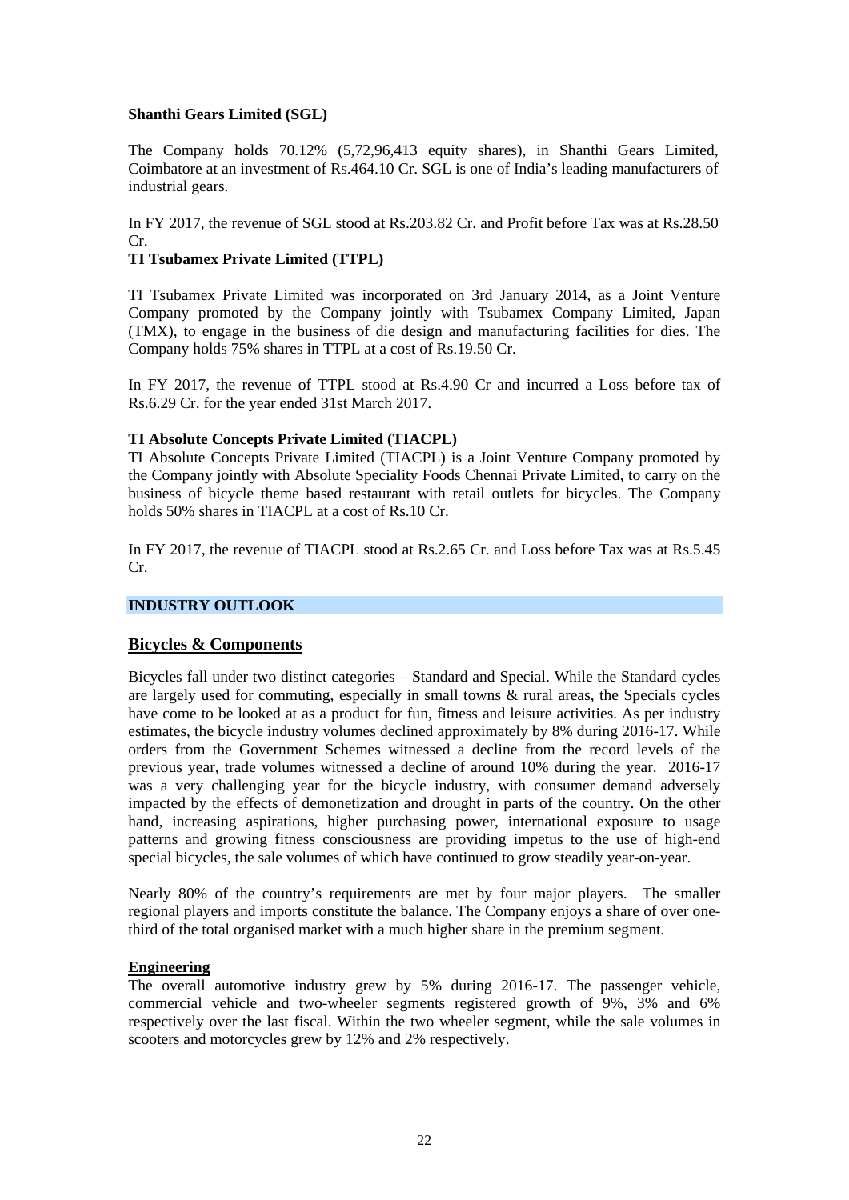**Shanthi Gears Limited (SGL)**

The Company holds 70.12% (5,72,96,413 equity shares), in Shanthi Gears Limited, Coimbatore at an investment of Rs.464.10 Cr. SGL is one of India's leading manufacturers of industrial gears.

In FY 2017, the revenue of SGL stood at Rs.203.82 Cr. and Profit before Tax was at Rs.28.50 Cr.

**TI Tsubamex Private Limited (TTPL)**

TI Tsubamex Private Limited was incorporated on 3rd January 2014, as a Joint Venture Company promoted by the Company jointly with Tsubamex Company Limited, Japan (TMX), to engage in the business of die design and manufacturing facilities for dies. The Company holds 75% shares in TTPL at a cost of Rs.19.50 Cr.

In FY 2017, the revenue of TTPL stood at Rs.4.90 Cr and incurred a Loss before tax of Rs.6.29 Cr. for the year ended 31st March 2017.

**TI Absolute Concepts Private Limited (TIACPL)**

TI Absolute Concepts Private Limited (TIACPL) is a Joint Venture Company promoted by the Company jointly with Absolute Speciality Foods Chennai Private Limited, to carry on the business of bicycle theme based restaurant with retail outlets for bicycles. The Company holds 50% shares in TIACPL at a cost of Rs.10 Cr.

In FY 2017, the revenue of TIACPL stood at Rs.2.65 Cr. and Loss before Tax was at Rs.5.45 Cr.

## INDUSTRY OUTLOOK

### Bicycles & Components

Bicycles fall under two distinct categories – Standard and Special. While the Standard cycles are largely used for commuting, especially in small towns & rural areas, the Specials cycles have come to be looked at as a product for fun, fitness and leisure activities. As per industry estimates, the bicycle industry volumes declined approximately by 8% during 2016-17. While orders from the Government Schemes witnessed a decline from the record levels of the previous year, trade volumes witnessed a decline of around 10% during the year. 2016-17 was a very challenging year for the bicycle industry, with consumer demand adversely impacted by the effects of demonetization and drought in parts of the country. On the other hand, increasing aspirations, higher purchasing power, international exposure to usage patterns and growing fitness consciousness are providing impetus to the use of high-end special bicycles, the sale volumes of which have continued to grow steadily year-on-year.

Nearly 80% of the country's requirements are met by four major players. The smaller regional players and imports constitute the balance. The Company enjoys a share of over one-third of the total organised market with a much higher share in the premium segment.

**Engineering**

The overall automotive industry grew by 5% during 2016-17. The passenger vehicle, commercial vehicle and two-wheeler segments registered growth of 9%, 3% and 6% respectively over the last fiscal. Within the two wheeler segment, while the sale volumes in scooters and motorcycles grew by 12% and 2% respectively.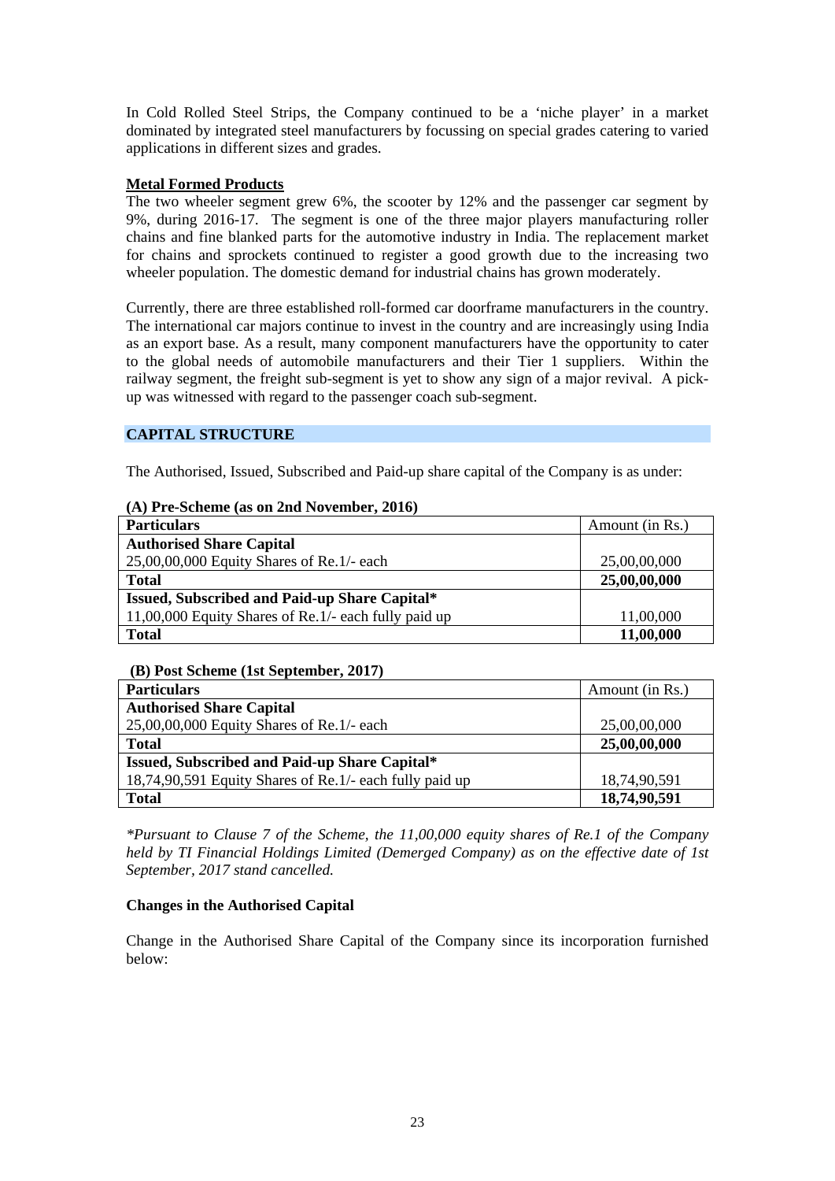In Cold Rolled Steel Strips, the Company continued to be a 'niche player' in a market dominated by integrated steel manufacturers by focussing on special grades catering to varied applications in different sizes and grades.

**Metal Formed Products**

The two wheeler segment grew 6%, the scooter by 12% and the passenger car segment by 9%, during 2016-17. The segment is one of the three major players manufacturing roller chains and fine blanked parts for the automotive industry in India. The replacement market for chains and sprockets continued to register a good growth due to the increasing two wheeler population. The domestic demand for industrial chains has grown moderately.

Currently, there are three established roll-formed car doorframe manufacturers in the country. The international car majors continue to invest in the country and are increasingly using India as an export base. As a result, many component manufacturers have the opportunity to cater to the global needs of automobile manufacturers and their Tier 1 suppliers. Within the railway segment, the freight sub-segment is yet to show any sign of a major revival. A pick-up was witnessed with regard to the passenger coach sub-segment.

## CAPITAL STRUCTURE

The Authorised, Issued, Subscribed and Paid-up share capital of the Company is as under:

**(A) Pre-Scheme (as on 2nd November, 2016)**

| Particulars | Amount (in Rs.) |
|---|---|
| **Authorised Share Capital** | |
| 25,00,00,000 Equity Shares of Re.1/- each | 25,00,00,000 |
| **Total** | **25,00,00,000** |
| **Issued, Subscribed and Paid-up Share Capital*** | |
| 11,00,000 Equity Shares of Re.1/- each fully paid up | 11,00,000 |
| **Total** | **11,00,000** |

**(B) Post Scheme (1st September, 2017)**

| Particulars | Amount (in Rs.) |
|---|---|
| **Authorised Share Capital** | |
| 25,00,00,000 Equity Shares of Re.1/- each | 25,00,00,000 |
| **Total** | **25,00,00,000** |
| **Issued, Subscribed and Paid-up Share Capital*** | |
| 18,74,90,591 Equity Shares of Re.1/- each fully paid up | 18,74,90,591 |
| **Total** | **18,74,90,591** |

*\*Pursuant to Clause 7 of the Scheme, the 11,00,000 equity shares of Re.1 of the Company held by TI Financial Holdings Limited (Demerged Company) as on the effective date of 1st September, 2017 stand cancelled.*

**Changes in the Authorised Capital**

Change in the Authorised Share Capital of the Company since its incorporation furnished below: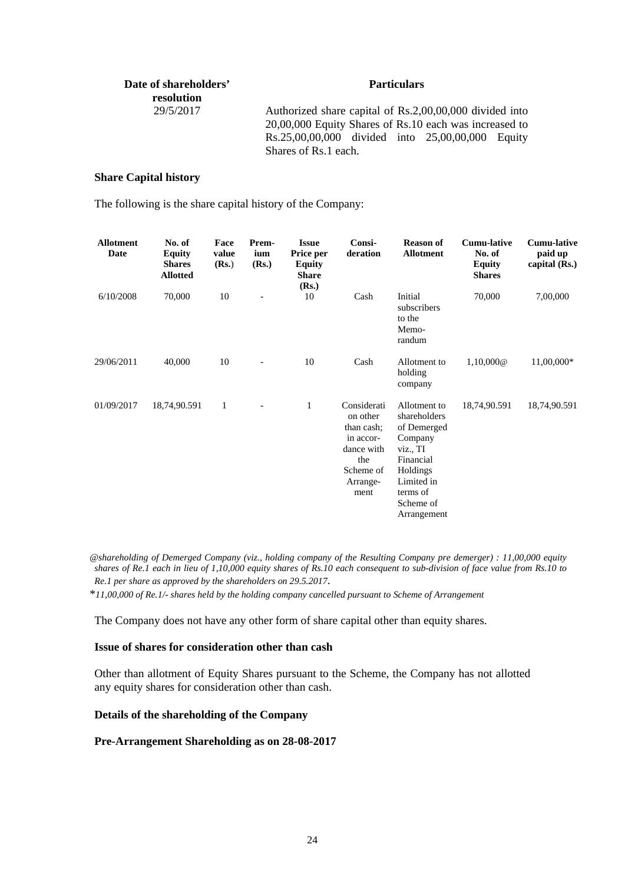| Date of shareholders' resolution | Particulars |
|---|---|
| 29/5/2017 | Authorized share capital of Rs.2,00,00,000 divided into 20,00,000 Equity Shares of Rs.10 each was increased to Rs.25,00,00,000 divided into 25,00,00,000 Equity Shares of Rs.1 each. |

**Share Capital history**

The following is the share capital history of the Company:

| Allotment Date | No. of Equity Shares Allotted | Face value (Rs.) | Premium (Rs.) | Issue Price per Equity Share (Rs.) | Consideration | Reason of Allotment | Cumu-lative No. of Equity Shares | Cumu-lative paid up capital (Rs.) |
|---|---|---|---|---|---|---|---|---|
| 6/10/2008 | 70,000 | 10 | - | 10 | Cash | Initial subscribers to the Memorandum | 70,000 | 7,00,000 |
| 29/06/2011 | 40,000 | 10 | - | 10 | Cash | Allotment to holding company | 1,10,000@ | 11,00,000* |
| 01/09/2017 | 18,74,90.591 | 1 | - | 1 | Consideration other than cash; in accordance with the Scheme of Arrangement | Allotment to shareholders of Demerged Company viz., TI Financial Holdings Limited in terms of Scheme of Arrangement | 18,74,90.591 | 18,74,90.591 |

*@shareholding of Demerged Company (viz., holding company of the Resulting Company pre demerger) : 11,00,000 equity shares of Re.1 each in lieu of 1,10,000 equity shares of Rs.10 each consequent to sub-division of face value from Rs.10 to Re.1 per share as approved by the shareholders on 29.5.2017.*

*\*11,00,000 of Re.1/- shares held by the holding company cancelled pursuant to Scheme of Arrangement*

The Company does not have any other form of share capital other than equity shares.

**Issue of shares for consideration other than cash**

Other than allotment of Equity Shares pursuant to the Scheme, the Company has not allotted any equity shares for consideration other than cash.

**Details of the shareholding of the Company**

**Pre-Arrangement Shareholding as on 28-08-2017**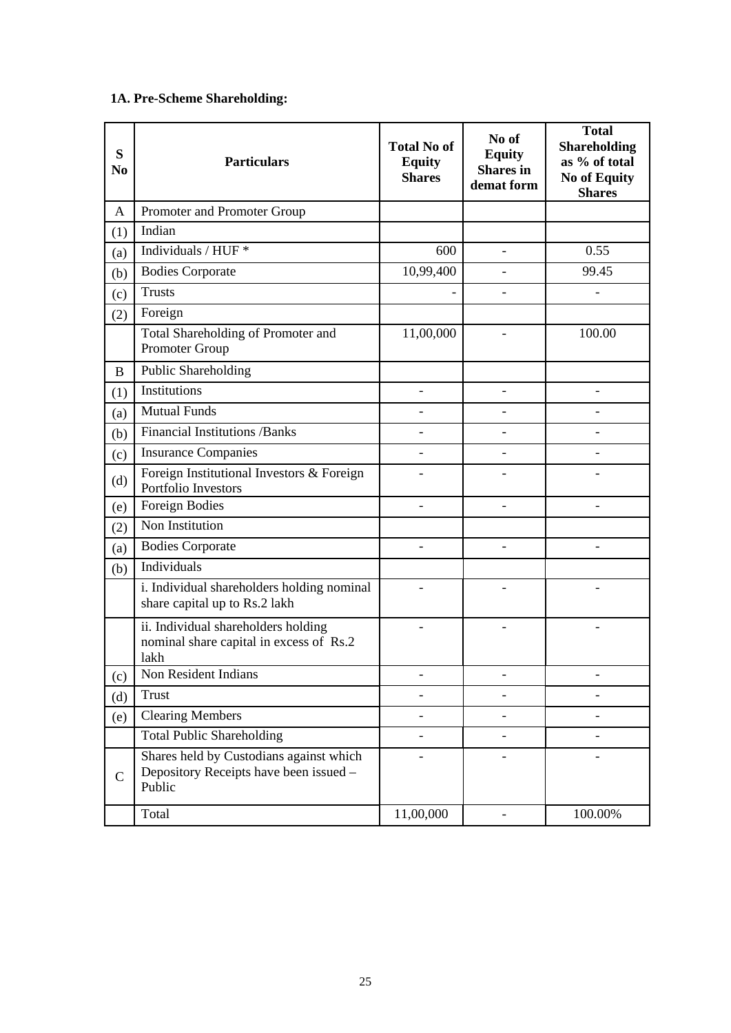**1A. Pre-Scheme Shareholding:**

| S No | Particulars | Total No of Equity Shares | No of Equity Shares in demat form | Total Shareholding as % of total No of Equity Shares |
|---|---|---|---|---|
| A | Promoter and Promoter Group | | | |
| (1) | Indian | | | |
| (a) | Individuals / HUF * | 600 | - | 0.55 |
| (b) | Bodies Corporate | 10,99,400 | - | 99.45 |
| (c) | Trusts | - | - | - |
| (2) | Foreign | | | |
| | Total Shareholding of Promoter and Promoter Group | 11,00,000 | - | 100.00 |
| B | Public Shareholding | | | |
| (1) | Institutions | - | - | - |
| (a) | Mutual Funds | - | - | - |
| (b) | Financial Institutions /Banks | - | - | - |
| (c) | Insurance Companies | - | - | - |
| (d) | Foreign Institutional Investors & Foreign Portfolio Investors | - | - | - |
| (e) | Foreign Bodies | - | - | - |
| (2) | Non Institution | | | |
| (a) | Bodies Corporate | - | - | - |
| (b) | Individuals | | | |
| | i. Individual shareholders holding nominal share capital up to Rs.2 lakh | - | - | - |
| | ii. Individual shareholders holding nominal share capital in excess of Rs.2 lakh | - | - | - |
| (c) | Non Resident Indians | - | - | - |
| (d) | Trust | - | - | - |
| (e) | Clearing Members | - | - | - |
| | Total Public Shareholding | - | - | - |
| C | Shares held by Custodians against which Depository Receipts have been issued – Public | - | - | - |
| | Total | 11,00,000 | - | 100.00% |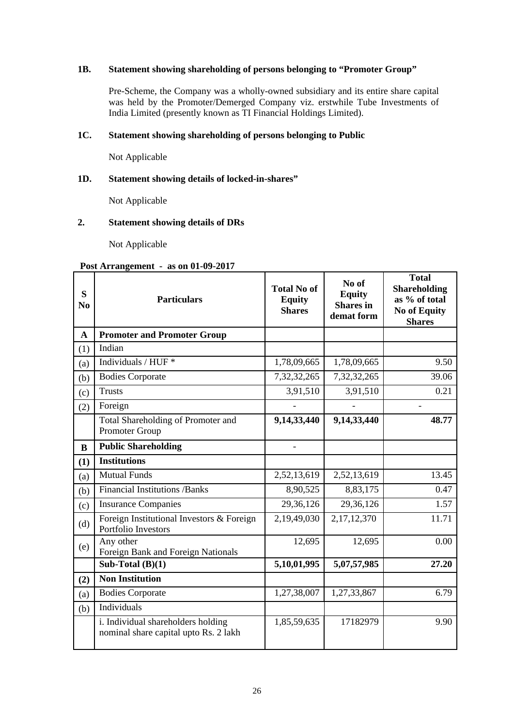**1B. Statement showing shareholding of persons belonging to "Promoter Group"**

Pre-Scheme, the Company was a wholly-owned subsidiary and its entire share capital was held by the Promoter/Demerged Company viz. erstwhile Tube Investments of India Limited (presently known as TI Financial Holdings Limited).

**1C. Statement showing shareholding of persons belonging to Public**

Not Applicable

**1D. Statement showing details of locked-in-shares"**

Not Applicable

**2. Statement showing details of DRs**

Not Applicable

**Post Arrangement - as on 01-09-2017**

| S No | Particulars | Total No of Equity Shares | No of Equity Shares in demat form | Total Shareholding as % of total No of Equity Shares |
|---|---|---|---|---|
| **A** | **Promoter and Promoter Group** | | | |
| (1) | Indian | | | |
| (a) | Individuals / HUF * | 1,78,09,665 | 1,78,09,665 | 9.50 |
| (b) | Bodies Corporate | 7,32,32,265 | 7,32,32,265 | 39.06 |
| (c) | Trusts | 3,91,510 | 3,91,510 | 0.21 |
| (2) | Foreign | - | - | - |
| | Total Shareholding of Promoter and Promoter Group | **9,14,33,440** | **9,14,33,440** | **48.77** |
| **B** | **Public Shareholding** | - | | |
| **(1)** | **Institutions** | | | |
| (a) | Mutual Funds | 2,52,13,619 | 2,52,13,619 | 13.45 |
| (b) | Financial Institutions /Banks | 8,90,525 | 8,83,175 | 0.47 |
| (c) | Insurance Companies | 29,36,126 | 29,36,126 | 1.57 |
| (d) | Foreign Institutional Investors & Foreign Portfolio Investors | 2,19,49,030 | 2,17,12,370 | 11.71 |
| (e) | Any other<br>Foreign Bank and Foreign Nationals | 12,695 | 12,695 | 0.00 |
| | **Sub-Total (B)(1)** | **5,10,01,995** | **5,07,57,985** | **27.20** |
| **(2)** | **Non Institution** | | | |
| (a) | Bodies Corporate | 1,27,38,007 | 1,27,33,867 | 6.79 |
| (b) | Individuals | | | |
| | i. Individual shareholders holding nominal share capital upto Rs. 2 lakh | 1,85,59,635 | 17182979 | 9.90 |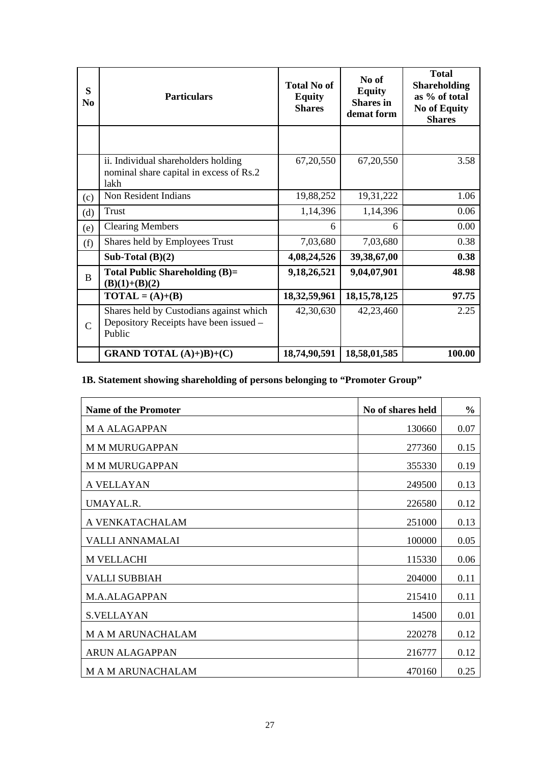| S No | Particulars | Total No of Equity Shares | No of Equity Shares in demat form | Total Shareholding as % of total No of Equity Shares |
|---|---|---|---|---|
| | | | | |
| | ii. Individual shareholders holding nominal share capital in excess of Rs.2 lakh | 67,20,550 | 67,20,550 | 3.58 |
| (c) | Non Resident Indians | 19,88,252 | 19,31,222 | 1.06 |
| (d) | Trust | 1,14,396 | 1,14,396 | 0.06 |
| (e) | Clearing Members | 6 | 6 | 0.00 |
| (f) | Shares held by Employees Trust | 7,03,680 | 7,03,680 | 0.38 |
| | **Sub-Total (B)(2)** | **4,08,24,526** | **39,38,67,00** | **0.38** |
| B | **Total Public Shareholding (B)= (B)(1)+(B)(2)** | **9,18,26,521** | **9,04,07,901** | **48.98** |
| | **TOTAL = (A)+(B)** | **18,32,59,961** | **18,15,78,125** | **97.75** |
| C | Shares held by Custodians against which Depository Receipts have been issued – Public | 42,30,630 | 42,23,460 | 2.25 |
| | **GRAND TOTAL (A)+)B)+(C)** | **18,74,90,591** | **18,58,01,585** | **100.00** |

**1B. Statement showing shareholding of persons belonging to "Promoter Group"**

| Name of the Promoter | No of shares held | % |
|---|---|---|
| M A ALAGAPPAN | 130660 | 0.07 |
| M M MURUGAPPAN | 277360 | 0.15 |
| M M MURUGAPPAN | 355330 | 0.19 |
| A VELLAYAN | 249500 | 0.13 |
| UMAYAL.R. | 226580 | 0.12 |
| A VENKATACHALAM | 251000 | 0.13 |
| VALLI ANNAMALAI | 100000 | 0.05 |
| M VELLACHI | 115330 | 0.06 |
| VALLI SUBBIAH | 204000 | 0.11 |
| M.A.ALAGAPPAN | 215410 | 0.11 |
| S.VELLAYAN | 14500 | 0.01 |
| M A M ARUNACHALAM | 220278 | 0.12 |
| ARUN ALAGAPPAN | 216777 | 0.12 |
| M A M ARUNACHALAM | 470160 | 0.25 |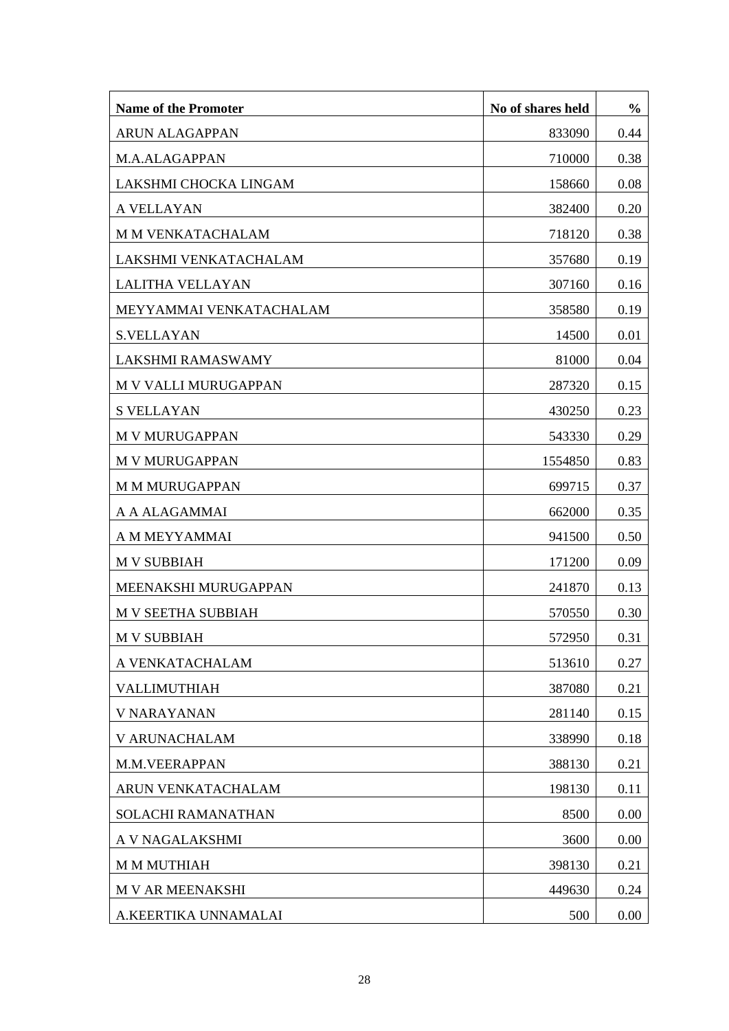| Name of the Promoter | No of shares held | % |
|---|---|---|
| ARUN ALAGAPPAN | 833090 | 0.44 |
| M.A.ALAGAPPAN | 710000 | 0.38 |
| LAKSHMI CHOCKA LINGAM | 158660 | 0.08 |
| A VELLAYAN | 382400 | 0.20 |
| M M VENKATACHALAM | 718120 | 0.38 |
| LAKSHMI VENKATACHALAM | 357680 | 0.19 |
| LALITHA VELLAYAN | 307160 | 0.16 |
| MEYYAMMAI VENKATACHALAM | 358580 | 0.19 |
| S.VELLAYAN | 14500 | 0.01 |
| LAKSHMI RAMASWAMY | 81000 | 0.04 |
| M V VALLI MURUGAPPAN | 287320 | 0.15 |
| S VELLAYAN | 430250 | 0.23 |
| M V MURUGAPPAN | 543330 | 0.29 |
| M V MURUGAPPAN | 1554850 | 0.83 |
| M M MURUGAPPAN | 699715 | 0.37 |
| A A ALAGAMMAI | 662000 | 0.35 |
| A M MEYYAMMAI | 941500 | 0.50 |
| M V SUBBIAH | 171200 | 0.09 |
| MEENAKSHI MURUGAPPAN | 241870 | 0.13 |
| M V SEETHA SUBBIAH | 570550 | 0.30 |
| M V SUBBIAH | 572950 | 0.31 |
| A VENKATACHALAM | 513610 | 0.27 |
| VALLIMUTHIAH | 387080 | 0.21 |
| V NARAYANAN | 281140 | 0.15 |
| V ARUNACHALAM | 338990 | 0.18 |
| M.M.VEERAPPAN | 388130 | 0.21 |
| ARUN VENKATACHALAM | 198130 | 0.11 |
| SOLACHI RAMANATHAN | 8500 | 0.00 |
| A V NAGALAKSHMI | 3600 | 0.00 |
| M M MUTHIAH | 398130 | 0.21 |
| M V AR MEENAKSHI | 449630 | 0.24 |
| A.KEERTIKA UNNAMALAI | 500 | 0.00 |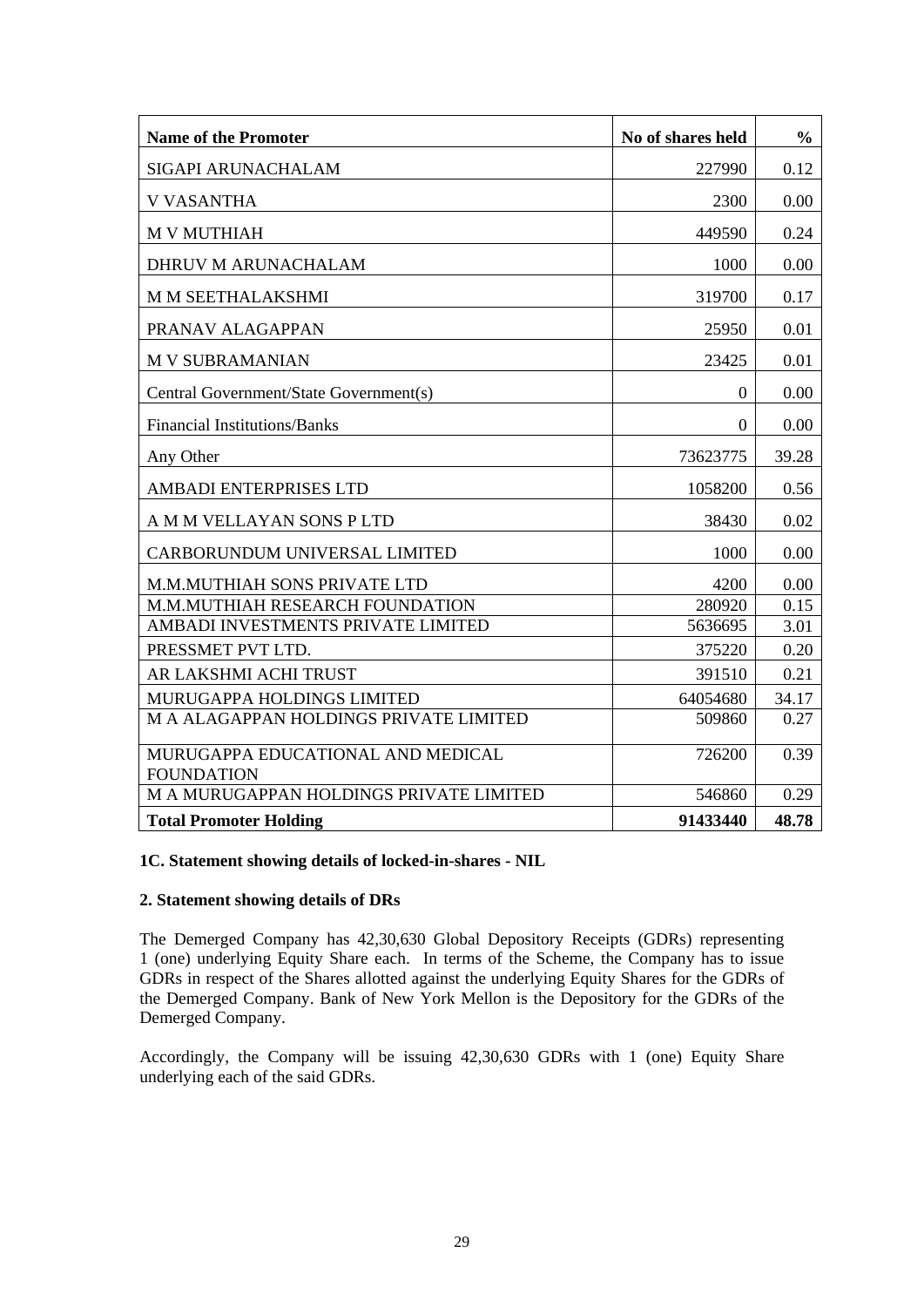| Name of the Promoter | No of shares held | % |
|---|---|---|
| SIGAPI ARUNACHALAM | 227990 | 0.12 |
| V VASANTHA | 2300 | 0.00 |
| M V MUTHIAH | 449590 | 0.24 |
| DHRUV M ARUNACHALAM | 1000 | 0.00 |
| M M SEETHALAKSHMI | 319700 | 0.17 |
| PRANAV ALAGAPPAN | 25950 | 0.01 |
| M V SUBRAMANIAN | 23425 | 0.01 |
| Central Government/State Government(s) | 0 | 0.00 |
| Financial Institutions/Banks | 0 | 0.00 |
| Any Other | 73623775 | 39.28 |
| AMBADI ENTERPRISES LTD | 1058200 | 0.56 |
| A M M VELLAYAN SONS P LTD | 38430 | 0.02 |
| CARBORUNDUM UNIVERSAL LIMITED | 1000 | 0.00 |
| M.M.MUTHIAH SONS PRIVATE LTD | 4200 | 0.00 |
| M.M.MUTHIAH RESEARCH FOUNDATION | 280920 | 0.15 |
| AMBADI INVESTMENTS PRIVATE LIMITED | 5636695 | 3.01 |
| PRESSMET PVT LTD. | 375220 | 0.20 |
| AR LAKSHMI ACHI TRUST | 391510 | 0.21 |
| MURUGAPPA HOLDINGS LIMITED | 64054680 | 34.17 |
| M A ALAGAPPAN HOLDINGS PRIVATE LIMITED | 509860 | 0.27 |
| MURUGAPPA EDUCATIONAL AND MEDICAL FOUNDATION | 726200 | 0.39 |
| M A MURUGAPPAN HOLDINGS PRIVATE LIMITED | 546860 | 0.29 |
| **Total Promoter Holding** | **91433440** | **48.78** |

**1C. Statement showing details of locked-in-shares - NIL**

**2. Statement showing details of DRs**

The Demerged Company has 42,30,630 Global Depository Receipts (GDRs) representing 1 (one) underlying Equity Share each. In terms of the Scheme, the Company has to issue GDRs in respect of the Shares allotted against the underlying Equity Shares for the GDRs of the Demerged Company. Bank of New York Mellon is the Depository for the GDRs of the Demerged Company.

Accordingly, the Company will be issuing 42,30,630 GDRs with 1 (one) Equity Share underlying each of the said GDRs.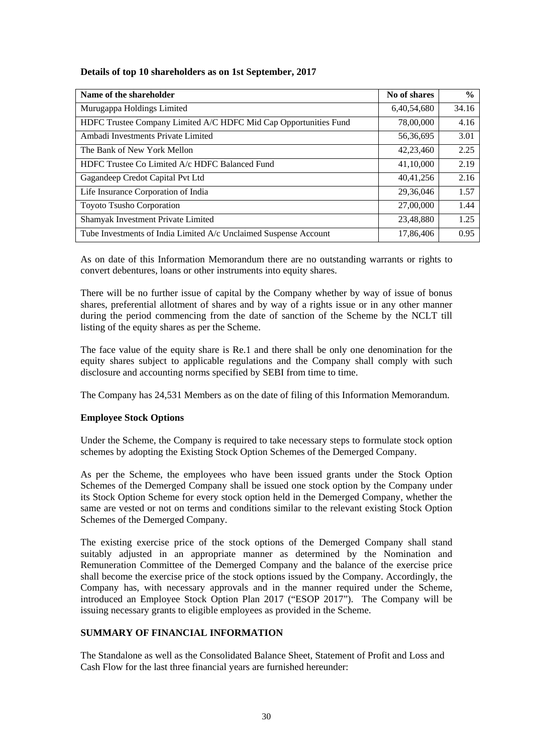**Details of top 10 shareholders as on 1st September, 2017**

| Name of the shareholder | No of shares | % |
|---|---|---|
| Murugappa Holdings Limited | 6,40,54,680 | 34.16 |
| HDFC Trustee Company Limited A/C HDFC Mid Cap Opportunities Fund | 78,00,000 | 4.16 |
| Ambadi Investments Private Limited | 56,36,695 | 3.01 |
| The Bank of New York Mellon | 42,23,460 | 2.25 |
| HDFC Trustee Co Limited A/c HDFC Balanced Fund | 41,10,000 | 2.19 |
| Gagandeep Credot Capital Pvt Ltd | 40,41,256 | 2.16 |
| Life Insurance Corporation of India | 29,36,046 | 1.57 |
| Toyoto Tsusho Corporation | 27,00,000 | 1.44 |
| Shamyak Investment Private Limited | 23,48,880 | 1.25 |
| Tube Investments of India Limited A/c Unclaimed Suspense Account | 17,86,406 | 0.95 |

As on date of this Information Memorandum there are no outstanding warrants or rights to convert debentures, loans or other instruments into equity shares.

There will be no further issue of capital by the Company whether by way of issue of bonus shares, preferential allotment of shares and by way of a rights issue or in any other manner during the period commencing from the date of sanction of the Scheme by the NCLT till listing of the equity shares as per the Scheme.

The face value of the equity share is Re.1 and there shall be only one denomination for the equity shares subject to applicable regulations and the Company shall comply with such disclosure and accounting norms specified by SEBI from time to time.

The Company has 24,531 Members as on the date of filing of this Information Memorandum.

**Employee Stock Options**

Under the Scheme, the Company is required to take necessary steps to formulate stock option schemes by adopting the Existing Stock Option Schemes of the Demerged Company.

As per the Scheme, the employees who have been issued grants under the Stock Option Schemes of the Demerged Company shall be issued one stock option by the Company under its Stock Option Scheme for every stock option held in the Demerged Company, whether the same are vested or not on terms and conditions similar to the relevant existing Stock Option Schemes of the Demerged Company.

The existing exercise price of the stock options of the Demerged Company shall stand suitably adjusted in an appropriate manner as determined by the Nomination and Remuneration Committee of the Demerged Company and the balance of the exercise price shall become the exercise price of the stock options issued by the Company. Accordingly, the Company has, with necessary approvals and in the manner required under the Scheme, introduced an Employee Stock Option Plan 2017 ("ESOP 2017"). The Company will be issuing necessary grants to eligible employees as provided in the Scheme.

**SUMMARY OF FINANCIAL INFORMATION**

The Standalone as well as the Consolidated Balance Sheet, Statement of Profit and Loss and Cash Flow for the last three financial years are furnished hereunder: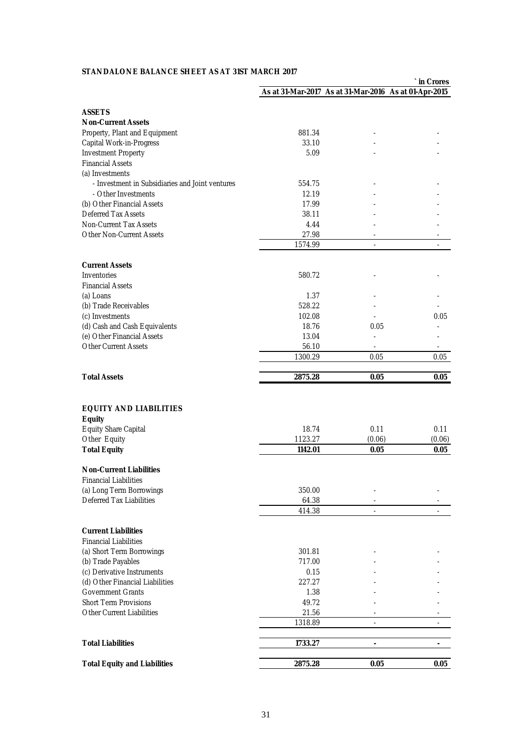**STANDALONE BALANCE SHEET AS AT 31ST MARCH 2017**

| | | | ` in Crores |
|---|---|---|---|
| | **As at 31-Mar-2017** | **As at 31-Mar-2016** | **As at 01-Apr-2015** |
| **ASSETS** | | | |
| **Non-Current Assets** | | | |
| Property, Plant and Equipment | 881.34 | - | - |
| Capital Work-in-Progress | 33.10 | - | - |
| Investment Property | 5.09 | - | - |
| Financial Assets | | | |
| (a) Investments | | | |
| - Investment in Subsidiaries and Joint ventures | 554.75 | - | - |
| - Other Investments | 12.19 | - | - |
| (b) Other Financial Assets | 17.99 | - | - |
| Deferred Tax Assets | 38.11 | - | - |
| Non-Current Tax Assets | 4.44 | - | - |
| Other Non-Current Assets | 27.98 | - | - |
| | 1574.99 | - | - |
| **Current Assets** | | | |
| Inventories | 580.72 | - | - |
| Financial Assets | | | |
| (a) Loans | 1.37 | - | - |
| (b) Trade Receivables | 528.22 | - | - |
| (c) Investments | 102.08 | - | 0.05 |
| (d) Cash and Cash Equivalents | 18.76 | 0.05 | - |
| (e) Other Financial Assets | 13.04 | - | - |
| Other Current Assets | 56.10 | - | - |
| | 1300.29 | 0.05 | 0.05 |
| **Total Assets** | **2875.28** | **0.05** | **0.05** |
| **EQUITY AND LIABILITIES** | | | |
| **Equity** | | | |
| Equity Share Capital | 18.74 | 0.11 | 0.11 |
| Other Equity | 1123.27 | (0.06) | (0.06) |
| **Total Equity** | **1142.01** | **0.05** | **0.05** |
| **Non-Current Liabilities** | | | |
| Financial Liabilities | | | |
| (a) Long Term Borrowings | 350.00 | - | - |
| Deferred Tax Liabilities | 64.38 | - | - |
| | 414.38 | - | - |
| **Current Liabilities** | | | |
| Financial Liabilities | | | |
| (a) Short Term Borrowings | 301.81 | - | - |
| (b) Trade Payables | 717.00 | - | - |
| (c) Derivative Instruments | 0.15 | - | - |
| (d) Other Financial Liabilities | 227.27 | - | - |
| Government Grants | 1.38 | - | - |
| Short Term Provisions | 49.72 | - | - |
| Other Current Liabilities | 21.56 | - | - |
| | 1318.89 | - | - |
| **Total Liabilities** | **1733.27** | **-** | **-** |
| **Total Equity and Liabilities** | **2875.28** | **0.05** | **0.05** |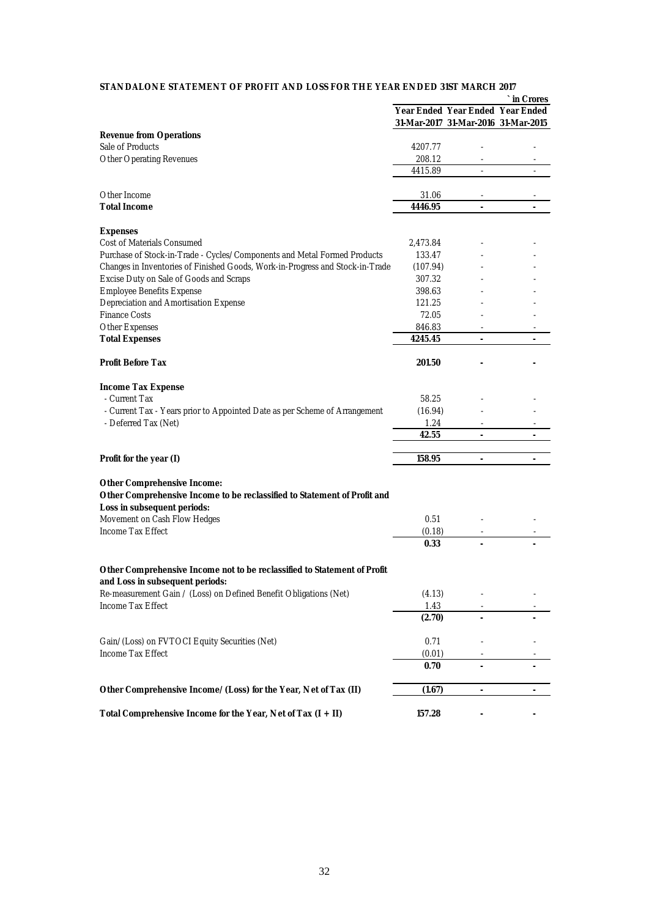**STANDALONE STATEMENT OF PROFIT AND LOSS FOR THE YEAR ENDED 31ST MARCH 2017**

| | | | ` in Crores |
|---|---|---|---|
| | **Year Ended 31-Mar-2017** | **Year Ended 31-Mar-2016** | **Year Ended 31-Mar-2015** |
| **Revenue from Operations** | | | |
| Sale of Products | 4207.77 | - | - |
| Other Operating Revenues | 208.12 | - | - |
| | 4415.89 | - | - |
| Other Income | 31.06 | - | - |
| **Total Income** | **4446.95** | **-** | **-** |
| **Expenses** | | | |
| Cost of Materials Consumed | 2,473.84 | - | - |
| Purchase of Stock-in-Trade - Cycles/Components and Metal Formed Products | 133.47 | - | - |
| Changes in Inventories of Finished Goods, Work-in-Progress and Stock-in-Trade | (107.94) | - | - |
| Excise Duty on Sale of Goods and Scraps | 307.32 | - | - |
| Employee Benefits Expense | 398.63 | - | - |
| Depreciation and Amortisation Expense | 121.25 | - | - |
| Finance Costs | 72.05 | - | - |
| Other Expenses | 846.83 | - | - |
| **Total Expenses** | **4245.45** | **-** | **-** |
| **Profit Before Tax** | **201.50** | **-** | **-** |
| **Income Tax Expense** | | | |
| - Current Tax | 58.25 | - | - |
| - Current Tax - Years prior to Appointed Date as per Scheme of Arrangement | (16.94) | - | - |
| - Deferred Tax (Net) | 1.24 | - | - |
| | **42.55** | **-** | **-** |
| **Profit for the year (I)** | **158.95** | **-** | **-** |
| **Other Comprehensive Income:** | | | |
| **Other Comprehensive Income to be reclassified to Statement of Profit and Loss in subsequent periods:** | | | |
| Movement on Cash Flow Hedges | 0.51 | - | - |
| Income Tax Effect | (0.18) | - | - |
| | **0.33** | **-** | **-** |
| **Other Comprehensive Income not to be reclassified to Statement of Profit and Loss in subsequent periods:** | | | |
| Re-measurement Gain / (Loss) on Defined Benefit Obligations (Net) | (4.13) | - | - |
| Income Tax Effect | 1.43 | - | - |
| | **(2.70)** | **-** | **-** |
| Gain/(Loss) on FVTOCI Equity Securities (Net) | 0.71 | - | - |
| Income Tax Effect | (0.01) | - | - |
| | **0.70** | **-** | **-** |
| **Other Comprehensive Income/(Loss) for the Year, Net of Tax (II)** | **(1.67)** | **-** | **-** |
| **Total Comprehensive Income for the Year, Net of Tax (I + II)** | **157.28** | **-** | **-** |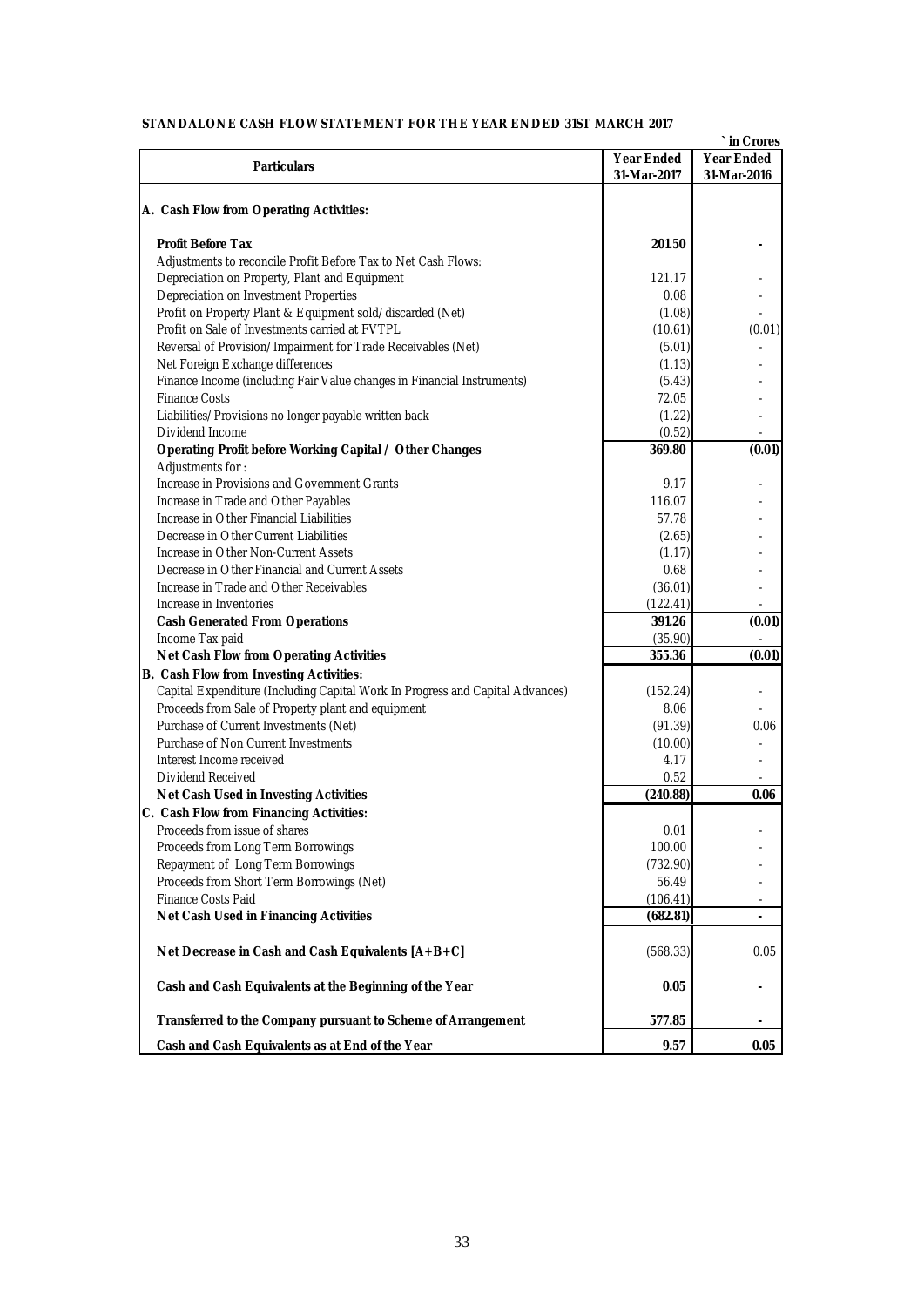**STANDALONE CASH FLOW STATEMENT FOR THE YEAR ENDED 31ST MARCH 2017**

` in Crores

| Particulars | Year Ended 31-Mar-2017 | Year Ended 31-Mar-2016 |
|---|---|---|
| **A. Cash Flow from Operating Activities:** | | |
| **Profit Before Tax** | **201.50** | **-** |
| Adjustments to reconcile Profit Before Tax to Net Cash Flows: | | |
| Depreciation on Property, Plant and Equipment | 121.17 | - |
| Depreciation on Investment Properties | 0.08 | - |
| Profit on Property Plant & Equipment sold/discarded (Net) | (1.08) | - |
| Profit on Sale of Investments carried at FVTPL | (10.61) | (0.01) |
| Reversal of Provision/Impairment for Trade Receivables (Net) | (5.01) | - |
| Net Foreign Exchange differences | (1.13) | - |
| Finance Income (including Fair Value changes in Financial Instruments) | (5.43) | - |
| Finance Costs | 72.05 | - |
| Liabilities/Provisions no longer payable written back | (1.22) | - |
| Dividend Income | (0.52) | - |
| **Operating Profit before Working Capital / Other Changes** | **369.80** | **(0.01)** |
| Adjustments for : | | |
| Increase in Provisions and Government Grants | 9.17 | - |
| Increase in Trade and Other Payables | 116.07 | - |
| Increase in Other Financial Liabilities | 57.78 | - |
| Decrease in Other Current Liabilities | (2.65) | - |
| Increase in Other Non-Current Assets | (1.17) | - |
| Decrease in Other Financial and Current Assets | 0.68 | - |
| Increase in Trade and Other Receivables | (36.01) | - |
| Increase in Inventories | (122.41) | - |
| **Cash Generated From Operations** | **391.26** | **(0.01)** |
| Income Tax paid | (35.90) | - |
| **Net Cash Flow from Operating Activities** | **355.36** | **(0.01)** |
| **B. Cash Flow from Investing Activities:** | | |
| Capital Expenditure (Including Capital Work In Progress and Capital Advances) | (152.24) | - |
| Proceeds from Sale of Property plant and equipment | 8.06 | - |
| Purchase of Current Investments (Net) | (91.39) | 0.06 |
| Purchase of Non Current Investments | (10.00) | - |
| Interest Income received | 4.17 | - |
| Dividend Received | 0.52 | - |
| **Net Cash Used in Investing Activities** | **(240.88)** | **0.06** |
| **C. Cash Flow from Financing Activities:** | | |
| Proceeds from issue of shares | 0.01 | - |
| Proceeds from Long Term Borrowings | 100.00 | - |
| Repayment of Long Term Borrowings | (732.90) | - |
| Proceeds from Short Term Borrowings (Net) | 56.49 | - |
| Finance Costs Paid | (106.41) | - |
| **Net Cash Used in Financing Activities** | **(682.81)** | **-** |
| **Net Decrease in Cash and Cash Equivalents [A+B+C]** | (568.33) | 0.05 |
| **Cash and Cash Equivalents at the Beginning of the Year** | **0.05** | **-** |
| **Transferred to the Company pursuant to Scheme of Arrangement** | **577.85** | **-** |
| **Cash and Cash Equivalents as at End of the Year** | **9.57** | **0.05** |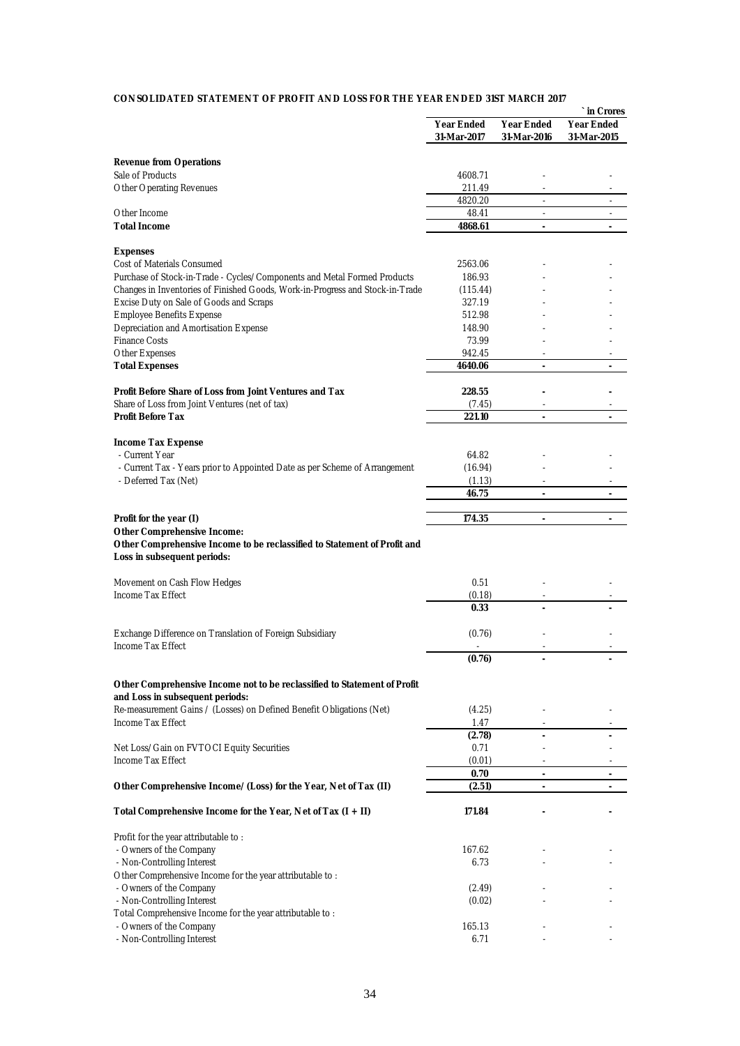**CONSOLIDATED STATEMENT OF PROFIT AND LOSS FOR THE YEAR ENDED 31ST MARCH 2017**

| | Year Ended 31-Mar-2017 | Year Ended 31-Mar-2016 | Year Ended 31-Mar-2015 |
|---|---|---|---|
| | | | ` in Crores |
| **Revenue from Operations** | | | |
| Sale of Products | 4608.71 | - | - |
| Other Operating Revenues | 211.49 | - | - |
| | 4820.20 | - | - |
| Other Income | 48.41 | - | - |
| **Total Income** | **4868.61** | **-** | **-** |
| **Expenses** | | | |
| Cost of Materials Consumed | 2563.06 | - | - |
| Purchase of Stock-in-Trade - Cycles/Components and Metal Formed Products | 186.93 | - | - |
| Changes in Inventories of Finished Goods, Work-in-Progress and Stock-in-Trade | (115.44) | - | - |
| Excise Duty on Sale of Goods and Scraps | 327.19 | - | - |
| Employee Benefits Expense | 512.98 | - | - |
| Depreciation and Amortisation Expense | 148.90 | - | - |
| Finance Costs | 73.99 | - | - |
| Other Expenses | 942.45 | - | - |
| **Total Expenses** | **4640.06** | **-** | **-** |
| **Profit Before Share of Loss from Joint Ventures and Tax** | **228.55** | **-** | **-** |
| Share of Loss from Joint Ventures (net of tax) | (7.45) | - | - |
| **Profit Before Tax** | **221.10** | **-** | **-** |
| **Income Tax Expense** | | | |
| - Current Year | 64.82 | - | - |
| - Current Tax - Years prior to Appointed Date as per Scheme of Arrangement | (16.94) | - | - |
| - Deferred Tax (Net) | (1.13) | - | - |
| | **46.75** | **-** | **-** |
| **Profit for the year (I)** | **174.35** | **-** | **-** |
| **Other Comprehensive Income:** | | | |
| **Other Comprehensive Income to be reclassified to Statement of Profit and Loss in subsequent periods:** | | | |
| Movement on Cash Flow Hedges | 0.51 | - | - |
| Income Tax Effect | (0.18) | - | - |
| | **0.33** | **-** | **-** |
| Exchange Difference on Translation of Foreign Subsidiary | (0.76) | - | - |
| Income Tax Effect | - | - | - |
| | **(0.76)** | **-** | **-** |
| **Other Comprehensive Income not to be reclassified to Statement of Profit and Loss in subsequent periods:** | | | |
| Re-measurement Gains / (Losses) on Defined Benefit Obligations (Net) | (4.25) | - | - |
| Income Tax Effect | 1.47 | - | - |
| | **(2.78)** | **-** | **-** |
| Net Loss/Gain on FVTOCI Equity Securities | 0.71 | - | - |
| Income Tax Effect | (0.01) | - | - |
| | **0.70** | **-** | **-** |
| **Other Comprehensive Income/ (Loss) for the Year, Net of Tax (II)** | **(2.51)** | **-** | **-** |
| **Total Comprehensive Income for the Year, Net of Tax (I + II)** | **171.84** | **-** | **-** |
| Profit for the year attributable to : | | | |
| - Owners of the Company | 167.62 | - | - |
| - Non-Controlling Interest | 6.73 | - | - |
| Other Comprehensive Income for the year attributable to : | | | |
| - Owners of the Company | (2.49) | - | - |
| - Non-Controlling Interest | (0.02) | - | - |
| Total Comprehensive Income for the year attributable to : | | | |
| - Owners of the Company | 165.13 | - | - |
| - Non-Controlling Interest | 6.71 | - | - |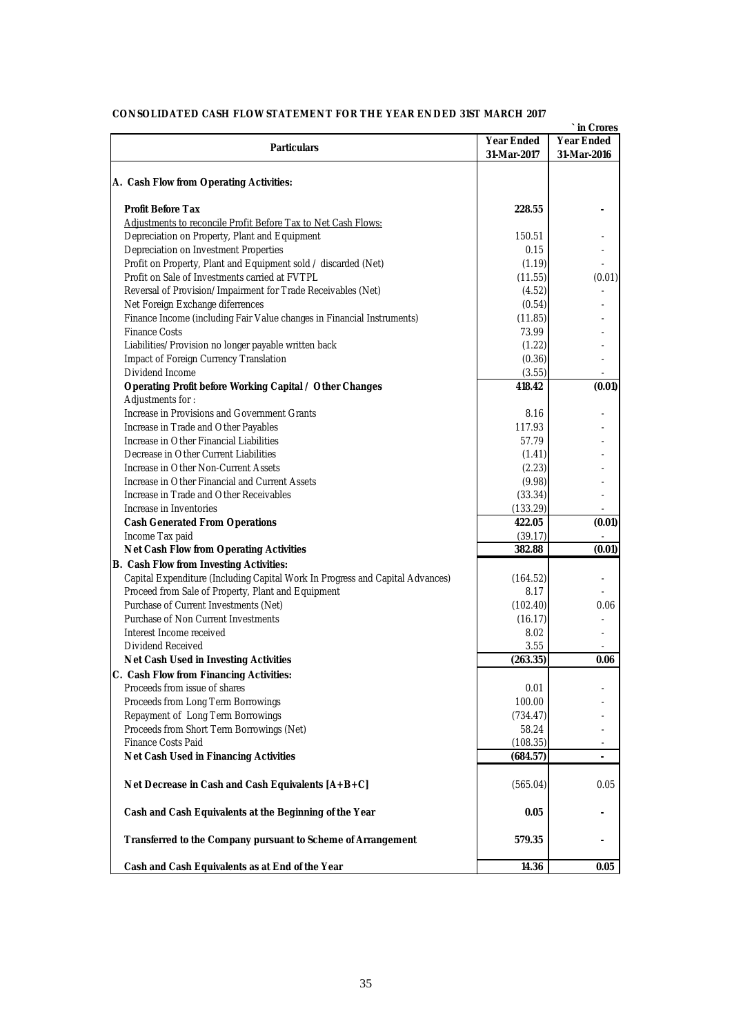**CONSOLIDATED CASH FLOW STATEMENT FOR THE YEAR ENDED 31ST MARCH 2017**

` in Crores

| Particulars | Year Ended 31-Mar-2017 | Year Ended 31-Mar-2016 |
|---|---|---|
| **A. Cash Flow from Operating Activities:** | | |
| **Profit Before Tax** | **228.55** | **-** |
| Adjustments to reconcile Profit Before Tax to Net Cash Flows: | | |
| Depreciation on Property, Plant and Equipment | 150.51 | - |
| Depreciation on Investment Properties | 0.15 | - |
| Profit on Property, Plant and Equipment sold / discarded (Net) | (1.19) | - |
| Profit on Sale of Investments carried at FVTPL | (11.55) | (0.01) |
| Reversal of Provision/Impairment for Trade Receivables (Net) | (4.52) | - |
| Net Foreign Exchange diferrences | (0.54) | - |
| Finance Income (including Fair Value changes in Financial Instruments) | (11.85) | - |
| Finance Costs | 73.99 | - |
| Liabilities/Provision no longer payable written back | (1.22) | - |
| Impact of Foreign Currency Translation | (0.36) | - |
| Dividend Income | (3.55) | - |
| **Operating Profit before Working Capital / Other Changes** | **418.42** | **(0.01)** |
| Adjustments for : | | |
| Increase in Provisions and Government Grants | 8.16 | - |
| Increase in Trade and Other Payables | 117.93 | - |
| Increase in Other Financial Liabilities | 57.79 | - |
| Decrease in Other Current Liabilities | (1.41) | - |
| Increase in Other Non-Current Assets | (2.23) | - |
| Increase in Other Financial and Current Assets | (9.98) | - |
| Increase in Trade and Other Receivables | (33.34) | - |
| Increase in Inventories | (133.29) | - |
| **Cash Generated From Operations** | **422.05** | **(0.01)** |
| Income Tax paid | (39.17) | - |
| **Net Cash Flow from Operating Activities** | **382.88** | **(0.01)** |
| **B. Cash Flow from Investing Activities:** | | |
| Capital Expenditure (Including Capital Work In Progress and Capital Advances) | (164.52) | - |
| Proceed from Sale of Property, Plant and Equipment | 8.17 | - |
| Purchase of Current Investments (Net) | (102.40) | 0.06 |
| Purchase of Non Current Investments | (16.17) | - |
| Interest Income received | 8.02 | - |
| Dividend Received | 3.55 | - |
| **Net Cash Used in Investing Activities** | **(263.35)** | **0.06** |
| **C. Cash Flow from Financing Activities:** | | |
| Proceeds from issue of shares | 0.01 | - |
| Proceeds from Long Term Borrowings | 100.00 | - |
| Repayment of Long Term Borrowings | (734.47) | - |
| Proceeds from Short Term Borrowings (Net) | 58.24 | - |
| Finance Costs Paid | (108.35) | - |
| **Net Cash Used in Financing Activities** | **(684.57)** | **-** |
| **Net Decrease in Cash and Cash Equivalents [A+B+C]** | (565.04) | 0.05 |
| **Cash and Cash Equivalents at the Beginning of the Year** | **0.05** | **-** |
| **Transferred to the Company pursuant to Scheme of Arrangement** | **579.35** | **-** |
| **Cash and Cash Equivalents as at End of the Year** | **14.36** | **0.05** |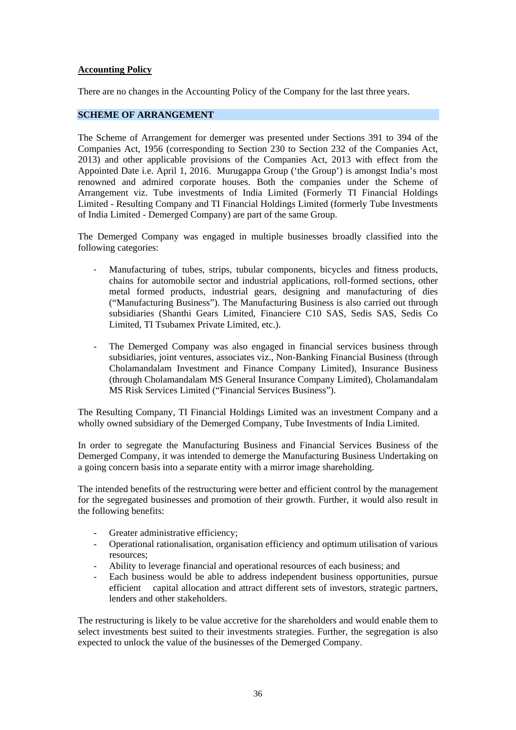**Accounting Policy**

There are no changes in the Accounting Policy of the Company for the last three years.

## SCHEME OF ARRANGEMENT

The Scheme of Arrangement for demerger was presented under Sections 391 to 394 of the Companies Act, 1956 (corresponding to Section 230 to Section 232 of the Companies Act, 2013) and other applicable provisions of the Companies Act, 2013 with effect from the Appointed Date i.e. April 1, 2016. Murugappa Group ('the Group') is amongst India's most renowned and admired corporate houses. Both the companies under the Scheme of Arrangement viz. Tube investments of India Limited (Formerly TI Financial Holdings Limited - Resulting Company and TI Financial Holdings Limited (formerly Tube Investments of India Limited - Demerged Company) are part of the same Group.

The Demerged Company was engaged in multiple businesses broadly classified into the following categories:

- Manufacturing of tubes, strips, tubular components, bicycles and fitness products, chains for automobile sector and industrial applications, roll-formed sections, other metal formed products, industrial gears, designing and manufacturing of dies ("Manufacturing Business"). The Manufacturing Business is also carried out through subsidiaries (Shanthi Gears Limited, Financiere C10 SAS, Sedis SAS, Sedis Co Limited, TI Tsubamex Private Limited, etc.).

- The Demerged Company was also engaged in financial services business through subsidiaries, joint ventures, associates viz., Non-Banking Financial Business (through Cholamandalam Investment and Finance Company Limited), Insurance Business (through Cholamandalam MS General Insurance Company Limited), Cholamandalam MS Risk Services Limited ("Financial Services Business").

The Resulting Company, TI Financial Holdings Limited was an investment Company and a wholly owned subsidiary of the Demerged Company, Tube Investments of India Limited.

In order to segregate the Manufacturing Business and Financial Services Business of the Demerged Company, it was intended to demerge the Manufacturing Business Undertaking on a going concern basis into a separate entity with a mirror image shareholding.

The intended benefits of the restructuring were better and efficient control by the management for the segregated businesses and promotion of their growth. Further, it would also result in the following benefits:

- Greater administrative efficiency;
- Operational rationalisation, organisation efficiency and optimum utilisation of various resources;
- Ability to leverage financial and operational resources of each business; and
- Each business would be able to address independent business opportunities, pursue efficient capital allocation and attract different sets of investors, strategic partners, lenders and other stakeholders.

The restructuring is likely to be value accretive for the shareholders and would enable them to select investments best suited to their investments strategies. Further, the segregation is also expected to unlock the value of the businesses of the Demerged Company.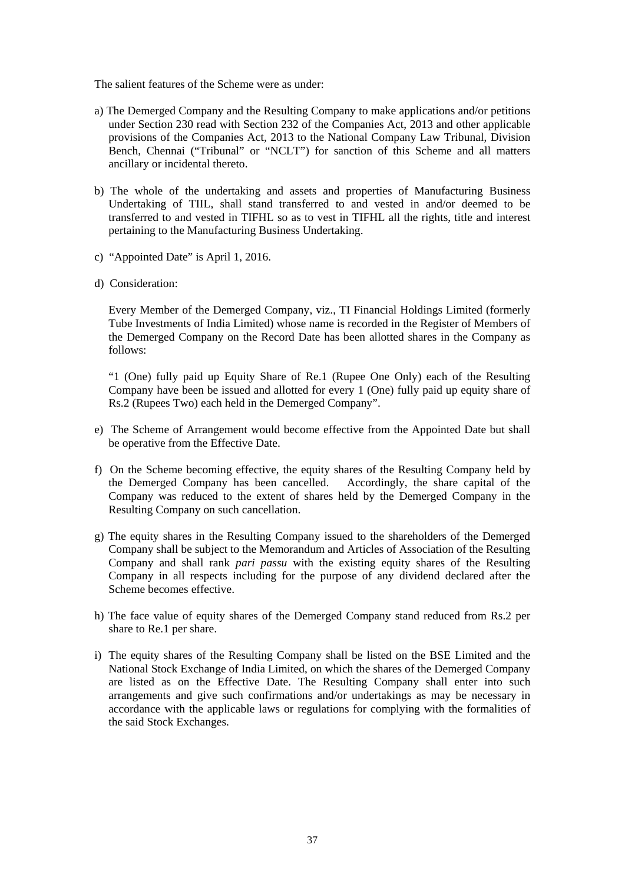The salient features of the Scheme were as under:

a) The Demerged Company and the Resulting Company to make applications and/or petitions under Section 230 read with Section 232 of the Companies Act, 2013 and other applicable provisions of the Companies Act, 2013 to the National Company Law Tribunal, Division Bench, Chennai ("Tribunal" or "NCLT") for sanction of this Scheme and all matters ancillary or incidental thereto.

b) The whole of the undertaking and assets and properties of Manufacturing Business Undertaking of TIIL, shall stand transferred to and vested in and/or deemed to be transferred to and vested in TIFHL so as to vest in TIFHL all the rights, title and interest pertaining to the Manufacturing Business Undertaking.

c) "Appointed Date" is April 1, 2016.

d) Consideration:

   Every Member of the Demerged Company, viz., TI Financial Holdings Limited (formerly Tube Investments of India Limited) whose name is recorded in the Register of Members of the Demerged Company on the Record Date has been allotted shares in the Company as follows:

   "1 (One) fully paid up Equity Share of Re.1 (Rupee One Only) each of the Resulting Company have been be issued and allotted for every 1 (One) fully paid up equity share of Rs.2 (Rupees Two) each held in the Demerged Company".

e) The Scheme of Arrangement would become effective from the Appointed Date but shall be operative from the Effective Date.

f) On the Scheme becoming effective, the equity shares of the Resulting Company held by the Demerged Company has been cancelled. Accordingly, the share capital of the Company was reduced to the extent of shares held by the Demerged Company in the Resulting Company on such cancellation.

g) The equity shares in the Resulting Company issued to the shareholders of the Demerged Company shall be subject to the Memorandum and Articles of Association of the Resulting Company and shall rank *pari passu* with the existing equity shares of the Resulting Company in all respects including for the purpose of any dividend declared after the Scheme becomes effective.

h) The face value of equity shares of the Demerged Company stand reduced from Rs.2 per share to Re.1 per share.

i) The equity shares of the Resulting Company shall be listed on the BSE Limited and the National Stock Exchange of India Limited, on which the shares of the Demerged Company are listed as on the Effective Date. The Resulting Company shall enter into such arrangements and give such confirmations and/or undertakings as may be necessary in accordance with the applicable laws or regulations for complying with the formalities of the said Stock Exchanges.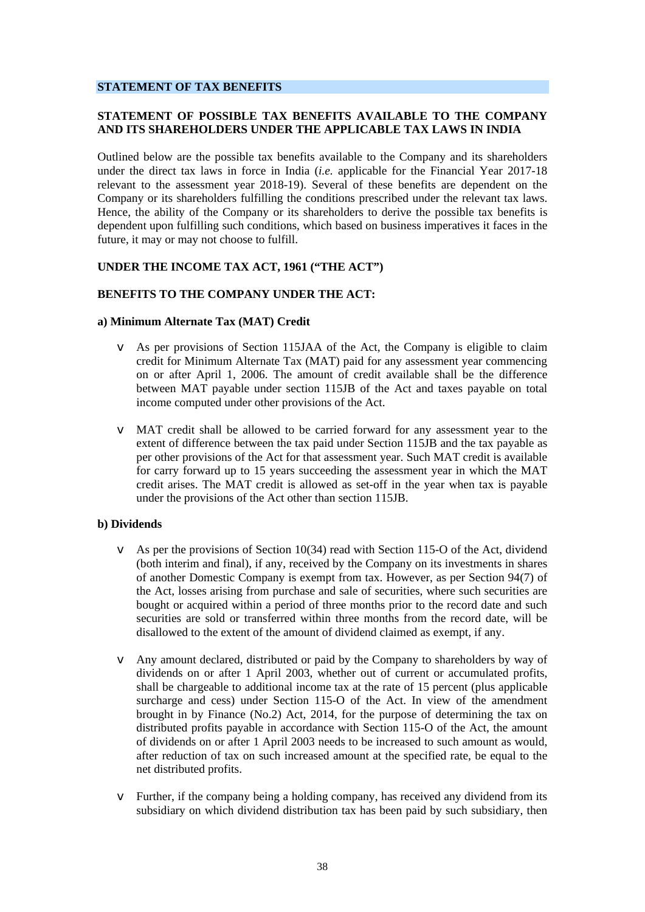## STATEMENT OF TAX BENEFITS

### STATEMENT OF POSSIBLE TAX BENEFITS AVAILABLE TO THE COMPANY AND ITS SHAREHOLDERS UNDER THE APPLICABLE TAX LAWS IN INDIA

Outlined below are the possible tax benefits available to the Company and its shareholders under the direct tax laws in force in India (*i.e.* applicable for the Financial Year 2017-18 relevant to the assessment year 2018-19). Several of these benefits are dependent on the Company or its shareholders fulfilling the conditions prescribed under the relevant tax laws. Hence, the ability of the Company or its shareholders to derive the possible tax benefits is dependent upon fulfilling such conditions, which based on business imperatives it faces in the future, it may or may not choose to fulfill.

### UNDER THE INCOME TAX ACT, 1961 ("THE ACT")

### BENEFITS TO THE COMPANY UNDER THE ACT:

**a) Minimum Alternate Tax (MAT) Credit**

- As per provisions of Section 115JAA of the Act, the Company is eligible to claim credit for Minimum Alternate Tax (MAT) paid for any assessment year commencing on or after April 1, 2006. The amount of credit available shall be the difference between MAT payable under section 115JB of the Act and taxes payable on total income computed under other provisions of the Act.

- MAT credit shall be allowed to be carried forward for any assessment year to the extent of difference between the tax paid under Section 115JB and the tax payable as per other provisions of the Act for that assessment year. Such MAT credit is available for carry forward up to 15 years succeeding the assessment year in which the MAT credit arises. The MAT credit is allowed as set-off in the year when tax is payable under the provisions of the Act other than section 115JB.

**b) Dividends**

- As per the provisions of Section 10(34) read with Section 115-O of the Act, dividend (both interim and final), if any, received by the Company on its investments in shares of another Domestic Company is exempt from tax. However, as per Section 94(7) of the Act, losses arising from purchase and sale of securities, where such securities are bought or acquired within a period of three months prior to the record date and such securities are sold or transferred within three months from the record date, will be disallowed to the extent of the amount of dividend claimed as exempt, if any.

- Any amount declared, distributed or paid by the Company to shareholders by way of dividends on or after 1 April 2003, whether out of current or accumulated profits, shall be chargeable to additional income tax at the rate of 15 percent (plus applicable surcharge and cess) under Section 115-O of the Act. In view of the amendment brought in by Finance (No.2) Act, 2014, for the purpose of determining the tax on distributed profits payable in accordance with Section 115-O of the Act, the amount of dividends on or after 1 April 2003 needs to be increased to such amount as would, after reduction of tax on such increased amount at the specified rate, be equal to the net distributed profits.

- Further, if the company being a holding company, has received any dividend from its subsidiary on which dividend distribution tax has been paid by such subsidiary, then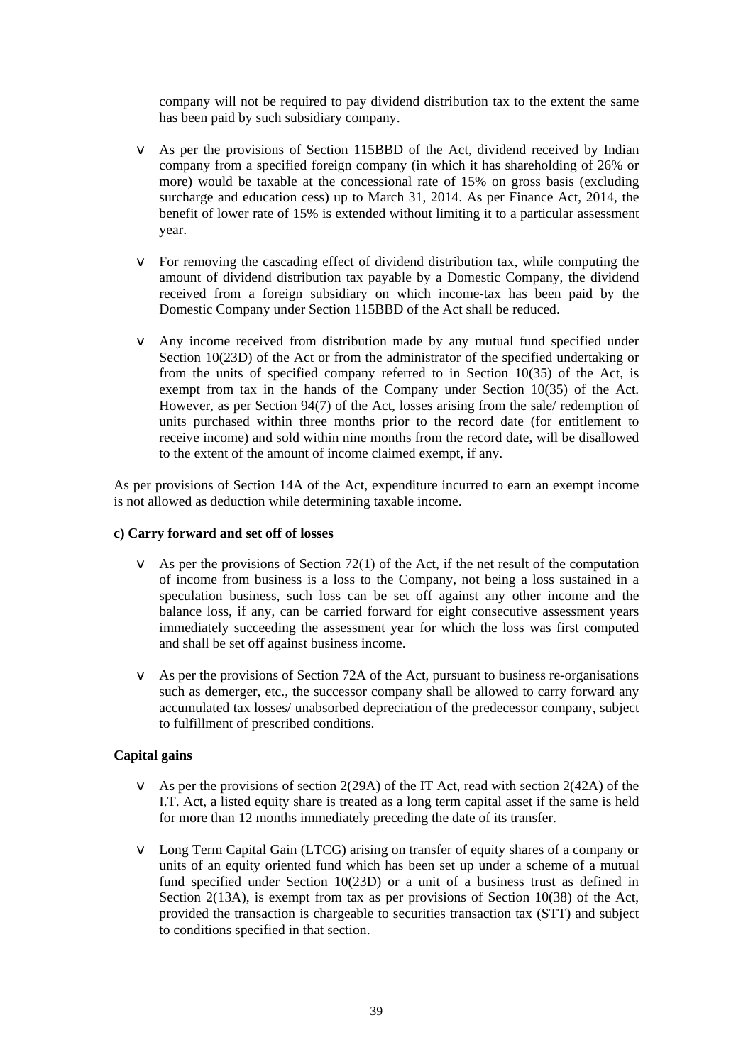company will not be required to pay dividend distribution tax to the extent the same has been paid by such subsidiary company.

- As per the provisions of Section 115BBD of the Act, dividend received by Indian company from a specified foreign company (in which it has shareholding of 26% or more) would be taxable at the concessional rate of 15% on gross basis (excluding surcharge and education cess) up to March 31, 2014. As per Finance Act, 2014, the benefit of lower rate of 15% is extended without limiting it to a particular assessment year.

- For removing the cascading effect of dividend distribution tax, while computing the amount of dividend distribution tax payable by a Domestic Company, the dividend received from a foreign subsidiary on which income-tax has been paid by the Domestic Company under Section 115BBD of the Act shall be reduced.

- Any income received from distribution made by any mutual fund specified under Section 10(23D) of the Act or from the administrator of the specified undertaking or from the units of specified company referred to in Section 10(35) of the Act, is exempt from tax in the hands of the Company under Section 10(35) of the Act. However, as per Section 94(7) of the Act, losses arising from the sale/ redemption of units purchased within three months prior to the record date (for entitlement to receive income) and sold within nine months from the record date, will be disallowed to the extent of the amount of income claimed exempt, if any.

As per provisions of Section 14A of the Act, expenditure incurred to earn an exempt income is not allowed as deduction while determining taxable income.

**c) Carry forward and set off of losses**

- As per the provisions of Section 72(1) of the Act, if the net result of the computation of income from business is a loss to the Company, not being a loss sustained in a speculation business, such loss can be set off against any other income and the balance loss, if any, can be carried forward for eight consecutive assessment years immediately succeeding the assessment year for which the loss was first computed and shall be set off against business income.

- As per the provisions of Section 72A of the Act, pursuant to business re-organisations such as demerger, etc., the successor company shall be allowed to carry forward any accumulated tax losses/ unabsorbed depreciation of the predecessor company, subject to fulfillment of prescribed conditions.

**Capital gains**

- As per the provisions of section 2(29A) of the IT Act, read with section 2(42A) of the I.T. Act, a listed equity share is treated as a long term capital asset if the same is held for more than 12 months immediately preceding the date of its transfer.

- Long Term Capital Gain (LTCG) arising on transfer of equity shares of a company or units of an equity oriented fund which has been set up under a scheme of a mutual fund specified under Section 10(23D) or a unit of a business trust as defined in Section 2(13A), is exempt from tax as per provisions of Section 10(38) of the Act, provided the transaction is chargeable to securities transaction tax (STT) and subject to conditions specified in that section.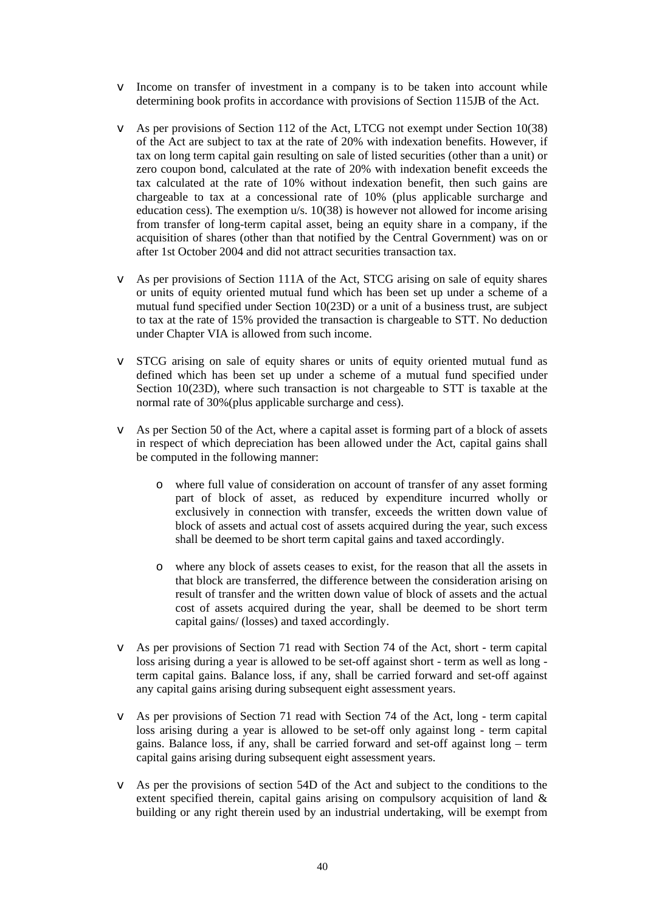- Income on transfer of investment in a company is to be taken into account while determining book profits in accordance with provisions of Section 115JB of the Act.

- As per provisions of Section 112 of the Act, LTCG not exempt under Section 10(38) of the Act are subject to tax at the rate of 20% with indexation benefits. However, if tax on long term capital gain resulting on sale of listed securities (other than a unit) or zero coupon bond, calculated at the rate of 20% with indexation benefit exceeds the tax calculated at the rate of 10% without indexation benefit, then such gains are chargeable to tax at a concessional rate of 10% (plus applicable surcharge and education cess). The exemption u/s. 10(38) is however not allowed for income arising from transfer of long-term capital asset, being an equity share in a company, if the acquisition of shares (other than that notified by the Central Government) was on or after 1st October 2004 and did not attract securities transaction tax.

- As per provisions of Section 111A of the Act, STCG arising on sale of equity shares or units of equity oriented mutual fund which has been set up under a scheme of a mutual fund specified under Section 10(23D) or a unit of a business trust, are subject to tax at the rate of 15% provided the transaction is chargeable to STT. No deduction under Chapter VIA is allowed from such income.

- STCG arising on sale of equity shares or units of equity oriented mutual fund as defined which has been set up under a scheme of a mutual fund specified under Section 10(23D), where such transaction is not chargeable to STT is taxable at the normal rate of 30%(plus applicable surcharge and cess).

- As per Section 50 of the Act, where a capital asset is forming part of a block of assets in respect of which depreciation has been allowed under the Act, capital gains shall be computed in the following manner:

  - where full value of consideration on account of transfer of any asset forming part of block of asset, as reduced by expenditure incurred wholly or exclusively in connection with transfer, exceeds the written down value of block of assets and actual cost of assets acquired during the year, such excess shall be deemed to be short term capital gains and taxed accordingly.

  - where any block of assets ceases to exist, for the reason that all the assets in that block are transferred, the difference between the consideration arising on result of transfer and the written down value of block of assets and the actual cost of assets acquired during the year, shall be deemed to be short term capital gains/ (losses) and taxed accordingly.

- As per provisions of Section 71 read with Section 74 of the Act, short - term capital loss arising during a year is allowed to be set-off against short - term as well as long - term capital gains. Balance loss, if any, shall be carried forward and set-off against any capital gains arising during subsequent eight assessment years.

- As per provisions of Section 71 read with Section 74 of the Act, long - term capital loss arising during a year is allowed to be set-off only against long - term capital gains. Balance loss, if any, shall be carried forward and set-off against long – term capital gains arising during subsequent eight assessment years.

- As per the provisions of section 54D of the Act and subject to the conditions to the extent specified therein, capital gains arising on compulsory acquisition of land & building or any right therein used by an industrial undertaking, will be exempt from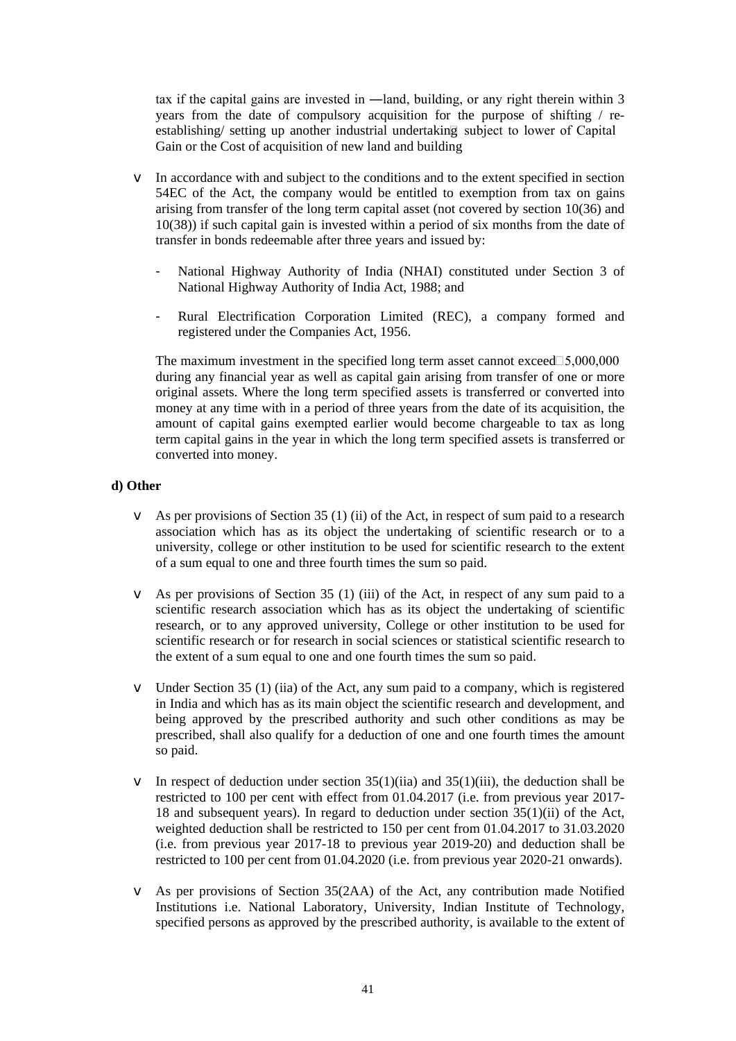tax if the capital gains are invested in ―land, building, or any right therein within 3 years from the date of compulsory acquisition for the purpose of shifting / re-establishing/ setting up another industrial undertaking subject to lower of Capital Gain or the Cost of acquisition of new land and building

- In accordance with and subject to the conditions and to the extent specified in section 54EC of the Act, the company would be entitled to exemption from tax on gains arising from transfer of the long term capital asset (not covered by section 10(36) and 10(38)) if such capital gain is invested within a period of six months from the date of transfer in bonds redeemable after three years and issued by:

  - National Highway Authority of India (NHAI) constituted under Section 3 of National Highway Authority of India Act, 1988; and

  - Rural Electrification Corporation Limited (REC), a company formed and registered under the Companies Act, 1956.

  The maximum investment in the specified long term asset cannot exceed 5,000,000 during any financial year as well as capital gain arising from transfer of one or more original assets. Where the long term specified assets is transferred or converted into money at any time with in a period of three years from the date of its acquisition, the amount of capital gains exempted earlier would become chargeable to tax as long term capital gains in the year in which the long term specified assets is transferred or converted into money.

**d) Other**

- As per provisions of Section 35 (1) (ii) of the Act, in respect of sum paid to a research association which has as its object the undertaking of scientific research or to a university, college or other institution to be used for scientific research to the extent of a sum equal to one and three fourth times the sum so paid.

- As per provisions of Section 35 (1) (iii) of the Act, in respect of any sum paid to a scientific research association which has as its object the undertaking of scientific research, or to any approved university, College or other institution to be used for scientific research or for research in social sciences or statistical scientific research to the extent of a sum equal to one and one fourth times the sum so paid.

- Under Section 35 (1) (iia) of the Act, any sum paid to a company, which is registered in India and which has as its main object the scientific research and development, and being approved by the prescribed authority and such other conditions as may be prescribed, shall also qualify for a deduction of one and one fourth times the amount so paid.

- In respect of deduction under section 35(1)(iia) and 35(1)(iii), the deduction shall be restricted to 100 per cent with effect from 01.04.2017 (i.e. from previous year 2017-18 and subsequent years). In regard to deduction under section 35(1)(ii) of the Act, weighted deduction shall be restricted to 150 per cent from 01.04.2017 to 31.03.2020 (i.e. from previous year 2017-18 to previous year 2019-20) and deduction shall be restricted to 100 per cent from 01.04.2020 (i.e. from previous year 2020-21 onwards).

- As per provisions of Section 35(2AA) of the Act, any contribution made Notified Institutions i.e. National Laboratory, University, Indian Institute of Technology, specified persons as approved by the prescribed authority, is available to the extent of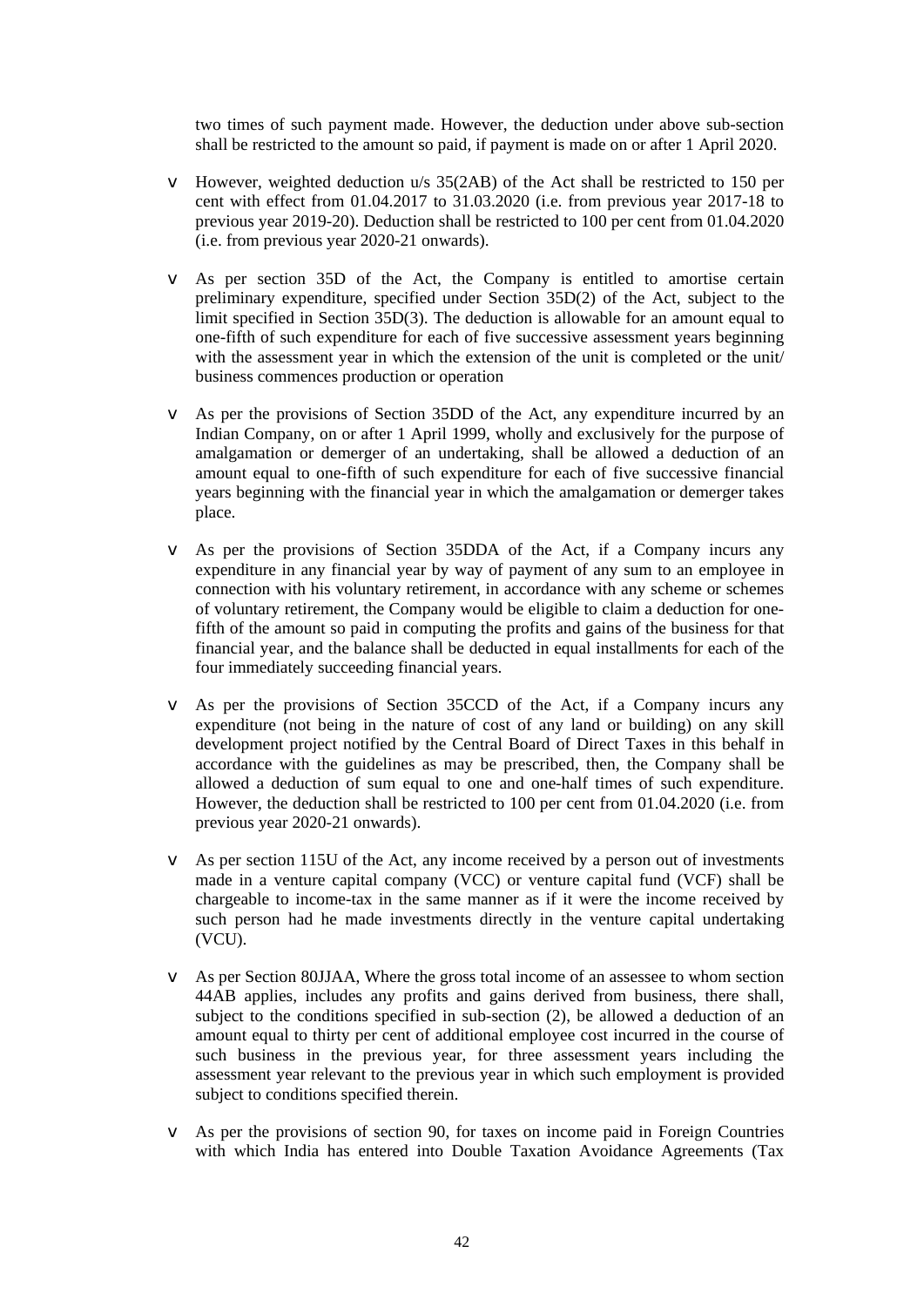two times of such payment made. However, the deduction under above sub-section shall be restricted to the amount so paid, if payment is made on or after 1 April 2020.

- However, weighted deduction u/s 35(2AB) of the Act shall be restricted to 150 per cent with effect from 01.04.2017 to 31.03.2020 (i.e. from previous year 2017-18 to previous year 2019-20). Deduction shall be restricted to 100 per cent from 01.04.2020 (i.e. from previous year 2020-21 onwards).

- As per section 35D of the Act, the Company is entitled to amortise certain preliminary expenditure, specified under Section 35D(2) of the Act, subject to the limit specified in Section 35D(3). The deduction is allowable for an amount equal to one-fifth of such expenditure for each of five successive assessment years beginning with the assessment year in which the extension of the unit is completed or the unit/ business commences production or operation

- As per the provisions of Section 35DD of the Act, any expenditure incurred by an Indian Company, on or after 1 April 1999, wholly and exclusively for the purpose of amalgamation or demerger of an undertaking, shall be allowed a deduction of an amount equal to one-fifth of such expenditure for each of five successive financial years beginning with the financial year in which the amalgamation or demerger takes place.

- As per the provisions of Section 35DDA of the Act, if a Company incurs any expenditure in any financial year by way of payment of any sum to an employee in connection with his voluntary retirement, in accordance with any scheme or schemes of voluntary retirement, the Company would be eligible to claim a deduction for one-fifth of the amount so paid in computing the profits and gains of the business for that financial year, and the balance shall be deducted in equal installments for each of the four immediately succeeding financial years.

- As per the provisions of Section 35CCD of the Act, if a Company incurs any expenditure (not being in the nature of cost of any land or building) on any skill development project notified by the Central Board of Direct Taxes in this behalf in accordance with the guidelines as may be prescribed, then, the Company shall be allowed a deduction of sum equal to one and one-half times of such expenditure. However, the deduction shall be restricted to 100 per cent from 01.04.2020 (i.e. from previous year 2020-21 onwards).

- As per section 115U of the Act, any income received by a person out of investments made in a venture capital company (VCC) or venture capital fund (VCF) shall be chargeable to income-tax in the same manner as if it were the income received by such person had he made investments directly in the venture capital undertaking (VCU).

- As per Section 80JJAA, Where the gross total income of an assessee to whom section 44AB applies, includes any profits and gains derived from business, there shall, subject to the conditions specified in sub-section (2), be allowed a deduction of an amount equal to thirty per cent of additional employee cost incurred in the course of such business in the previous year, for three assessment years including the assessment year relevant to the previous year in which such employment is provided subject to conditions specified therein.

- As per the provisions of section 90, for taxes on income paid in Foreign Countries with which India has entered into Double Taxation Avoidance Agreements (Tax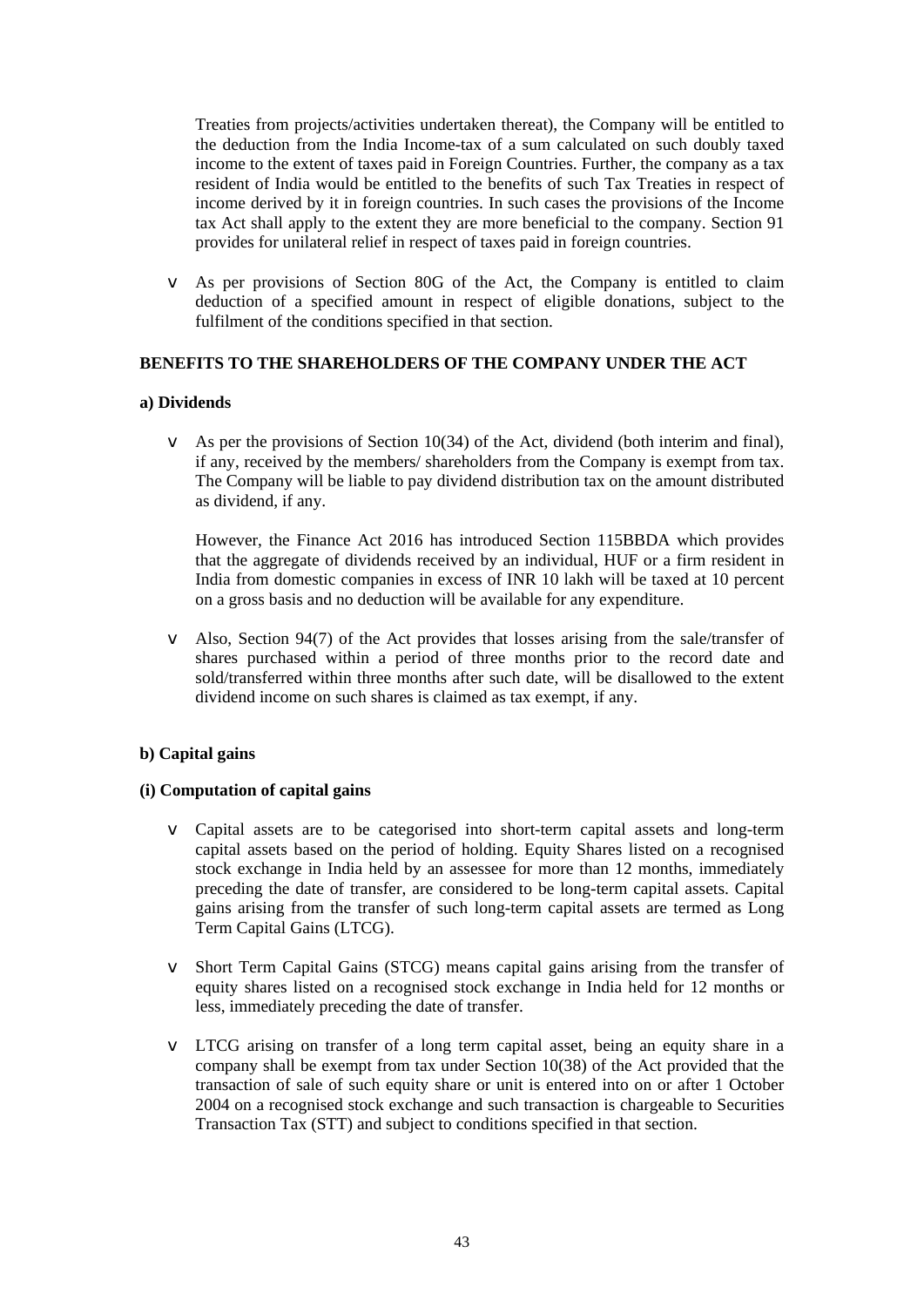Treaties from projects/activities undertaken thereat), the Company will be entitled to the deduction from the India Income-tax of a sum calculated on such doubly taxed income to the extent of taxes paid in Foreign Countries. Further, the company as a tax resident of India would be entitled to the benefits of such Tax Treaties in respect of income derived by it in foreign countries. In such cases the provisions of the Income tax Act shall apply to the extent they are more beneficial to the company. Section 91 provides for unilateral relief in respect of taxes paid in foreign countries.

- As per provisions of Section 80G of the Act, the Company is entitled to claim deduction of a specified amount in respect of eligible donations, subject to the fulfilment of the conditions specified in that section.

**BENEFITS TO THE SHAREHOLDERS OF THE COMPANY UNDER THE ACT**

**a) Dividends**

- As per the provisions of Section 10(34) of the Act, dividend (both interim and final), if any, received by the members/ shareholders from the Company is exempt from tax. The Company will be liable to pay dividend distribution tax on the amount distributed as dividend, if any.

  However, the Finance Act 2016 has introduced Section 115BBDA which provides that the aggregate of dividends received by an individual, HUF or a firm resident in India from domestic companies in excess of INR 10 lakh will be taxed at 10 percent on a gross basis and no deduction will be available for any expenditure.

- Also, Section 94(7) of the Act provides that losses arising from the sale/transfer of shares purchased within a period of three months prior to the record date and sold/transferred within three months after such date, will be disallowed to the extent dividend income on such shares is claimed as tax exempt, if any.

**b) Capital gains**

**(i) Computation of capital gains**

- Capital assets are to be categorised into short-term capital assets and long-term capital assets based on the period of holding. Equity Shares listed on a recognised stock exchange in India held by an assessee for more than 12 months, immediately preceding the date of transfer, are considered to be long-term capital assets. Capital gains arising from the transfer of such long-term capital assets are termed as Long Term Capital Gains (LTCG).

- Short Term Capital Gains (STCG) means capital gains arising from the transfer of equity shares listed on a recognised stock exchange in India held for 12 months or less, immediately preceding the date of transfer.

- LTCG arising on transfer of a long term capital asset, being an equity share in a company shall be exempt from tax under Section 10(38) of the Act provided that the transaction of sale of such equity share or unit is entered into on or after 1 October 2004 on a recognised stock exchange and such transaction is chargeable to Securities Transaction Tax (STT) and subject to conditions specified in that section.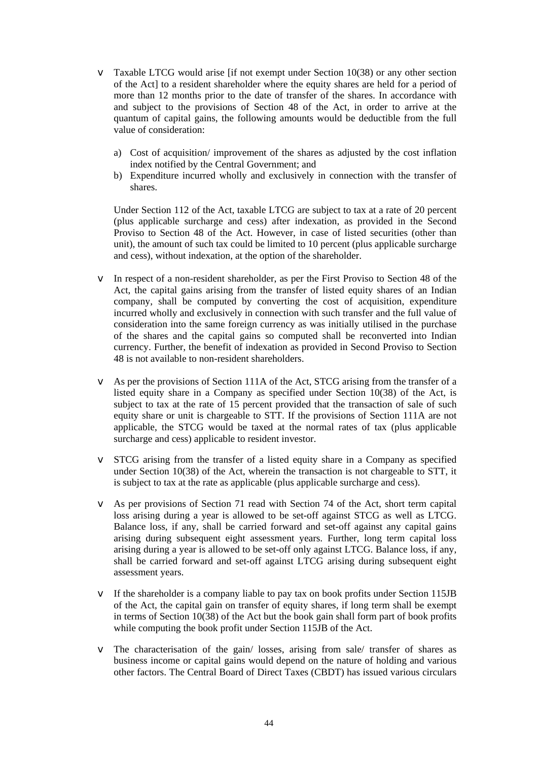- Taxable LTCG would arise [if not exempt under Section 10(38) or any other section of the Act] to a resident shareholder where the equity shares are held for a period of more than 12 months prior to the date of transfer of the shares. In accordance with and subject to the provisions of Section 48 of the Act, in order to arrive at the quantum of capital gains, the following amounts would be deductible from the full value of consideration:

    a) Cost of acquisition/ improvement of the shares as adjusted by the cost inflation index notified by the Central Government; and
    b) Expenditure incurred wholly and exclusively in connection with the transfer of shares.

    Under Section 112 of the Act, taxable LTCG are subject to tax at a rate of 20 percent (plus applicable surcharge and cess) after indexation, as provided in the Second Proviso to Section 48 of the Act. However, in case of listed securities (other than unit), the amount of such tax could be limited to 10 percent (plus applicable surcharge and cess), without indexation, at the option of the shareholder.

- In respect of a non-resident shareholder, as per the First Proviso to Section 48 of the Act, the capital gains arising from the transfer of listed equity shares of an Indian company, shall be computed by converting the cost of acquisition, expenditure incurred wholly and exclusively in connection with such transfer and the full value of consideration into the same foreign currency as was initially utilised in the purchase of the shares and the capital gains so computed shall be reconverted into Indian currency. Further, the benefit of indexation as provided in Second Proviso to Section 48 is not available to non-resident shareholders.

- As per the provisions of Section 111A of the Act, STCG arising from the transfer of a listed equity share in a Company as specified under Section 10(38) of the Act, is subject to tax at the rate of 15 percent provided that the transaction of sale of such equity share or unit is chargeable to STT. If the provisions of Section 111A are not applicable, the STCG would be taxed at the normal rates of tax (plus applicable surcharge and cess) applicable to resident investor.

- STCG arising from the transfer of a listed equity share in a Company as specified under Section 10(38) of the Act, wherein the transaction is not chargeable to STT, it is subject to tax at the rate as applicable (plus applicable surcharge and cess).

- As per provisions of Section 71 read with Section 74 of the Act, short term capital loss arising during a year is allowed to be set-off against STCG as well as LTCG. Balance loss, if any, shall be carried forward and set-off against any capital gains arising during subsequent eight assessment years. Further, long term capital loss arising during a year is allowed to be set-off only against LTCG. Balance loss, if any, shall be carried forward and set-off against LTCG arising during subsequent eight assessment years.

- If the shareholder is a company liable to pay tax on book profits under Section 115JB of the Act, the capital gain on transfer of equity shares, if long term shall be exempt in terms of Section 10(38) of the Act but the book gain shall form part of book profits while computing the book profit under Section 115JB of the Act.

- The characterisation of the gain/ losses, arising from sale/ transfer of shares as business income or capital gains would depend on the nature of holding and various other factors. The Central Board of Direct Taxes (CBDT) has issued various circulars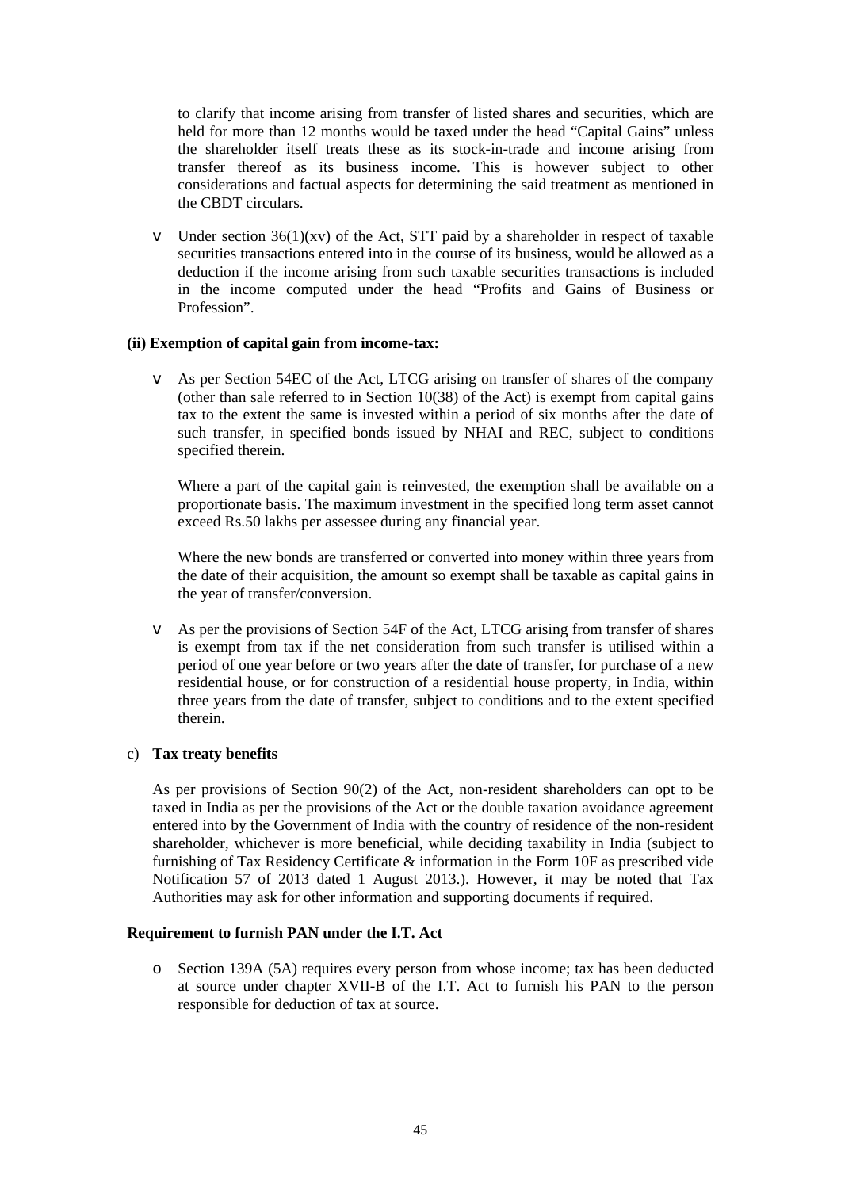to clarify that income arising from transfer of listed shares and securities, which are held for more than 12 months would be taxed under the head "Capital Gains" unless the shareholder itself treats these as its stock-in-trade and income arising from transfer thereof as its business income. This is however subject to other considerations and factual aspects for determining the said treatment as mentioned in the CBDT circulars.

- Under section 36(1)(xv) of the Act, STT paid by a shareholder in respect of taxable securities transactions entered into in the course of its business, would be allowed as a deduction if the income arising from such taxable securities transactions is included in the income computed under the head "Profits and Gains of Business or Profession".

**(ii) Exemption of capital gain from income-tax:**

- As per Section 54EC of the Act, LTCG arising on transfer of shares of the company (other than sale referred to in Section 10(38) of the Act) is exempt from capital gains tax to the extent the same is invested within a period of six months after the date of such transfer, in specified bonds issued by NHAI and REC, subject to conditions specified therein.

  Where a part of the capital gain is reinvested, the exemption shall be available on a proportionate basis. The maximum investment in the specified long term asset cannot exceed Rs.50 lakhs per assessee during any financial year.

  Where the new bonds are transferred or converted into money within three years from the date of their acquisition, the amount so exempt shall be taxable as capital gains in the year of transfer/conversion.

- As per the provisions of Section 54F of the Act, LTCG arising from transfer of shares is exempt from tax if the net consideration from such transfer is utilised within a period of one year before or two years after the date of transfer, for purchase of a new residential house, or for construction of a residential house property, in India, within three years from the date of transfer, subject to conditions and to the extent specified therein.

c) **Tax treaty benefits**

As per provisions of Section 90(2) of the Act, non-resident shareholders can opt to be taxed in India as per the provisions of the Act or the double taxation avoidance agreement entered into by the Government of India with the country of residence of the non-resident shareholder, whichever is more beneficial, while deciding taxability in India (subject to furnishing of Tax Residency Certificate & information in the Form 10F as prescribed vide Notification 57 of 2013 dated 1 August 2013.). However, it may be noted that Tax Authorities may ask for other information and supporting documents if required.

**Requirement to furnish PAN under the I.T. Act**

- Section 139A (5A) requires every person from whose income; tax has been deducted at source under chapter XVII-B of the I.T. Act to furnish his PAN to the person responsible for deduction of tax at source.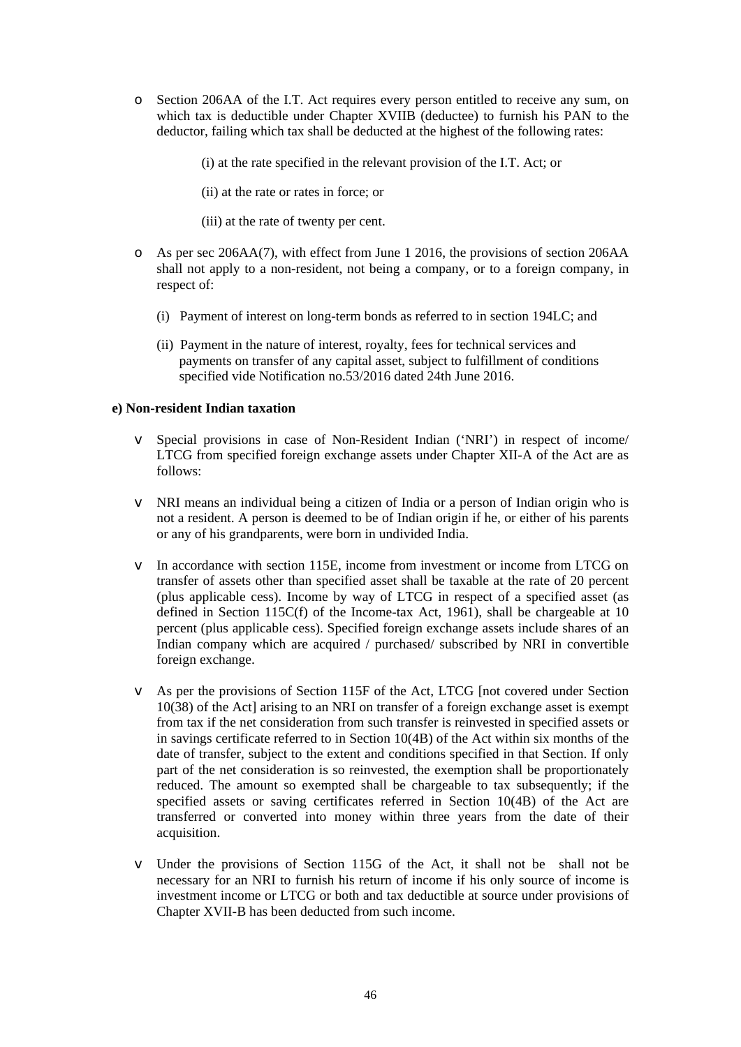- Section 206AA of the I.T. Act requires every person entitled to receive any sum, on which tax is deductible under Chapter XVIIB (deductee) to furnish his PAN to the deductor, failing which tax shall be deducted at the highest of the following rates:

    (i) at the rate specified in the relevant provision of the I.T. Act; or

    (ii) at the rate or rates in force; or

    (iii) at the rate of twenty per cent.

- As per sec 206AA(7), with effect from June 1 2016, the provisions of section 206AA shall not apply to a non-resident, not being a company, or to a foreign company, in respect of:

    (i) Payment of interest on long-term bonds as referred to in section 194LC; and

    (ii) Payment in the nature of interest, royalty, fees for technical services and payments on transfer of any capital asset, subject to fulfillment of conditions specified vide Notification no.53/2016 dated 24th June 2016.

**e) Non-resident Indian taxation**

- Special provisions in case of Non-Resident Indian ('NRI') in respect of income/ LTCG from specified foreign exchange assets under Chapter XII-A of the Act are as follows:

- NRI means an individual being a citizen of India or a person of Indian origin who is not a resident. A person is deemed to be of Indian origin if he, or either of his parents or any of his grandparents, were born in undivided India.

- In accordance with section 115E, income from investment or income from LTCG on transfer of assets other than specified asset shall be taxable at the rate of 20 percent (plus applicable cess). Income by way of LTCG in respect of a specified asset (as defined in Section 115C(f) of the Income-tax Act, 1961), shall be chargeable at 10 percent (plus applicable cess). Specified foreign exchange assets include shares of an Indian company which are acquired / purchased/ subscribed by NRI in convertible foreign exchange.

- As per the provisions of Section 115F of the Act, LTCG [not covered under Section 10(38) of the Act] arising to an NRI on transfer of a foreign exchange asset is exempt from tax if the net consideration from such transfer is reinvested in specified assets or in savings certificate referred to in Section 10(4B) of the Act within six months of the date of transfer, subject to the extent and conditions specified in that Section. If only part of the net consideration is so reinvested, the exemption shall be proportionately reduced. The amount so exempted shall be chargeable to tax subsequently; if the specified assets or saving certificates referred in Section 10(4B) of the Act are transferred or converted into money within three years from the date of their acquisition.

- Under the provisions of Section 115G of the Act, it shall not be shall not be necessary for an NRI to furnish his return of income if his only source of income is investment income or LTCG or both and tax deductible at source under provisions of Chapter XVII-B has been deducted from such income.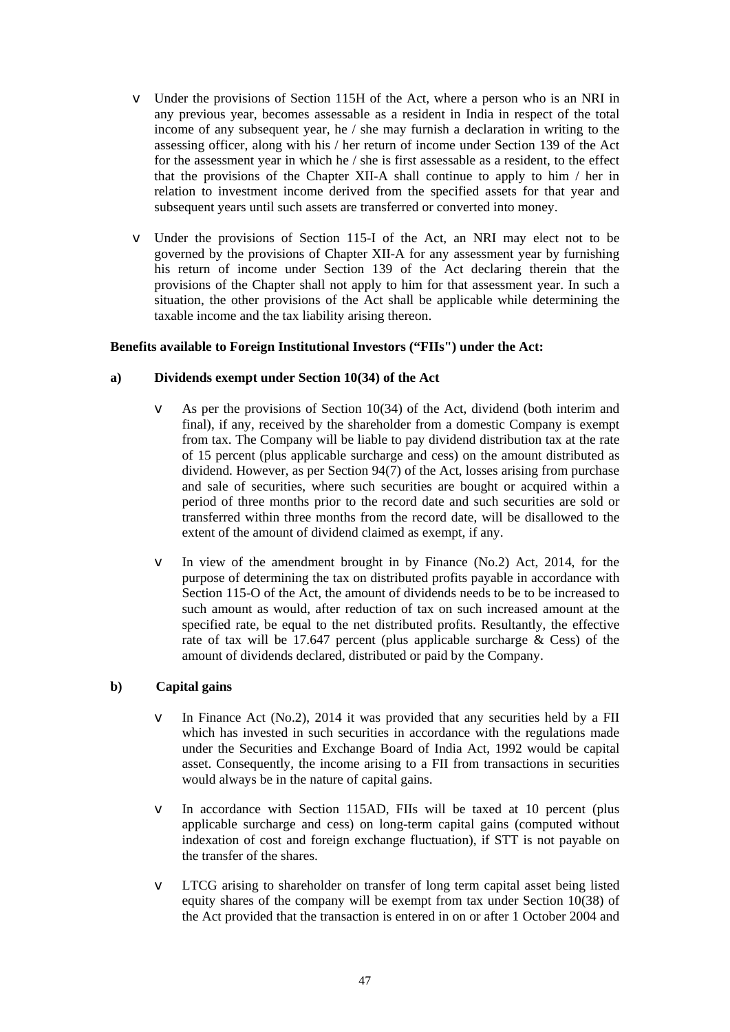- Under the provisions of Section 115H of the Act, where a person who is an NRI in any previous year, becomes assessable as a resident in India in respect of the total income of any subsequent year, he / she may furnish a declaration in writing to the assessing officer, along with his / her return of income under Section 139 of the Act for the assessment year in which he / she is first assessable as a resident, to the effect that the provisions of the Chapter XII-A shall continue to apply to him / her in relation to investment income derived from the specified assets for that year and subsequent years until such assets are transferred or converted into money.

- Under the provisions of Section 115-I of the Act, an NRI may elect not to be governed by the provisions of Chapter XII-A for any assessment year by furnishing his return of income under Section 139 of the Act declaring therein that the provisions of the Chapter shall not apply to him for that assessment year. In such a situation, the other provisions of the Act shall be applicable while determining the taxable income and the tax liability arising thereon.

**Benefits available to Foreign Institutional Investors ("FIIs") under the Act:**

**a) Dividends exempt under Section 10(34) of the Act**

- As per the provisions of Section 10(34) of the Act, dividend (both interim and final), if any, received by the shareholder from a domestic Company is exempt from tax. The Company will be liable to pay dividend distribution tax at the rate of 15 percent (plus applicable surcharge and cess) on the amount distributed as dividend. However, as per Section 94(7) of the Act, losses arising from purchase and sale of securities, where such securities are bought or acquired within a period of three months prior to the record date and such securities are sold or transferred within three months from the record date, will be disallowed to the extent of the amount of dividend claimed as exempt, if any.

- In view of the amendment brought in by Finance (No.2) Act, 2014, for the purpose of determining the tax on distributed profits payable in accordance with Section 115-O of the Act, the amount of dividends needs to be to be increased to such amount as would, after reduction of tax on such increased amount at the specified rate, be equal to the net distributed profits. Resultantly, the effective rate of tax will be 17.647 percent (plus applicable surcharge & Cess) of the amount of dividends declared, distributed or paid by the Company.

**b) Capital gains**

- In Finance Act (No.2), 2014 it was provided that any securities held by a FII which has invested in such securities in accordance with the regulations made under the Securities and Exchange Board of India Act, 1992 would be capital asset. Consequently, the income arising to a FII from transactions in securities would always be in the nature of capital gains.

- In accordance with Section 115AD, FIIs will be taxed at 10 percent (plus applicable surcharge and cess) on long-term capital gains (computed without indexation of cost and foreign exchange fluctuation), if STT is not payable on the transfer of the shares.

- LTCG arising to shareholder on transfer of long term capital asset being listed equity shares of the company will be exempt from tax under Section 10(38) of the Act provided that the transaction is entered in on or after 1 October 2004 and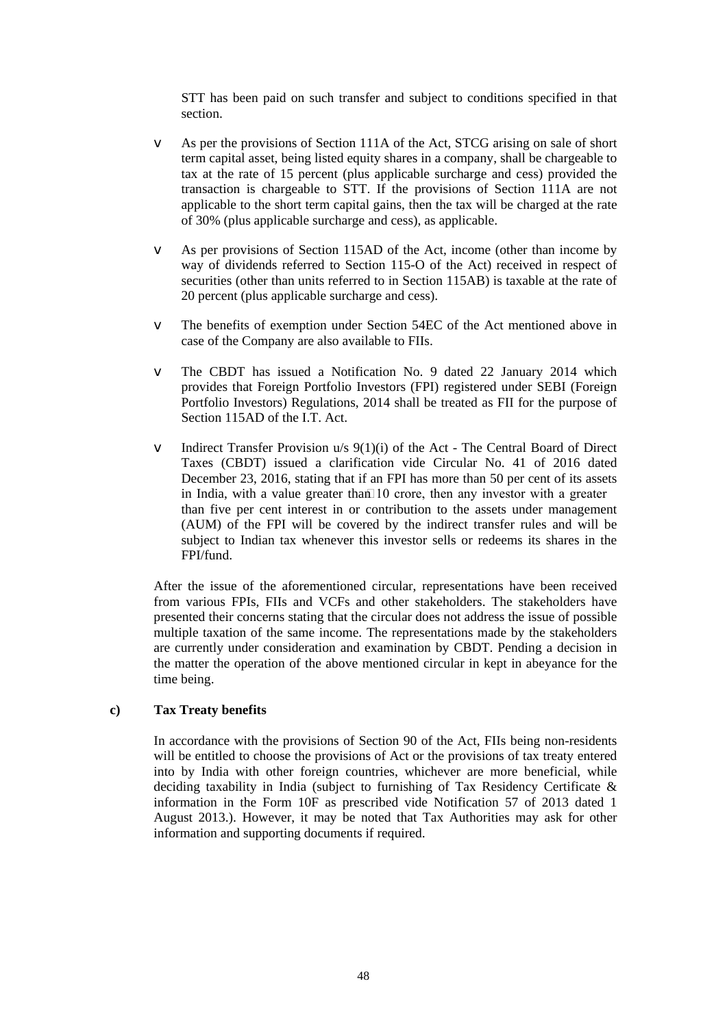STT has been paid on such transfer and subject to conditions specified in that section.

- As per the provisions of Section 111A of the Act, STCG arising on sale of short term capital asset, being listed equity shares in a company, shall be chargeable to tax at the rate of 15 percent (plus applicable surcharge and cess) provided the transaction is chargeable to STT. If the provisions of Section 111A are not applicable to the short term capital gains, then the tax will be charged at the rate of 30% (plus applicable surcharge and cess), as applicable.

- As per provisions of Section 115AD of the Act, income (other than income by way of dividends referred to Section 115-O of the Act) received in respect of securities (other than units referred to in Section 115AB) is taxable at the rate of 20 percent (plus applicable surcharge and cess).

- The benefits of exemption under Section 54EC of the Act mentioned above in case of the Company are also available to FIIs.

- The CBDT has issued a Notification No. 9 dated 22 January 2014 which provides that Foreign Portfolio Investors (FPI) registered under SEBI (Foreign Portfolio Investors) Regulations, 2014 shall be treated as FII for the purpose of Section 115AD of the I.T. Act.

- Indirect Transfer Provision u/s 9(1)(i) of the Act - The Central Board of Direct Taxes (CBDT) issued a clarification vide Circular No. 41 of 2016 dated December 23, 2016, stating that if an FPI has more than 50 per cent of its assets in India, with a value greater than ₹10 crore, then any investor with a greater than five per cent interest in or contribution to the assets under management (AUM) of the FPI will be covered by the indirect transfer rules and will be subject to Indian tax whenever this investor sells or redeems its shares in the FPI/fund.

After the issue of the aforementioned circular, representations have been received from various FPIs, FIIs and VCFs and other stakeholders. The stakeholders have presented their concerns stating that the circular does not address the issue of possible multiple taxation of the same income. The representations made by the stakeholders are currently under consideration and examination by CBDT. Pending a decision in the matter the operation of the above mentioned circular in kept in abeyance for the time being.

**c) Tax Treaty benefits**

In accordance with the provisions of Section 90 of the Act, FIIs being non-residents will be entitled to choose the provisions of Act or the provisions of tax treaty entered into by India with other foreign countries, whichever are more beneficial, while deciding taxability in India (subject to furnishing of Tax Residency Certificate & information in the Form 10F as prescribed vide Notification 57 of 2013 dated 1 August 2013.). However, it may be noted that Tax Authorities may ask for other information and supporting documents if required.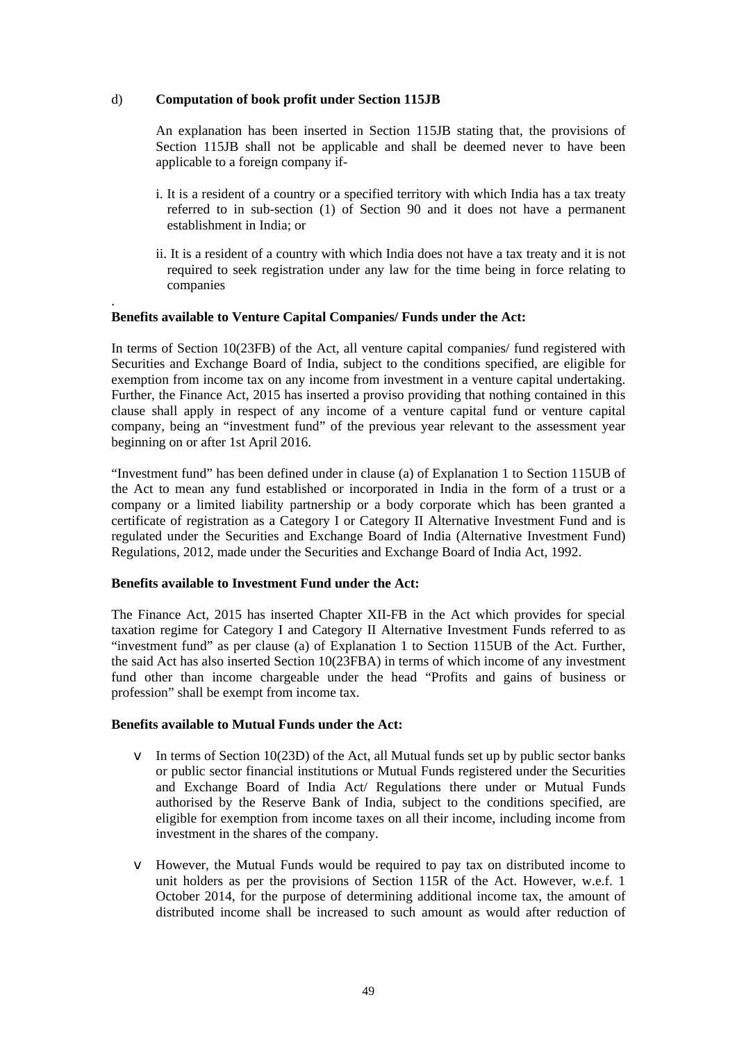d) **Computation of book profit under Section 115JB**

An explanation has been inserted in Section 115JB stating that, the provisions of Section 115JB shall not be applicable and shall be deemed never to have been applicable to a foreign company if-

i. It is a resident of a country or a specified territory with which India has a tax treaty referred to in sub-section (1) of Section 90 and it does not have a permanent establishment in India; or

ii. It is a resident of a country with which India does not have a tax treaty and it is not required to seek registration under any law for the time being in force relating to companies

.

**Benefits available to Venture Capital Companies/ Funds under the Act:**

In terms of Section 10(23FB) of the Act, all venture capital companies/ fund registered with Securities and Exchange Board of India, subject to the conditions specified, are eligible for exemption from income tax on any income from investment in a venture capital undertaking. Further, the Finance Act, 2015 has inserted a proviso providing that nothing contained in this clause shall apply in respect of any income of a venture capital fund or venture capital company, being an "investment fund" of the previous year relevant to the assessment year beginning on or after 1st April 2016.

"Investment fund" has been defined under in clause (a) of Explanation 1 to Section 115UB of the Act to mean any fund established or incorporated in India in the form of a trust or a company or a limited liability partnership or a body corporate which has been granted a certificate of registration as a Category I or Category II Alternative Investment Fund and is regulated under the Securities and Exchange Board of India (Alternative Investment Fund) Regulations, 2012, made under the Securities and Exchange Board of India Act, 1992.

**Benefits available to Investment Fund under the Act:**

The Finance Act, 2015 has inserted Chapter XII-FB in the Act which provides for special taxation regime for Category I and Category II Alternative Investment Funds referred to as "investment fund" as per clause (a) of Explanation 1 to Section 115UB of the Act. Further, the said Act has also inserted Section 10(23FBA) in terms of which income of any investment fund other than income chargeable under the head "Profits and gains of business or profession" shall be exempt from income tax.

**Benefits available to Mutual Funds under the Act:**

- In terms of Section 10(23D) of the Act, all Mutual funds set up by public sector banks or public sector financial institutions or Mutual Funds registered under the Securities and Exchange Board of India Act/ Regulations there under or Mutual Funds authorised by the Reserve Bank of India, subject to the conditions specified, are eligible for exemption from income taxes on all their income, including income from investment in the shares of the company.

- However, the Mutual Funds would be required to pay tax on distributed income to unit holders as per the provisions of Section 115R of the Act. However, w.e.f. 1 October 2014, for the purpose of determining additional income tax, the amount of distributed income shall be increased to such amount as would after reduction of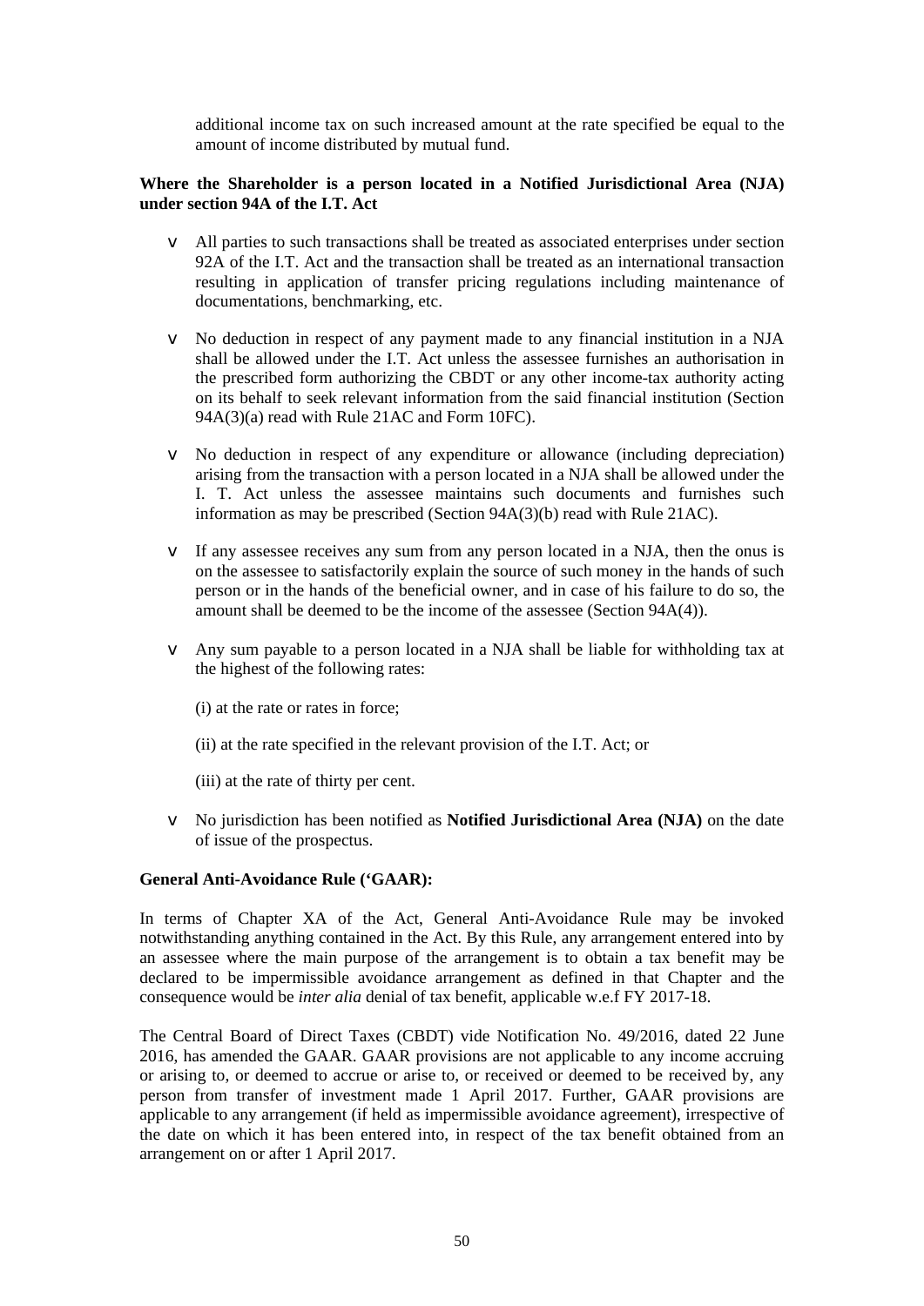additional income tax on such increased amount at the rate specified be equal to the amount of income distributed by mutual fund.

**Where the Shareholder is a person located in a Notified Jurisdictional Area (NJA) under section 94A of the I.T. Act**

- All parties to such transactions shall be treated as associated enterprises under section 92A of the I.T. Act and the transaction shall be treated as an international transaction resulting in application of transfer pricing regulations including maintenance of documentations, benchmarking, etc.

- No deduction in respect of any payment made to any financial institution in a NJA shall be allowed under the I.T. Act unless the assessee furnishes an authorisation in the prescribed form authorizing the CBDT or any other income-tax authority acting on its behalf to seek relevant information from the said financial institution (Section 94A(3)(a) read with Rule 21AC and Form 10FC).

- No deduction in respect of any expenditure or allowance (including depreciation) arising from the transaction with a person located in a NJA shall be allowed under the I. T. Act unless the assessee maintains such documents and furnishes such information as may be prescribed (Section 94A(3)(b) read with Rule 21AC).

- If any assessee receives any sum from any person located in a NJA, then the onus is on the assessee to satisfactorily explain the source of such money in the hands of such person or in the hands of the beneficial owner, and in case of his failure to do so, the amount shall be deemed to be the income of the assessee (Section 94A(4)).

- Any sum payable to a person located in a NJA shall be liable for withholding tax at the highest of the following rates:

  (i) at the rate or rates in force;

  (ii) at the rate specified in the relevant provision of the I.T. Act; or

  (iii) at the rate of thirty per cent.

- No jurisdiction has been notified as **Notified Jurisdictional Area (NJA)** on the date of issue of the prospectus.

**General Anti-Avoidance Rule ('GAAR):**

In terms of Chapter XA of the Act, General Anti-Avoidance Rule may be invoked notwithstanding anything contained in the Act. By this Rule, any arrangement entered into by an assessee where the main purpose of the arrangement is to obtain a tax benefit may be declared to be impermissible avoidance arrangement as defined in that Chapter and the consequence would be *inter alia* denial of tax benefit, applicable w.e.f FY 2017-18.

The Central Board of Direct Taxes (CBDT) vide Notification No. 49/2016, dated 22 June 2016, has amended the GAAR. GAAR provisions are not applicable to any income accruing or arising to, or deemed to accrue or arise to, or received or deemed to be received by, any person from transfer of investment made 1 April 2017. Further, GAAR provisions are applicable to any arrangement (if held as impermissible avoidance agreement), irrespective of the date on which it has been entered into, in respect of the tax benefit obtained from an arrangement on or after 1 April 2017.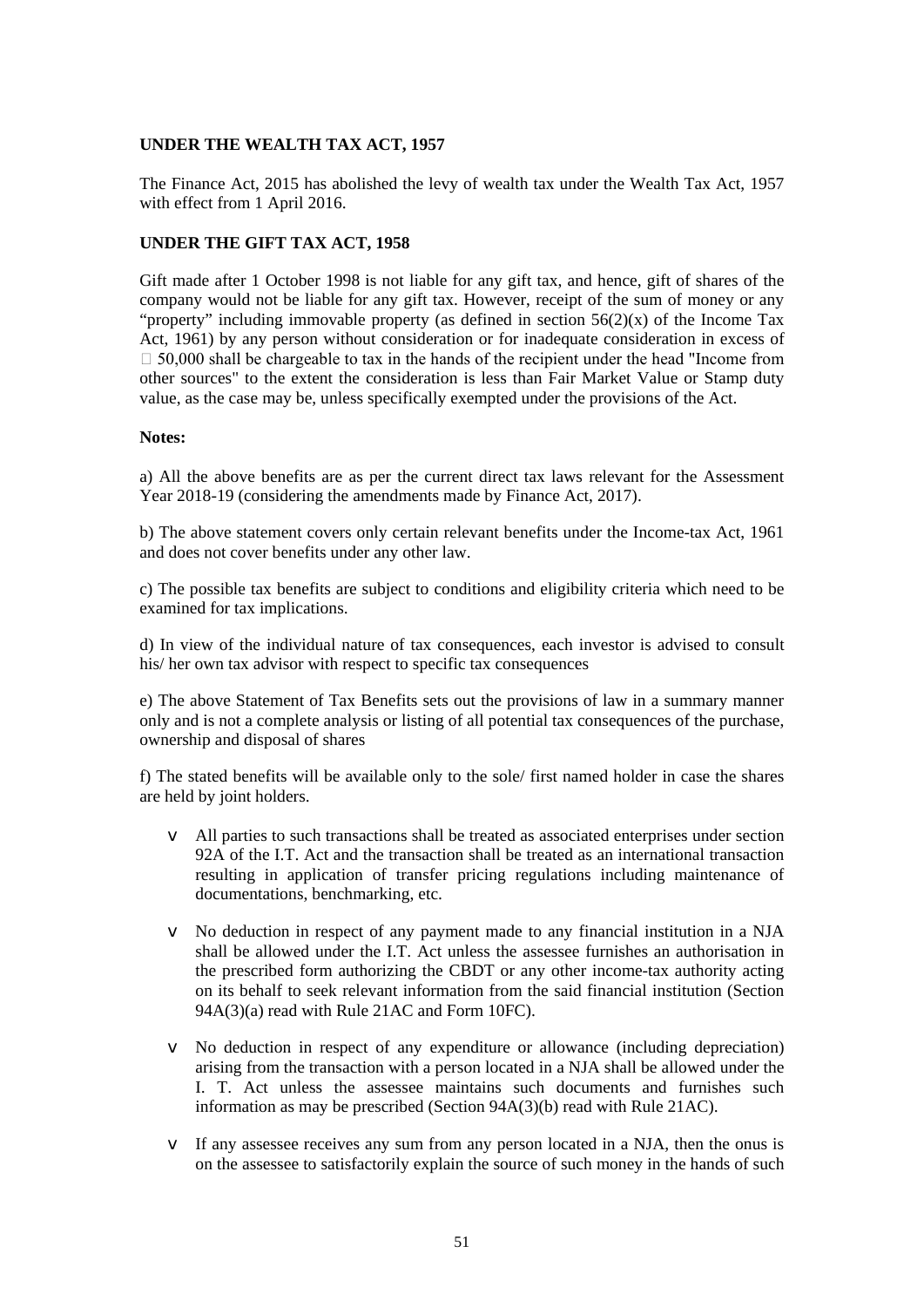**UNDER THE WEALTH TAX ACT, 1957**

The Finance Act, 2015 has abolished the levy of wealth tax under the Wealth Tax Act, 1957 with effect from 1 April 2016.

**UNDER THE GIFT TAX ACT, 1958**

Gift made after 1 October 1998 is not liable for any gift tax, and hence, gift of shares of the company would not be liable for any gift tax. However, receipt of the sum of money or any "property" including immovable property (as defined in section 56(2)(x) of the Income Tax Act, 1961) by any person without consideration or for inadequate consideration in excess of  50,000 shall be chargeable to tax in the hands of the recipient under the head "Income from other sources" to the extent the consideration is less than Fair Market Value or Stamp duty value, as the case may be, unless specifically exempted under the provisions of the Act.

**Notes:**

a) All the above benefits are as per the current direct tax laws relevant for the Assessment Year 2018-19 (considering the amendments made by Finance Act, 2017).

b) The above statement covers only certain relevant benefits under the Income-tax Act, 1961 and does not cover benefits under any other law.

c) The possible tax benefits are subject to conditions and eligibility criteria which need to be examined for tax implications.

d) In view of the individual nature of tax consequences, each investor is advised to consult his/ her own tax advisor with respect to specific tax consequences

e) The above Statement of Tax Benefits sets out the provisions of law in a summary manner only and is not a complete analysis or listing of all potential tax consequences of the purchase, ownership and disposal of shares

f) The stated benefits will be available only to the sole/ first named holder in case the shares are held by joint holders.

- All parties to such transactions shall be treated as associated enterprises under section 92A of the I.T. Act and the transaction shall be treated as an international transaction resulting in application of transfer pricing regulations including maintenance of documentations, benchmarking, etc.
- No deduction in respect of any payment made to any financial institution in a NJA shall be allowed under the I.T. Act unless the assessee furnishes an authorisation in the prescribed form authorizing the CBDT or any other income-tax authority acting on its behalf to seek relevant information from the said financial institution (Section 94A(3)(a) read with Rule 21AC and Form 10FC).
- No deduction in respect of any expenditure or allowance (including depreciation) arising from the transaction with a person located in a NJA shall be allowed under the I. T. Act unless the assessee maintains such documents and furnishes such information as may be prescribed (Section 94A(3)(b) read with Rule 21AC).
- If any assessee receives any sum from any person located in a NJA, then the onus is on the assessee to satisfactorily explain the source of such money in the hands of such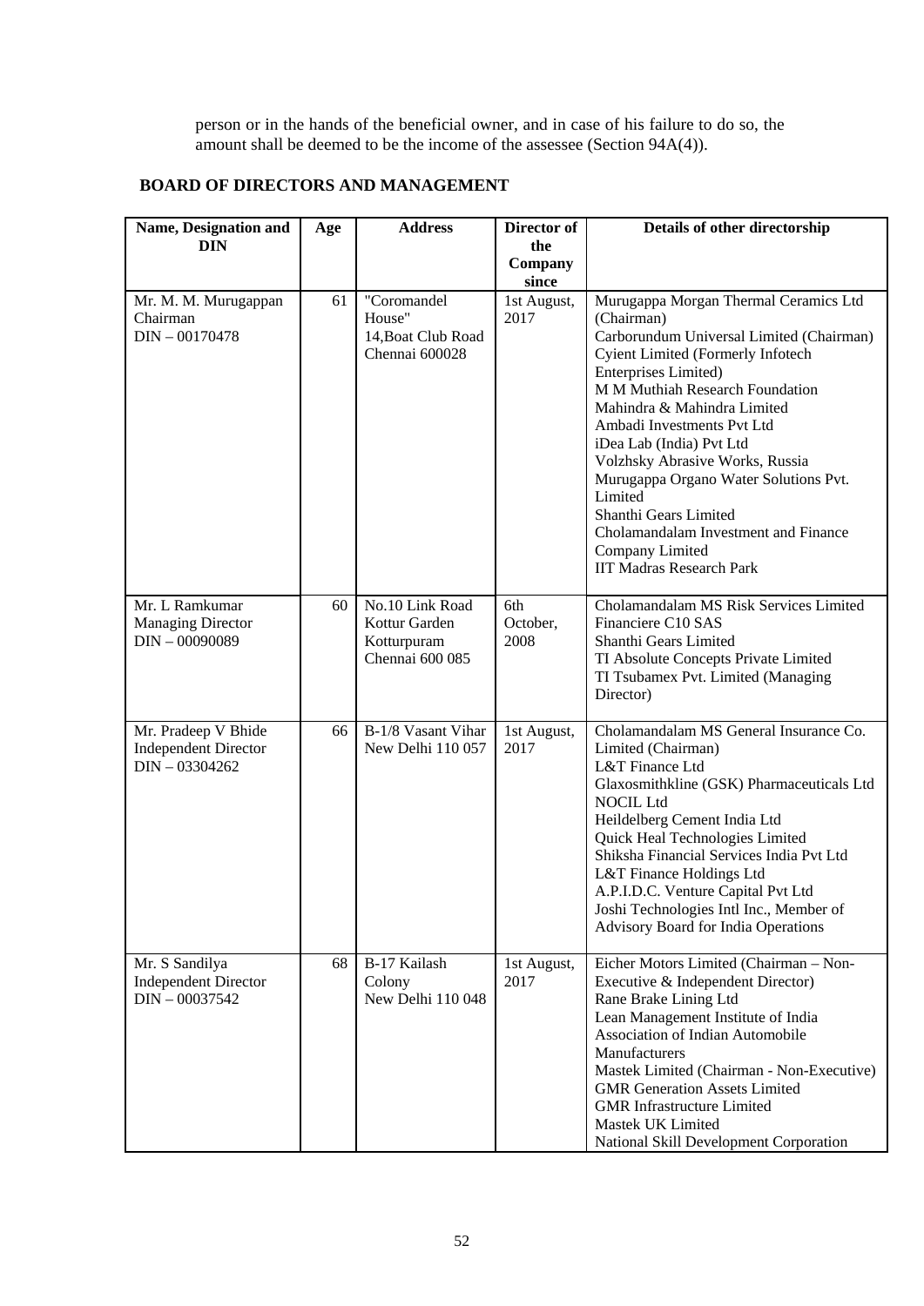person or in the hands of the beneficial owner, and in case of his failure to do so, the amount shall be deemed to be the income of the assessee (Section 94A(4)).

## BOARD OF DIRECTORS AND MANAGEMENT

| Name, Designation and DIN | Age | Address | Director of the Company since | Details of other directorship |
|---|---|---|---|---|
| Mr. M. M. Murugappan<br>Chairman<br>DIN – 00170478 | 61 | "Coromandel House"<br>14,Boat Club Road<br>Chennai 600028 | 1st August, 2017 | Murugappa Morgan Thermal Ceramics Ltd (Chairman)<br>Carborundum Universal Limited (Chairman)<br>Cyient Limited (Formerly Infotech Enterprises Limited)<br>M M Muthiah Research Foundation<br>Mahindra & Mahindra Limited<br>Ambadi Investments Pvt Ltd<br>iDea Lab (India) Pvt Ltd<br>Volzhsky Abrasive Works, Russia<br>Murugappa Organo Water Solutions Pvt. Limited<br>Shanthi Gears Limited<br>Cholamandalam Investment and Finance Company Limited<br>IIT Madras Research Park |
| Mr. L Ramkumar<br>Managing Director<br>DIN – 00090089 | 60 | No.10 Link Road<br>Kottur Garden<br>Kotturpuram<br>Chennai 600 085 | 6th October, 2008 | Cholamandalam MS Risk Services Limited<br>Financiere C10 SAS<br>Shanthi Gears Limited<br>TI Absolute Concepts Private Limited<br>TI Tsubamex Pvt. Limited (Managing Director) |
| Mr. Pradeep V Bhide<br>Independent Director<br>DIN – 03304262 | 66 | B-1/8 Vasant Vihar<br>New Delhi 110 057 | 1st August, 2017 | Cholamandalam MS General Insurance Co. Limited (Chairman)<br>L&T Finance Ltd<br>Glaxosmithkline (GSK) Pharmaceuticals Ltd<br>NOCIL Ltd<br>Heildelberg Cement India Ltd<br>Quick Heal Technologies Limited<br>Shiksha Financial Services India Pvt Ltd<br>L&T Finance Holdings Ltd<br>A.P.I.D.C. Venture Capital Pvt Ltd<br>Joshi Technologies Intl Inc., Member of Advisory Board for India Operations |
| Mr. S Sandilya<br>Independent Director<br>DIN – 00037542 | 68 | B-17 Kailash Colony<br>New Delhi 110 048 | 1st August, 2017 | Eicher Motors Limited (Chairman – Non-Executive & Independent Director)<br>Rane Brake Lining Ltd<br>Lean Management Institute of India<br>Association of Indian Automobile Manufacturers<br>Mastek Limited (Chairman - Non-Executive)<br>GMR Generation Assets Limited<br>GMR Infrastructure Limited<br>Mastek UK Limited<br>National Skill Development Corporation |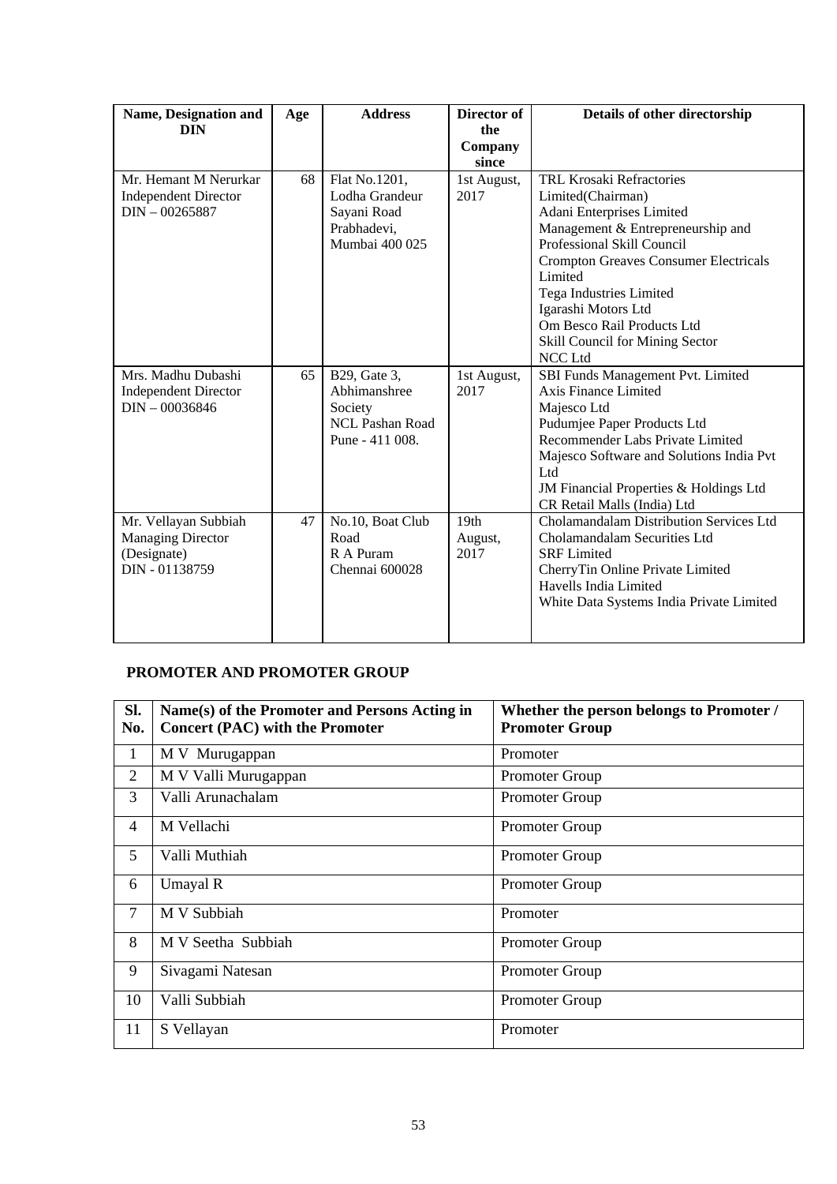| Name, Designation and DIN | Age | Address | Director of the Company since | Details of other directorship |
|---|---|---|---|---|
| Mr. Hemant M Nerurkar<br>Independent Director<br>DIN – 00265887 | 68 | Flat No.1201,<br>Lodha Grandeur<br>Sayani Road<br>Prabhadevi,<br>Mumbai 400 025 | 1st August, 2017 | TRL Krosaki Refractories Limited(Chairman)<br>Adani Enterprises Limited<br>Management & Entrepreneurship and Professional Skill Council<br>Crompton Greaves Consumer Electricals Limited<br>Tega Industries Limited<br>Igarashi Motors Ltd<br>Om Besco Rail Products Ltd<br>Skill Council for Mining Sector<br>NCC Ltd |
| Mrs. Madhu Dubashi<br>Independent Director<br>DIN – 00036846 | 65 | B29, Gate 3,<br>Abhimanshree<br>Society<br>NCL Pashan Road<br>Pune - 411 008. | 1st August, 2017 | SBI Funds Management Pvt. Limited<br>Axis Finance Limited<br>Majesco Ltd<br>Pudumjee Paper Products Ltd<br>Recommender Labs Private Limited<br>Majesco Software and Solutions India Pvt Ltd<br>JM Financial Properties & Holdings Ltd<br>CR Retail Malls (India) Ltd |
| Mr. Vellayan Subbiah<br>Managing Director<br>(Designate)<br>DIN - 01138759 | 47 | No.10, Boat Club<br>Road<br>R A Puram<br>Chennai 600028 | 19th August, 2017 | Cholamandalam Distribution Services Ltd<br>Cholamandalam Securities Ltd<br>SRF Limited<br>CherryTin Online Private Limited<br>Havells India Limited<br>White Data Systems India Private Limited |

## PROMOTER AND PROMOTER GROUP

| Sl. No. | Name(s) of the Promoter and Persons Acting in Concert (PAC) with the Promoter | Whether the person belongs to Promoter / Promoter Group |
|---|---|---|
| 1 | M V Murugappan | Promoter |
| 2 | M V Valli Murugappan | Promoter Group |
| 3 | Valli Arunachalam | Promoter Group |
| 4 | M Vellachi | Promoter Group |
| 5 | Valli Muthiah | Promoter Group |
| 6 | Umayal R | Promoter Group |
| 7 | M V Subbiah | Promoter |
| 8 | M V Seetha Subbiah | Promoter Group |
| 9 | Sivagami Natesan | Promoter Group |
| 10 | Valli Subbiah | Promoter Group |
| 11 | S Vellayan | Promoter |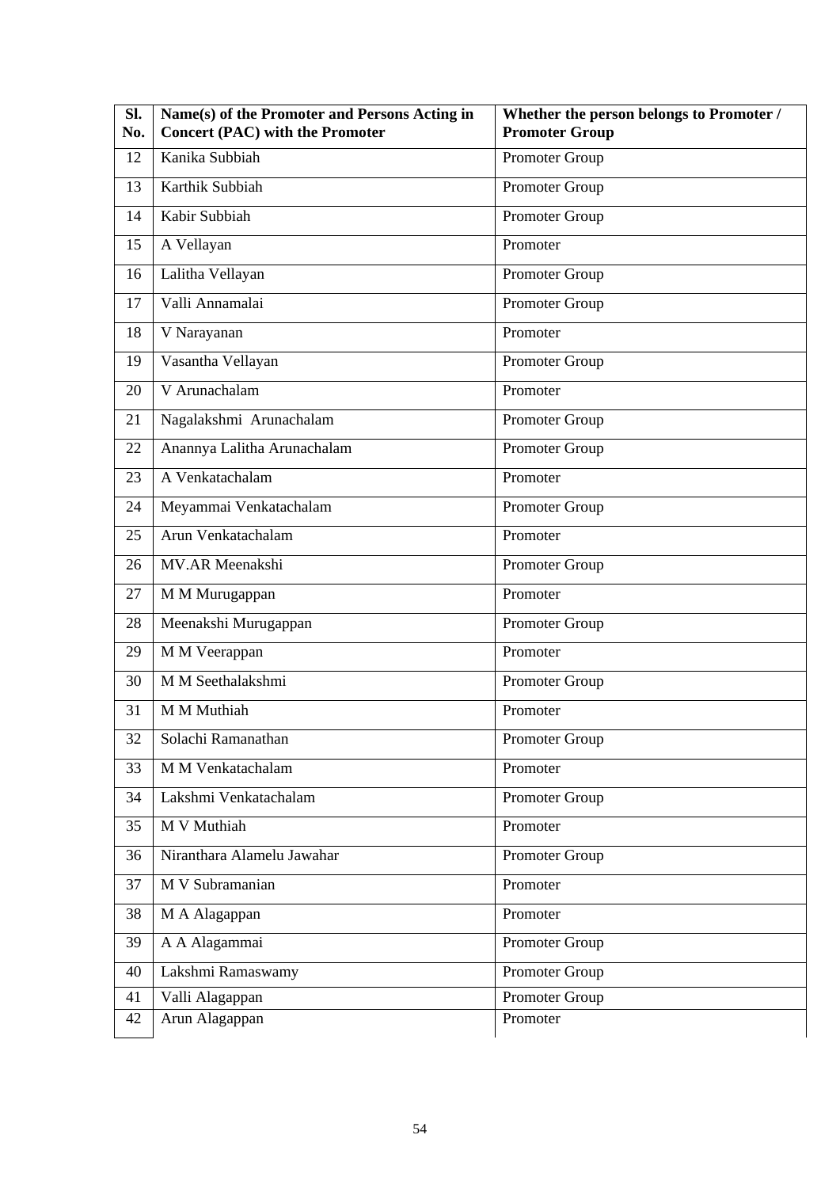| Sl. No. | Name(s) of the Promoter and Persons Acting in Concert (PAC) with the Promoter | Whether the person belongs to Promoter / Promoter Group |
|---|---|---|
| 12 | Kanika Subbiah | Promoter Group |
| 13 | Karthik Subbiah | Promoter Group |
| 14 | Kabir Subbiah | Promoter Group |
| 15 | A Vellayan | Promoter |
| 16 | Lalitha Vellayan | Promoter Group |
| 17 | Valli Annamalai | Promoter Group |
| 18 | V Narayanan | Promoter |
| 19 | Vasantha Vellayan | Promoter Group |
| 20 | V Arunachalam | Promoter |
| 21 | Nagalakshmi Arunachalam | Promoter Group |
| 22 | Anannya Lalitha Arunachalam | Promoter Group |
| 23 | A Venkatachalam | Promoter |
| 24 | Meyammai Venkatachalam | Promoter Group |
| 25 | Arun Venkatachalam | Promoter |
| 26 | MV.AR Meenakshi | Promoter Group |
| 27 | M M Murugappan | Promoter |
| 28 | Meenakshi Murugappan | Promoter Group |
| 29 | M M Veerappan | Promoter |
| 30 | M M Seethalakshmi | Promoter Group |
| 31 | M M Muthiah | Promoter |
| 32 | Solachi Ramanathan | Promoter Group |
| 33 | M M Venkatachalam | Promoter |
| 34 | Lakshmi Venkatachalam | Promoter Group |
| 35 | M V Muthiah | Promoter |
| 36 | Niranthara Alamelu Jawahar | Promoter Group |
| 37 | M V Subramanian | Promoter |
| 38 | M A Alagappan | Promoter |
| 39 | A A Alagammai | Promoter Group |
| 40 | Lakshmi Ramaswamy | Promoter Group |
| 41 | Valli Alagappan | Promoter Group |
| 42 | Arun Alagappan | Promoter |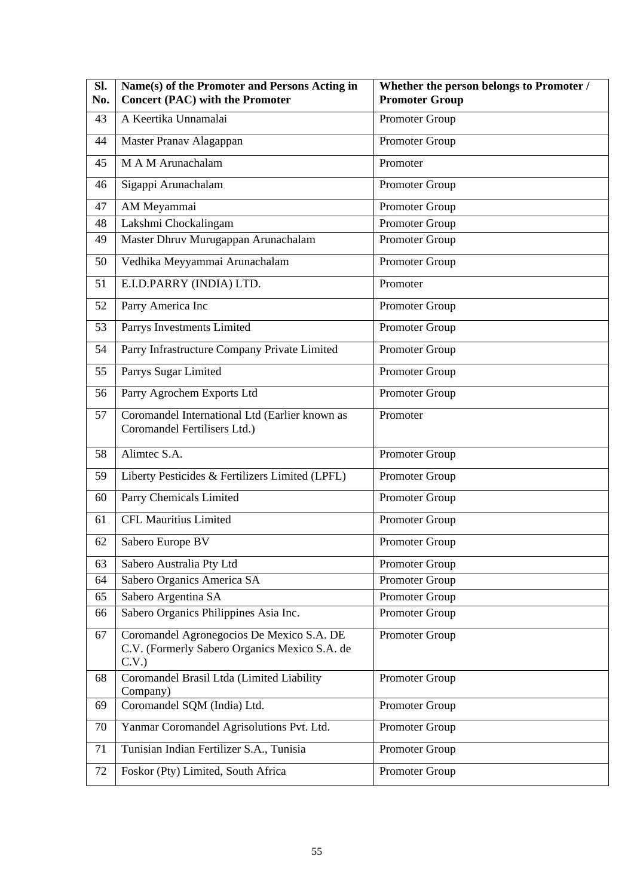| Sl. No. | Name(s) of the Promoter and Persons Acting in Concert (PAC) with the Promoter | Whether the person belongs to Promoter / Promoter Group |
|---|---|---|
| 43 | A Keertika Unnamalai | Promoter Group |
| 44 | Master Pranav Alagappan | Promoter Group |
| 45 | M A M Arunachalam | Promoter |
| 46 | Sigappi Arunachalam | Promoter Group |
| 47 | AM Meyammai | Promoter Group |
| 48 | Lakshmi Chockalingam | Promoter Group |
| 49 | Master Dhruv Murugappan Arunachalam | Promoter Group |
| 50 | Vedhika Meyyammai Arunachalam | Promoter Group |
| 51 | E.I.D.PARRY (INDIA) LTD. | Promoter |
| 52 | Parry America Inc | Promoter Group |
| 53 | Parrys Investments Limited | Promoter Group |
| 54 | Parry Infrastructure Company Private Limited | Promoter Group |
| 55 | Parrys Sugar Limited | Promoter Group |
| 56 | Parry Agrochem Exports Ltd | Promoter Group |
| 57 | Coromandel International Ltd (Earlier known as Coromandel Fertilisers Ltd.) | Promoter |
| 58 | Alimtec S.A. | Promoter Group |
| 59 | Liberty Pesticides & Fertilizers Limited (LPFL) | Promoter Group |
| 60 | Parry Chemicals Limited | Promoter Group |
| 61 | CFL Mauritius Limited | Promoter Group |
| 62 | Sabero Europe BV | Promoter Group |
| 63 | Sabero Australia Pty Ltd | Promoter Group |
| 64 | Sabero Organics America SA | Promoter Group |
| 65 | Sabero Argentina SA | Promoter Group |
| 66 | Sabero Organics Philippines Asia Inc. | Promoter Group |
| 67 | Coromandel Agronegocios De Mexico S.A. DE C.V. (Formerly Sabero Organics Mexico S.A. de C.V.) | Promoter Group |
| 68 | Coromandel Brasil Ltda (Limited Liability Company) | Promoter Group |
| 69 | Coromandel SQM (India) Ltd. | Promoter Group |
| 70 | Yanmar Coromandel Agrisolutions Pvt. Ltd. | Promoter Group |
| 71 | Tunisian Indian Fertilizer S.A., Tunisia | Promoter Group |
| 72 | Foskor (Pty) Limited, South Africa | Promoter Group |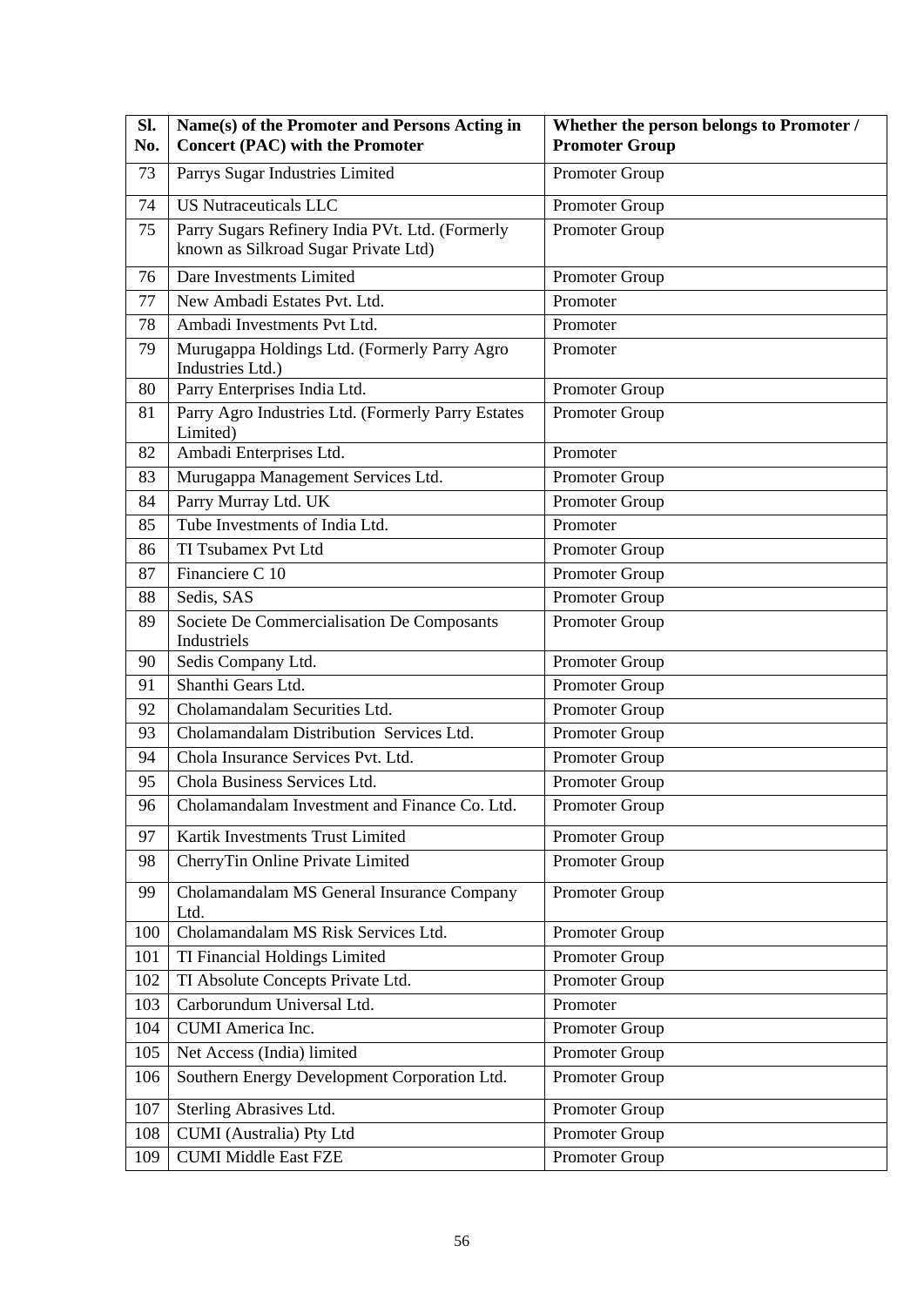| Sl. No. | Name(s) of the Promoter and Persons Acting in Concert (PAC) with the Promoter | Whether the person belongs to Promoter / Promoter Group |
|---|---|---|
| 73 | Parrys Sugar Industries Limited | Promoter Group |
| 74 | US Nutraceuticals LLC | Promoter Group |
| 75 | Parry Sugars Refinery India PVt. Ltd. (Formerly known as Silkroad Sugar Private Ltd) | Promoter Group |
| 76 | Dare Investments Limited | Promoter Group |
| 77 | New Ambadi Estates Pvt. Ltd. | Promoter |
| 78 | Ambadi Investments Pvt Ltd. | Promoter |
| 79 | Murugappa Holdings Ltd. (Formerly Parry Agro Industries Ltd.) | Promoter |
| 80 | Parry Enterprises India Ltd. | Promoter Group |
| 81 | Parry Agro Industries Ltd. (Formerly Parry Estates Limited) | Promoter Group |
| 82 | Ambadi Enterprises Ltd. | Promoter |
| 83 | Murugappa Management Services Ltd. | Promoter Group |
| 84 | Parry Murray Ltd. UK | Promoter Group |
| 85 | Tube Investments of India Ltd. | Promoter |
| 86 | TI Tsubamex Pvt Ltd | Promoter Group |
| 87 | Financiere C 10 | Promoter Group |
| 88 | Sedis, SAS | Promoter Group |
| 89 | Societe De Commercialisation De Composants Industriels | Promoter Group |
| 90 | Sedis Company Ltd. | Promoter Group |
| 91 | Shanthi Gears Ltd. | Promoter Group |
| 92 | Cholamandalam Securities Ltd. | Promoter Group |
| 93 | Cholamandalam Distribution Services Ltd. | Promoter Group |
| 94 | Chola Insurance Services Pvt. Ltd. | Promoter Group |
| 95 | Chola Business Services Ltd. | Promoter Group |
| 96 | Cholamandalam Investment and Finance Co. Ltd. | Promoter Group |
| 97 | Kartik Investments Trust Limited | Promoter Group |
| 98 | CherryTin Online Private Limited | Promoter Group |
| 99 | Cholamandalam MS General Insurance Company Ltd. | Promoter Group |
| 100 | Cholamandalam MS Risk Services Ltd. | Promoter Group |
| 101 | TI Financial Holdings Limited | Promoter Group |
| 102 | TI Absolute Concepts Private Ltd. | Promoter Group |
| 103 | Carborundum Universal Ltd. | Promoter |
| 104 | CUMI America Inc. | Promoter Group |
| 105 | Net Access (India) limited | Promoter Group |
| 106 | Southern Energy Development Corporation Ltd. | Promoter Group |
| 107 | Sterling Abrasives Ltd. | Promoter Group |
| 108 | CUMI (Australia) Pty Ltd | Promoter Group |
| 109 | CUMI Middle East FZE | Promoter Group |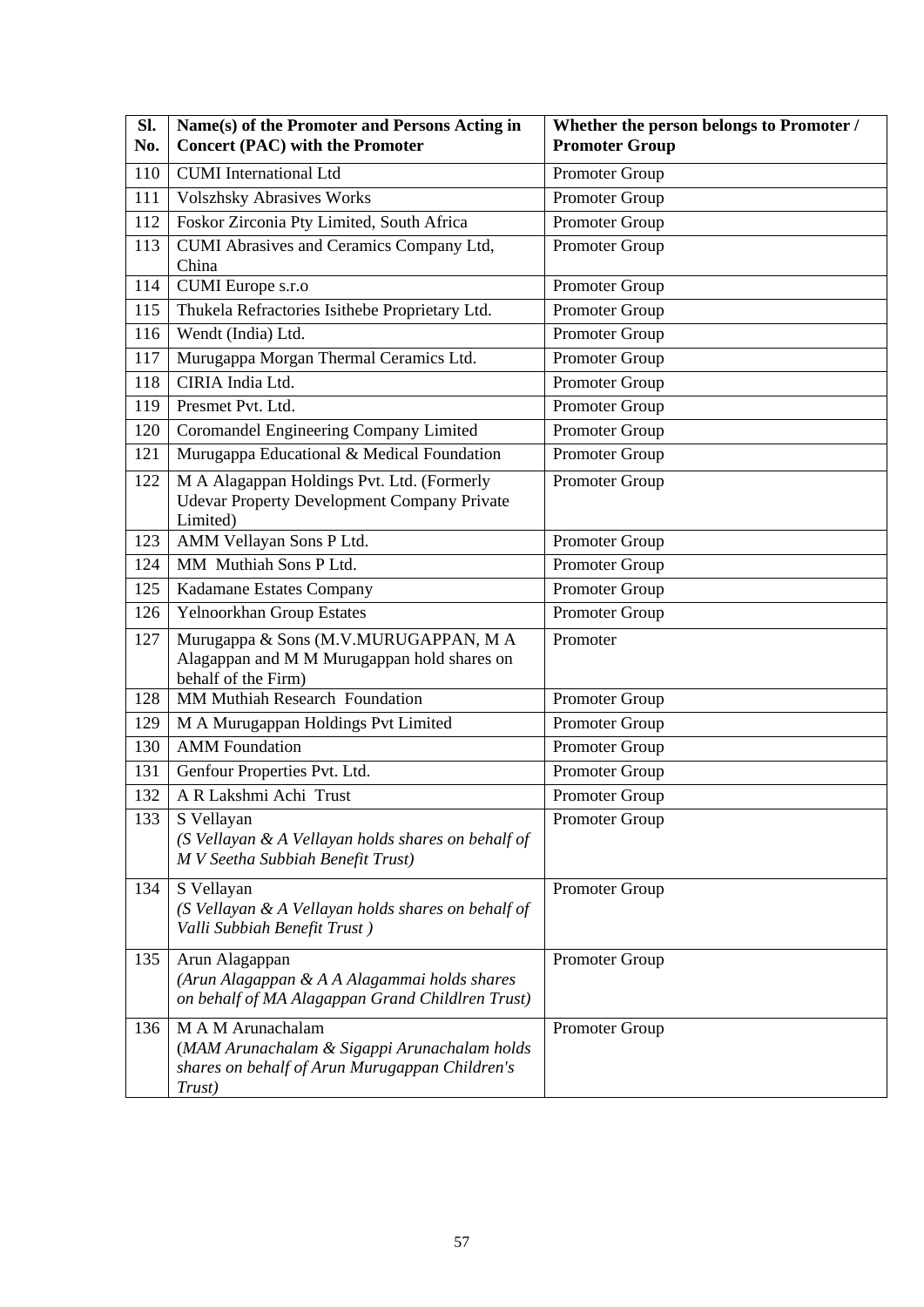| Sl. No. | Name(s) of the Promoter and Persons Acting in Concert (PAC) with the Promoter | Whether the person belongs to Promoter / Promoter Group |
|---|---|---|
| 110 | CUMI International Ltd | Promoter Group |
| 111 | Volszhsky Abrasives Works | Promoter Group |
| 112 | Foskor Zirconia Pty Limited, South Africa | Promoter Group |
| 113 | CUMI Abrasives and Ceramics Company Ltd, China | Promoter Group |
| 114 | CUMI Europe s.r.o | Promoter Group |
| 115 | Thukela Refractories Isithebe Proprietary Ltd. | Promoter Group |
| 116 | Wendt (India) Ltd. | Promoter Group |
| 117 | Murugappa Morgan Thermal Ceramics Ltd. | Promoter Group |
| 118 | CIRIA India Ltd. | Promoter Group |
| 119 | Presmet Pvt. Ltd. | Promoter Group |
| 120 | Coromandel Engineering Company Limited | Promoter Group |
| 121 | Murugappa Educational & Medical Foundation | Promoter Group |
| 122 | M A Alagappan Holdings Pvt. Ltd. (Formerly Udevar Property Development Company Private Limited) | Promoter Group |
| 123 | AMM Vellayan Sons P Ltd. | Promoter Group |
| 124 | MM Muthiah Sons P Ltd. | Promoter Group |
| 125 | Kadamane Estates Company | Promoter Group |
| 126 | Yelnoorkhan Group Estates | Promoter Group |
| 127 | Murugappa & Sons (M.V.MURUGAPPAN, M A Alagappan and M M Murugappan hold shares on behalf of the Firm) | Promoter |
| 128 | MM Muthiah Research Foundation | Promoter Group |
| 129 | M A Murugappan Holdings Pvt Limited | Promoter Group |
| 130 | AMM Foundation | Promoter Group |
| 131 | Genfour Properties Pvt. Ltd. | Promoter Group |
| 132 | A R Lakshmi Achi Trust | Promoter Group |
| 133 | S Vellayan *(S Vellayan & A Vellayan holds shares on behalf of M V Seetha Subbiah Benefit Trust)* | Promoter Group |
| 134 | S Vellayan *(S Vellayan & A Vellayan holds shares on behalf of Valli Subbiah Benefit Trust )* | Promoter Group |
| 135 | Arun Alagappan *(Arun Alagappan & A A Alagammai holds shares on behalf of MA Alagappan Grand Childlren Trust)* | Promoter Group |
| 136 | M A M Arunachalam (*MAM Arunachalam & Sigappi Arunachalam holds shares on behalf of Arun Murugappan Children's Trust)* | Promoter Group |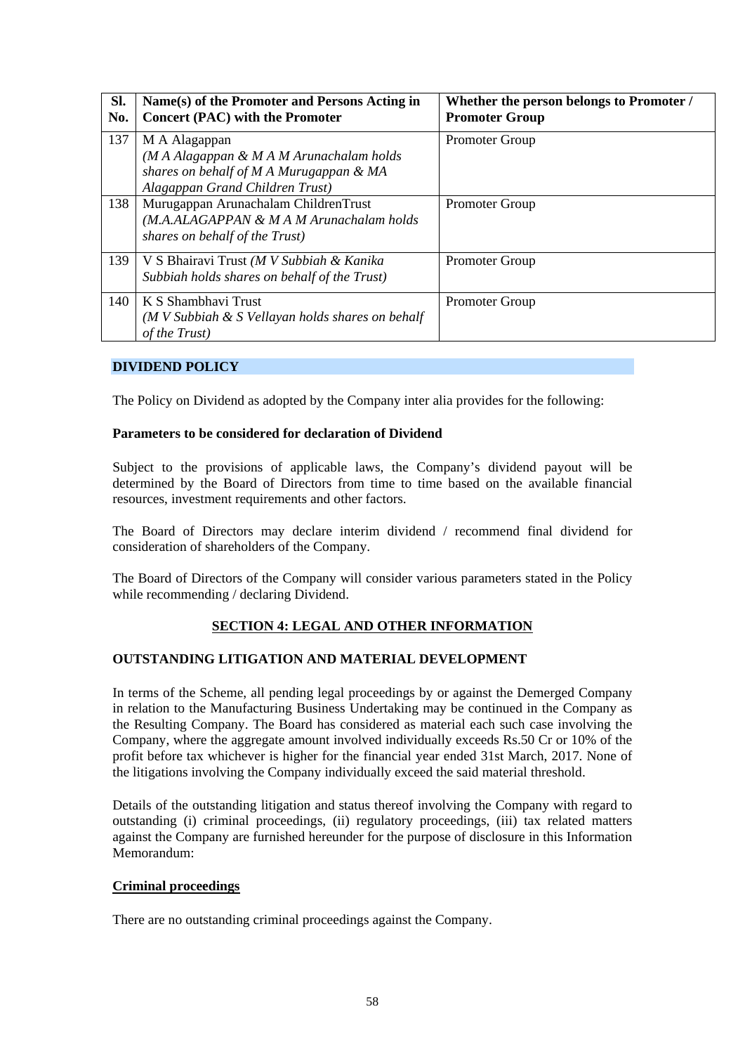| Sl. No. | Name(s) of the Promoter and Persons Acting in Concert (PAC) with the Promoter | Whether the person belongs to Promoter / Promoter Group |
|---|---|---|
| 137 | M A Alagappan *(M A Alagappan & M A M Arunachalam holds shares on behalf of M A Murugappan & MA Alagappan Grand Children Trust)* | Promoter Group |
| 138 | Murugappan Arunachalam ChildrenTrust *(M.A.ALAGAPPAN & M A M Arunachalam holds shares on behalf of the Trust)* | Promoter Group |
| 139 | V S Bhairavi Trust *(M V Subbiah & Kanika Subbiah holds shares on behalf of the Trust)* | Promoter Group |
| 140 | K S Shambhavi Trust *(M V Subbiah & S Vellayan holds shares on behalf of the Trust)* | Promoter Group |

## DIVIDEND POLICY

The Policy on Dividend as adopted by the Company inter alia provides for the following:

**Parameters to be considered for declaration of Dividend**

Subject to the provisions of applicable laws, the Company's dividend payout will be determined by the Board of Directors from time to time based on the available financial resources, investment requirements and other factors.

The Board of Directors may declare interim dividend / recommend final dividend for consideration of shareholders of the Company.

The Board of Directors of the Company will consider various parameters stated in the Policy while recommending / declaring Dividend.

# SECTION 4: LEGAL AND OTHER INFORMATION

## OUTSTANDING LITIGATION AND MATERIAL DEVELOPMENT

In terms of the Scheme, all pending legal proceedings by or against the Demerged Company in relation to the Manufacturing Business Undertaking may be continued in the Company as the Resulting Company. The Board has considered as material each such case involving the Company, where the aggregate amount involved individually exceeds Rs.50 Cr or 10% of the profit before tax whichever is higher for the financial year ended 31st March, 2017. None of the litigations involving the Company individually exceed the said material threshold.

Details of the outstanding litigation and status thereof involving the Company with regard to outstanding (i) criminal proceedings, (ii) regulatory proceedings, (iii) tax related matters against the Company are furnished hereunder for the purpose of disclosure in this Information Memorandum:

**Criminal proceedings**

There are no outstanding criminal proceedings against the Company.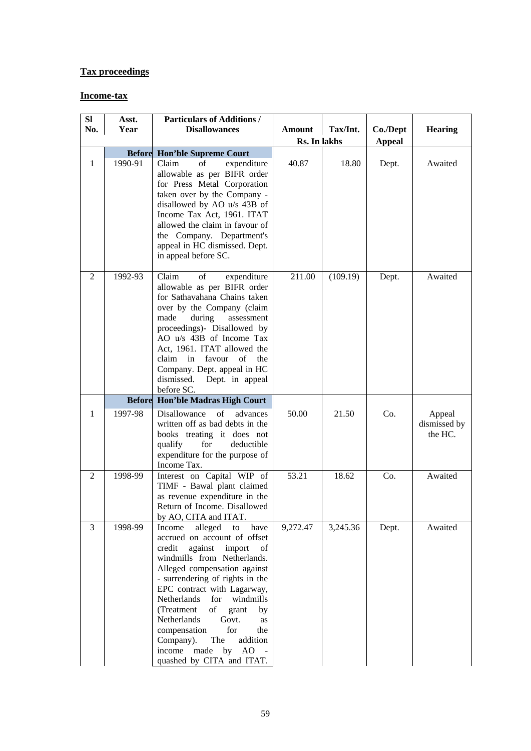**Tax proceedings**

**Income-tax**

| Sl No. | Asst. Year | Particulars of Additions / Disallowances | Amount | Tax/Int. | Co./Dept Appeal | Hearing |
|---|---|---|---|---|---|---|
| | | | Rs. In lakhs | | | |
| | **Before** | **Hon'ble Supreme Court** | | | | |
| 1 | 1990-91 | Claim of expenditure allowable as per BIFR order for Press Metal Corporation taken over by the Company - disallowed by AO u/s 43B of Income Tax Act, 1961. ITAT allowed the claim in favour of the Company. Department's appeal in HC dismissed. Dept. in appeal before SC. | 40.87 | 18.80 | Dept. | Awaited |
| 2 | 1992-93 | Claim of expenditure allowable as per BIFR order for Sathavahana Chains taken over by the Company (claim made during assessment proceedings)- Disallowed by AO u/s 43B of Income Tax Act, 1961. ITAT allowed the claim in favour of the Company. Dept. appeal in HC dismissed. Dept. in appeal before SC. | 211.00 | (109.19) | Dept. | Awaited |
| | **Before** | **Hon'ble Madras High Court** | | | | |
| 1 | 1997-98 | Disallowance of advances written off as bad debts in the books treating it does not qualify for deductible expenditure for the purpose of Income Tax. | 50.00 | 21.50 | Co. | Appeal dismissed by the HC. |
| 2 | 1998-99 | Interest on Capital WIP of TIMF - Bawal plant claimed as revenue expenditure in the Return of Income. Disallowed by AO, CITA and ITAT. | 53.21 | 18.62 | Co. | Awaited |
| 3 | 1998-99 | Income alleged to have accrued on account of offset credit against import of windmills from Netherlands. Alleged compensation against - surrendering of rights in the EPC contract with Lagarway, Netherlands for windmills (Treatment of grant by Netherlands Govt. as compensation for the Company). The addition income made by AO - quashed by CITA and ITAT. | 9,272.47 | 3,245.36 | Dept. | Awaited |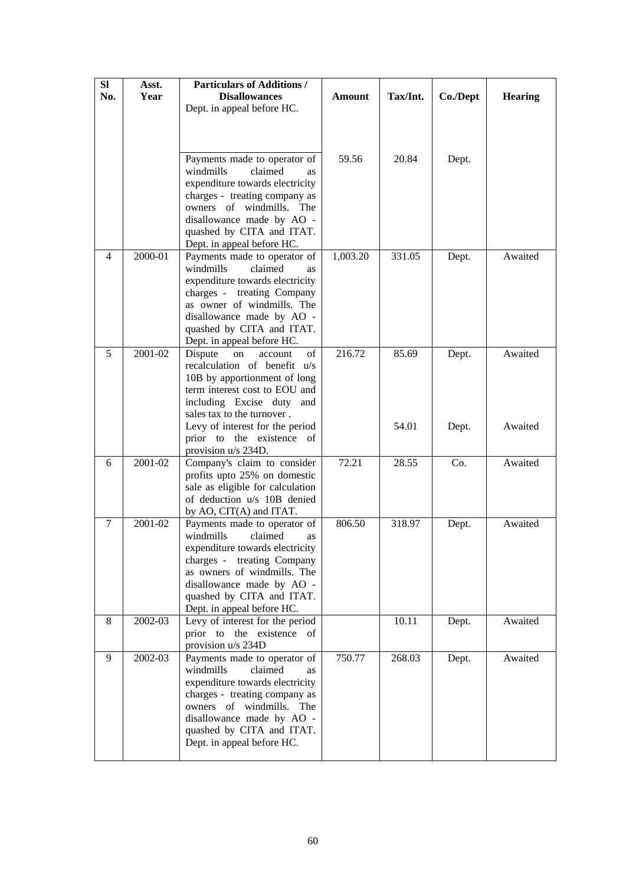| Sl No. | Asst. Year | Particulars of Additions / Disallowances | Amount | Tax/Int. | Co./Dept | Hearing |
|---|---|---|---|---|---|---|
| | | Dept. in appeal before HC. | | | | |
| | | Payments made to operator of windmills claimed as expenditure towards electricity charges - treating company as owners of windmills. The disallowance made by AO - quashed by CITA and ITAT. Dept. in appeal before HC. | 59.56 | 20.84 | Dept. | |
| 4 | 2000-01 | Payments made to operator of windmills claimed as expenditure towards electricity charges - treating Company as owner of windmills. The disallowance made by AO - quashed by CITA and ITAT. Dept. in appeal before HC. | 1,003.20 | 331.05 | Dept. | Awaited |
| 5 | 2001-02 | Dispute on account of recalculation of benefit u/s 10B by apportionment of long term interest cost to EOU and including Excise duty and sales tax to the turnover . | 216.72 | 85.69 | Dept. | Awaited |
| | | Levy of interest for the period prior to the existence of provision u/s 234D. | | 54.01 | Dept. | Awaited |
| 6 | 2001-02 | Company's claim to consider profits upto 25% on domestic sale as eligible for calculation of deduction u/s 10B denied by AO, CIT(A) and ITAT. | 72.21 | 28.55 | Co. | Awaited |
| 7 | 2001-02 | Payments made to operator of windmills claimed as expenditure towards electricity charges - treating Company as owners of windmills. The disallowance made by AO - quashed by CITA and ITAT. Dept. in appeal before HC. | 806.50 | 318.97 | Dept. | Awaited |
| 8 | 2002-03 | Levy of interest for the period prior to the existence of provision u/s 234D | | 10.11 | Dept. | Awaited |
| 9 | 2002-03 | Payments made to operator of windmills claimed as expenditure towards electricity charges - treating company as owners of windmills. The disallowance made by AO - quashed by CITA and ITAT. Dept. in appeal before HC. | 750.77 | 268.03 | Dept. | Awaited |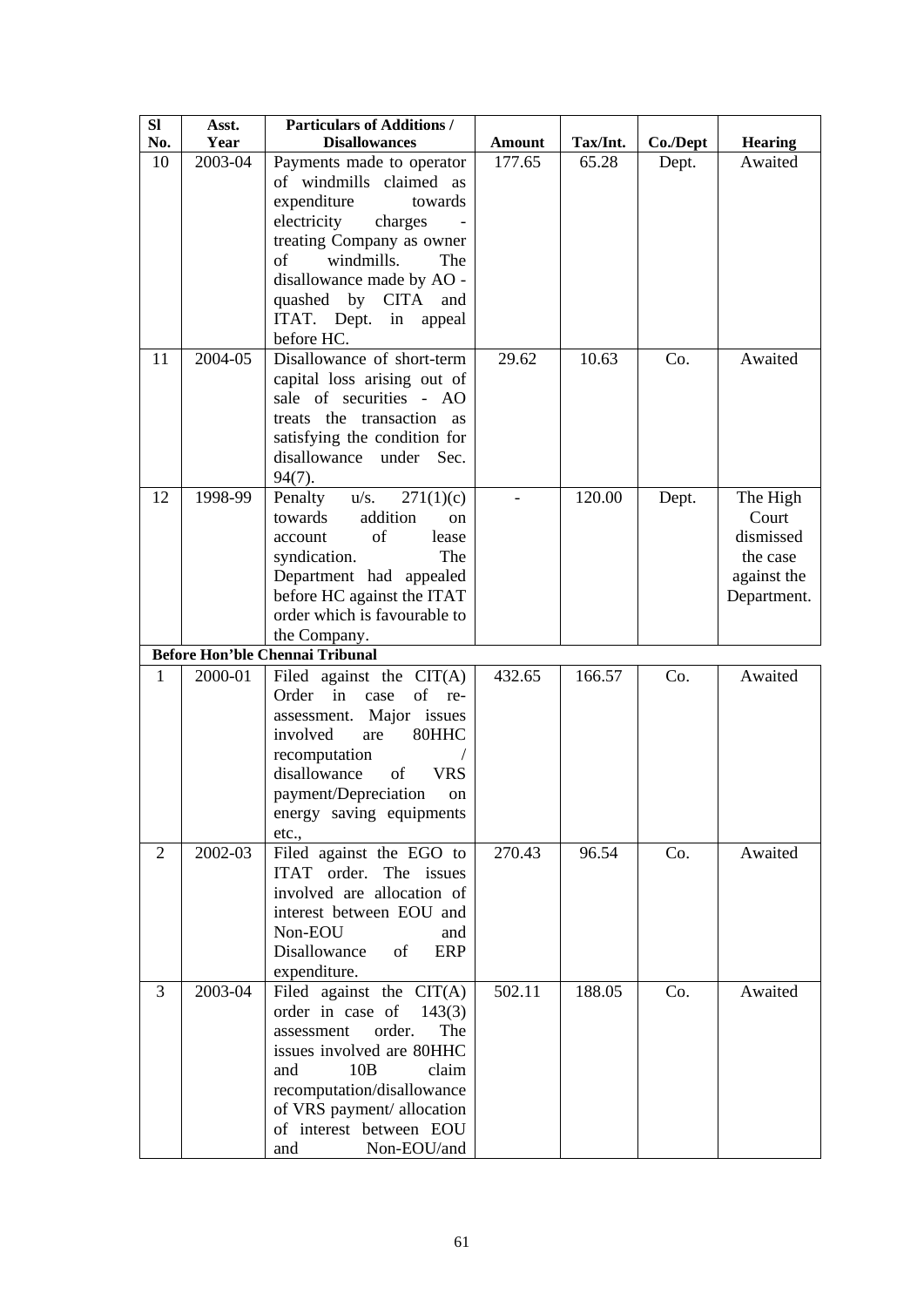| Sl No. | Asst. Year | Particulars of Additions / Disallowances | Amount | Tax/Int. | Co./Dept | Hearing |
|---|---|---|---|---|---|---|
| 10 | 2003-04 | Payments made to operator of windmills claimed as expenditure towards electricity charges - treating Company as owner of windmills. The disallowance made by AO - quashed by CITA and ITAT. Dept. in appeal before HC. | 177.65 | 65.28 | Dept. | Awaited |
| 11 | 2004-05 | Disallowance of short-term capital loss arising out of sale of securities - AO treats the transaction as satisfying the condition for disallowance under Sec. 94(7). | 29.62 | 10.63 | Co. | Awaited |
| 12 | 1998-99 | Penalty u/s. 271(1)(c) towards addition on account of lease syndication. The Department had appealed before HC against the ITAT order which is favourable to the Company. | - | 120.00 | Dept. | The High Court dismissed the case against the Department. |
| **Before Hon'ble Chennai Tribunal** | | | | | | |
| 1 | 2000-01 | Filed against the CIT(A) Order in case of re-assessment. Major issues involved are 80HHC recomputation / disallowance of VRS payment/Depreciation on energy saving equipments etc., | 432.65 | 166.57 | Co. | Awaited |
| 2 | 2002-03 | Filed against the EGO to ITAT order. The issues involved are allocation of interest between EOU and Non-EOU and Disallowance of ERP expenditure. | 270.43 | 96.54 | Co. | Awaited |
| 3 | 2003-04 | Filed against the CIT(A) order in case of 143(3) assessment order. The issues involved are 80HHC and 10B claim recomputation/disallowance of VRS payment/ allocation of interest between EOU and Non-EOU/and | 502.11 | 188.05 | Co. | Awaited |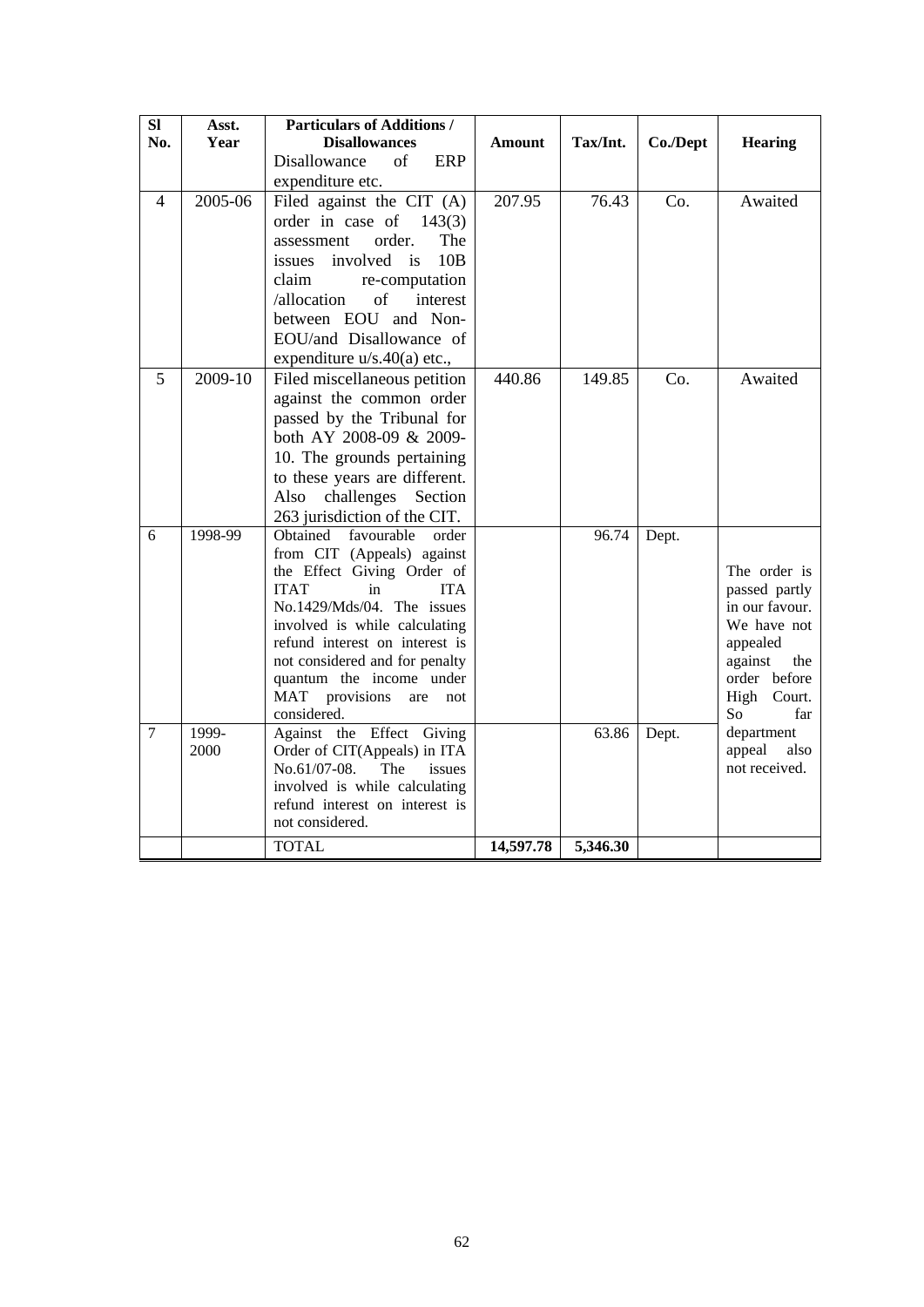| Sl No. | Asst. Year | Particulars of Additions / Disallowances | Amount | Tax/Int. | Co./Dept | Hearing |
|---|---|---|---|---|---|---|
| | | Disallowance of ERP expenditure etc. | | | | |
| 4 | 2005-06 | Filed against the CIT (A) order in case of 143(3) assessment order. The issues involved is 10B claim re-computation /allocation of interest between EOU and Non-EOU/and Disallowance of expenditure u/s.40(a) etc., | 207.95 | 76.43 | Co. | Awaited |
| 5 | 2009-10 | Filed miscellaneous petition against the common order passed by the Tribunal for both AY 2008-09 & 2009-10. The grounds pertaining to these years are different. Also challenges Section 263 jurisdiction of the CIT. | 440.86 | 149.85 | Co. | Awaited |
| 6 | 1998-99 | Obtained favourable order from CIT (Appeals) against the Effect Giving Order of ITAT in ITA No.1429/Mds/04. The issues involved is while calculating refund interest on interest is not considered and for penalty quantum the income under MAT provisions are not considered. | | 96.74 | Dept. | The order is passed partly in our favour. We have not appealed against the order before High Court. So far department appeal also not received. |
| 7 | 1999-2000 | Against the Effect Giving Order of CIT(Appeals) in ITA No.61/07-08. The issues involved is while calculating refund interest on interest is not considered. | | 63.86 | Dept. | |
| | | TOTAL | **14,597.78** | **5,346.30** | | |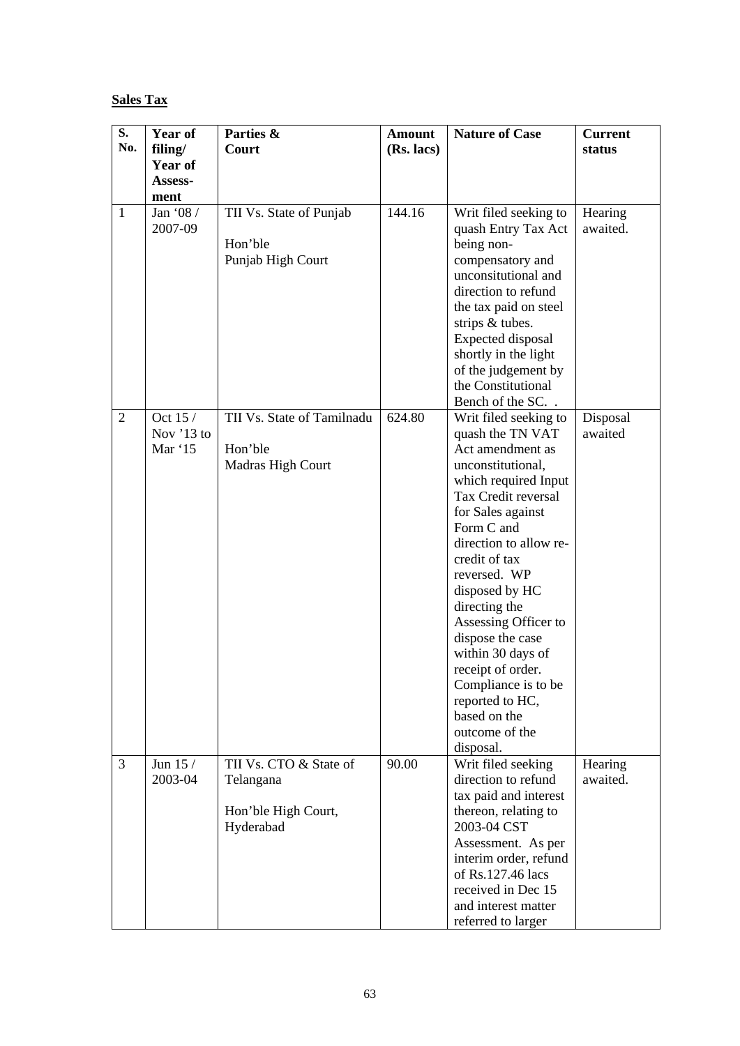**Sales Tax**

| S. No. | Year of filing/ Year of Assess-ment | Parties & Court | Amount (Rs. lacs) | Nature of Case | Current status |
|---|---|---|---|---|---|
| 1 | Jan '08 / 2007-09 | TII Vs. State of Punjab<br><br>Hon'ble Punjab High Court | 144.16 | Writ filed seeking to quash Entry Tax Act being non-compensatory and unconsitutional and direction to refund the tax paid on steel strips & tubes. Expected disposal shortly in the light of the judgement by the Constitutional Bench of the SC. . | Hearing awaited. |
| 2 | Oct 15 / Nov '13 to Mar '15 | TII Vs. State of Tamilnadu<br><br>Hon'ble Madras High Court | 624.80 | Writ filed seeking to quash the TN VAT Act amendment as unconstitutional, which required Input Tax Credit reversal for Sales against Form C and direction to allow re-credit of tax reversed. WP disposed by HC directing the Assessing Officer to dispose the case within 30 days of receipt of order. Compliance is to be reported to HC, based on the outcome of the disposal. | Disposal awaited |
| 3 | Jun 15 / 2003-04 | TII Vs. CTO & State of Telangana<br><br>Hon'ble High Court, Hyderabad | 90.00 | Writ filed seeking direction to refund tax paid and interest thereon, relating to 2003-04 CST Assessment. As per interim order, refund of Rs.127.46 lacs received in Dec 15 and interest matter referred to larger | Hearing awaited. |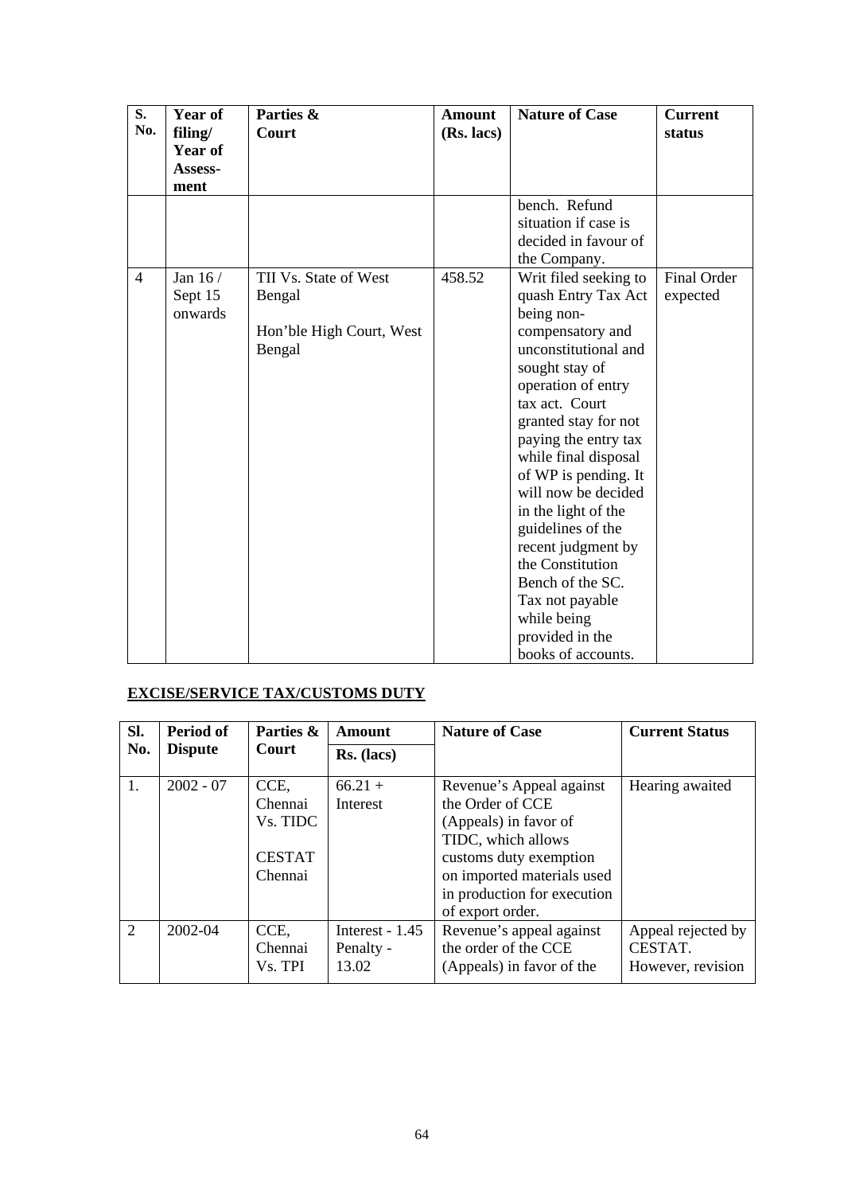| S. No. | Year of filing/ Year of Assess-ment | Parties & Court | Amount (Rs. lacs) | Nature of Case | Current status |
|---|---|---|---|---|---|
| | | | | bench. Refund situation if case is decided in favour of the Company. | |
| 4 | Jan 16 / Sept 15 onwards | TII Vs. State of West Bengal<br><br>Hon'ble High Court, West Bengal | 458.52 | Writ filed seeking to quash Entry Tax Act being non-compensatory and unconstitutional and sought stay of operation of entry tax act. Court granted stay for not paying the entry tax while final disposal of WP is pending. It will now be decided in the light of the guidelines of the recent judgment by the Constitution Bench of the SC. Tax not payable while being provided in the books of accounts. | Final Order expected |

**EXCISE/SERVICE TAX/CUSTOMS DUTY**

| Sl. No. | Period of Dispute | Parties & Court | Amount Rs. (lacs) | Nature of Case | Current Status |
|---|---|---|---|---|---|
| 1. | 2002 - 07 | CCE, Chennai Vs. TIDC<br><br>CESTAT Chennai | 66.21 + Interest | Revenue's Appeal against the Order of CCE (Appeals) in favor of TIDC, which allows customs duty exemption on imported materials used in production for execution of export order. | Hearing awaited |
| 2 | 2002-04 | CCE, Chennai Vs. TPI | Interest - 1.45<br>Penalty - 13.02 | Revenue's appeal against the order of the CCE (Appeals) in favor of the | Appeal rejected by CESTAT. However, revision |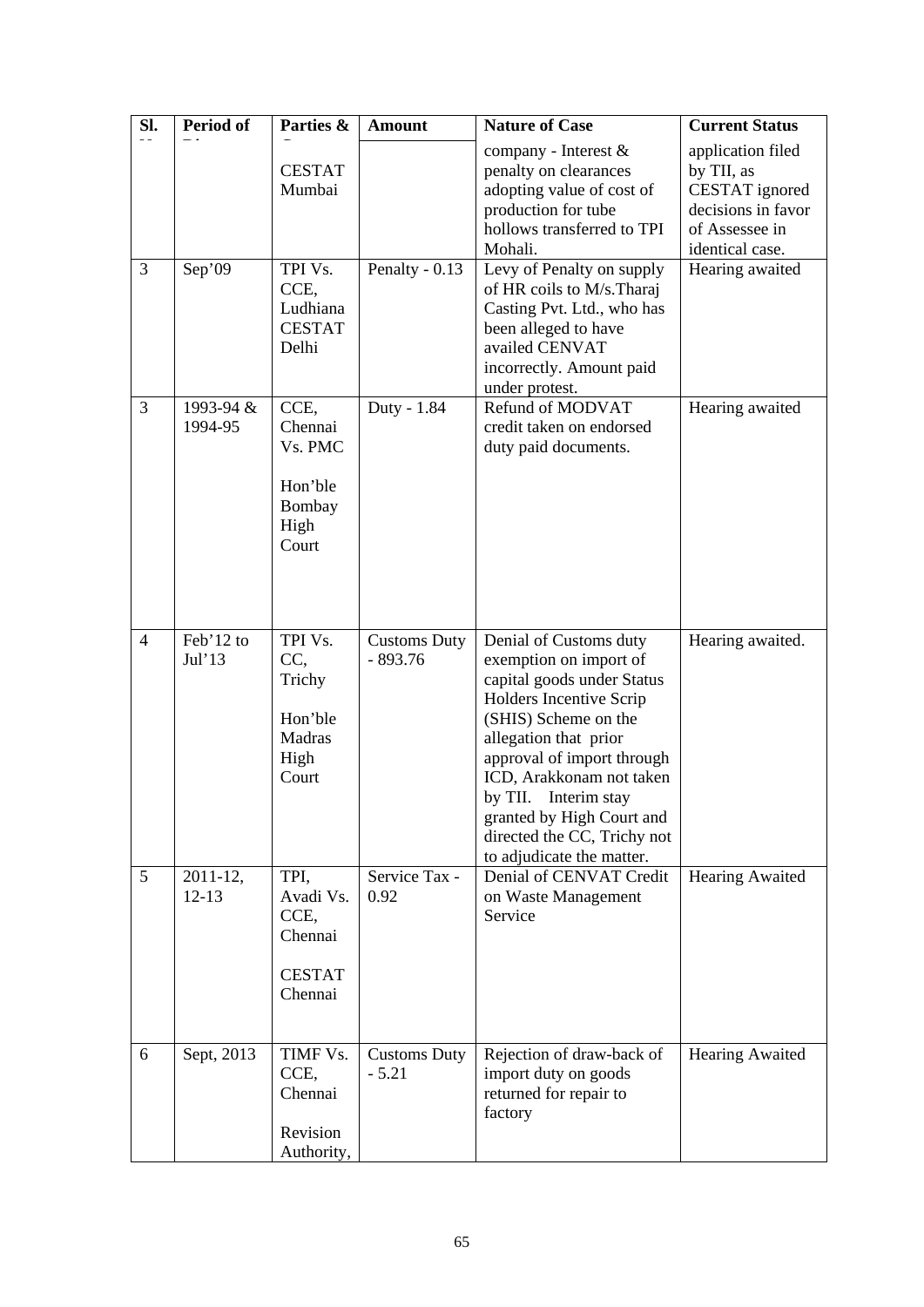| Sl. No | Period of Dispute | Parties & Court | Amount | Nature of Case | Current Status |
|---|---|---|---|---|---|
| | | CESTAT Mumbai | | company - Interest & penalty on clearances adopting value of cost of production for tube hollows transferred to TPI Mohali. | application filed by TII, as CESTAT ignored decisions in favor of Assessee in identical case. |
| 3 | Sep'09 | TPI Vs. CCE, Ludhiana CESTAT Delhi | Penalty - 0.13 | Levy of Penalty on supply of HR coils to M/s.Tharaj Casting Pvt. Ltd., who has been alleged to have availed CENVAT incorrectly. Amount paid under protest. | Hearing awaited |
| 3 | 1993-94 & 1994-95 | CCE, Chennai Vs. PMC Hon'ble Bombay High Court | Duty - 1.84 | Refund of MODVAT credit taken on endorsed duty paid documents. | Hearing awaited |
| 4 | Feb'12 to Jul'13 | TPI Vs. CC, Trichy Hon'ble Madras High Court | Customs Duty - 893.76 | Denial of Customs duty exemption on import of capital goods under Status Holders Incentive Scrip (SHIS) Scheme on the allegation that prior approval of import through ICD, Arakkonam not taken by TII. Interim stay granted by High Court and directed the CC, Trichy not to adjudicate the matter. | Hearing awaited. |
| 5 | 2011-12, 12-13 | TPI, Avadi Vs. CCE, Chennai CESTAT Chennai | Service Tax - 0.92 | Denial of CENVAT Credit on Waste Management Service | Hearing Awaited |
| 6 | Sept, 2013 | TIMF Vs. CCE, Chennai Revision Authority, | Customs Duty - 5.21 | Rejection of draw-back of import duty on goods returned for repair to factory | Hearing Awaited |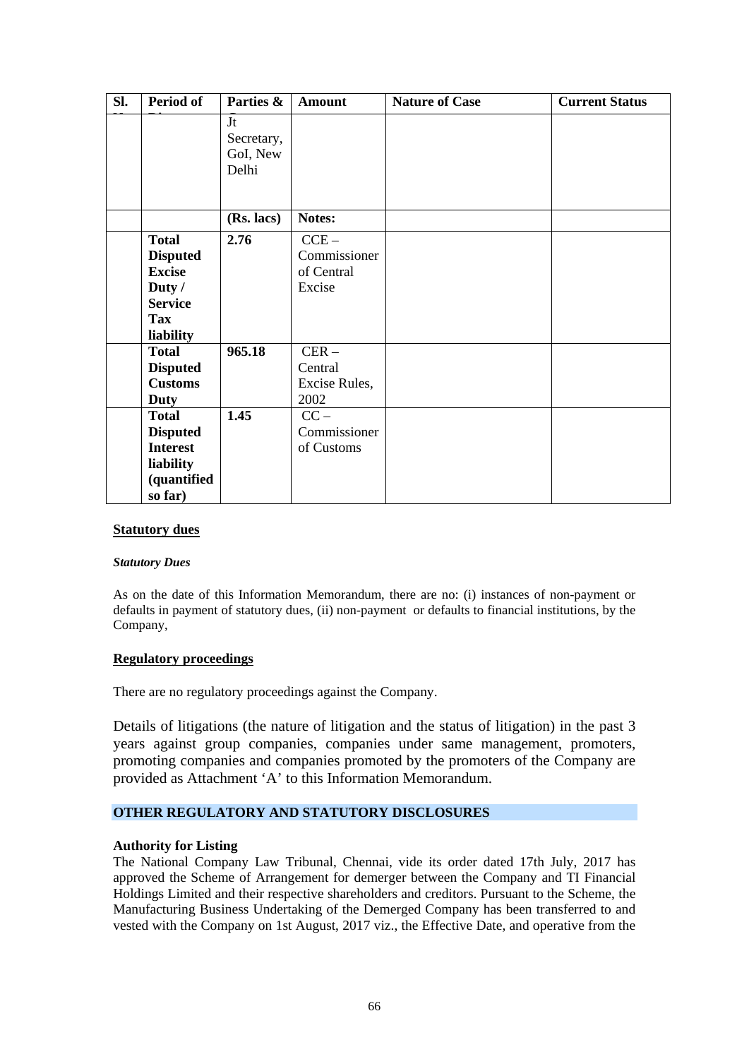| Sl. No | Period of Dispute | Parties & Court | Amount | Nature of Case | Current Status |
|---|---|---|---|---|---|
| | | Jt Secretary, GoI, New Delhi | | | |
| | | **(Rs. lacs)** | **Notes:** | | |
| | **Total Disputed Excise Duty / Service Tax liability** | **2.76** | CCE – Commissioner of Central Excise | | |
| | **Total Disputed Customs Duty** | **965.18** | CER – Central Excise Rules, 2002 | | |
| | **Total Disputed Interest liability (quantified so far)** | **1.45** | CC – Commissioner of Customs | | |

**Statutory dues**

***Statutory Dues***

As on the date of this Information Memorandum, there are no: (i) instances of non-payment or defaults in payment of statutory dues, (ii) non-payment or defaults to financial institutions, by the Company,

**Regulatory proceedings**

There are no regulatory proceedings against the Company.

Details of litigations (the nature of litigation and the status of litigation) in the past 3 years against group companies, companies under same management, promoters, promoting companies and companies promoted by the promoters of the Company are provided as Attachment 'A' to this Information Memorandum.

## OTHER REGULATORY AND STATUTORY DISCLOSURES

**Authority for Listing**

The National Company Law Tribunal, Chennai, vide its order dated 17th July, 2017 has approved the Scheme of Arrangement for demerger between the Company and TI Financial Holdings Limited and their respective shareholders and creditors. Pursuant to the Scheme, the Manufacturing Business Undertaking of the Demerged Company has been transferred to and vested with the Company on 1st August, 2017 viz., the Effective Date, and operative from the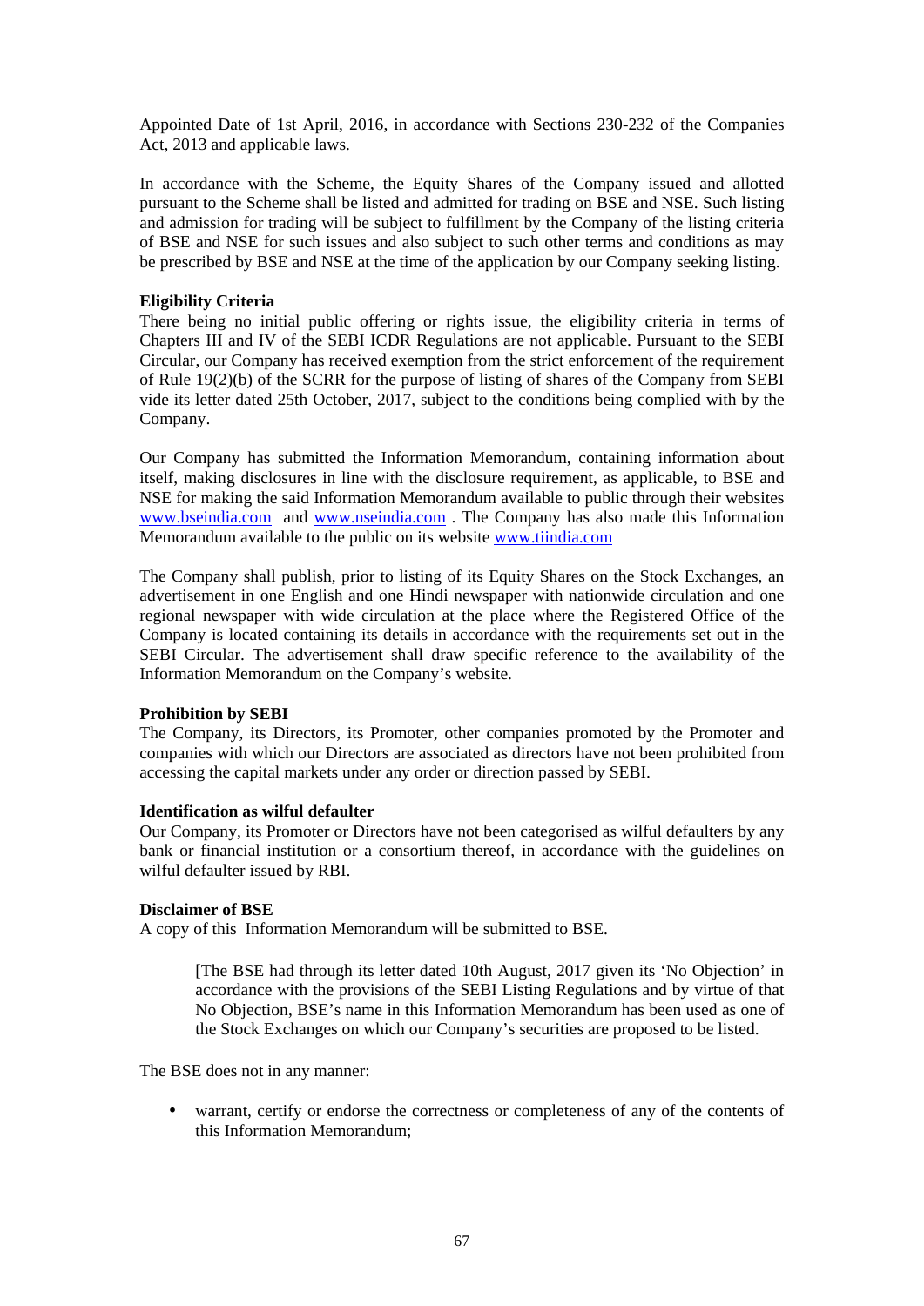Appointed Date of 1st April, 2016, in accordance with Sections 230-232 of the Companies Act, 2013 and applicable laws.

In accordance with the Scheme, the Equity Shares of the Company issued and allotted pursuant to the Scheme shall be listed and admitted for trading on BSE and NSE. Such listing and admission for trading will be subject to fulfillment by the Company of the listing criteria of BSE and NSE for such issues and also subject to such other terms and conditions as may be prescribed by BSE and NSE at the time of the application by our Company seeking listing.

**Eligibility Criteria**

There being no initial public offering or rights issue, the eligibility criteria in terms of Chapters III and IV of the SEBI ICDR Regulations are not applicable. Pursuant to the SEBI Circular, our Company has received exemption from the strict enforcement of the requirement of Rule 19(2)(b) of the SCRR for the purpose of listing of shares of the Company from SEBI vide its letter dated 25th October, 2017, subject to the conditions being complied with by the Company.

Our Company has submitted the Information Memorandum, containing information about itself, making disclosures in line with the disclosure requirement, as applicable, to BSE and NSE for making the said Information Memorandum available to public through their websites www.bseindia.com and www.nseindia.com . The Company has also made this Information Memorandum available to the public on its website www.tiindia.com

The Company shall publish, prior to listing of its Equity Shares on the Stock Exchanges, an advertisement in one English and one Hindi newspaper with nationwide circulation and one regional newspaper with wide circulation at the place where the Registered Office of the Company is located containing its details in accordance with the requirements set out in the SEBI Circular. The advertisement shall draw specific reference to the availability of the Information Memorandum on the Company's website.

**Prohibition by SEBI**

The Company, its Directors, its Promoter, other companies promoted by the Promoter and companies with which our Directors are associated as directors have not been prohibited from accessing the capital markets under any order or direction passed by SEBI.

**Identification as wilful defaulter**

Our Company, its Promoter or Directors have not been categorised as wilful defaulters by any bank or financial institution or a consortium thereof, in accordance with the guidelines on wilful defaulter issued by RBI.

**Disclaimer of BSE**

A copy of this Information Memorandum will be submitted to BSE.

> [The BSE had through its letter dated 10th August, 2017 given its 'No Objection' in accordance with the provisions of the SEBI Listing Regulations and by virtue of that No Objection, BSE's name in this Information Memorandum has been used as one of the Stock Exchanges on which our Company's securities are proposed to be listed.

The BSE does not in any manner:

- warrant, certify or endorse the correctness or completeness of any of the contents of this Information Memorandum;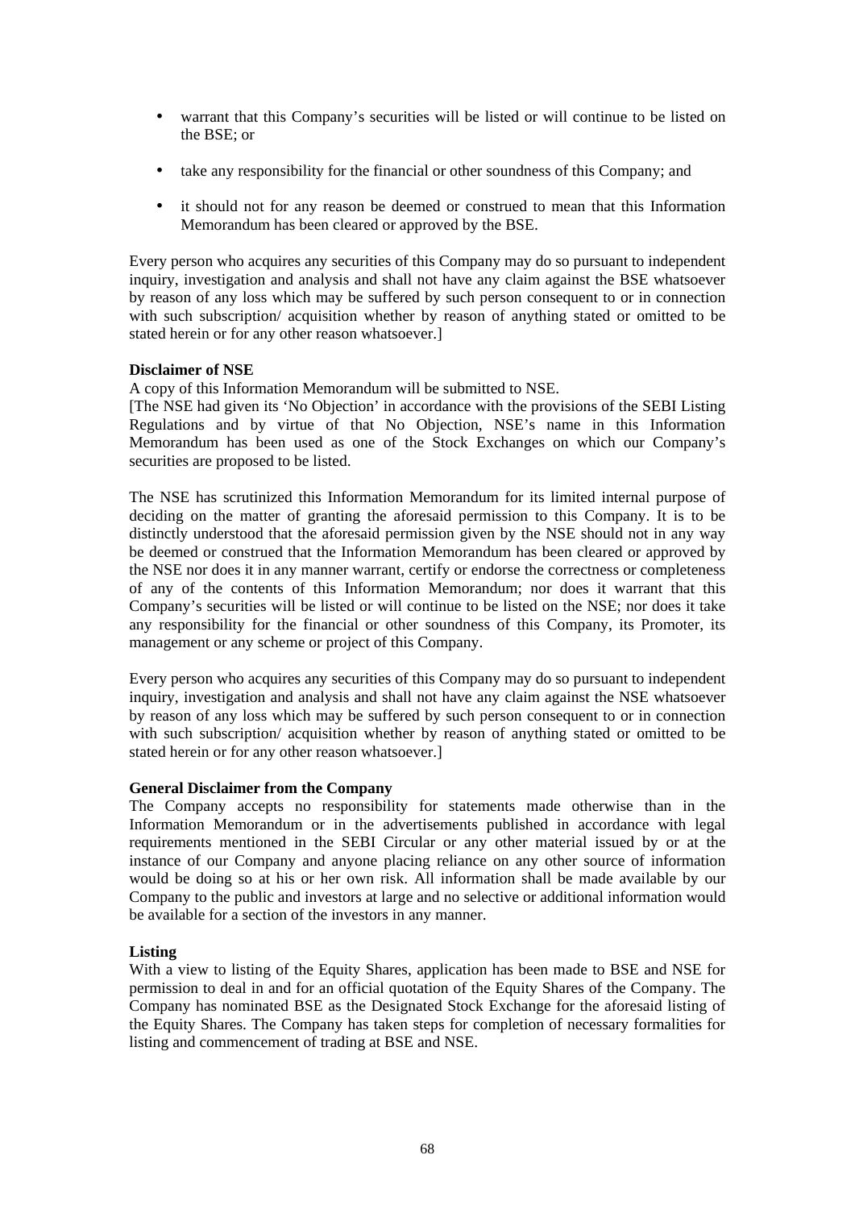- warrant that this Company's securities will be listed or will continue to be listed on the BSE; or
- take any responsibility for the financial or other soundness of this Company; and
- it should not for any reason be deemed or construed to mean that this Information Memorandum has been cleared or approved by the BSE.

Every person who acquires any securities of this Company may do so pursuant to independent inquiry, investigation and analysis and shall not have any claim against the BSE whatsoever by reason of any loss which may be suffered by such person consequent to or in connection with such subscription/ acquisition whether by reason of anything stated or omitted to be stated herein or for any other reason whatsoever.]

**Disclaimer of NSE**

A copy of this Information Memorandum will be submitted to NSE.

[The NSE had given its 'No Objection' in accordance with the provisions of the SEBI Listing Regulations and by virtue of that No Objection, NSE's name in this Information Memorandum has been used as one of the Stock Exchanges on which our Company's securities are proposed to be listed.

The NSE has scrutinized this Information Memorandum for its limited internal purpose of deciding on the matter of granting the aforesaid permission to this Company. It is to be distinctly understood that the aforesaid permission given by the NSE should not in any way be deemed or construed that the Information Memorandum has been cleared or approved by the NSE nor does it in any manner warrant, certify or endorse the correctness or completeness of any of the contents of this Information Memorandum; nor does it warrant that this Company's securities will be listed or will continue to be listed on the NSE; nor does it take any responsibility for the financial or other soundness of this Company, its Promoter, its management or any scheme or project of this Company.

Every person who acquires any securities of this Company may do so pursuant to independent inquiry, investigation and analysis and shall not have any claim against the NSE whatsoever by reason of any loss which may be suffered by such person consequent to or in connection with such subscription/ acquisition whether by reason of anything stated or omitted to be stated herein or for any other reason whatsoever.]

**General Disclaimer from the Company**

The Company accepts no responsibility for statements made otherwise than in the Information Memorandum or in the advertisements published in accordance with legal requirements mentioned in the SEBI Circular or any other material issued by or at the instance of our Company and anyone placing reliance on any other source of information would be doing so at his or her own risk. All information shall be made available by our Company to the public and investors at large and no selective or additional information would be available for a section of the investors in any manner.

**Listing**

With a view to listing of the Equity Shares, application has been made to BSE and NSE for permission to deal in and for an official quotation of the Equity Shares of the Company. The Company has nominated BSE as the Designated Stock Exchange for the aforesaid listing of the Equity Shares. The Company has taken steps for completion of necessary formalities for listing and commencement of trading at BSE and NSE.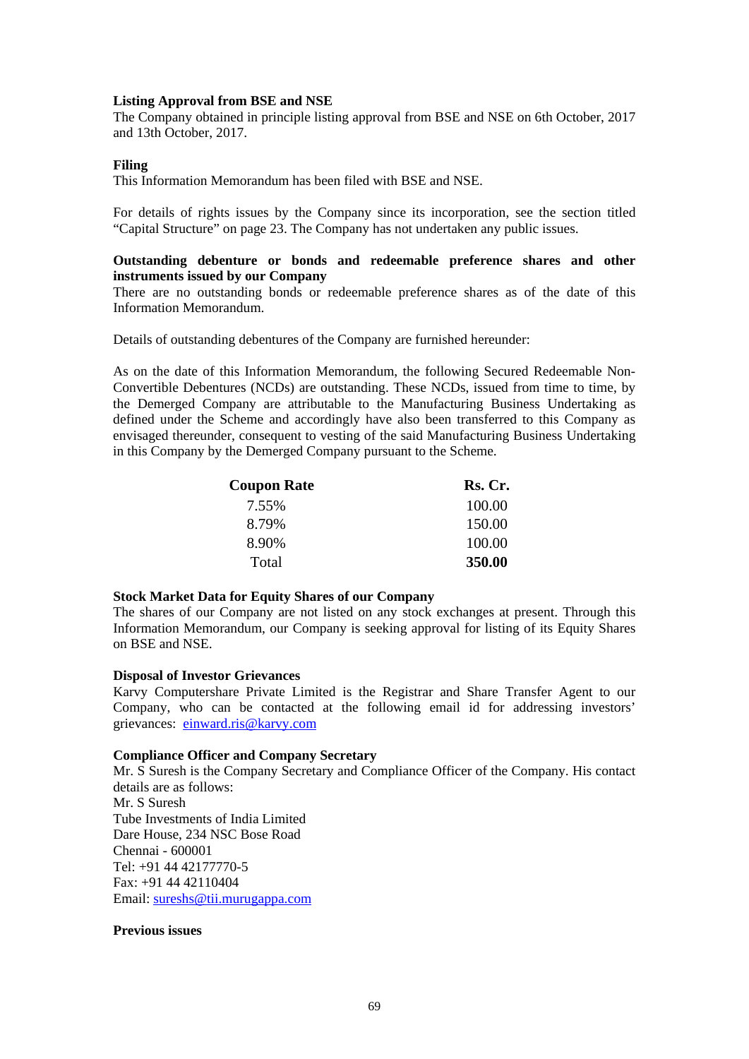**Listing Approval from BSE and NSE**

The Company obtained in principle listing approval from BSE and NSE on 6th October, 2017 and 13th October, 2017.

**Filing**

This Information Memorandum has been filed with BSE and NSE.

For details of rights issues by the Company since its incorporation, see the section titled "Capital Structure" on page 23. The Company has not undertaken any public issues.

**Outstanding debenture or bonds and redeemable preference shares and other instruments issued by our Company**

There are no outstanding bonds or redeemable preference shares as of the date of this Information Memorandum.

Details of outstanding debentures of the Company are furnished hereunder:

As on the date of this Information Memorandum, the following Secured Redeemable Non-Convertible Debentures (NCDs) are outstanding. These NCDs, issued from time to time, by the Demerged Company are attributable to the Manufacturing Business Undertaking as defined under the Scheme and accordingly have also been transferred to this Company as envisaged thereunder, consequent to vesting of the said Manufacturing Business Undertaking in this Company by the Demerged Company pursuant to the Scheme.

| Coupon Rate | Rs. Cr. |
|---|---|
| 7.55% | 100.00 |
| 8.79% | 150.00 |
| 8.90% | 100.00 |
| Total | **350.00** |

**Stock Market Data for Equity Shares of our Company**

The shares of our Company are not listed on any stock exchanges at present. Through this Information Memorandum, our Company is seeking approval for listing of its Equity Shares on BSE and NSE.

**Disposal of Investor Grievances**

Karvy Computershare Private Limited is the Registrar and Share Transfer Agent to our Company, who can be contacted at the following email id for addressing investors' grievances: einward.ris@karvy.com

**Compliance Officer and Company Secretary**

Mr. S Suresh is the Company Secretary and Compliance Officer of the Company. His contact details are as follows:
Mr. S Suresh
Tube Investments of India Limited
Dare House, 234 NSC Bose Road
Chennai - 600001
Tel: +91 44 42177770-5
Fax: +91 44 42110404
Email: sureshs@tii.murugappa.com

**Previous issues**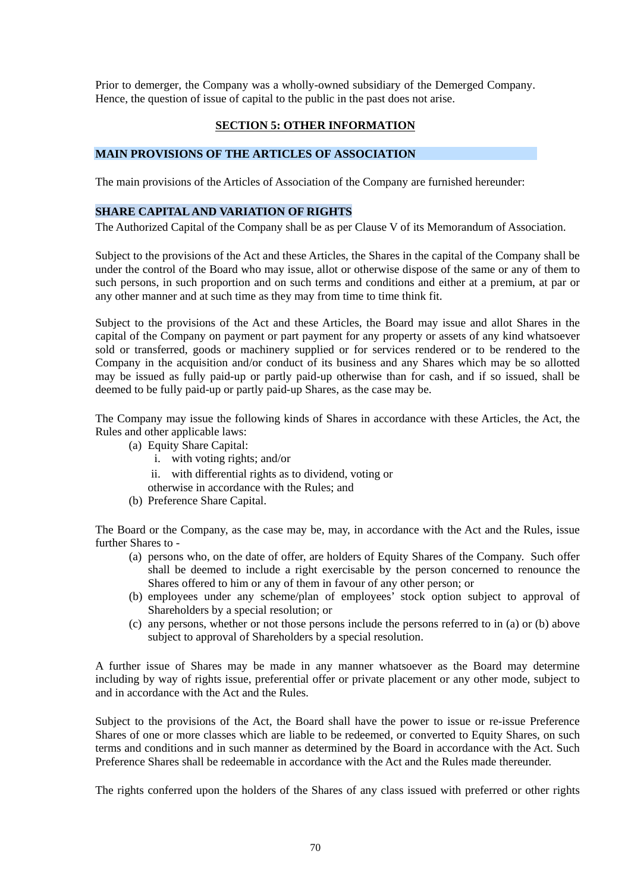Prior to demerger, the Company was a wholly-owned subsidiary of the Demerged Company. Hence, the question of issue of capital to the public in the past does not arise.

## SECTION 5: OTHER INFORMATION

### MAIN PROVISIONS OF THE ARTICLES OF ASSOCIATION

The main provisions of the Articles of Association of the Company are furnished hereunder:

### SHARE CAPITAL AND VARIATION OF RIGHTS

The Authorized Capital of the Company shall be as per Clause V of its Memorandum of Association.

Subject to the provisions of the Act and these Articles, the Shares in the capital of the Company shall be under the control of the Board who may issue, allot or otherwise dispose of the same or any of them to such persons, in such proportion and on such terms and conditions and either at a premium, at par or any other manner and at such time as they may from time to time think fit.

Subject to the provisions of the Act and these Articles, the Board may issue and allot Shares in the capital of the Company on payment or part payment for any property or assets of any kind whatsoever sold or transferred, goods or machinery supplied or for services rendered or to be rendered to the Company in the acquisition and/or conduct of its business and any Shares which may be so allotted may be issued as fully paid-up or partly paid-up otherwise than for cash, and if so issued, shall be deemed to be fully paid-up or partly paid-up Shares, as the case may be.

The Company may issue the following kinds of Shares in accordance with these Articles, the Act, the Rules and other applicable laws:

- (a) Equity Share Capital:
  - i. with voting rights; and/or
  - ii. with differential rights as to dividend, voting or otherwise in accordance with the Rules; and
- (b) Preference Share Capital.

The Board or the Company, as the case may be, may, in accordance with the Act and the Rules, issue further Shares to -

- (a) persons who, on the date of offer, are holders of Equity Shares of the Company. Such offer shall be deemed to include a right exercisable by the person concerned to renounce the Shares offered to him or any of them in favour of any other person; or
- (b) employees under any scheme/plan of employees' stock option subject to approval of Shareholders by a special resolution; or
- (c) any persons, whether or not those persons include the persons referred to in (a) or (b) above subject to approval of Shareholders by a special resolution.

A further issue of Shares may be made in any manner whatsoever as the Board may determine including by way of rights issue, preferential offer or private placement or any other mode, subject to and in accordance with the Act and the Rules.

Subject to the provisions of the Act, the Board shall have the power to issue or re-issue Preference Shares of one or more classes which are liable to be redeemed, or converted to Equity Shares, on such terms and conditions and in such manner as determined by the Board in accordance with the Act. Such Preference Shares shall be redeemable in accordance with the Act and the Rules made thereunder.

The rights conferred upon the holders of the Shares of any class issued with preferred or other rights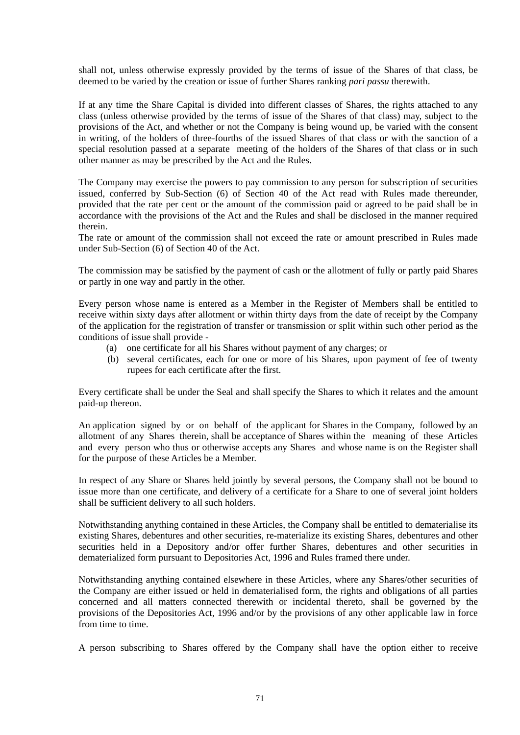shall not, unless otherwise expressly provided by the terms of issue of the Shares of that class, be deemed to be varied by the creation or issue of further Shares ranking *pari passu* therewith.

If at any time the Share Capital is divided into different classes of Shares, the rights attached to any class (unless otherwise provided by the terms of issue of the Shares of that class) may, subject to the provisions of the Act, and whether or not the Company is being wound up, be varied with the consent in writing, of the holders of three-fourths of the issued Shares of that class or with the sanction of a special resolution passed at a separate meeting of the holders of the Shares of that class or in such other manner as may be prescribed by the Act and the Rules.

The Company may exercise the powers to pay commission to any person for subscription of securities issued, conferred by Sub-Section (6) of Section 40 of the Act read with Rules made thereunder, provided that the rate per cent or the amount of the commission paid or agreed to be paid shall be in accordance with the provisions of the Act and the Rules and shall be disclosed in the manner required therein.
The rate or amount of the commission shall not exceed the rate or amount prescribed in Rules made under Sub-Section (6) of Section 40 of the Act.

The commission may be satisfied by the payment of cash or the allotment of fully or partly paid Shares or partly in one way and partly in the other.

Every person whose name is entered as a Member in the Register of Members shall be entitled to receive within sixty days after allotment or within thirty days from the date of receipt by the Company of the application for the registration of transfer or transmission or split within such other period as the conditions of issue shall provide -

(a) one certificate for all his Shares without payment of any charges; or
(b) several certificates, each for one or more of his Shares, upon payment of fee of twenty rupees for each certificate after the first.

Every certificate shall be under the Seal and shall specify the Shares to which it relates and the amount paid-up thereon.

An application signed by or on behalf of the applicant for Shares in the Company, followed by an allotment of any Shares therein, shall be acceptance of Shares within the meaning of these Articles and every person who thus or otherwise accepts any Shares and whose name is on the Register shall for the purpose of these Articles be a Member.

In respect of any Share or Shares held jointly by several persons, the Company shall not be bound to issue more than one certificate, and delivery of a certificate for a Share to one of several joint holders shall be sufficient delivery to all such holders.

Notwithstanding anything contained in these Articles, the Company shall be entitled to dematerialise its existing Shares, debentures and other securities, re-materialize its existing Shares, debentures and other securities held in a Depository and/or offer further Shares, debentures and other securities in dematerialized form pursuant to Depositories Act, 1996 and Rules framed there under.

Notwithstanding anything contained elsewhere in these Articles, where any Shares/other securities of the Company are either issued or held in dematerialised form, the rights and obligations of all parties concerned and all matters connected therewith or incidental thereto, shall be governed by the provisions of the Depositories Act, 1996 and/or by the provisions of any other applicable law in force from time to time.

A person subscribing to Shares offered by the Company shall have the option either to receive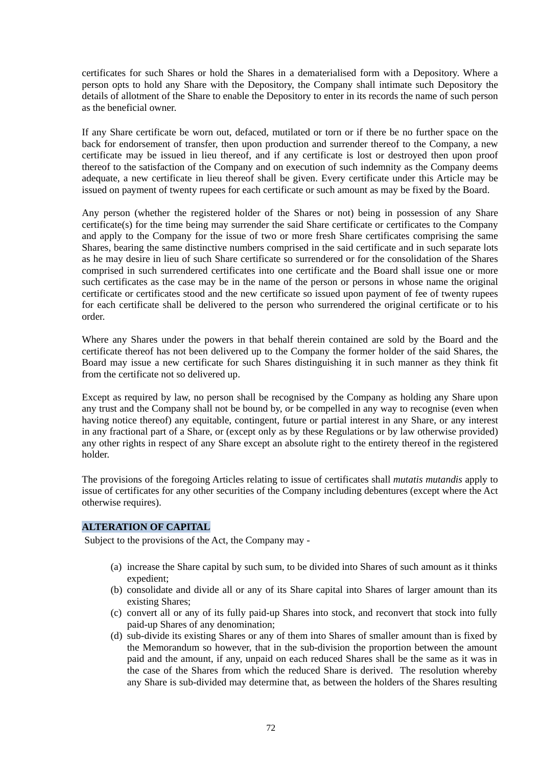certificates for such Shares or hold the Shares in a dematerialised form with a Depository. Where a person opts to hold any Share with the Depository, the Company shall intimate such Depository the details of allotment of the Share to enable the Depository to enter in its records the name of such person as the beneficial owner.

If any Share certificate be worn out, defaced, mutilated or torn or if there be no further space on the back for endorsement of transfer, then upon production and surrender thereof to the Company, a new certificate may be issued in lieu thereof, and if any certificate is lost or destroyed then upon proof thereof to the satisfaction of the Company and on execution of such indemnity as the Company deems adequate, a new certificate in lieu thereof shall be given. Every certificate under this Article may be issued on payment of twenty rupees for each certificate or such amount as may be fixed by the Board.

Any person (whether the registered holder of the Shares or not) being in possession of any Share certificate(s) for the time being may surrender the said Share certificate or certificates to the Company and apply to the Company for the issue of two or more fresh Share certificates comprising the same Shares, bearing the same distinctive numbers comprised in the said certificate and in such separate lots as he may desire in lieu of such Share certificate so surrendered or for the consolidation of the Shares comprised in such surrendered certificates into one certificate and the Board shall issue one or more such certificates as the case may be in the name of the person or persons in whose name the original certificate or certificates stood and the new certificate so issued upon payment of fee of twenty rupees for each certificate shall be delivered to the person who surrendered the original certificate or to his order.

Where any Shares under the powers in that behalf therein contained are sold by the Board and the certificate thereof has not been delivered up to the Company the former holder of the said Shares, the Board may issue a new certificate for such Shares distinguishing it in such manner as they think fit from the certificate not so delivered up.

Except as required by law, no person shall be recognised by the Company as holding any Share upon any trust and the Company shall not be bound by, or be compelled in any way to recognise (even when having notice thereof) any equitable, contingent, future or partial interest in any Share, or any interest in any fractional part of a Share, or (except only as by these Regulations or by law otherwise provided) any other rights in respect of any Share except an absolute right to the entirety thereof in the registered holder.

The provisions of the foregoing Articles relating to issue of certificates shall *mutatis mutandis* apply to issue of certificates for any other securities of the Company including debentures (except where the Act otherwise requires).

**ALTERATION OF CAPITAL**

Subject to the provisions of the Act, the Company may -

(a) increase the Share capital by such sum, to be divided into Shares of such amount as it thinks expedient;
(b) consolidate and divide all or any of its Share capital into Shares of larger amount than its existing Shares;
(c) convert all or any of its fully paid-up Shares into stock, and reconvert that stock into fully paid-up Shares of any denomination;
(d) sub-divide its existing Shares or any of them into Shares of smaller amount than is fixed by the Memorandum so however, that in the sub-division the proportion between the amount paid and the amount, if any, unpaid on each reduced Shares shall be the same as it was in the case of the Shares from which the reduced Share is derived. The resolution whereby any Share is sub-divided may determine that, as between the holders of the Shares resulting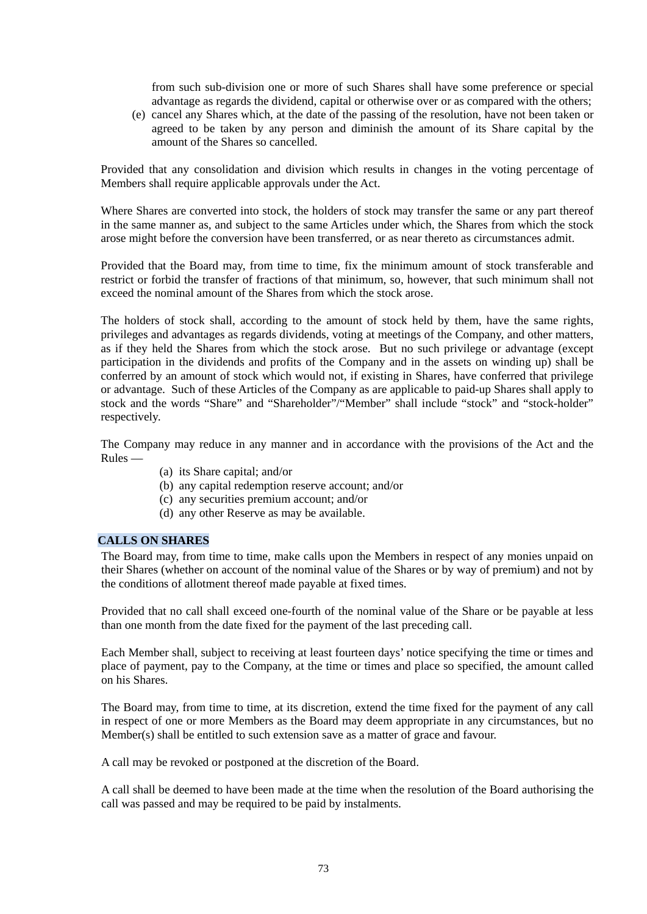from such sub-division one or more of such Shares shall have some preference or special advantage as regards the dividend, capital or otherwise over or as compared with the others;

(e) cancel any Shares which, at the date of the passing of the resolution, have not been taken or agreed to be taken by any person and diminish the amount of its Share capital by the amount of the Shares so cancelled.

Provided that any consolidation and division which results in changes in the voting percentage of Members shall require applicable approvals under the Act.

Where Shares are converted into stock, the holders of stock may transfer the same or any part thereof in the same manner as, and subject to the same Articles under which, the Shares from which the stock arose might before the conversion have been transferred, or as near thereto as circumstances admit.

Provided that the Board may, from time to time, fix the minimum amount of stock transferable and restrict or forbid the transfer of fractions of that minimum, so, however, that such minimum shall not exceed the nominal amount of the Shares from which the stock arose.

The holders of stock shall, according to the amount of stock held by them, have the same rights, privileges and advantages as regards dividends, voting at meetings of the Company, and other matters, as if they held the Shares from which the stock arose. But no such privilege or advantage (except participation in the dividends and profits of the Company and in the assets on winding up) shall be conferred by an amount of stock which would not, if existing in Shares, have conferred that privilege or advantage. Such of these Articles of the Company as are applicable to paid-up Shares shall apply to stock and the words "Share" and "Shareholder"/"Member" shall include "stock" and "stock-holder" respectively.

The Company may reduce in any manner and in accordance with the provisions of the Act and the Rules —

(a) its Share capital; and/or
(b) any capital redemption reserve account; and/or
(c) any securities premium account; and/or
(d) any other Reserve as may be available.

**CALLS ON SHARES**

The Board may, from time to time, make calls upon the Members in respect of any monies unpaid on their Shares (whether on account of the nominal value of the Shares or by way of premium) and not by the conditions of allotment thereof made payable at fixed times.

Provided that no call shall exceed one-fourth of the nominal value of the Share or be payable at less than one month from the date fixed for the payment of the last preceding call.

Each Member shall, subject to receiving at least fourteen days' notice specifying the time or times and place of payment, pay to the Company, at the time or times and place so specified, the amount called on his Shares.

The Board may, from time to time, at its discretion, extend the time fixed for the payment of any call in respect of one or more Members as the Board may deem appropriate in any circumstances, but no Member(s) shall be entitled to such extension save as a matter of grace and favour.

A call may be revoked or postponed at the discretion of the Board.

A call shall be deemed to have been made at the time when the resolution of the Board authorising the call was passed and may be required to be paid by instalments.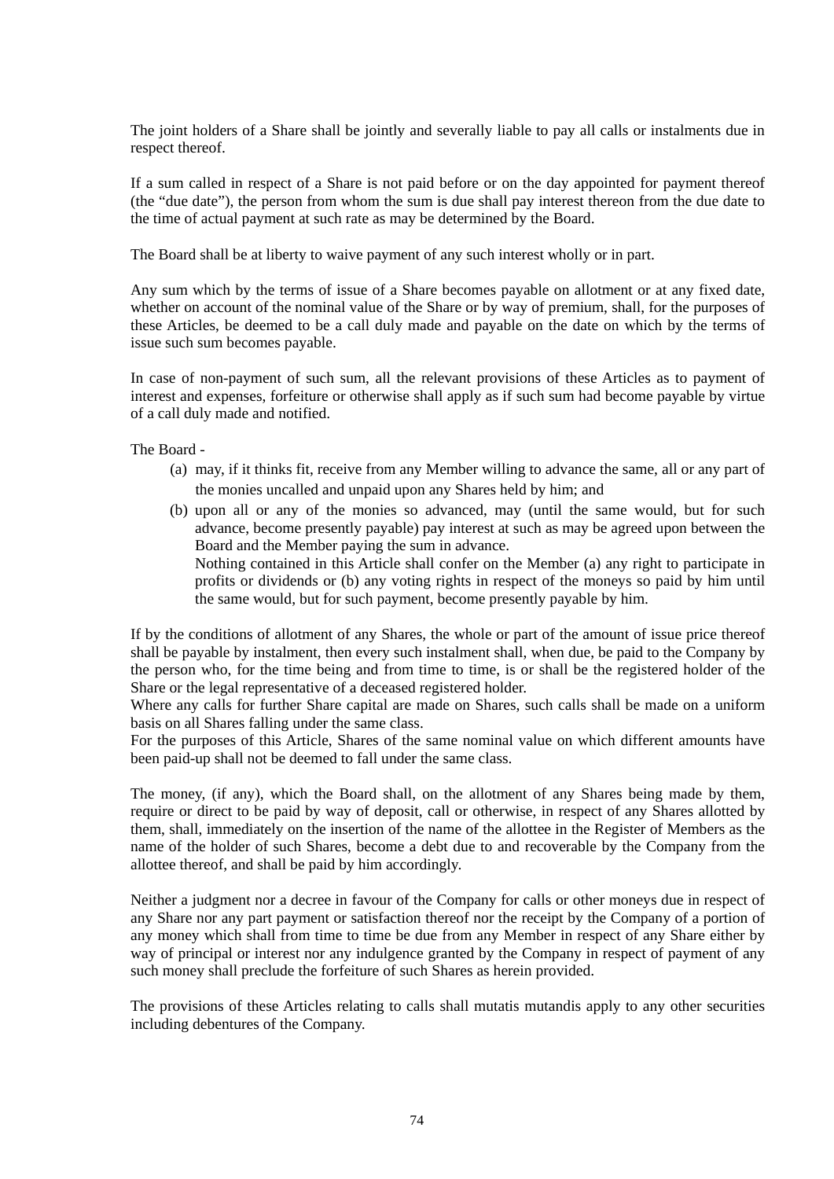The joint holders of a Share shall be jointly and severally liable to pay all calls or instalments due in respect thereof.

If a sum called in respect of a Share is not paid before or on the day appointed for payment thereof (the "due date"), the person from whom the sum is due shall pay interest thereon from the due date to the time of actual payment at such rate as may be determined by the Board.

The Board shall be at liberty to waive payment of any such interest wholly or in part.

Any sum which by the terms of issue of a Share becomes payable on allotment or at any fixed date, whether on account of the nominal value of the Share or by way of premium, shall, for the purposes of these Articles, be deemed to be a call duly made and payable on the date on which by the terms of issue such sum becomes payable.

In case of non-payment of such sum, all the relevant provisions of these Articles as to payment of interest and expenses, forfeiture or otherwise shall apply as if such sum had become payable by virtue of a call duly made and notified.

The Board -

(a) may, if it thinks fit, receive from any Member willing to advance the same, all or any part of the monies uncalled and unpaid upon any Shares held by him; and

(b) upon all or any of the monies so advanced, may (until the same would, but for such advance, become presently payable) pay interest at such as may be agreed upon between the Board and the Member paying the sum in advance.
Nothing contained in this Article shall confer on the Member (a) any right to participate in profits or dividends or (b) any voting rights in respect of the moneys so paid by him until the same would, but for such payment, become presently payable by him.

If by the conditions of allotment of any Shares, the whole or part of the amount of issue price thereof shall be payable by instalment, then every such instalment shall, when due, be paid to the Company by the person who, for the time being and from time to time, is or shall be the registered holder of the Share or the legal representative of a deceased registered holder.
Where any calls for further Share capital are made on Shares, such calls shall be made on a uniform basis on all Shares falling under the same class.
For the purposes of this Article, Shares of the same nominal value on which different amounts have been paid-up shall not be deemed to fall under the same class.

The money, (if any), which the Board shall, on the allotment of any Shares being made by them, require or direct to be paid by way of deposit, call or otherwise, in respect of any Shares allotted by them, shall, immediately on the insertion of the name of the allottee in the Register of Members as the name of the holder of such Shares, become a debt due to and recoverable by the Company from the allottee thereof, and shall be paid by him accordingly.

Neither a judgment nor a decree in favour of the Company for calls or other moneys due in respect of any Share nor any part payment or satisfaction thereof nor the receipt by the Company of a portion of any money which shall from time to time be due from any Member in respect of any Share either by way of principal or interest nor any indulgence granted by the Company in respect of payment of any such money shall preclude the forfeiture of such Shares as herein provided.

The provisions of these Articles relating to calls shall mutatis mutandis apply to any other securities including debentures of the Company.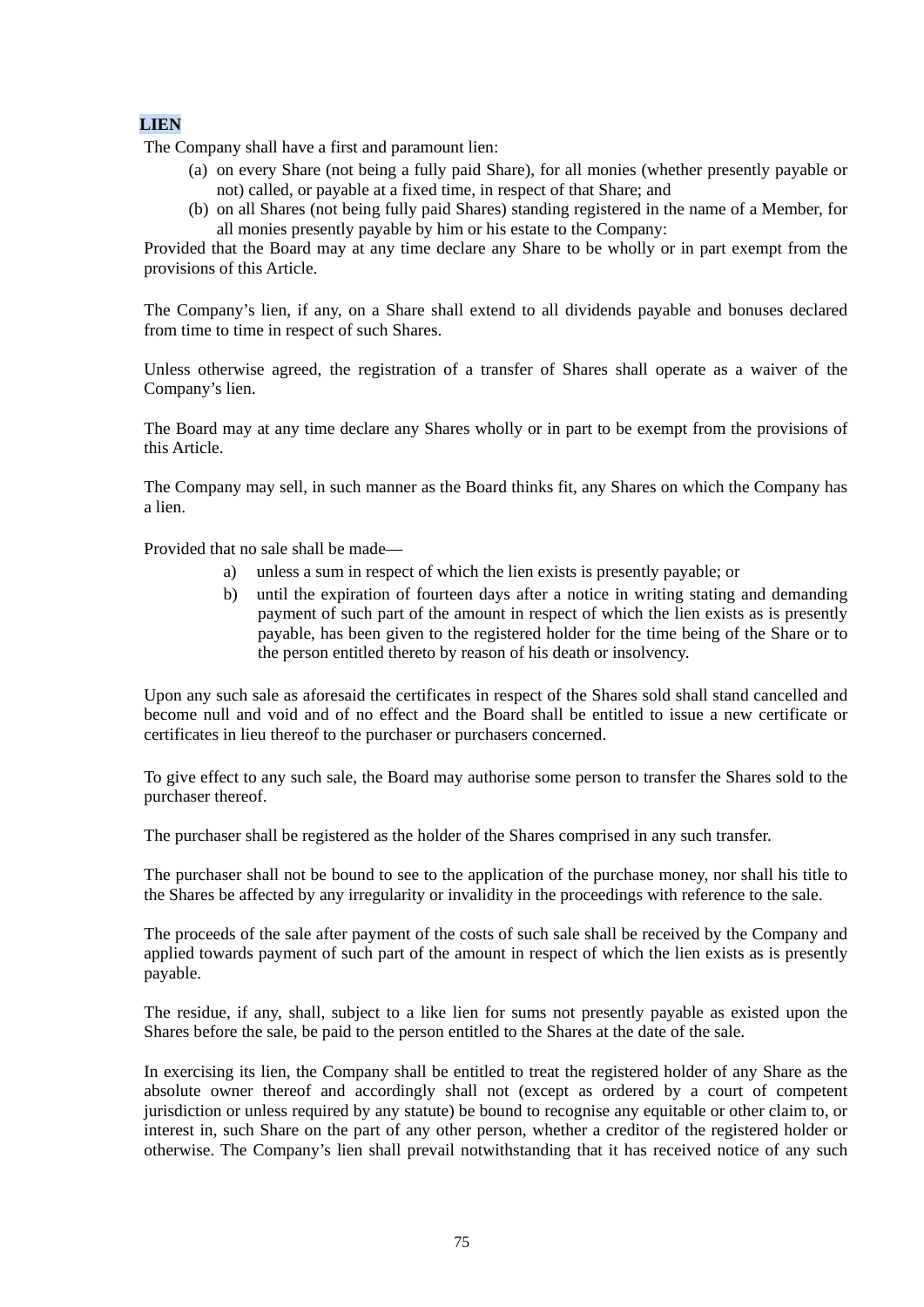**LIEN**

The Company shall have a first and paramount lien:

(a) on every Share (not being a fully paid Share), for all monies (whether presently payable or not) called, or payable at a fixed time, in respect of that Share; and
(b) on all Shares (not being fully paid Shares) standing registered in the name of a Member, for all monies presently payable by him or his estate to the Company:

Provided that the Board may at any time declare any Share to be wholly or in part exempt from the provisions of this Article.

The Company's lien, if any, on a Share shall extend to all dividends payable and bonuses declared from time to time in respect of such Shares.

Unless otherwise agreed, the registration of a transfer of Shares shall operate as a waiver of the Company's lien.

The Board may at any time declare any Shares wholly or in part to be exempt from the provisions of this Article.

The Company may sell, in such manner as the Board thinks fit, any Shares on which the Company has a lien.

Provided that no sale shall be made—

a) unless a sum in respect of which the lien exists is presently payable; or
b) until the expiration of fourteen days after a notice in writing stating and demanding payment of such part of the amount in respect of which the lien exists as is presently payable, has been given to the registered holder for the time being of the Share or to the person entitled thereto by reason of his death or insolvency.

Upon any such sale as aforesaid the certificates in respect of the Shares sold shall stand cancelled and become null and void and of no effect and the Board shall be entitled to issue a new certificate or certificates in lieu thereof to the purchaser or purchasers concerned.

To give effect to any such sale, the Board may authorise some person to transfer the Shares sold to the purchaser thereof.

The purchaser shall be registered as the holder of the Shares comprised in any such transfer.

The purchaser shall not be bound to see to the application of the purchase money, nor shall his title to the Shares be affected by any irregularity or invalidity in the proceedings with reference to the sale.

The proceeds of the sale after payment of the costs of such sale shall be received by the Company and applied towards payment of such part of the amount in respect of which the lien exists as is presently payable.

The residue, if any, shall, subject to a like lien for sums not presently payable as existed upon the Shares before the sale, be paid to the person entitled to the Shares at the date of the sale.

In exercising its lien, the Company shall be entitled to treat the registered holder of any Share as the absolute owner thereof and accordingly shall not (except as ordered by a court of competent jurisdiction or unless required by any statute) be bound to recognise any equitable or other claim to, or interest in, such Share on the part of any other person, whether a creditor of the registered holder or otherwise. The Company's lien shall prevail notwithstanding that it has received notice of any such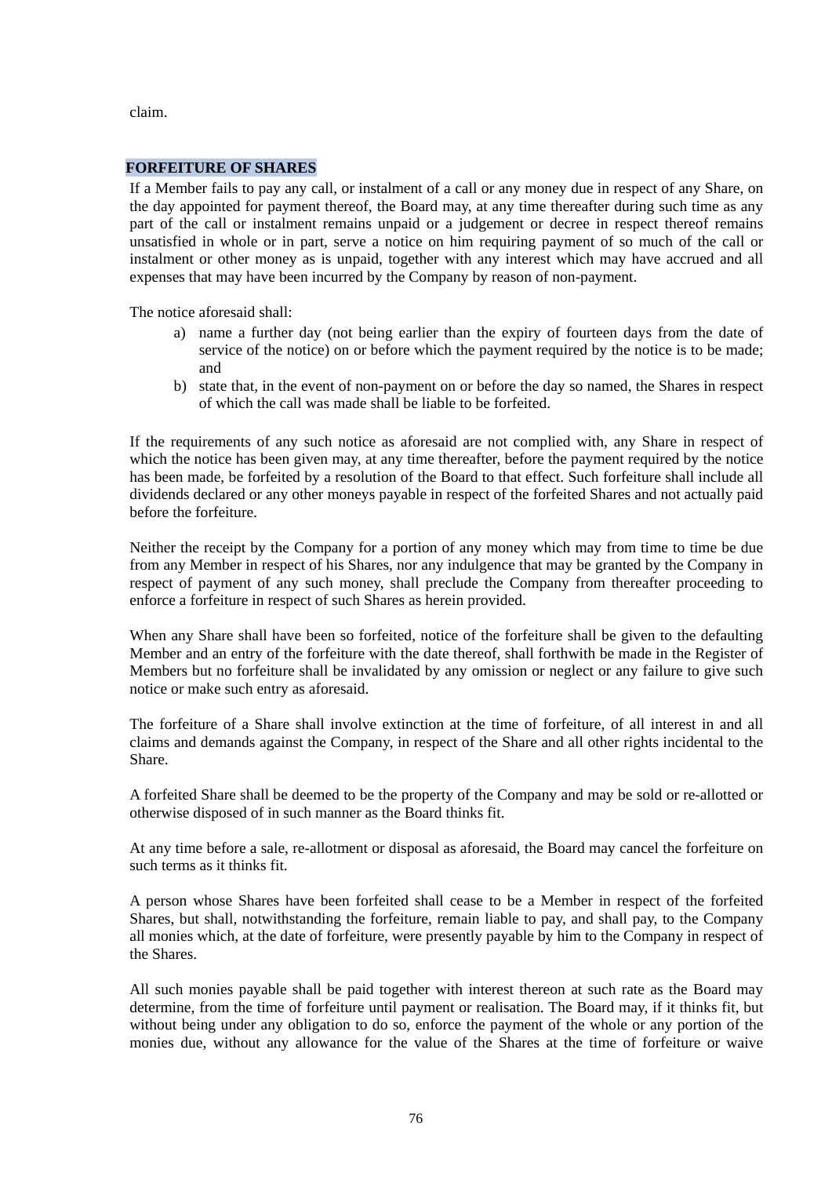claim.

## FORFEITURE OF SHARES

If a Member fails to pay any call, or instalment of a call or any money due in respect of any Share, on the day appointed for payment thereof, the Board may, at any time thereafter during such time as any part of the call or instalment remains unpaid or a judgement or decree in respect thereof remains unsatisfied in whole or in part, serve a notice on him requiring payment of so much of the call or instalment or other money as is unpaid, together with any interest which may have accrued and all expenses that may have been incurred by the Company by reason of non-payment.

The notice aforesaid shall:

a) name a further day (not being earlier than the expiry of fourteen days from the date of service of the notice) on or before which the payment required by the notice is to be made; and
b) state that, in the event of non-payment on or before the day so named, the Shares in respect of which the call was made shall be liable to be forfeited.

If the requirements of any such notice as aforesaid are not complied with, any Share in respect of which the notice has been given may, at any time thereafter, before the payment required by the notice has been made, be forfeited by a resolution of the Board to that effect. Such forfeiture shall include all dividends declared or any other moneys payable in respect of the forfeited Shares and not actually paid before the forfeiture.

Neither the receipt by the Company for a portion of any money which may from time to time be due from any Member in respect of his Shares, nor any indulgence that may be granted by the Company in respect of payment of any such money, shall preclude the Company from thereafter proceeding to enforce a forfeiture in respect of such Shares as herein provided.

When any Share shall have been so forfeited, notice of the forfeiture shall be given to the defaulting Member and an entry of the forfeiture with the date thereof, shall forthwith be made in the Register of Members but no forfeiture shall be invalidated by any omission or neglect or any failure to give such notice or make such entry as aforesaid.

The forfeiture of a Share shall involve extinction at the time of forfeiture, of all interest in and all claims and demands against the Company, in respect of the Share and all other rights incidental to the Share.

A forfeited Share shall be deemed to be the property of the Company and may be sold or re-allotted or otherwise disposed of in such manner as the Board thinks fit.

At any time before a sale, re-allotment or disposal as aforesaid, the Board may cancel the forfeiture on such terms as it thinks fit.

A person whose Shares have been forfeited shall cease to be a Member in respect of the forfeited Shares, but shall, notwithstanding the forfeiture, remain liable to pay, and shall pay, to the Company all monies which, at the date of forfeiture, were presently payable by him to the Company in respect of the Shares.

All such monies payable shall be paid together with interest thereon at such rate as the Board may determine, from the time of forfeiture until payment or realisation. The Board may, if it thinks fit, but without being under any obligation to do so, enforce the payment of the whole or any portion of the monies due, without any allowance for the value of the Shares at the time of forfeiture or waive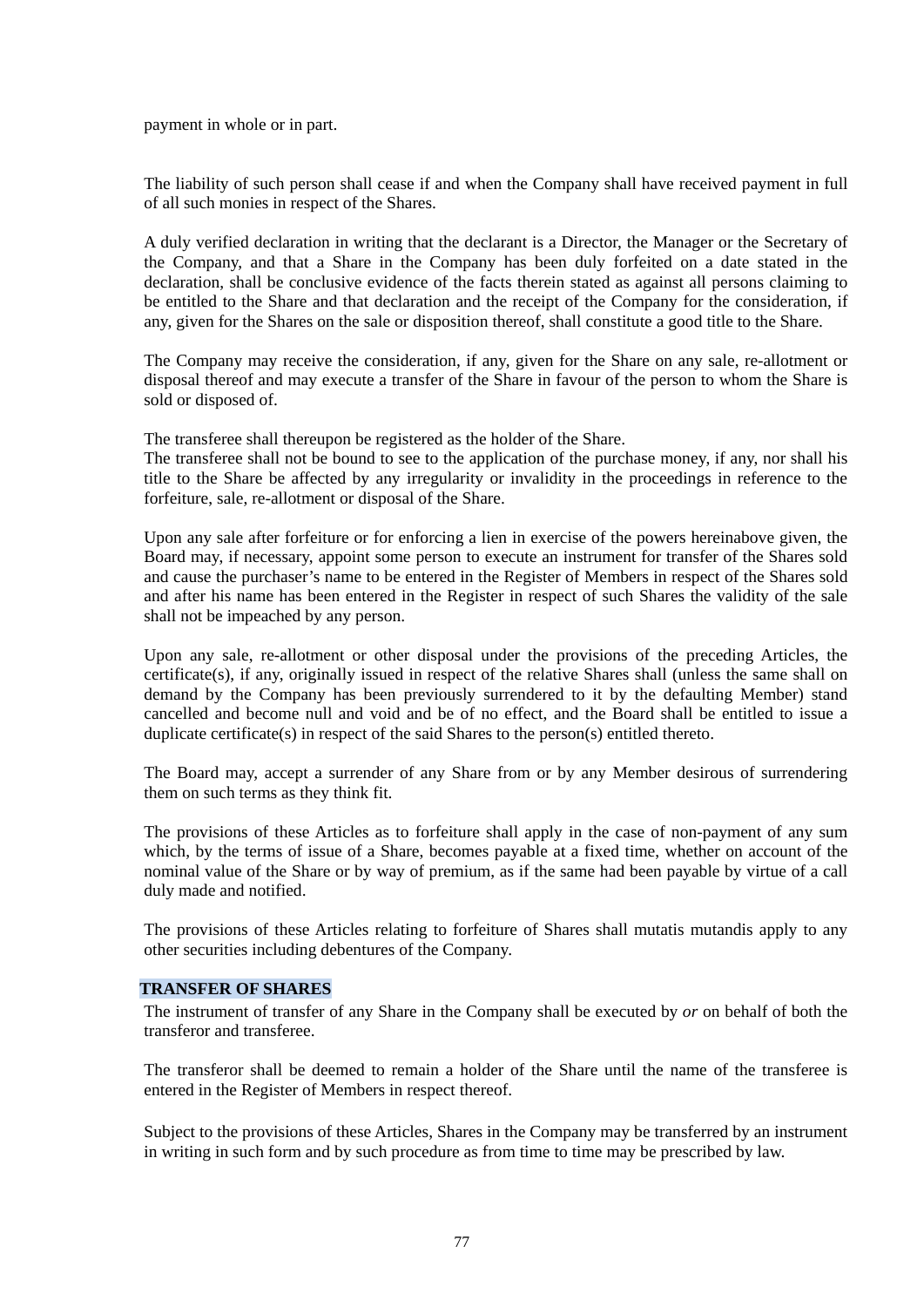payment in whole or in part.

The liability of such person shall cease if and when the Company shall have received payment in full of all such monies in respect of the Shares.

A duly verified declaration in writing that the declarant is a Director, the Manager or the Secretary of the Company, and that a Share in the Company has been duly forfeited on a date stated in the declaration, shall be conclusive evidence of the facts therein stated as against all persons claiming to be entitled to the Share and that declaration and the receipt of the Company for the consideration, if any, given for the Shares on the sale or disposition thereof, shall constitute a good title to the Share.

The Company may receive the consideration, if any, given for the Share on any sale, re-allotment or disposal thereof and may execute a transfer of the Share in favour of the person to whom the Share is sold or disposed of.

The transferee shall thereupon be registered as the holder of the Share.
The transferee shall not be bound to see to the application of the purchase money, if any, nor shall his title to the Share be affected by any irregularity or invalidity in the proceedings in reference to the forfeiture, sale, re-allotment or disposal of the Share.

Upon any sale after forfeiture or for enforcing a lien in exercise of the powers hereinabove given, the Board may, if necessary, appoint some person to execute an instrument for transfer of the Shares sold and cause the purchaser's name to be entered in the Register of Members in respect of the Shares sold and after his name has been entered in the Register in respect of such Shares the validity of the sale shall not be impeached by any person.

Upon any sale, re-allotment or other disposal under the provisions of the preceding Articles, the certificate(s), if any, originally issued in respect of the relative Shares shall (unless the same shall on demand by the Company has been previously surrendered to it by the defaulting Member) stand cancelled and become null and void and be of no effect, and the Board shall be entitled to issue a duplicate certificate(s) in respect of the said Shares to the person(s) entitled thereto.

The Board may, accept a surrender of any Share from or by any Member desirous of surrendering them on such terms as they think fit.

The provisions of these Articles as to forfeiture shall apply in the case of non-payment of any sum which, by the terms of issue of a Share, becomes payable at a fixed time, whether on account of the nominal value of the Share or by way of premium, as if the same had been payable by virtue of a call duly made and notified.

The provisions of these Articles relating to forfeiture of Shares shall mutatis mutandis apply to any other securities including debentures of the Company.

**TRANSFER OF SHARES**

The instrument of transfer of any Share in the Company shall be executed by *or* on behalf of both the transferor and transferee.

The transferor shall be deemed to remain a holder of the Share until the name of the transferee is entered in the Register of Members in respect thereof.

Subject to the provisions of these Articles, Shares in the Company may be transferred by an instrument in writing in such form and by such procedure as from time to time may be prescribed by law.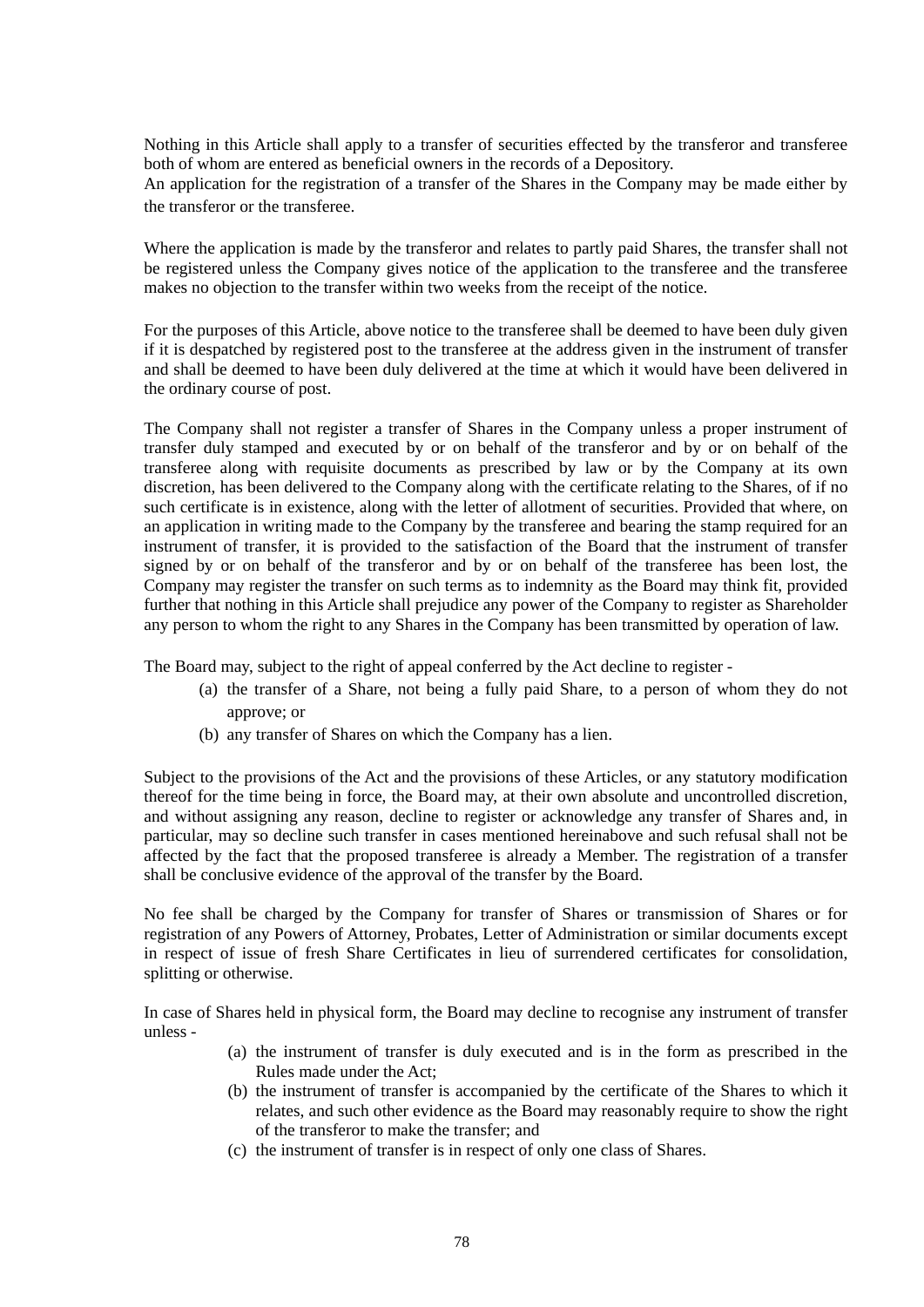Nothing in this Article shall apply to a transfer of securities effected by the transferor and transferee both of whom are entered as beneficial owners in the records of a Depository.
An application for the registration of a transfer of the Shares in the Company may be made either by the transferor or the transferee.

Where the application is made by the transferor and relates to partly paid Shares, the transfer shall not be registered unless the Company gives notice of the application to the transferee and the transferee makes no objection to the transfer within two weeks from the receipt of the notice.

For the purposes of this Article, above notice to the transferee shall be deemed to have been duly given if it is despatched by registered post to the transferee at the address given in the instrument of transfer and shall be deemed to have been duly delivered at the time at which it would have been delivered in the ordinary course of post.

The Company shall not register a transfer of Shares in the Company unless a proper instrument of transfer duly stamped and executed by or on behalf of the transferor and by or on behalf of the transferee along with requisite documents as prescribed by law or by the Company at its own discretion, has been delivered to the Company along with the certificate relating to the Shares, of if no such certificate is in existence, along with the letter of allotment of securities. Provided that where, on an application in writing made to the Company by the transferee and bearing the stamp required for an instrument of transfer, it is provided to the satisfaction of the Board that the instrument of transfer signed by or on behalf of the transferor and by or on behalf of the transferee has been lost, the Company may register the transfer on such terms as to indemnity as the Board may think fit, provided further that nothing in this Article shall prejudice any power of the Company to register as Shareholder any person to whom the right to any Shares in the Company has been transmitted by operation of law.

The Board may, subject to the right of appeal conferred by the Act decline to register -

(a) the transfer of a Share, not being a fully paid Share, to a person of whom they do not approve; or
(b) any transfer of Shares on which the Company has a lien.

Subject to the provisions of the Act and the provisions of these Articles, or any statutory modification thereof for the time being in force, the Board may, at their own absolute and uncontrolled discretion, and without assigning any reason, decline to register or acknowledge any transfer of Shares and, in particular, may so decline such transfer in cases mentioned hereinabove and such refusal shall not be affected by the fact that the proposed transferee is already a Member. The registration of a transfer shall be conclusive evidence of the approval of the transfer by the Board.

No fee shall be charged by the Company for transfer of Shares or transmission of Shares or for registration of any Powers of Attorney, Probates, Letter of Administration or similar documents except in respect of issue of fresh Share Certificates in lieu of surrendered certificates for consolidation, splitting or otherwise.

In case of Shares held in physical form, the Board may decline to recognise any instrument of transfer unless -

(a) the instrument of transfer is duly executed and is in the form as prescribed in the Rules made under the Act;
(b) the instrument of transfer is accompanied by the certificate of the Shares to which it relates, and such other evidence as the Board may reasonably require to show the right of the transferor to make the transfer; and
(c) the instrument of transfer is in respect of only one class of Shares.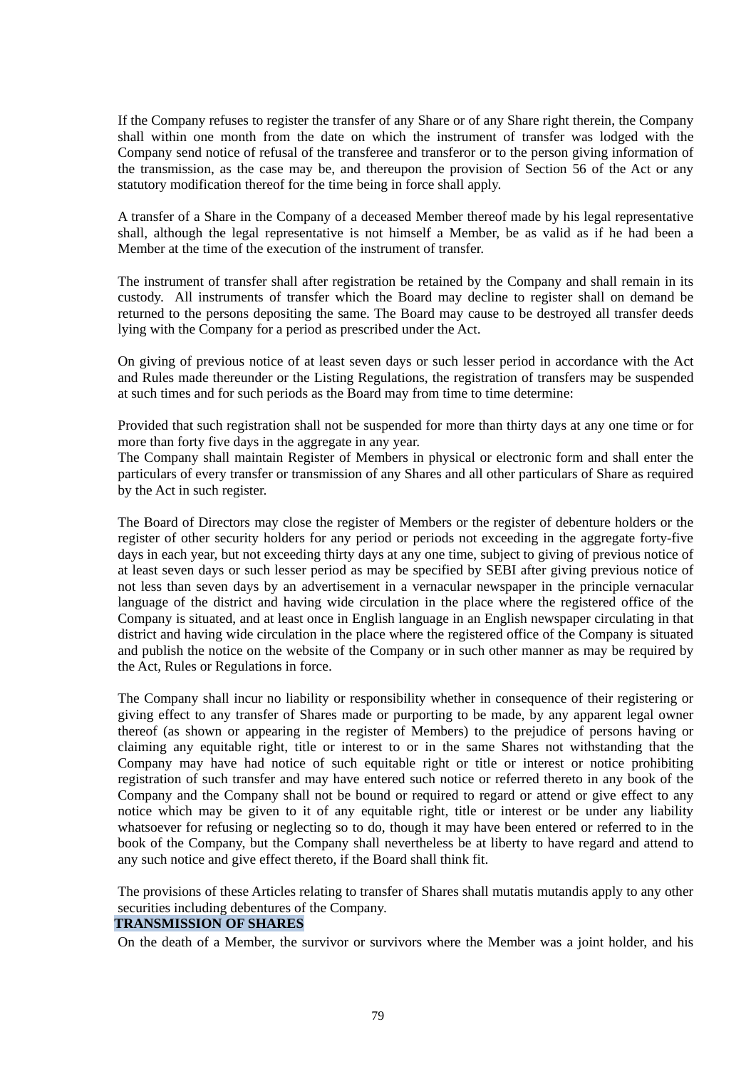If the Company refuses to register the transfer of any Share or of any Share right therein, the Company shall within one month from the date on which the instrument of transfer was lodged with the Company send notice of refusal of the transferee and transferor or to the person giving information of the transmission, as the case may be, and thereupon the provision of Section 56 of the Act or any statutory modification thereof for the time being in force shall apply.

A transfer of a Share in the Company of a deceased Member thereof made by his legal representative shall, although the legal representative is not himself a Member, be as valid as if he had been a Member at the time of the execution of the instrument of transfer.

The instrument of transfer shall after registration be retained by the Company and shall remain in its custody. All instruments of transfer which the Board may decline to register shall on demand be returned to the persons depositing the same. The Board may cause to be destroyed all transfer deeds lying with the Company for a period as prescribed under the Act.

On giving of previous notice of at least seven days or such lesser period in accordance with the Act and Rules made thereunder or the Listing Regulations, the registration of transfers may be suspended at such times and for such periods as the Board may from time to time determine:

Provided that such registration shall not be suspended for more than thirty days at any one time or for more than forty five days in the aggregate in any year.
The Company shall maintain Register of Members in physical or electronic form and shall enter the particulars of every transfer or transmission of any Shares and all other particulars of Share as required by the Act in such register.

The Board of Directors may close the register of Members or the register of debenture holders or the register of other security holders for any period or periods not exceeding in the aggregate forty-five days in each year, but not exceeding thirty days at any one time, subject to giving of previous notice of at least seven days or such lesser period as may be specified by SEBI after giving previous notice of not less than seven days by an advertisement in a vernacular newspaper in the principle vernacular language of the district and having wide circulation in the place where the registered office of the Company is situated, and at least once in English language in an English newspaper circulating in that district and having wide circulation in the place where the registered office of the Company is situated and publish the notice on the website of the Company or in such other manner as may be required by the Act, Rules or Regulations in force.

The Company shall incur no liability or responsibility whether in consequence of their registering or giving effect to any transfer of Shares made or purporting to be made, by any apparent legal owner thereof (as shown or appearing in the register of Members) to the prejudice of persons having or claiming any equitable right, title or interest to or in the same Shares not withstanding that the Company may have had notice of such equitable right or title or interest or notice prohibiting registration of such transfer and may have entered such notice or referred thereto in any book of the Company and the Company shall not be bound or required to regard or attend or give effect to any notice which may be given to it of any equitable right, title or interest or be under any liability whatsoever for refusing or neglecting so to do, though it may have been entered or referred to in the book of the Company, but the Company shall nevertheless be at liberty to have regard and attend to any such notice and give effect thereto, if the Board shall think fit.

The provisions of these Articles relating to transfer of Shares shall mutatis mutandis apply to any other securities including debentures of the Company.

**TRANSMISSION OF SHARES**

On the death of a Member, the survivor or survivors where the Member was a joint holder, and his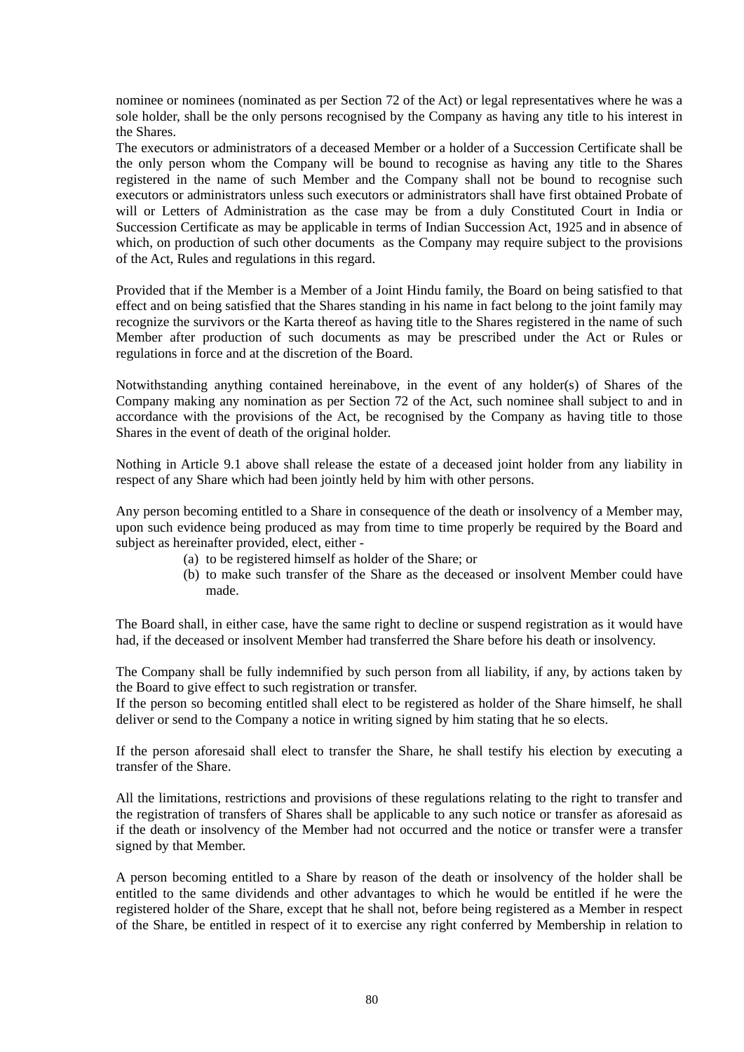nominee or nominees (nominated as per Section 72 of the Act) or legal representatives where he was a sole holder, shall be the only persons recognised by the Company as having any title to his interest in the Shares.

The executors or administrators of a deceased Member or a holder of a Succession Certificate shall be the only person whom the Company will be bound to recognise as having any title to the Shares registered in the name of such Member and the Company shall not be bound to recognise such executors or administrators unless such executors or administrators shall have first obtained Probate of will or Letters of Administration as the case may be from a duly Constituted Court in India or Succession Certificate as may be applicable in terms of Indian Succession Act, 1925 and in absence of which, on production of such other documents as the Company may require subject to the provisions of the Act, Rules and regulations in this regard.

Provided that if the Member is a Member of a Joint Hindu family, the Board on being satisfied to that effect and on being satisfied that the Shares standing in his name in fact belong to the joint family may recognize the survivors or the Karta thereof as having title to the Shares registered in the name of such Member after production of such documents as may be prescribed under the Act or Rules or regulations in force and at the discretion of the Board.

Notwithstanding anything contained hereinabove, in the event of any holder(s) of Shares of the Company making any nomination as per Section 72 of the Act, such nominee shall subject to and in accordance with the provisions of the Act, be recognised by the Company as having title to those Shares in the event of death of the original holder.

Nothing in Article 9.1 above shall release the estate of a deceased joint holder from any liability in respect of any Share which had been jointly held by him with other persons.

Any person becoming entitled to a Share in consequence of the death or insolvency of a Member may, upon such evidence being produced as may from time to time properly be required by the Board and subject as hereinafter provided, elect, either -

(a) to be registered himself as holder of the Share; or
(b) to make such transfer of the Share as the deceased or insolvent Member could have made.

The Board shall, in either case, have the same right to decline or suspend registration as it would have had, if the deceased or insolvent Member had transferred the Share before his death or insolvency.

The Company shall be fully indemnified by such person from all liability, if any, by actions taken by the Board to give effect to such registration or transfer.

If the person so becoming entitled shall elect to be registered as holder of the Share himself, he shall deliver or send to the Company a notice in writing signed by him stating that he so elects.

If the person aforesaid shall elect to transfer the Share, he shall testify his election by executing a transfer of the Share.

All the limitations, restrictions and provisions of these regulations relating to the right to transfer and the registration of transfers of Shares shall be applicable to any such notice or transfer as aforesaid as if the death or insolvency of the Member had not occurred and the notice or transfer were a transfer signed by that Member.

A person becoming entitled to a Share by reason of the death or insolvency of the holder shall be entitled to the same dividends and other advantages to which he would be entitled if he were the registered holder of the Share, except that he shall not, before being registered as a Member in respect of the Share, be entitled in respect of it to exercise any right conferred by Membership in relation to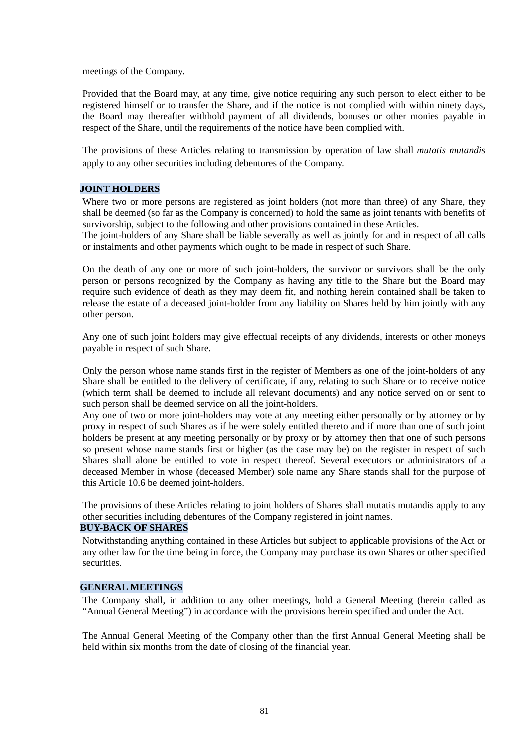meetings of the Company.

Provided that the Board may, at any time, give notice requiring any such person to elect either to be registered himself or to transfer the Share, and if the notice is not complied with within ninety days, the Board may thereafter withhold payment of all dividends, bonuses or other monies payable in respect of the Share, until the requirements of the notice have been complied with.

The provisions of these Articles relating to transmission by operation of law shall *mutatis mutandis* apply to any other securities including debentures of the Company.

**JOINT HOLDERS**

Where two or more persons are registered as joint holders (not more than three) of any Share, they shall be deemed (so far as the Company is concerned) to hold the same as joint tenants with benefits of survivorship, subject to the following and other provisions contained in these Articles.

The joint-holders of any Share shall be liable severally as well as jointly for and in respect of all calls or instalments and other payments which ought to be made in respect of such Share.

On the death of any one or more of such joint-holders, the survivor or survivors shall be the only person or persons recognized by the Company as having any title to the Share but the Board may require such evidence of death as they may deem fit, and nothing herein contained shall be taken to release the estate of a deceased joint-holder from any liability on Shares held by him jointly with any other person.

Any one of such joint holders may give effectual receipts of any dividends, interests or other moneys payable in respect of such Share.

Only the person whose name stands first in the register of Members as one of the joint-holders of any Share shall be entitled to the delivery of certificate, if any, relating to such Share or to receive notice (which term shall be deemed to include all relevant documents) and any notice served on or sent to such person shall be deemed service on all the joint-holders.

Any one of two or more joint-holders may vote at any meeting either personally or by attorney or by proxy in respect of such Shares as if he were solely entitled thereto and if more than one of such joint holders be present at any meeting personally or by proxy or by attorney then that one of such persons so present whose name stands first or higher (as the case may be) on the register in respect of such Shares shall alone be entitled to vote in respect thereof. Several executors or administrators of a deceased Member in whose (deceased Member) sole name any Share stands shall for the purpose of this Article 10.6 be deemed joint-holders.

The provisions of these Articles relating to joint holders of Shares shall mutatis mutandis apply to any other securities including debentures of the Company registered in joint names.

**BUY-BACK OF SHARES**

Notwithstanding anything contained in these Articles but subject to applicable provisions of the Act or any other law for the time being in force, the Company may purchase its own Shares or other specified securities.

**GENERAL MEETINGS**

The Company shall, in addition to any other meetings, hold a General Meeting (herein called as "Annual General Meeting") in accordance with the provisions herein specified and under the Act.

The Annual General Meeting of the Company other than the first Annual General Meeting shall be held within six months from the date of closing of the financial year.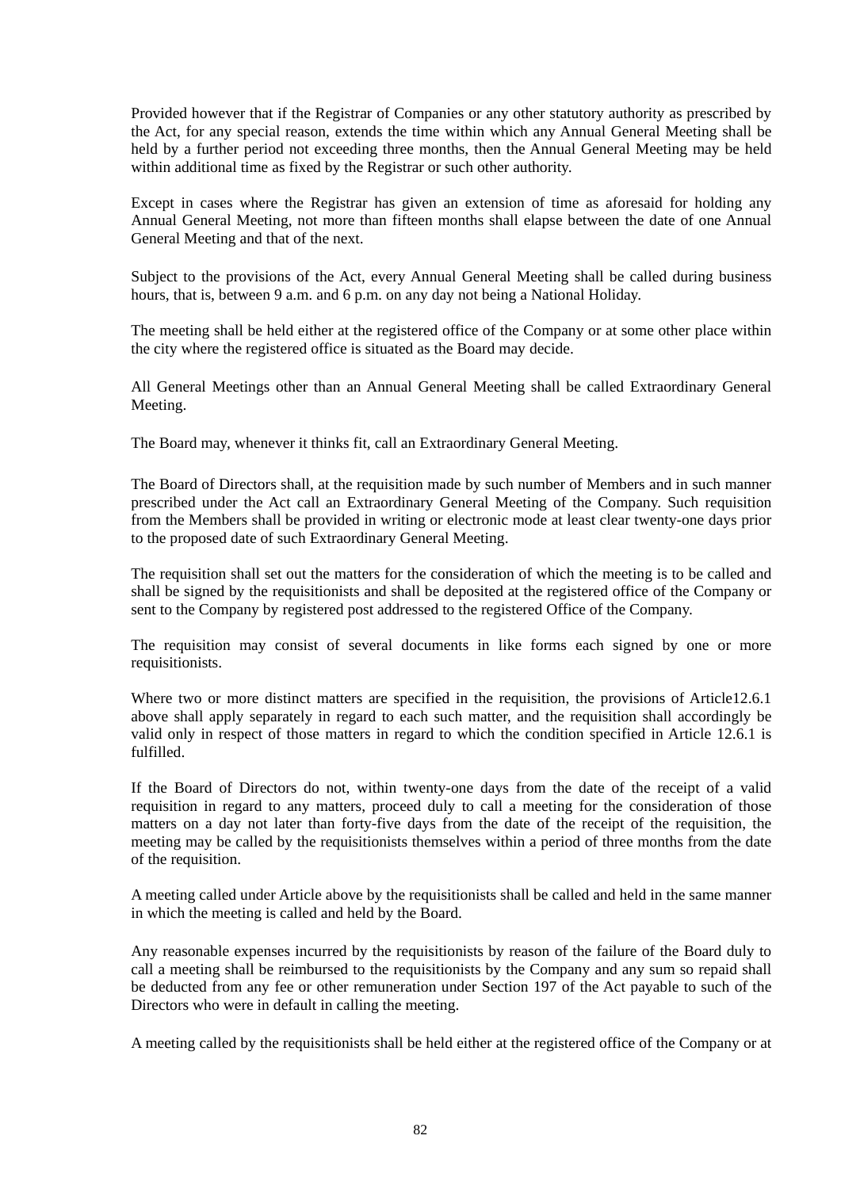Provided however that if the Registrar of Companies or any other statutory authority as prescribed by the Act, for any special reason, extends the time within which any Annual General Meeting shall be held by a further period not exceeding three months, then the Annual General Meeting may be held within additional time as fixed by the Registrar or such other authority.

Except in cases where the Registrar has given an extension of time as aforesaid for holding any Annual General Meeting, not more than fifteen months shall elapse between the date of one Annual General Meeting and that of the next.

Subject to the provisions of the Act, every Annual General Meeting shall be called during business hours, that is, between 9 a.m. and 6 p.m. on any day not being a National Holiday.

The meeting shall be held either at the registered office of the Company or at some other place within the city where the registered office is situated as the Board may decide.

All General Meetings other than an Annual General Meeting shall be called Extraordinary General Meeting.

The Board may, whenever it thinks fit, call an Extraordinary General Meeting.

The Board of Directors shall, at the requisition made by such number of Members and in such manner prescribed under the Act call an Extraordinary General Meeting of the Company. Such requisition from the Members shall be provided in writing or electronic mode at least clear twenty-one days prior to the proposed date of such Extraordinary General Meeting.

The requisition shall set out the matters for the consideration of which the meeting is to be called and shall be signed by the requisitionists and shall be deposited at the registered office of the Company or sent to the Company by registered post addressed to the registered Office of the Company.

The requisition may consist of several documents in like forms each signed by one or more requisitionists.

Where two or more distinct matters are specified in the requisition, the provisions of Article12.6.1 above shall apply separately in regard to each such matter, and the requisition shall accordingly be valid only in respect of those matters in regard to which the condition specified in Article 12.6.1 is fulfilled.

If the Board of Directors do not, within twenty-one days from the date of the receipt of a valid requisition in regard to any matters, proceed duly to call a meeting for the consideration of those matters on a day not later than forty-five days from the date of the receipt of the requisition, the meeting may be called by the requisitionists themselves within a period of three months from the date of the requisition.

A meeting called under Article above by the requisitionists shall be called and held in the same manner in which the meeting is called and held by the Board.

Any reasonable expenses incurred by the requisitionists by reason of the failure of the Board duly to call a meeting shall be reimbursed to the requisitionists by the Company and any sum so repaid shall be deducted from any fee or other remuneration under Section 197 of the Act payable to such of the Directors who were in default in calling the meeting.

A meeting called by the requisitionists shall be held either at the registered office of the Company or at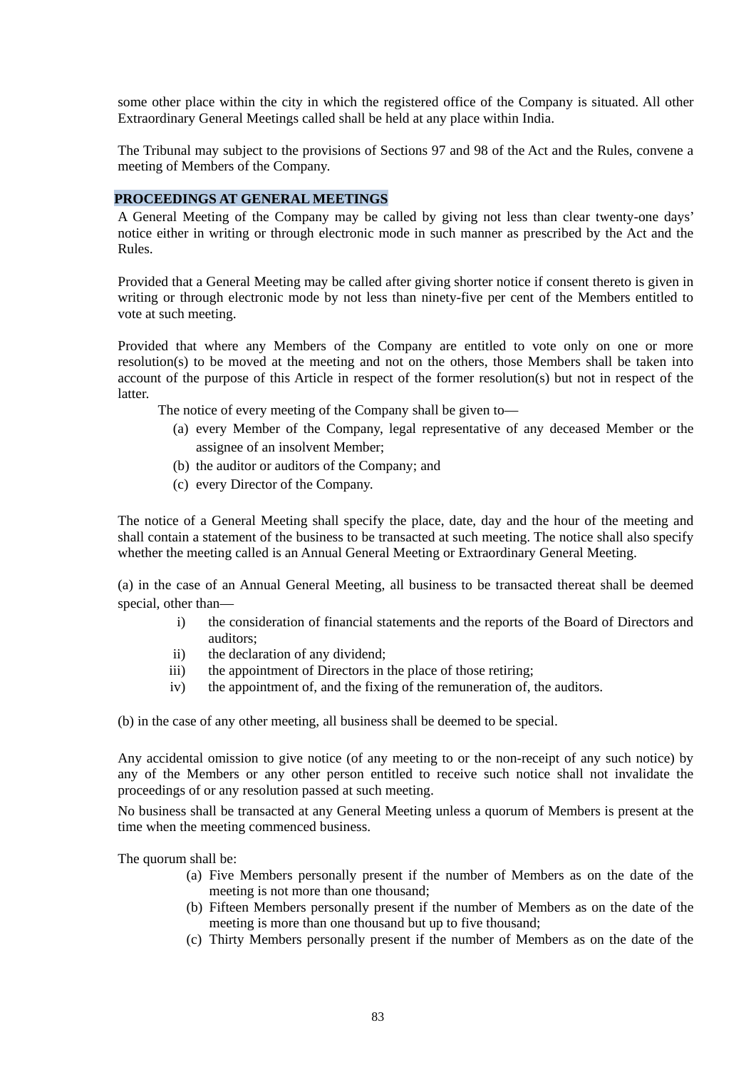some other place within the city in which the registered office of the Company is situated. All other Extraordinary General Meetings called shall be held at any place within India.

The Tribunal may subject to the provisions of Sections 97 and 98 of the Act and the Rules, convene a meeting of Members of the Company.

## PROCEEDINGS AT GENERAL MEETINGS

A General Meeting of the Company may be called by giving not less than clear twenty-one days' notice either in writing or through electronic mode in such manner as prescribed by the Act and the Rules.

Provided that a General Meeting may be called after giving shorter notice if consent thereto is given in writing or through electronic mode by not less than ninety-five per cent of the Members entitled to vote at such meeting.

Provided that where any Members of the Company are entitled to vote only on one or more resolution(s) to be moved at the meeting and not on the others, those Members shall be taken into account of the purpose of this Article in respect of the former resolution(s) but not in respect of the latter.

The notice of every meeting of the Company shall be given to—

(a) every Member of the Company, legal representative of any deceased Member or the assignee of an insolvent Member;
(b) the auditor or auditors of the Company; and
(c) every Director of the Company.

The notice of a General Meeting shall specify the place, date, day and the hour of the meeting and shall contain a statement of the business to be transacted at such meeting. The notice shall also specify whether the meeting called is an Annual General Meeting or Extraordinary General Meeting.

(a) in the case of an Annual General Meeting, all business to be transacted thereat shall be deemed special, other than—

i) the consideration of financial statements and the reports of the Board of Directors and auditors;
ii) the declaration of any dividend;
iii) the appointment of Directors in the place of those retiring;
iv) the appointment of, and the fixing of the remuneration of, the auditors.

(b) in the case of any other meeting, all business shall be deemed to be special.

Any accidental omission to give notice (of any meeting to or the non-receipt of any such notice) by any of the Members or any other person entitled to receive such notice shall not invalidate the proceedings of or any resolution passed at such meeting.

No business shall be transacted at any General Meeting unless a quorum of Members is present at the time when the meeting commenced business.

The quorum shall be:

(a) Five Members personally present if the number of Members as on the date of the meeting is not more than one thousand;
(b) Fifteen Members personally present if the number of Members as on the date of the meeting is more than one thousand but up to five thousand;
(c) Thirty Members personally present if the number of Members as on the date of the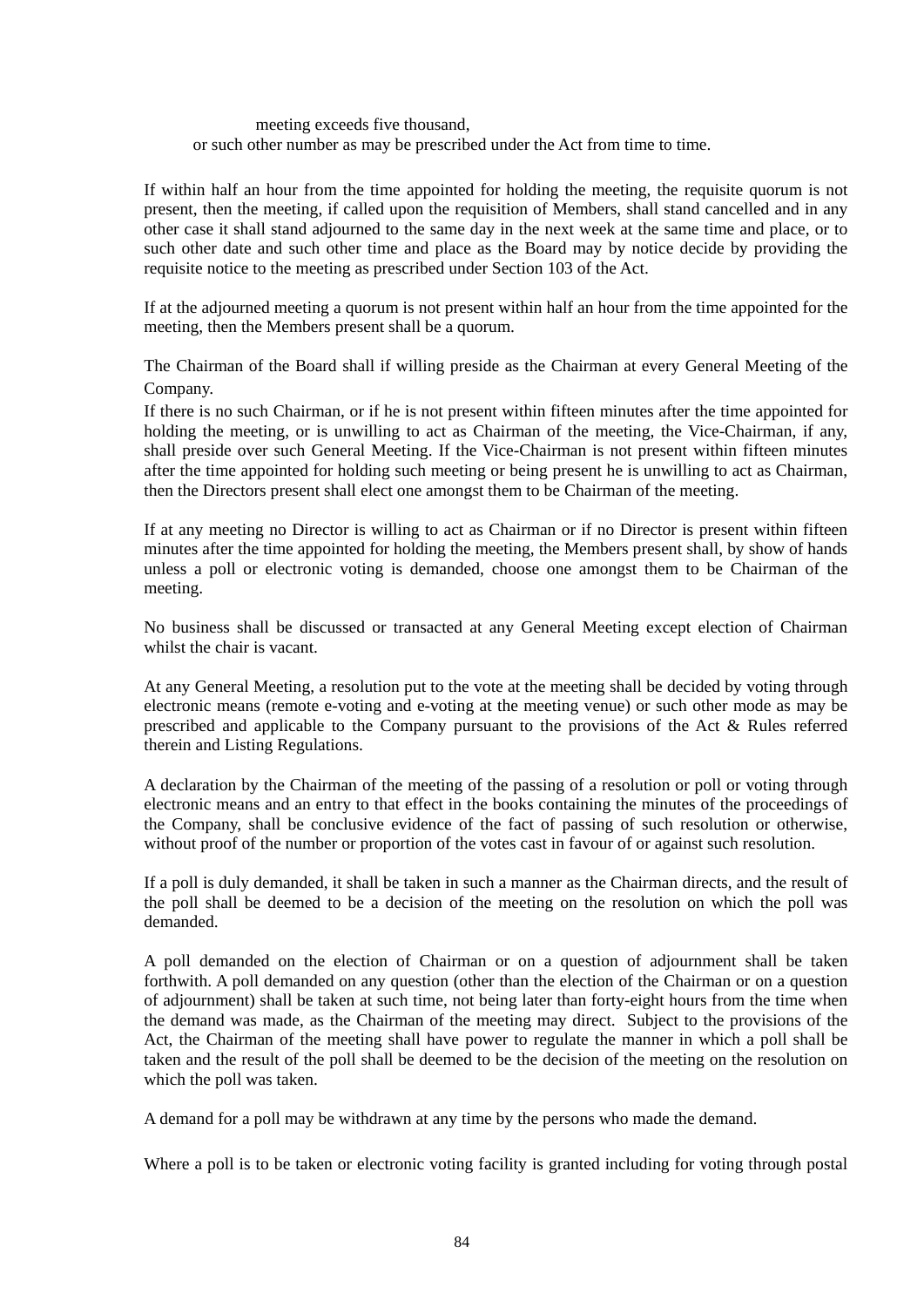meeting exceeds five thousand,

or such other number as may be prescribed under the Act from time to time.

If within half an hour from the time appointed for holding the meeting, the requisite quorum is not present, then the meeting, if called upon the requisition of Members, shall stand cancelled and in any other case it shall stand adjourned to the same day in the next week at the same time and place, or to such other date and such other time and place as the Board may by notice decide by providing the requisite notice to the meeting as prescribed under Section 103 of the Act.

If at the adjourned meeting a quorum is not present within half an hour from the time appointed for the meeting, then the Members present shall be a quorum.

The Chairman of the Board shall if willing preside as the Chairman at every General Meeting of the Company.

If there is no such Chairman, or if he is not present within fifteen minutes after the time appointed for holding the meeting, or is unwilling to act as Chairman of the meeting, the Vice-Chairman, if any, shall preside over such General Meeting. If the Vice-Chairman is not present within fifteen minutes after the time appointed for holding such meeting or being present he is unwilling to act as Chairman, then the Directors present shall elect one amongst them to be Chairman of the meeting.

If at any meeting no Director is willing to act as Chairman or if no Director is present within fifteen minutes after the time appointed for holding the meeting, the Members present shall, by show of hands unless a poll or electronic voting is demanded, choose one amongst them to be Chairman of the meeting.

No business shall be discussed or transacted at any General Meeting except election of Chairman whilst the chair is vacant.

At any General Meeting, a resolution put to the vote at the meeting shall be decided by voting through electronic means (remote e-voting and e-voting at the meeting venue) or such other mode as may be prescribed and applicable to the Company pursuant to the provisions of the Act & Rules referred therein and Listing Regulations.

A declaration by the Chairman of the meeting of the passing of a resolution or poll or voting through electronic means and an entry to that effect in the books containing the minutes of the proceedings of the Company, shall be conclusive evidence of the fact of passing of such resolution or otherwise, without proof of the number or proportion of the votes cast in favour of or against such resolution.

If a poll is duly demanded, it shall be taken in such a manner as the Chairman directs, and the result of the poll shall be deemed to be a decision of the meeting on the resolution on which the poll was demanded.

A poll demanded on the election of Chairman or on a question of adjournment shall be taken forthwith. A poll demanded on any question (other than the election of the Chairman or on a question of adjournment) shall be taken at such time, not being later than forty-eight hours from the time when the demand was made, as the Chairman of the meeting may direct. Subject to the provisions of the Act, the Chairman of the meeting shall have power to regulate the manner in which a poll shall be taken and the result of the poll shall be deemed to be the decision of the meeting on the resolution on which the poll was taken.

A demand for a poll may be withdrawn at any time by the persons who made the demand.

Where a poll is to be taken or electronic voting facility is granted including for voting through postal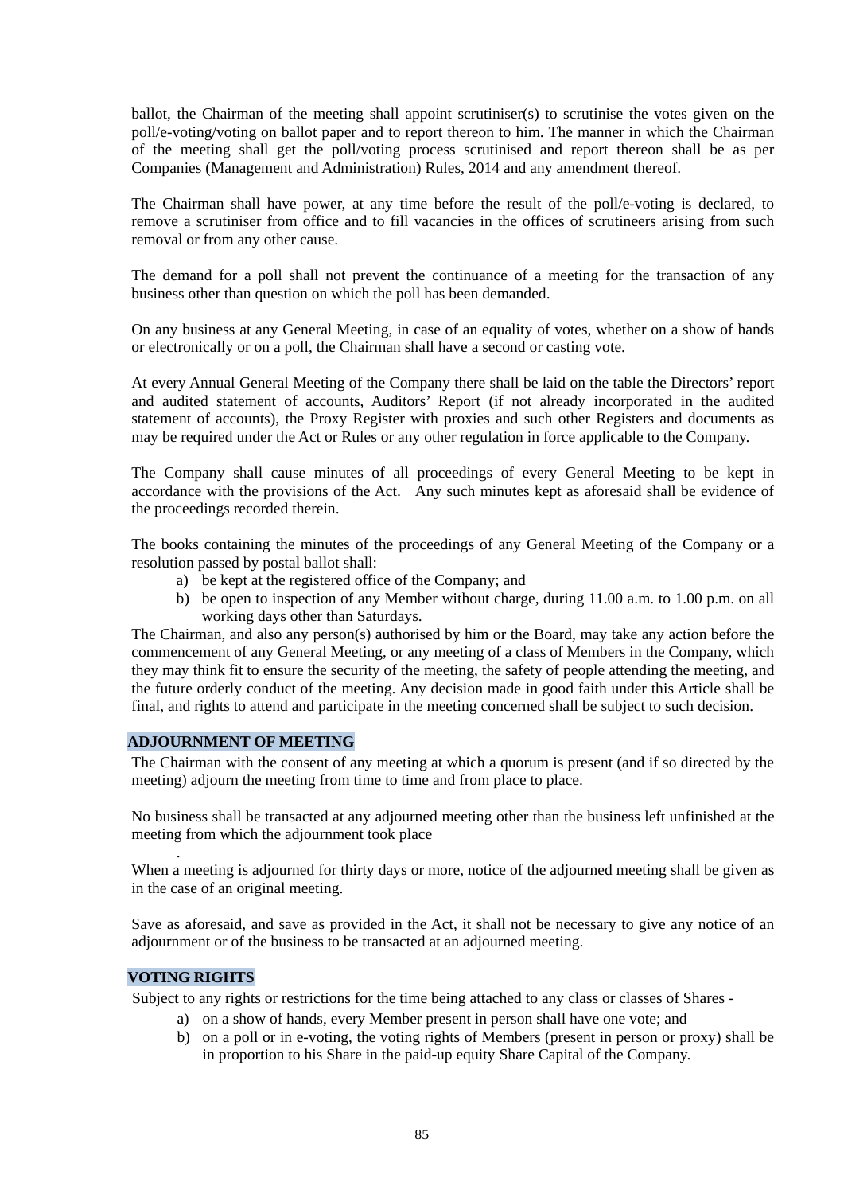ballot, the Chairman of the meeting shall appoint scrutiniser(s) to scrutinise the votes given on the poll/e-voting/voting on ballot paper and to report thereon to him. The manner in which the Chairman of the meeting shall get the poll/voting process scrutinised and report thereon shall be as per Companies (Management and Administration) Rules, 2014 and any amendment thereof.

The Chairman shall have power, at any time before the result of the poll/e-voting is declared, to remove a scrutiniser from office and to fill vacancies in the offices of scrutineers arising from such removal or from any other cause.

The demand for a poll shall not prevent the continuance of a meeting for the transaction of any business other than question on which the poll has been demanded.

On any business at any General Meeting, in case of an equality of votes, whether on a show of hands or electronically or on a poll, the Chairman shall have a second or casting vote.

At every Annual General Meeting of the Company there shall be laid on the table the Directors' report and audited statement of accounts, Auditors' Report (if not already incorporated in the audited statement of accounts), the Proxy Register with proxies and such other Registers and documents as may be required under the Act or Rules or any other regulation in force applicable to the Company.

The Company shall cause minutes of all proceedings of every General Meeting to be kept in accordance with the provisions of the Act. Any such minutes kept as aforesaid shall be evidence of the proceedings recorded therein.

The books containing the minutes of the proceedings of any General Meeting of the Company or a resolution passed by postal ballot shall:

a) be kept at the registered office of the Company; and
b) be open to inspection of any Member without charge, during 11.00 a.m. to 1.00 p.m. on all working days other than Saturdays.

The Chairman, and also any person(s) authorised by him or the Board, may take any action before the commencement of any General Meeting, or any meeting of a class of Members in the Company, which they may think fit to ensure the security of the meeting, the safety of people attending the meeting, and the future orderly conduct of the meeting. Any decision made in good faith under this Article shall be final, and rights to attend and participate in the meeting concerned shall be subject to such decision.

**ADJOURNMENT OF MEETING**

The Chairman with the consent of any meeting at which a quorum is present (and if so directed by the meeting) adjourn the meeting from time to time and from place to place.

No business shall be transacted at any adjourned meeting other than the business left unfinished at the meeting from which the adjournment took place

.

When a meeting is adjourned for thirty days or more, notice of the adjourned meeting shall be given as in the case of an original meeting.

Save as aforesaid, and save as provided in the Act, it shall not be necessary to give any notice of an adjournment or of the business to be transacted at an adjourned meeting.

**VOTING RIGHTS**

Subject to any rights or restrictions for the time being attached to any class or classes of Shares -

a) on a show of hands, every Member present in person shall have one vote; and
b) on a poll or in e-voting, the voting rights of Members (present in person or proxy) shall be in proportion to his Share in the paid-up equity Share Capital of the Company.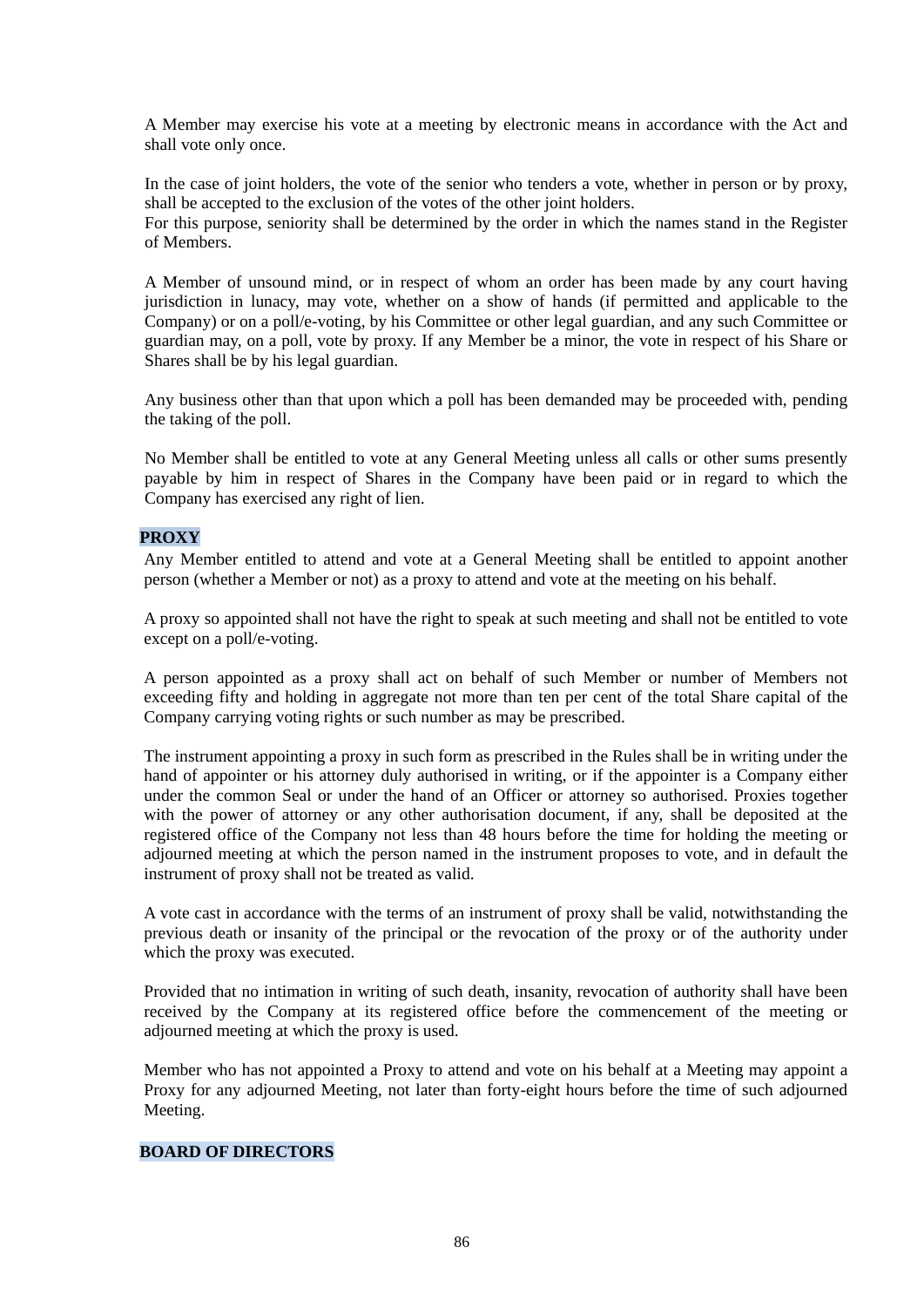A Member may exercise his vote at a meeting by electronic means in accordance with the Act and shall vote only once.

In the case of joint holders, the vote of the senior who tenders a vote, whether in person or by proxy, shall be accepted to the exclusion of the votes of the other joint holders.
For this purpose, seniority shall be determined by the order in which the names stand in the Register of Members.

A Member of unsound mind, or in respect of whom an order has been made by any court having jurisdiction in lunacy, may vote, whether on a show of hands (if permitted and applicable to the Company) or on a poll/e-voting, by his Committee or other legal guardian, and any such Committee or guardian may, on a poll, vote by proxy. If any Member be a minor, the vote in respect of his Share or Shares shall be by his legal guardian.

Any business other than that upon which a poll has been demanded may be proceeded with, pending the taking of the poll.

No Member shall be entitled to vote at any General Meeting unless all calls or other sums presently payable by him in respect of Shares in the Company have been paid or in regard to which the Company has exercised any right of lien.

**PROXY**

Any Member entitled to attend and vote at a General Meeting shall be entitled to appoint another person (whether a Member or not) as a proxy to attend and vote at the meeting on his behalf.

A proxy so appointed shall not have the right to speak at such meeting and shall not be entitled to vote except on a poll/e-voting.

A person appointed as a proxy shall act on behalf of such Member or number of Members not exceeding fifty and holding in aggregate not more than ten per cent of the total Share capital of the Company carrying voting rights or such number as may be prescribed.

The instrument appointing a proxy in such form as prescribed in the Rules shall be in writing under the hand of appointer or his attorney duly authorised in writing, or if the appointer is a Company either under the common Seal or under the hand of an Officer or attorney so authorised. Proxies together with the power of attorney or any other authorisation document, if any, shall be deposited at the registered office of the Company not less than 48 hours before the time for holding the meeting or adjourned meeting at which the person named in the instrument proposes to vote, and in default the instrument of proxy shall not be treated as valid.

A vote cast in accordance with the terms of an instrument of proxy shall be valid, notwithstanding the previous death or insanity of the principal or the revocation of the proxy or of the authority under which the proxy was executed.

Provided that no intimation in writing of such death, insanity, revocation of authority shall have been received by the Company at its registered office before the commencement of the meeting or adjourned meeting at which the proxy is used.

Member who has not appointed a Proxy to attend and vote on his behalf at a Meeting may appoint a Proxy for any adjourned Meeting, not later than forty-eight hours before the time of such adjourned Meeting.

**BOARD OF DIRECTORS**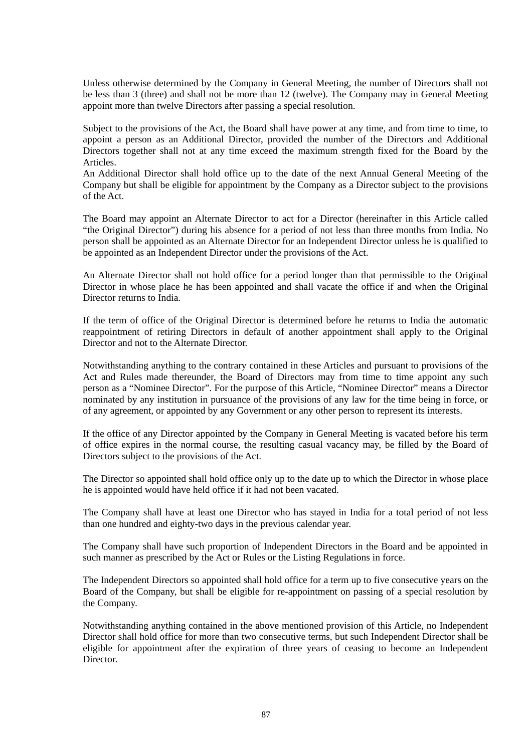Unless otherwise determined by the Company in General Meeting, the number of Directors shall not be less than 3 (three) and shall not be more than 12 (twelve). The Company may in General Meeting appoint more than twelve Directors after passing a special resolution.

Subject to the provisions of the Act, the Board shall have power at any time, and from time to time, to appoint a person as an Additional Director, provided the number of the Directors and Additional Directors together shall not at any time exceed the maximum strength fixed for the Board by the Articles.
An Additional Director shall hold office up to the date of the next Annual General Meeting of the Company but shall be eligible for appointment by the Company as a Director subject to the provisions of the Act.

The Board may appoint an Alternate Director to act for a Director (hereinafter in this Article called "the Original Director") during his absence for a period of not less than three months from India. No person shall be appointed as an Alternate Director for an Independent Director unless he is qualified to be appointed as an Independent Director under the provisions of the Act.

An Alternate Director shall not hold office for a period longer than that permissible to the Original Director in whose place he has been appointed and shall vacate the office if and when the Original Director returns to India.

If the term of office of the Original Director is determined before he returns to India the automatic reappointment of retiring Directors in default of another appointment shall apply to the Original Director and not to the Alternate Director.

Notwithstanding anything to the contrary contained in these Articles and pursuant to provisions of the Act and Rules made thereunder, the Board of Directors may from time to time appoint any such person as a "Nominee Director". For the purpose of this Article, "Nominee Director" means a Director nominated by any institution in pursuance of the provisions of any law for the time being in force, or of any agreement, or appointed by any Government or any other person to represent its interests.

If the office of any Director appointed by the Company in General Meeting is vacated before his term of office expires in the normal course, the resulting casual vacancy may, be filled by the Board of Directors subject to the provisions of the Act.

The Director so appointed shall hold office only up to the date up to which the Director in whose place he is appointed would have held office if it had not been vacated.

The Company shall have at least one Director who has stayed in India for a total period of not less than one hundred and eighty-two days in the previous calendar year.

The Company shall have such proportion of Independent Directors in the Board and be appointed in such manner as prescribed by the Act or Rules or the Listing Regulations in force.

The Independent Directors so appointed shall hold office for a term up to five consecutive years on the Board of the Company, but shall be eligible for re-appointment on passing of a special resolution by the Company.

Notwithstanding anything contained in the above mentioned provision of this Article, no Independent Director shall hold office for more than two consecutive terms, but such Independent Director shall be eligible for appointment after the expiration of three years of ceasing to become an Independent Director.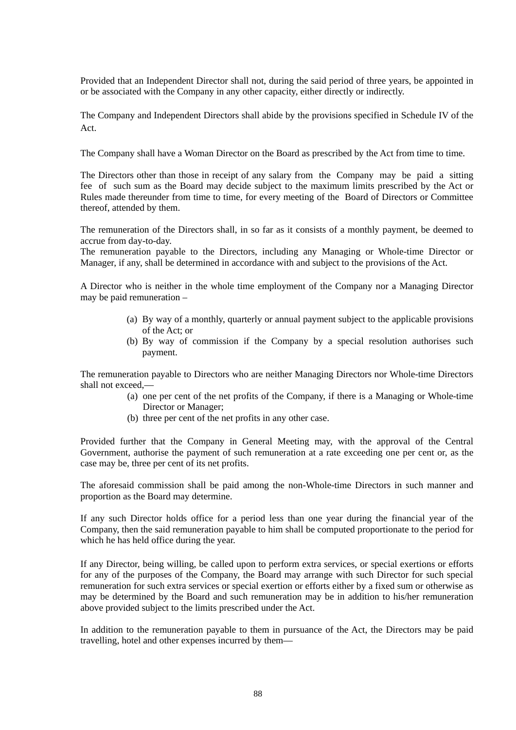Provided that an Independent Director shall not, during the said period of three years, be appointed in or be associated with the Company in any other capacity, either directly or indirectly.

The Company and Independent Directors shall abide by the provisions specified in Schedule IV of the Act.

The Company shall have a Woman Director on the Board as prescribed by the Act from time to time.

The Directors other than those in receipt of any salary from the Company may be paid a sitting fee of such sum as the Board may decide subject to the maximum limits prescribed by the Act or Rules made thereunder from time to time, for every meeting of the Board of Directors or Committee thereof, attended by them.

The remuneration of the Directors shall, in so far as it consists of a monthly payment, be deemed to accrue from day-to-day.
The remuneration payable to the Directors, including any Managing or Whole-time Director or Manager, if any, shall be determined in accordance with and subject to the provisions of the Act.

A Director who is neither in the whole time employment of the Company nor a Managing Director may be paid remuneration –

(a) By way of a monthly, quarterly or annual payment subject to the applicable provisions of the Act; or
(b) By way of commission if the Company by a special resolution authorises such payment.

The remuneration payable to Directors who are neither Managing Directors nor Whole-time Directors shall not exceed,—

(a) one per cent of the net profits of the Company, if there is a Managing or Whole-time Director or Manager;
(b) three per cent of the net profits in any other case.

Provided further that the Company in General Meeting may, with the approval of the Central Government, authorise the payment of such remuneration at a rate exceeding one per cent or, as the case may be, three per cent of its net profits.

The aforesaid commission shall be paid among the non-Whole-time Directors in such manner and proportion as the Board may determine.

If any such Director holds office for a period less than one year during the financial year of the Company, then the said remuneration payable to him shall be computed proportionate to the period for which he has held office during the year.

If any Director, being willing, be called upon to perform extra services, or special exertions or efforts for any of the purposes of the Company, the Board may arrange with such Director for such special remuneration for such extra services or special exertion or efforts either by a fixed sum or otherwise as may be determined by the Board and such remuneration may be in addition to his/her remuneration above provided subject to the limits prescribed under the Act.

In addition to the remuneration payable to them in pursuance of the Act, the Directors may be paid travelling, hotel and other expenses incurred by them—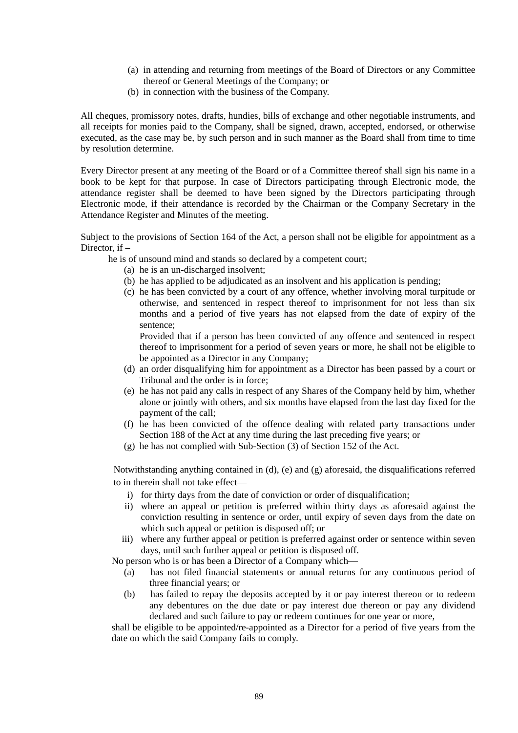(a) in attending and returning from meetings of the Board of Directors or any Committee thereof or General Meetings of the Company; or
(b) in connection with the business of the Company.

All cheques, promissory notes, drafts, hundies, bills of exchange and other negotiable instruments, and all receipts for monies paid to the Company, shall be signed, drawn, accepted, endorsed, or otherwise executed, as the case may be, by such person and in such manner as the Board shall from time to time by resolution determine.

Every Director present at any meeting of the Board or of a Committee thereof shall sign his name in a book to be kept for that purpose. In case of Directors participating through Electronic mode, the attendance register shall be deemed to have been signed by the Directors participating through Electronic mode, if their attendance is recorded by the Chairman or the Company Secretary in the Attendance Register and Minutes of the meeting.

Subject to the provisions of Section 164 of the Act, a person shall not be eligible for appointment as a Director, if –

he is of unsound mind and stands so declared by a competent court;

(a) he is an un-discharged insolvent;
(b) he has applied to be adjudicated as an insolvent and his application is pending;
(c) he has been convicted by a court of any offence, whether involving moral turpitude or otherwise, and sentenced in respect thereof to imprisonment for not less than six months and a period of five years has not elapsed from the date of expiry of the sentence;

    Provided that if a person has been convicted of any offence and sentenced in respect thereof to imprisonment for a period of seven years or more, he shall not be eligible to be appointed as a Director in any Company;
(d) an order disqualifying him for appointment as a Director has been passed by a court or Tribunal and the order is in force;
(e) he has not paid any calls in respect of any Shares of the Company held by him, whether alone or jointly with others, and six months have elapsed from the last day fixed for the payment of the call;
(f) he has been convicted of the offence dealing with related party transactions under Section 188 of the Act at any time during the last preceding five years; or
(g) he has not complied with Sub-Section (3) of Section 152 of the Act.

Notwithstanding anything contained in (d), (e) and (g) aforesaid, the disqualifications referred to in therein shall not take effect—

i) for thirty days from the date of conviction or order of disqualification;
ii) where an appeal or petition is preferred within thirty days as aforesaid against the conviction resulting in sentence or order, until expiry of seven days from the date on which such appeal or petition is disposed off; or
iii) where any further appeal or petition is preferred against order or sentence within seven days, until such further appeal or petition is disposed off.

No person who is or has been a Director of a Company which—

(a) has not filed financial statements or annual returns for any continuous period of three financial years; or
(b) has failed to repay the deposits accepted by it or pay interest thereon or to redeem any debentures on the due date or pay interest due thereon or pay any dividend declared and such failure to pay or redeem continues for one year or more,

shall be eligible to be appointed/re-appointed as a Director for a period of five years from the date on which the said Company fails to comply.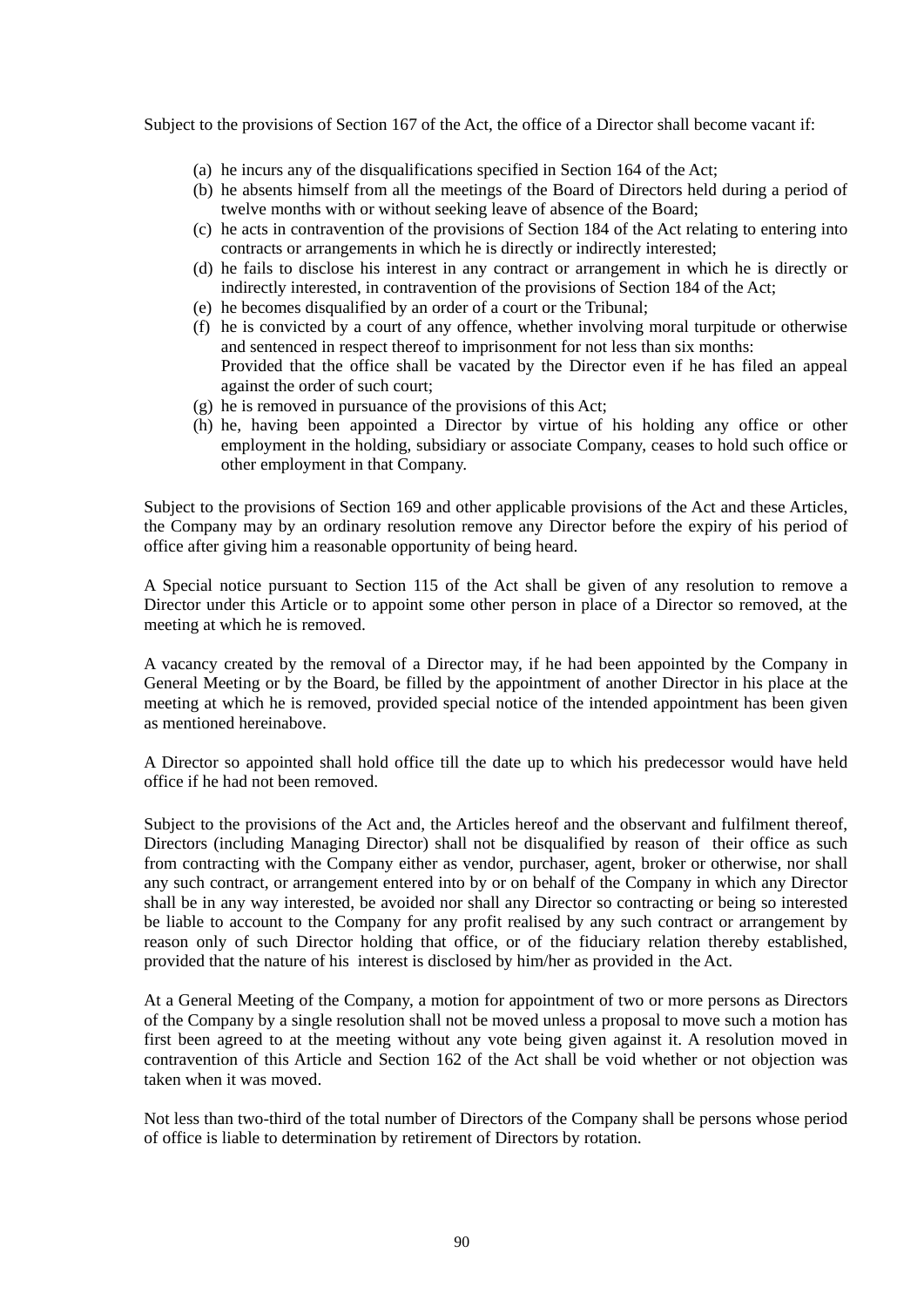Subject to the provisions of Section 167 of the Act, the office of a Director shall become vacant if:

(a) he incurs any of the disqualifications specified in Section 164 of the Act;
(b) he absents himself from all the meetings of the Board of Directors held during a period of twelve months with or without seeking leave of absence of the Board;
(c) he acts in contravention of the provisions of Section 184 of the Act relating to entering into contracts or arrangements in which he is directly or indirectly interested;
(d) he fails to disclose his interest in any contract or arrangement in which he is directly or indirectly interested, in contravention of the provisions of Section 184 of the Act;
(e) he becomes disqualified by an order of a court or the Tribunal;
(f) he is convicted by a court of any offence, whether involving moral turpitude or otherwise and sentenced in respect thereof to imprisonment for not less than six months:
Provided that the office shall be vacated by the Director even if he has filed an appeal against the order of such court;
(g) he is removed in pursuance of the provisions of this Act;
(h) he, having been appointed a Director by virtue of his holding any office or other employment in the holding, subsidiary or associate Company, ceases to hold such office or other employment in that Company.

Subject to the provisions of Section 169 and other applicable provisions of the Act and these Articles, the Company may by an ordinary resolution remove any Director before the expiry of his period of office after giving him a reasonable opportunity of being heard.

A Special notice pursuant to Section 115 of the Act shall be given of any resolution to remove a Director under this Article or to appoint some other person in place of a Director so removed, at the meeting at which he is removed.

A vacancy created by the removal of a Director may, if he had been appointed by the Company in General Meeting or by the Board, be filled by the appointment of another Director in his place at the meeting at which he is removed, provided special notice of the intended appointment has been given as mentioned hereinabove.

A Director so appointed shall hold office till the date up to which his predecessor would have held office if he had not been removed.

Subject to the provisions of the Act and, the Articles hereof and the observant and fulfilment thereof, Directors (including Managing Director) shall not be disqualified by reason of their office as such from contracting with the Company either as vendor, purchaser, agent, broker or otherwise, nor shall any such contract, or arrangement entered into by or on behalf of the Company in which any Director shall be in any way interested, be avoided nor shall any Director so contracting or being so interested be liable to account to the Company for any profit realised by any such contract or arrangement by reason only of such Director holding that office, or of the fiduciary relation thereby established, provided that the nature of his interest is disclosed by him/her as provided in the Act.

At a General Meeting of the Company, a motion for appointment of two or more persons as Directors of the Company by a single resolution shall not be moved unless a proposal to move such a motion has first been agreed to at the meeting without any vote being given against it. A resolution moved in contravention of this Article and Section 162 of the Act shall be void whether or not objection was taken when it was moved.

Not less than two-third of the total number of Directors of the Company shall be persons whose period of office is liable to determination by retirement of Directors by rotation.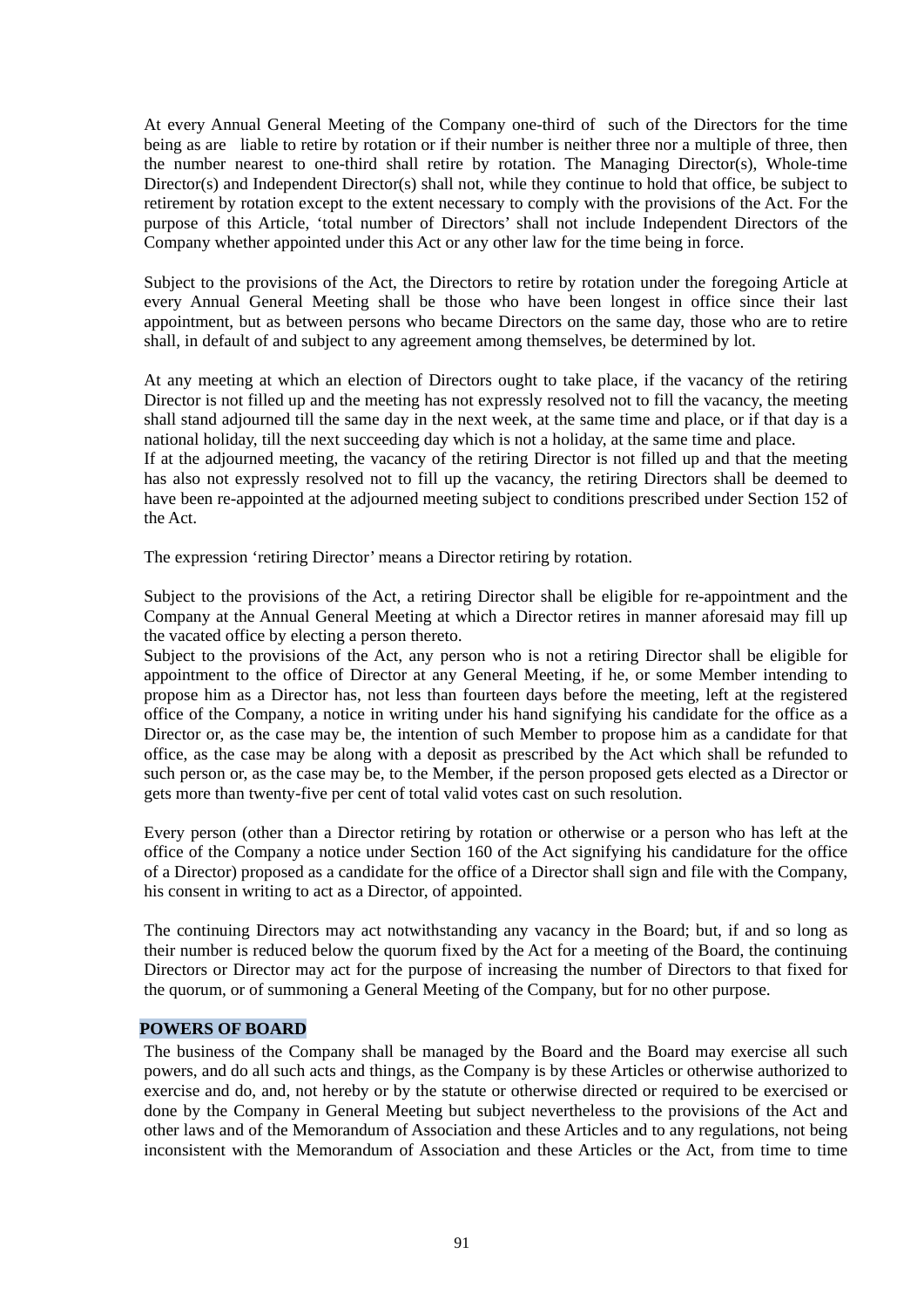At every Annual General Meeting of the Company one-third of such of the Directors for the time being as are liable to retire by rotation or if their number is neither three nor a multiple of three, then the number nearest to one-third shall retire by rotation. The Managing Director(s), Whole-time Director(s) and Independent Director(s) shall not, while they continue to hold that office, be subject to retirement by rotation except to the extent necessary to comply with the provisions of the Act. For the purpose of this Article, 'total number of Directors' shall not include Independent Directors of the Company whether appointed under this Act or any other law for the time being in force.

Subject to the provisions of the Act, the Directors to retire by rotation under the foregoing Article at every Annual General Meeting shall be those who have been longest in office since their last appointment, but as between persons who became Directors on the same day, those who are to retire shall, in default of and subject to any agreement among themselves, be determined by lot.

At any meeting at which an election of Directors ought to take place, if the vacancy of the retiring Director is not filled up and the meeting has not expressly resolved not to fill the vacancy, the meeting shall stand adjourned till the same day in the next week, at the same time and place, or if that day is a national holiday, till the next succeeding day which is not a holiday, at the same time and place.
If at the adjourned meeting, the vacancy of the retiring Director is not filled up and that the meeting has also not expressly resolved not to fill up the vacancy, the retiring Directors shall be deemed to have been re-appointed at the adjourned meeting subject to conditions prescribed under Section 152 of the Act.

The expression 'retiring Director' means a Director retiring by rotation.

Subject to the provisions of the Act, a retiring Director shall be eligible for re-appointment and the Company at the Annual General Meeting at which a Director retires in manner aforesaid may fill up the vacated office by electing a person thereto.
Subject to the provisions of the Act, any person who is not a retiring Director shall be eligible for appointment to the office of Director at any General Meeting, if he, or some Member intending to propose him as a Director has, not less than fourteen days before the meeting, left at the registered office of the Company, a notice in writing under his hand signifying his candidate for the office as a Director or, as the case may be, the intention of such Member to propose him as a candidate for that office, as the case may be along with a deposit as prescribed by the Act which shall be refunded to such person or, as the case may be, to the Member, if the person proposed gets elected as a Director or gets more than twenty-five per cent of total valid votes cast on such resolution.

Every person (other than a Director retiring by rotation or otherwise or a person who has left at the office of the Company a notice under Section 160 of the Act signifying his candidature for the office of a Director) proposed as a candidate for the office of a Director shall sign and file with the Company, his consent in writing to act as a Director, of appointed.

The continuing Directors may act notwithstanding any vacancy in the Board; but, if and so long as their number is reduced below the quorum fixed by the Act for a meeting of the Board, the continuing Directors or Director may act for the purpose of increasing the number of Directors to that fixed for the quorum, or of summoning a General Meeting of the Company, but for no other purpose.

**POWERS OF BOARD**

The business of the Company shall be managed by the Board and the Board may exercise all such powers, and do all such acts and things, as the Company is by these Articles or otherwise authorized to exercise and do, and, not hereby or by the statute or otherwise directed or required to be exercised or done by the Company in General Meeting but subject nevertheless to the provisions of the Act and other laws and of the Memorandum of Association and these Articles and to any regulations, not being inconsistent with the Memorandum of Association and these Articles or the Act, from time to time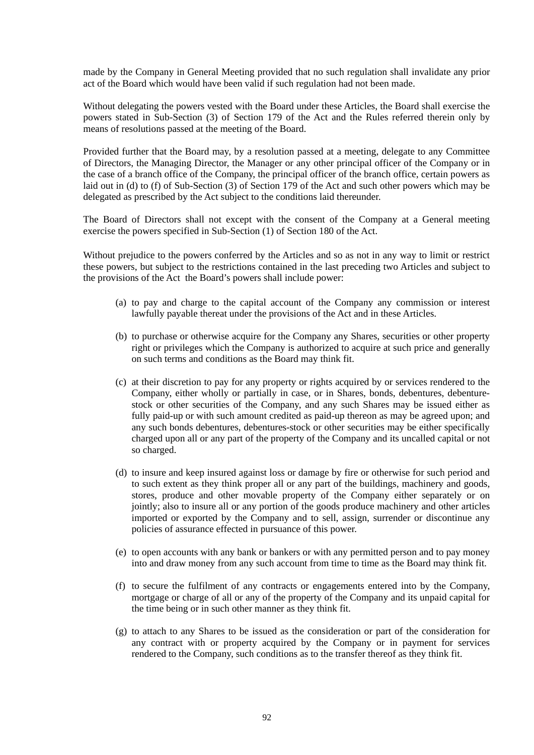made by the Company in General Meeting provided that no such regulation shall invalidate any prior act of the Board which would have been valid if such regulation had not been made.

Without delegating the powers vested with the Board under these Articles, the Board shall exercise the powers stated in Sub-Section (3) of Section 179 of the Act and the Rules referred therein only by means of resolutions passed at the meeting of the Board.

Provided further that the Board may, by a resolution passed at a meeting, delegate to any Committee of Directors, the Managing Director, the Manager or any other principal officer of the Company or in the case of a branch office of the Company, the principal officer of the branch office, certain powers as laid out in (d) to (f) of Sub-Section (3) of Section 179 of the Act and such other powers which may be delegated as prescribed by the Act subject to the conditions laid thereunder.

The Board of Directors shall not except with the consent of the Company at a General meeting exercise the powers specified in Sub-Section (1) of Section 180 of the Act.

Without prejudice to the powers conferred by the Articles and so as not in any way to limit or restrict these powers, but subject to the restrictions contained in the last preceding two Articles and subject to the provisions of the Act the Board's powers shall include power:

(a) to pay and charge to the capital account of the Company any commission or interest lawfully payable thereat under the provisions of the Act and in these Articles.

(b) to purchase or otherwise acquire for the Company any Shares, securities or other property right or privileges which the Company is authorized to acquire at such price and generally on such terms and conditions as the Board may think fit.

(c) at their discretion to pay for any property or rights acquired by or services rendered to the Company, either wholly or partially in case, or in Shares, bonds, debentures, debenture-stock or other securities of the Company, and any such Shares may be issued either as fully paid-up or with such amount credited as paid-up thereon as may be agreed upon; and any such bonds debentures, debentures-stock or other securities may be either specifically charged upon all or any part of the property of the Company and its uncalled capital or not so charged.

(d) to insure and keep insured against loss or damage by fire or otherwise for such period and to such extent as they think proper all or any part of the buildings, machinery and goods, stores, produce and other movable property of the Company either separately or on jointly; also to insure all or any portion of the goods produce machinery and other articles imported or exported by the Company and to sell, assign, surrender or discontinue any policies of assurance effected in pursuance of this power.

(e) to open accounts with any bank or bankers or with any permitted person and to pay money into and draw money from any such account from time to time as the Board may think fit.

(f) to secure the fulfilment of any contracts or engagements entered into by the Company, mortgage or charge of all or any of the property of the Company and its unpaid capital for the time being or in such other manner as they think fit.

(g) to attach to any Shares to be issued as the consideration or part of the consideration for any contract with or property acquired by the Company or in payment for services rendered to the Company, such conditions as to the transfer thereof as they think fit.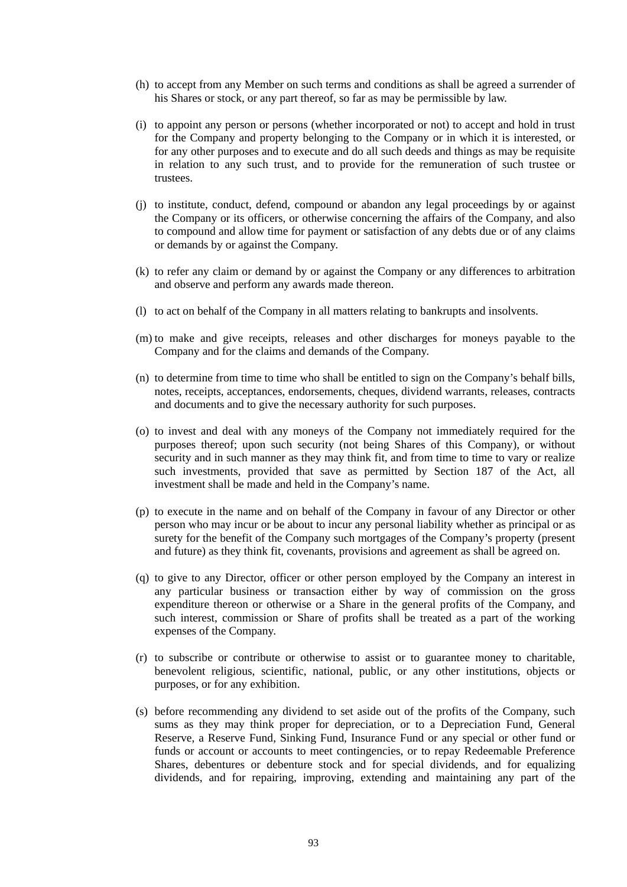(h) to accept from any Member on such terms and conditions as shall be agreed a surrender of his Shares or stock, or any part thereof, so far as may be permissible by law.

(i) to appoint any person or persons (whether incorporated or not) to accept and hold in trust for the Company and property belonging to the Company or in which it is interested, or for any other purposes and to execute and do all such deeds and things as may be requisite in relation to any such trust, and to provide for the remuneration of such trustee or trustees.

(j) to institute, conduct, defend, compound or abandon any legal proceedings by or against the Company or its officers, or otherwise concerning the affairs of the Company, and also to compound and allow time for payment or satisfaction of any debts due or of any claims or demands by or against the Company.

(k) to refer any claim or demand by or against the Company or any differences to arbitration and observe and perform any awards made thereon.

(l) to act on behalf of the Company in all matters relating to bankrupts and insolvents.

(m) to make and give receipts, releases and other discharges for moneys payable to the Company and for the claims and demands of the Company.

(n) to determine from time to time who shall be entitled to sign on the Company's behalf bills, notes, receipts, acceptances, endorsements, cheques, dividend warrants, releases, contracts and documents and to give the necessary authority for such purposes.

(o) to invest and deal with any moneys of the Company not immediately required for the purposes thereof; upon such security (not being Shares of this Company), or without security and in such manner as they may think fit, and from time to time to vary or realize such investments, provided that save as permitted by Section 187 of the Act, all investment shall be made and held in the Company's name.

(p) to execute in the name and on behalf of the Company in favour of any Director or other person who may incur or be about to incur any personal liability whether as principal or as surety for the benefit of the Company such mortgages of the Company's property (present and future) as they think fit, covenants, provisions and agreement as shall be agreed on.

(q) to give to any Director, officer or other person employed by the Company an interest in any particular business or transaction either by way of commission on the gross expenditure thereon or otherwise or a Share in the general profits of the Company, and such interest, commission or Share of profits shall be treated as a part of the working expenses of the Company.

(r) to subscribe or contribute or otherwise to assist or to guarantee money to charitable, benevolent religious, scientific, national, public, or any other institutions, objects or purposes, or for any exhibition.

(s) before recommending any dividend to set aside out of the profits of the Company, such sums as they may think proper for depreciation, or to a Depreciation Fund, General Reserve, a Reserve Fund, Sinking Fund, Insurance Fund or any special or other fund or funds or account or accounts to meet contingencies, or to repay Redeemable Preference Shares, debentures or debenture stock and for special dividends, and for equalizing dividends, and for repairing, improving, extending and maintaining any part of the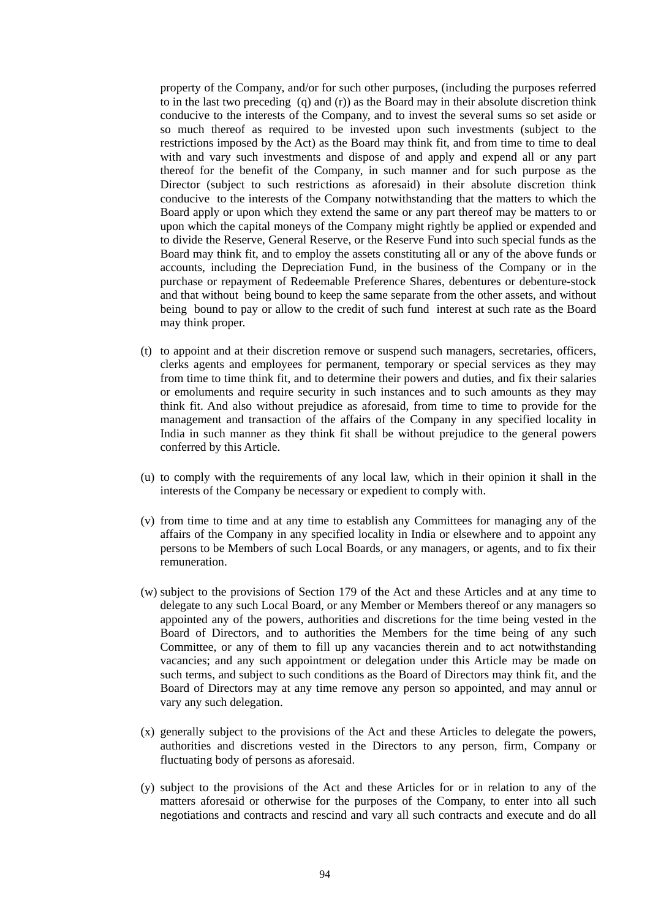property of the Company, and/or for such other purposes, (including the purposes referred to in the last two preceding (q) and (r)) as the Board may in their absolute discretion think conducive to the interests of the Company, and to invest the several sums so set aside or so much thereof as required to be invested upon such investments (subject to the restrictions imposed by the Act) as the Board may think fit, and from time to time to deal with and vary such investments and dispose of and apply and expend all or any part thereof for the benefit of the Company, in such manner and for such purpose as the Director (subject to such restrictions as aforesaid) in their absolute discretion think conducive to the interests of the Company notwithstanding that the matters to which the Board apply or upon which they extend the same or any part thereof may be matters to or upon which the capital moneys of the Company might rightly be applied or expended and to divide the Reserve, General Reserve, or the Reserve Fund into such special funds as the Board may think fit, and to employ the assets constituting all or any of the above funds or accounts, including the Depreciation Fund, in the business of the Company or in the purchase or repayment of Redeemable Preference Shares, debentures or debenture-stock and that without being bound to keep the same separate from the other assets, and without being bound to pay or allow to the credit of such fund interest at such rate as the Board may think proper.

(t) to appoint and at their discretion remove or suspend such managers, secretaries, officers, clerks agents and employees for permanent, temporary or special services as they may from time to time think fit, and to determine their powers and duties, and fix their salaries or emoluments and require security in such instances and to such amounts as they may think fit. And also without prejudice as aforesaid, from time to time to provide for the management and transaction of the affairs of the Company in any specified locality in India in such manner as they think fit shall be without prejudice to the general powers conferred by this Article.

(u) to comply with the requirements of any local law, which in their opinion it shall in the interests of the Company be necessary or expedient to comply with.

(v) from time to time and at any time to establish any Committees for managing any of the affairs of the Company in any specified locality in India or elsewhere and to appoint any persons to be Members of such Local Boards, or any managers, or agents, and to fix their remuneration.

(w) subject to the provisions of Section 179 of the Act and these Articles and at any time to delegate to any such Local Board, or any Member or Members thereof or any managers so appointed any of the powers, authorities and discretions for the time being vested in the Board of Directors, and to authorities the Members for the time being of any such Committee, or any of them to fill up any vacancies therein and to act notwithstanding vacancies; and any such appointment or delegation under this Article may be made on such terms, and subject to such conditions as the Board of Directors may think fit, and the Board of Directors may at any time remove any person so appointed, and may annul or vary any such delegation.

(x) generally subject to the provisions of the Act and these Articles to delegate the powers, authorities and discretions vested in the Directors to any person, firm, Company or fluctuating body of persons as aforesaid.

(y) subject to the provisions of the Act and these Articles for or in relation to any of the matters aforesaid or otherwise for the purposes of the Company, to enter into all such negotiations and contracts and rescind and vary all such contracts and execute and do all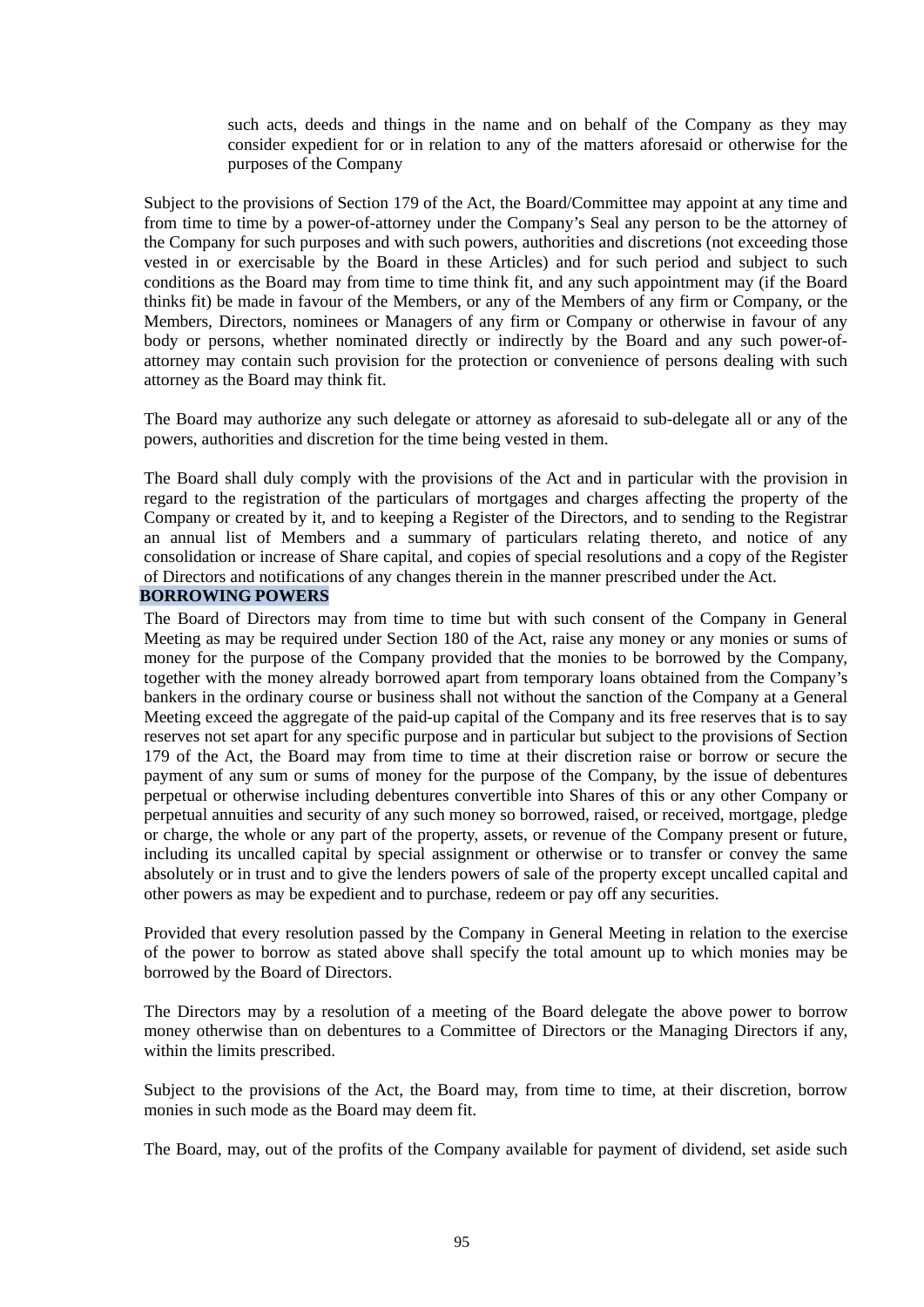such acts, deeds and things in the name and on behalf of the Company as they may consider expedient for or in relation to any of the matters aforesaid or otherwise for the purposes of the Company

Subject to the provisions of Section 179 of the Act, the Board/Committee may appoint at any time and from time to time by a power-of-attorney under the Company's Seal any person to be the attorney of the Company for such purposes and with such powers, authorities and discretions (not exceeding those vested in or exercisable by the Board in these Articles) and for such period and subject to such conditions as the Board may from time to time think fit, and any such appointment may (if the Board thinks fit) be made in favour of the Members, or any of the Members of any firm or Company, or the Members, Directors, nominees or Managers of any firm or Company or otherwise in favour of any body or persons, whether nominated directly or indirectly by the Board and any such power-of-attorney may contain such provision for the protection or convenience of persons dealing with such attorney as the Board may think fit.

The Board may authorize any such delegate or attorney as aforesaid to sub-delegate all or any of the powers, authorities and discretion for the time being vested in them.

The Board shall duly comply with the provisions of the Act and in particular with the provision in regard to the registration of the particulars of mortgages and charges affecting the property of the Company or created by it, and to keeping a Register of the Directors, and to sending to the Registrar an annual list of Members and a summary of particulars relating thereto, and notice of any consolidation or increase of Share capital, and copies of special resolutions and a copy of the Register of Directors and notifications of any changes therein in the manner prescribed under the Act.

**BORROWING POWERS**

The Board of Directors may from time to time but with such consent of the Company in General Meeting as may be required under Section 180 of the Act, raise any money or any monies or sums of money for the purpose of the Company provided that the monies to be borrowed by the Company, together with the money already borrowed apart from temporary loans obtained from the Company's bankers in the ordinary course or business shall not without the sanction of the Company at a General Meeting exceed the aggregate of the paid-up capital of the Company and its free reserves that is to say reserves not set apart for any specific purpose and in particular but subject to the provisions of Section 179 of the Act, the Board may from time to time at their discretion raise or borrow or secure the payment of any sum or sums of money for the purpose of the Company, by the issue of debentures perpetual or otherwise including debentures convertible into Shares of this or any other Company or perpetual annuities and security of any such money so borrowed, raised, or received, mortgage, pledge or charge, the whole or any part of the property, assets, or revenue of the Company present or future, including its uncalled capital by special assignment or otherwise or to transfer or convey the same absolutely or in trust and to give the lenders powers of sale of the property except uncalled capital and other powers as may be expedient and to purchase, redeem or pay off any securities.

Provided that every resolution passed by the Company in General Meeting in relation to the exercise of the power to borrow as stated above shall specify the total amount up to which monies may be borrowed by the Board of Directors.

The Directors may by a resolution of a meeting of the Board delegate the above power to borrow money otherwise than on debentures to a Committee of Directors or the Managing Directors if any, within the limits prescribed.

Subject to the provisions of the Act, the Board may, from time to time, at their discretion, borrow monies in such mode as the Board may deem fit.

The Board, may, out of the profits of the Company available for payment of dividend, set aside such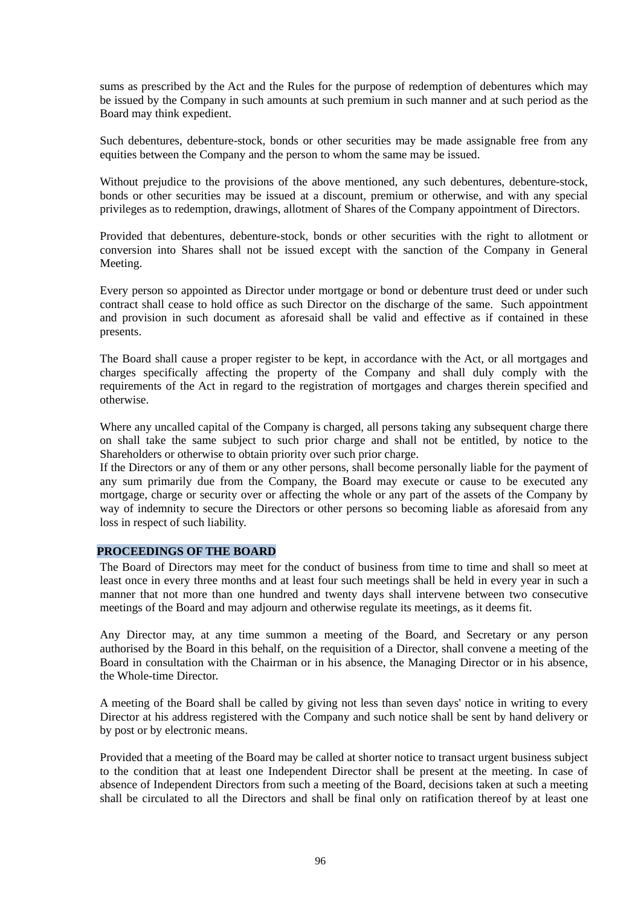sums as prescribed by the Act and the Rules for the purpose of redemption of debentures which may be issued by the Company in such amounts at such premium in such manner and at such period as the Board may think expedient.

Such debentures, debenture-stock, bonds or other securities may be made assignable free from any equities between the Company and the person to whom the same may be issued.

Without prejudice to the provisions of the above mentioned, any such debentures, debenture-stock, bonds or other securities may be issued at a discount, premium or otherwise, and with any special privileges as to redemption, drawings, allotment of Shares of the Company appointment of Directors.

Provided that debentures, debenture-stock, bonds or other securities with the right to allotment or conversion into Shares shall not be issued except with the sanction of the Company in General Meeting.

Every person so appointed as Director under mortgage or bond or debenture trust deed or under such contract shall cease to hold office as such Director on the discharge of the same. Such appointment and provision in such document as aforesaid shall be valid and effective as if contained in these presents.

The Board shall cause a proper register to be kept, in accordance with the Act, or all mortgages and charges specifically affecting the property of the Company and shall duly comply with the requirements of the Act in regard to the registration of mortgages and charges therein specified and otherwise.

Where any uncalled capital of the Company is charged, all persons taking any subsequent charge there on shall take the same subject to such prior charge and shall not be entitled, by notice to the Shareholders or otherwise to obtain priority over such prior charge.

If the Directors or any of them or any other persons, shall become personally liable for the payment of any sum primarily due from the Company, the Board may execute or cause to be executed any mortgage, charge or security over or affecting the whole or any part of the assets of the Company by way of indemnity to secure the Directors or other persons so becoming liable as aforesaid from any loss in respect of such liability.

## PROCEEDINGS OF THE BOARD

The Board of Directors may meet for the conduct of business from time to time and shall so meet at least once in every three months and at least four such meetings shall be held in every year in such a manner that not more than one hundred and twenty days shall intervene between two consecutive meetings of the Board and may adjourn and otherwise regulate its meetings, as it deems fit.

Any Director may, at any time summon a meeting of the Board, and Secretary or any person authorised by the Board in this behalf, on the requisition of a Director, shall convene a meeting of the Board in consultation with the Chairman or in his absence, the Managing Director or in his absence, the Whole-time Director.

A meeting of the Board shall be called by giving not less than seven days' notice in writing to every Director at his address registered with the Company and such notice shall be sent by hand delivery or by post or by electronic means.

Provided that a meeting of the Board may be called at shorter notice to transact urgent business subject to the condition that at least one Independent Director shall be present at the meeting. In case of absence of Independent Directors from such a meeting of the Board, decisions taken at such a meeting shall be circulated to all the Directors and shall be final only on ratification thereof by at least one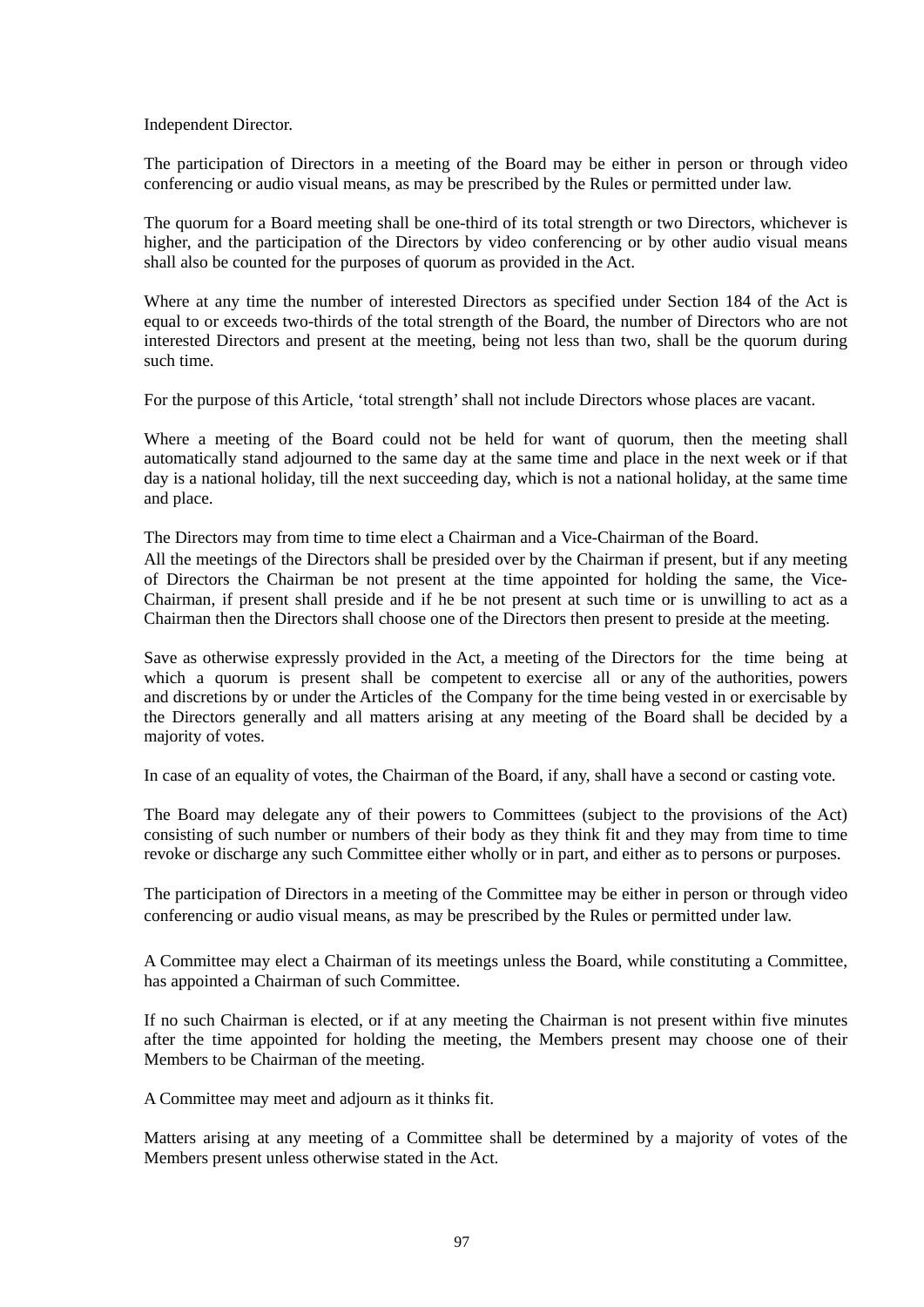Independent Director.

The participation of Directors in a meeting of the Board may be either in person or through video conferencing or audio visual means, as may be prescribed by the Rules or permitted under law.

The quorum for a Board meeting shall be one-third of its total strength or two Directors, whichever is higher, and the participation of the Directors by video conferencing or by other audio visual means shall also be counted for the purposes of quorum as provided in the Act.

Where at any time the number of interested Directors as specified under Section 184 of the Act is equal to or exceeds two-thirds of the total strength of the Board, the number of Directors who are not interested Directors and present at the meeting, being not less than two, shall be the quorum during such time.

For the purpose of this Article, 'total strength' shall not include Directors whose places are vacant.

Where a meeting of the Board could not be held for want of quorum, then the meeting shall automatically stand adjourned to the same day at the same time and place in the next week or if that day is a national holiday, till the next succeeding day, which is not a national holiday, at the same time and place.

The Directors may from time to time elect a Chairman and a Vice-Chairman of the Board.

All the meetings of the Directors shall be presided over by the Chairman if present, but if any meeting of Directors the Chairman be not present at the time appointed for holding the same, the Vice-Chairman, if present shall preside and if he be not present at such time or is unwilling to act as a Chairman then the Directors shall choose one of the Directors then present to preside at the meeting.

Save as otherwise expressly provided in the Act, a meeting of the Directors for the time being at which a quorum is present shall be competent to exercise all or any of the authorities, powers and discretions by or under the Articles of the Company for the time being vested in or exercisable by the Directors generally and all matters arising at any meeting of the Board shall be decided by a majority of votes.

In case of an equality of votes, the Chairman of the Board, if any, shall have a second or casting vote.

The Board may delegate any of their powers to Committees (subject to the provisions of the Act) consisting of such number or numbers of their body as they think fit and they may from time to time revoke or discharge any such Committee either wholly or in part, and either as to persons or purposes.

The participation of Directors in a meeting of the Committee may be either in person or through video conferencing or audio visual means, as may be prescribed by the Rules or permitted under law.

A Committee may elect a Chairman of its meetings unless the Board, while constituting a Committee, has appointed a Chairman of such Committee.

If no such Chairman is elected, or if at any meeting the Chairman is not present within five minutes after the time appointed for holding the meeting, the Members present may choose one of their Members to be Chairman of the meeting.

A Committee may meet and adjourn as it thinks fit.

Matters arising at any meeting of a Committee shall be determined by a majority of votes of the Members present unless otherwise stated in the Act.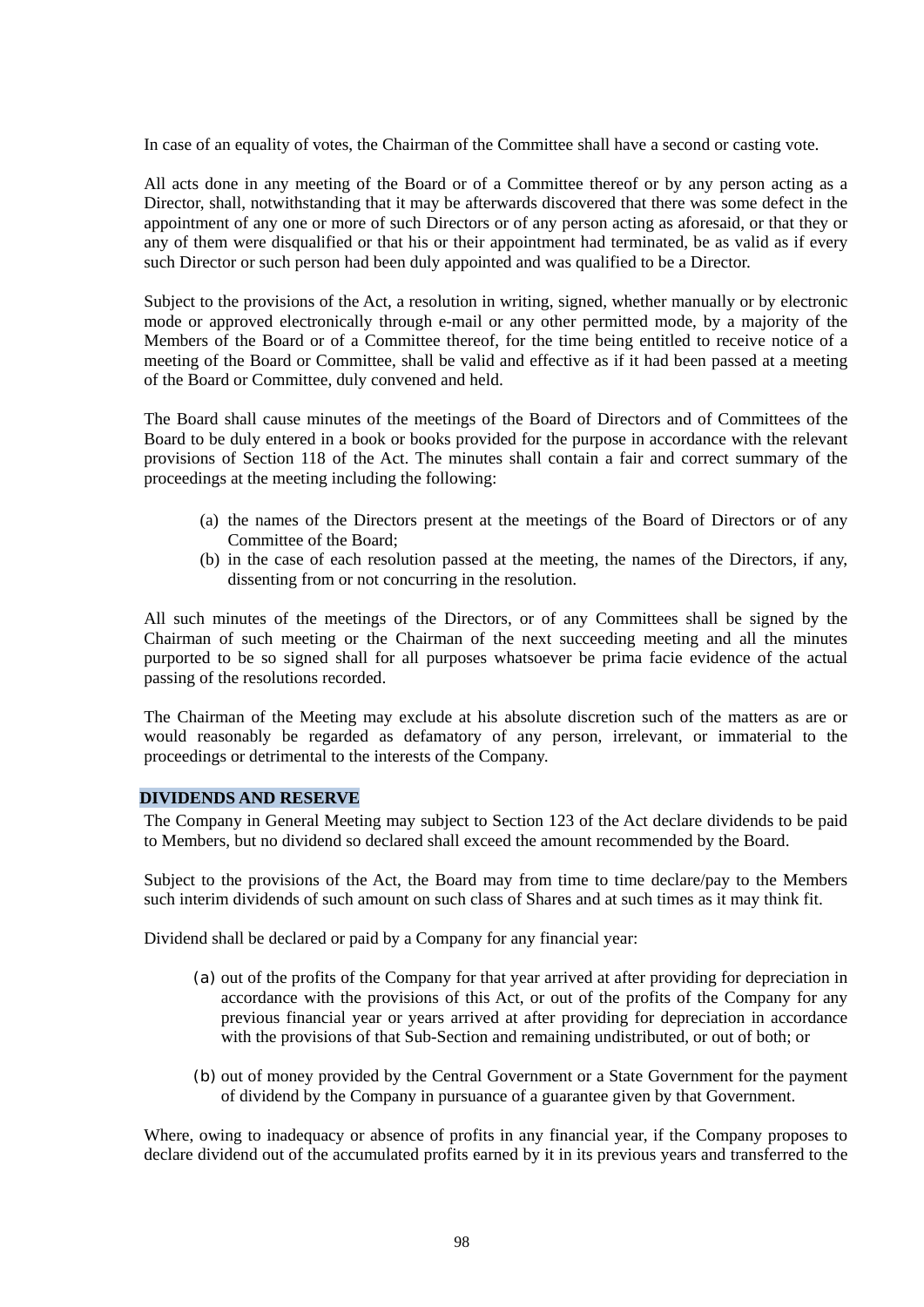In case of an equality of votes, the Chairman of the Committee shall have a second or casting vote.

All acts done in any meeting of the Board or of a Committee thereof or by any person acting as a Director, shall, notwithstanding that it may be afterwards discovered that there was some defect in the appointment of any one or more of such Directors or of any person acting as aforesaid, or that they or any of them were disqualified or that his or their appointment had terminated, be as valid as if every such Director or such person had been duly appointed and was qualified to be a Director.

Subject to the provisions of the Act, a resolution in writing, signed, whether manually or by electronic mode or approved electronically through e-mail or any other permitted mode, by a majority of the Members of the Board or of a Committee thereof, for the time being entitled to receive notice of a meeting of the Board or Committee, shall be valid and effective as if it had been passed at a meeting of the Board or Committee, duly convened and held.

The Board shall cause minutes of the meetings of the Board of Directors and of Committees of the Board to be duly entered in a book or books provided for the purpose in accordance with the relevant provisions of Section 118 of the Act. The minutes shall contain a fair and correct summary of the proceedings at the meeting including the following:

(a) the names of the Directors present at the meetings of the Board of Directors or of any Committee of the Board;
(b) in the case of each resolution passed at the meeting, the names of the Directors, if any, dissenting from or not concurring in the resolution.

All such minutes of the meetings of the Directors, or of any Committees shall be signed by the Chairman of such meeting or the Chairman of the next succeeding meeting and all the minutes purported to be so signed shall for all purposes whatsoever be prima facie evidence of the actual passing of the resolutions recorded.

The Chairman of the Meeting may exclude at his absolute discretion such of the matters as are or would reasonably be regarded as defamatory of any person, irrelevant, or immaterial to the proceedings or detrimental to the interests of the Company.

**DIVIDENDS AND RESERVE**

The Company in General Meeting may subject to Section 123 of the Act declare dividends to be paid to Members, but no dividend so declared shall exceed the amount recommended by the Board.

Subject to the provisions of the Act, the Board may from time to time declare/pay to the Members such interim dividends of such amount on such class of Shares and at such times as it may think fit.

Dividend shall be declared or paid by a Company for any financial year:

(a) out of the profits of the Company for that year arrived at after providing for depreciation in accordance with the provisions of this Act, or out of the profits of the Company for any previous financial year or years arrived at after providing for depreciation in accordance with the provisions of that Sub-Section and remaining undistributed, or out of both; or

(b) out of money provided by the Central Government or a State Government for the payment of dividend by the Company in pursuance of a guarantee given by that Government.

Where, owing to inadequacy or absence of profits in any financial year, if the Company proposes to declare dividend out of the accumulated profits earned by it in its previous years and transferred to the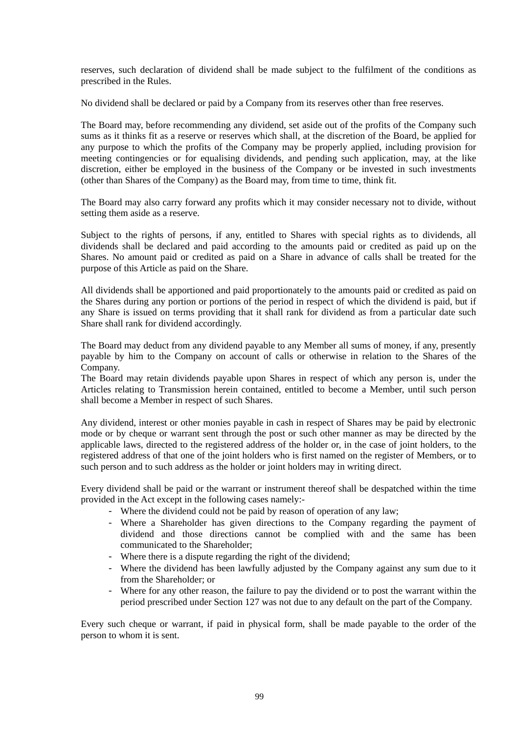reserves, such declaration of dividend shall be made subject to the fulfilment of the conditions as prescribed in the Rules.

No dividend shall be declared or paid by a Company from its reserves other than free reserves.

The Board may, before recommending any dividend, set aside out of the profits of the Company such sums as it thinks fit as a reserve or reserves which shall, at the discretion of the Board, be applied for any purpose to which the profits of the Company may be properly applied, including provision for meeting contingencies or for equalising dividends, and pending such application, may, at the like discretion, either be employed in the business of the Company or be invested in such investments (other than Shares of the Company) as the Board may, from time to time, think fit.

The Board may also carry forward any profits which it may consider necessary not to divide, without setting them aside as a reserve.

Subject to the rights of persons, if any, entitled to Shares with special rights as to dividends, all dividends shall be declared and paid according to the amounts paid or credited as paid up on the Shares. No amount paid or credited as paid on a Share in advance of calls shall be treated for the purpose of this Article as paid on the Share.

All dividends shall be apportioned and paid proportionately to the amounts paid or credited as paid on the Shares during any portion or portions of the period in respect of which the dividend is paid, but if any Share is issued on terms providing that it shall rank for dividend as from a particular date such Share shall rank for dividend accordingly.

The Board may deduct from any dividend payable to any Member all sums of money, if any, presently payable by him to the Company on account of calls or otherwise in relation to the Shares of the Company.
The Board may retain dividends payable upon Shares in respect of which any person is, under the Articles relating to Transmission herein contained, entitled to become a Member, until such person shall become a Member in respect of such Shares.

Any dividend, interest or other monies payable in cash in respect of Shares may be paid by electronic mode or by cheque or warrant sent through the post or such other manner as may be directed by the applicable laws, directed to the registered address of the holder or, in the case of joint holders, to the registered address of that one of the joint holders who is first named on the register of Members, or to such person and to such address as the holder or joint holders may in writing direct.

Every dividend shall be paid or the warrant or instrument thereof shall be despatched within the time provided in the Act except in the following cases namely:-

- Where the dividend could not be paid by reason of operation of any law;
- Where a Shareholder has given directions to the Company regarding the payment of dividend and those directions cannot be complied with and the same has been communicated to the Shareholder;
- Where there is a dispute regarding the right of the dividend;
- Where the dividend has been lawfully adjusted by the Company against any sum due to it from the Shareholder; or
- Where for any other reason, the failure to pay the dividend or to post the warrant within the period prescribed under Section 127 was not due to any default on the part of the Company.

Every such cheque or warrant, if paid in physical form, shall be made payable to the order of the person to whom it is sent.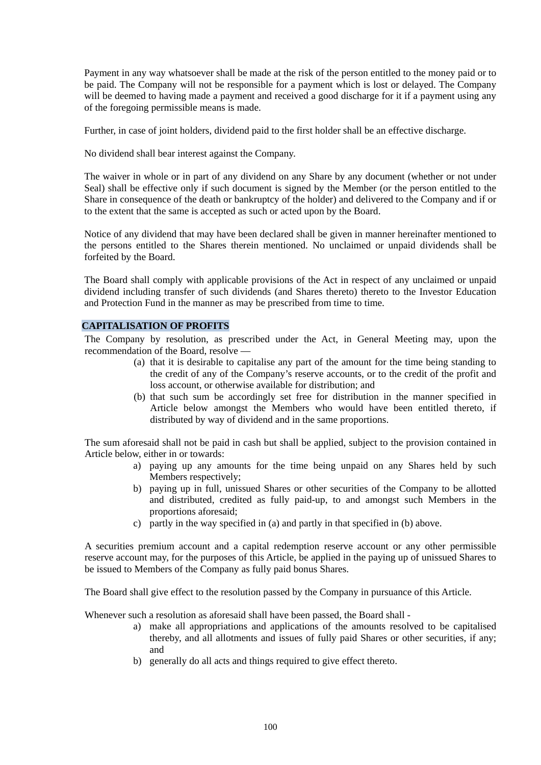Payment in any way whatsoever shall be made at the risk of the person entitled to the money paid or to be paid. The Company will not be responsible for a payment which is lost or delayed. The Company will be deemed to having made a payment and received a good discharge for it if a payment using any of the foregoing permissible means is made.

Further, in case of joint holders, dividend paid to the first holder shall be an effective discharge.

No dividend shall bear interest against the Company.

The waiver in whole or in part of any dividend on any Share by any document (whether or not under Seal) shall be effective only if such document is signed by the Member (or the person entitled to the Share in consequence of the death or bankruptcy of the holder) and delivered to the Company and if or to the extent that the same is accepted as such or acted upon by the Board.

Notice of any dividend that may have been declared shall be given in manner hereinafter mentioned to the persons entitled to the Shares therein mentioned. No unclaimed or unpaid dividends shall be forfeited by the Board.

The Board shall comply with applicable provisions of the Act in respect of any unclaimed or unpaid dividend including transfer of such dividends (and Shares thereto) thereto to the Investor Education and Protection Fund in the manner as may be prescribed from time to time.

**CAPITALISATION OF PROFITS**

The Company by resolution, as prescribed under the Act, in General Meeting may, upon the recommendation of the Board, resolve —

(a) that it is desirable to capitalise any part of the amount for the time being standing to the credit of any of the Company's reserve accounts, or to the credit of the profit and loss account, or otherwise available for distribution; and

(b) that such sum be accordingly set free for distribution in the manner specified in Article below amongst the Members who would have been entitled thereto, if distributed by way of dividend and in the same proportions.

The sum aforesaid shall not be paid in cash but shall be applied, subject to the provision contained in Article below, either in or towards:

a) paying up any amounts for the time being unpaid on any Shares held by such Members respectively;

b) paying up in full, unissued Shares or other securities of the Company to be allotted and distributed, credited as fully paid-up, to and amongst such Members in the proportions aforesaid;

c) partly in the way specified in (a) and partly in that specified in (b) above.

A securities premium account and a capital redemption reserve account or any other permissible reserve account may, for the purposes of this Article, be applied in the paying up of unissued Shares to be issued to Members of the Company as fully paid bonus Shares.

The Board shall give effect to the resolution passed by the Company in pursuance of this Article.

Whenever such a resolution as aforesaid shall have been passed, the Board shall -

a) make all appropriations and applications of the amounts resolved to be capitalised thereby, and all allotments and issues of fully paid Shares or other securities, if any; and

b) generally do all acts and things required to give effect thereto.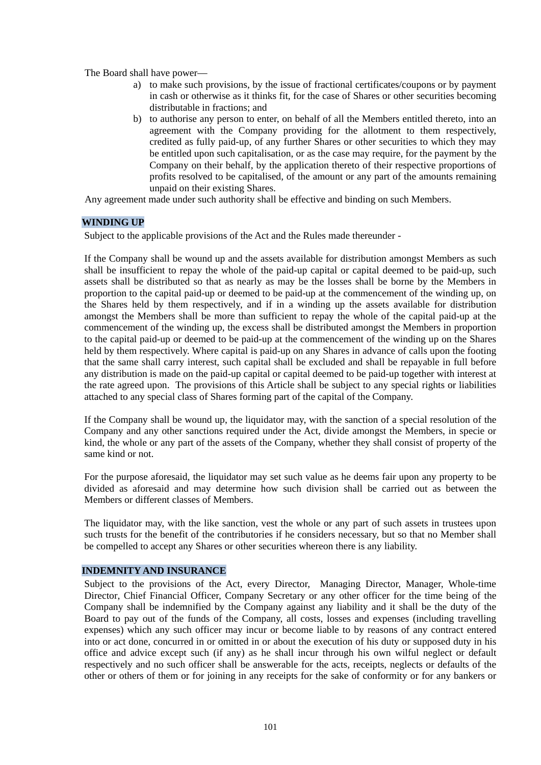The Board shall have power—

a) to make such provisions, by the issue of fractional certificates/coupons or by payment in cash or otherwise as it thinks fit, for the case of Shares or other securities becoming distributable in fractions; and
b) to authorise any person to enter, on behalf of all the Members entitled thereto, into an agreement with the Company providing for the allotment to them respectively, credited as fully paid-up, of any further Shares or other securities to which they may be entitled upon such capitalisation, or as the case may require, for the payment by the Company on their behalf, by the application thereto of their respective proportions of profits resolved to be capitalised, of the amount or any part of the amounts remaining unpaid on their existing Shares.

Any agreement made under such authority shall be effective and binding on such Members.

**WINDING UP**

Subject to the applicable provisions of the Act and the Rules made thereunder -

If the Company shall be wound up and the assets available for distribution amongst Members as such shall be insufficient to repay the whole of the paid-up capital or capital deemed to be paid-up, such assets shall be distributed so that as nearly as may be the losses shall be borne by the Members in proportion to the capital paid-up or deemed to be paid-up at the commencement of the winding up, on the Shares held by them respectively, and if in a winding up the assets available for distribution amongst the Members shall be more than sufficient to repay the whole of the capital paid-up at the commencement of the winding up, the excess shall be distributed amongst the Members in proportion to the capital paid-up or deemed to be paid-up at the commencement of the winding up on the Shares held by them respectively. Where capital is paid-up on any Shares in advance of calls upon the footing that the same shall carry interest, such capital shall be excluded and shall be repayable in full before any distribution is made on the paid-up capital or capital deemed to be paid-up together with interest at the rate agreed upon. The provisions of this Article shall be subject to any special rights or liabilities attached to any special class of Shares forming part of the capital of the Company.

If the Company shall be wound up, the liquidator may, with the sanction of a special resolution of the Company and any other sanctions required under the Act, divide amongst the Members, in specie or kind, the whole or any part of the assets of the Company, whether they shall consist of property of the same kind or not.

For the purpose aforesaid, the liquidator may set such value as he deems fair upon any property to be divided as aforesaid and may determine how such division shall be carried out as between the Members or different classes of Members.

The liquidator may, with the like sanction, vest the whole or any part of such assets in trustees upon such trusts for the benefit of the contributories if he considers necessary, but so that no Member shall be compelled to accept any Shares or other securities whereon there is any liability.

**INDEMNITY AND INSURANCE**

Subject to the provisions of the Act, every Director, Managing Director, Manager, Whole-time Director, Chief Financial Officer, Company Secretary or any other officer for the time being of the Company shall be indemnified by the Company against any liability and it shall be the duty of the Board to pay out of the funds of the Company, all costs, losses and expenses (including travelling expenses) which any such officer may incur or become liable to by reasons of any contract entered into or act done, concurred in or omitted in or about the execution of his duty or supposed duty in his office and advice except such (if any) as he shall incur through his own wilful neglect or default respectively and no such officer shall be answerable for the acts, receipts, neglects or defaults of the other or others of them or for joining in any receipts for the sake of conformity or for any bankers or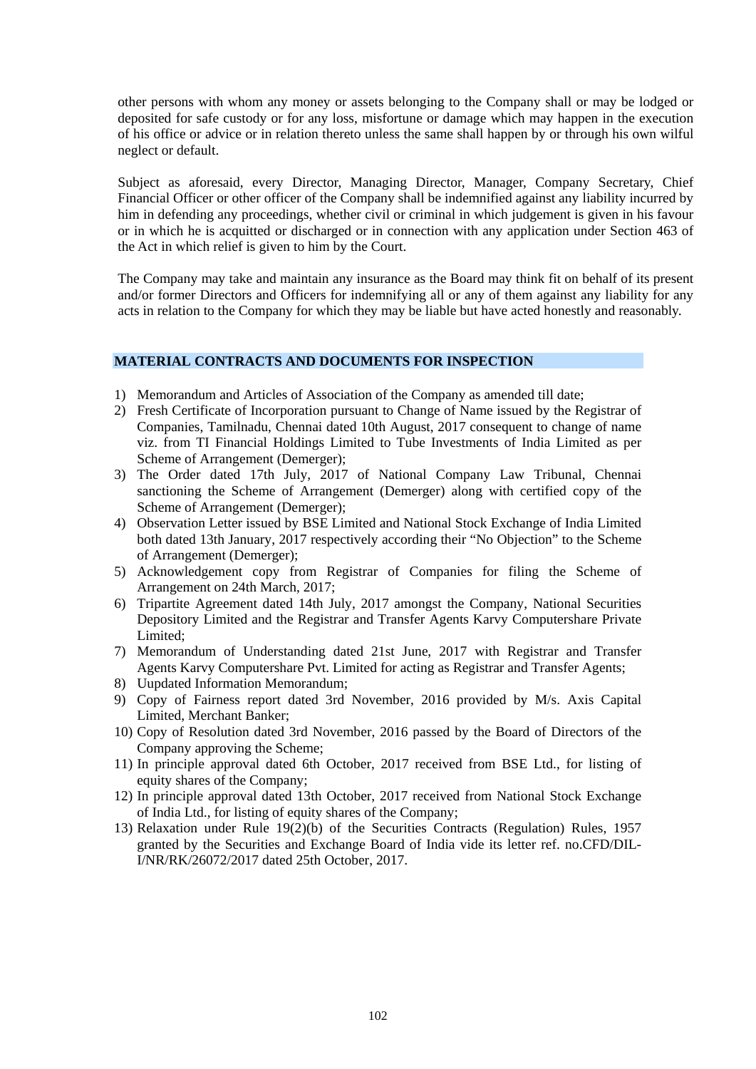other persons with whom any money or assets belonging to the Company shall or may be lodged or deposited for safe custody or for any loss, misfortune or damage which may happen in the execution of his office or advice or in relation thereto unless the same shall happen by or through his own wilful neglect or default.

Subject as aforesaid, every Director, Managing Director, Manager, Company Secretary, Chief Financial Officer or other officer of the Company shall be indemnified against any liability incurred by him in defending any proceedings, whether civil or criminal in which judgement is given in his favour or in which he is acquitted or discharged or in connection with any application under Section 463 of the Act in which relief is given to him by the Court.

The Company may take and maintain any insurance as the Board may think fit on behalf of its present and/or former Directors and Officers for indemnifying all or any of them against any liability for any acts in relation to the Company for which they may be liable but have acted honestly and reasonably.

## MATERIAL CONTRACTS AND DOCUMENTS FOR INSPECTION

1) Memorandum and Articles of Association of the Company as amended till date;
2) Fresh Certificate of Incorporation pursuant to Change of Name issued by the Registrar of Companies, Tamilnadu, Chennai dated 10th August, 2017 consequent to change of name viz. from TI Financial Holdings Limited to Tube Investments of India Limited as per Scheme of Arrangement (Demerger);
3) The Order dated 17th July, 2017 of National Company Law Tribunal, Chennai sanctioning the Scheme of Arrangement (Demerger) along with certified copy of the Scheme of Arrangement (Demerger);
4) Observation Letter issued by BSE Limited and National Stock Exchange of India Limited both dated 13th January, 2017 respectively according their "No Objection" to the Scheme of Arrangement (Demerger);
5) Acknowledgement copy from Registrar of Companies for filing the Scheme of Arrangement on 24th March, 2017;
6) Tripartite Agreement dated 14th July, 2017 amongst the Company, National Securities Depository Limited and the Registrar and Transfer Agents Karvy Computershare Private Limited;
7) Memorandum of Understanding dated 21st June, 2017 with Registrar and Transfer Agents Karvy Computershare Pvt. Limited for acting as Registrar and Transfer Agents;
8) Uupdated Information Memorandum;
9) Copy of Fairness report dated 3rd November, 2016 provided by M/s. Axis Capital Limited, Merchant Banker;
10) Copy of Resolution dated 3rd November, 2016 passed by the Board of Directors of the Company approving the Scheme;
11) In principle approval dated 6th October, 2017 received from BSE Ltd., for listing of equity shares of the Company;
12) In principle approval dated 13th October, 2017 received from National Stock Exchange of India Ltd., for listing of equity shares of the Company;
13) Relaxation under Rule 19(2)(b) of the Securities Contracts (Regulation) Rules, 1957 granted by the Securities and Exchange Board of India vide its letter ref. no.CFD/DIL-I/NR/RK/26072/2017 dated 25th October, 2017.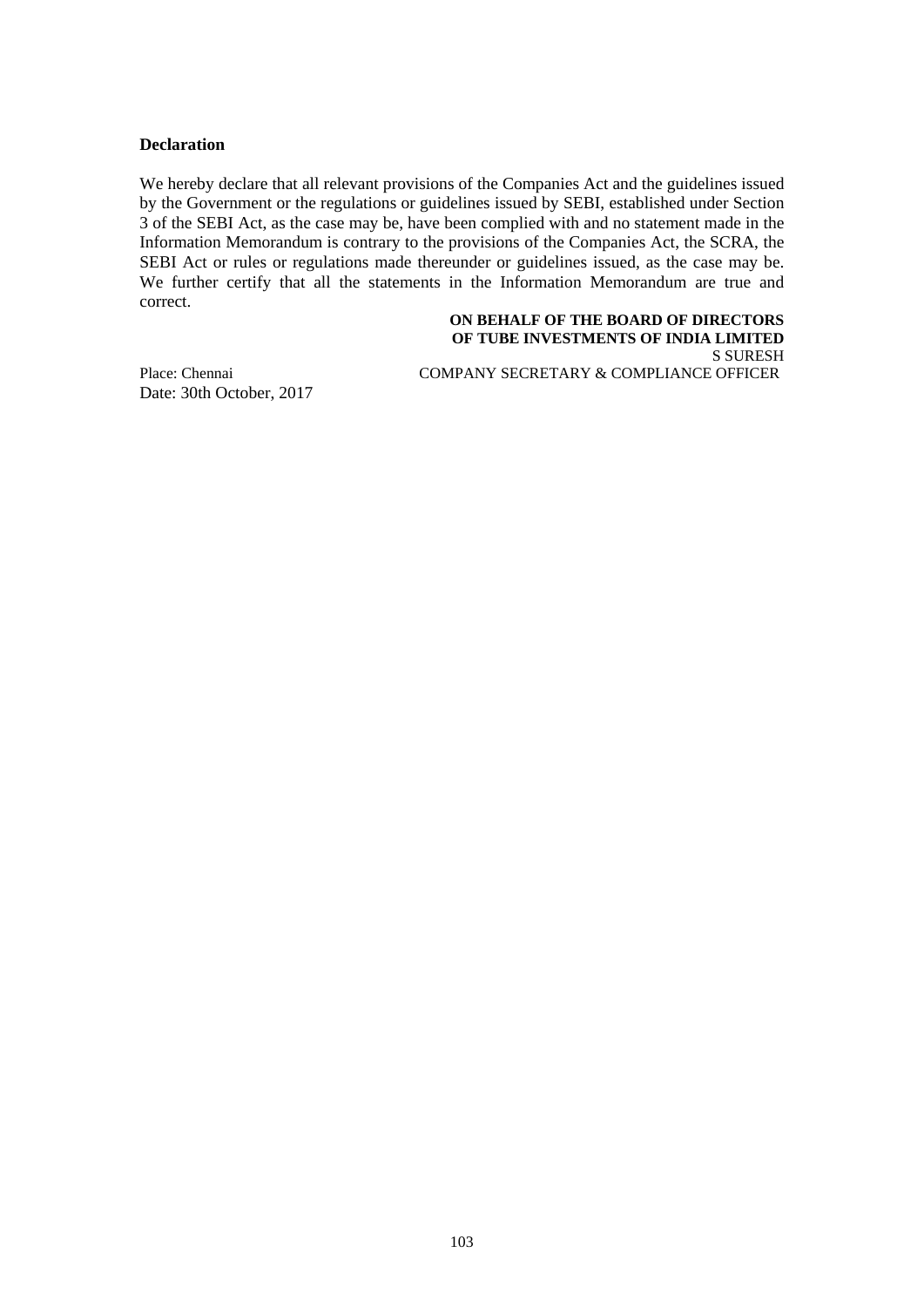**Declaration**

We hereby declare that all relevant provisions of the Companies Act and the guidelines issued by the Government or the regulations or guidelines issued by SEBI, established under Section 3 of the SEBI Act, as the case may be, have been complied with and no statement made in the Information Memorandum is contrary to the provisions of the Companies Act, the SCRA, the SEBI Act or rules or regulations made thereunder or guidelines issued, as the case may be. We further certify that all the statements in the Information Memorandum are true and correct.

**ON BEHALF OF THE BOARD OF DIRECTORS OF TUBE INVESTMENTS OF INDIA LIMITED**

S SURESH

COMPANY SECRETARY & COMPLIANCE OFFICER

Place: Chennai

Date: 30th October, 2017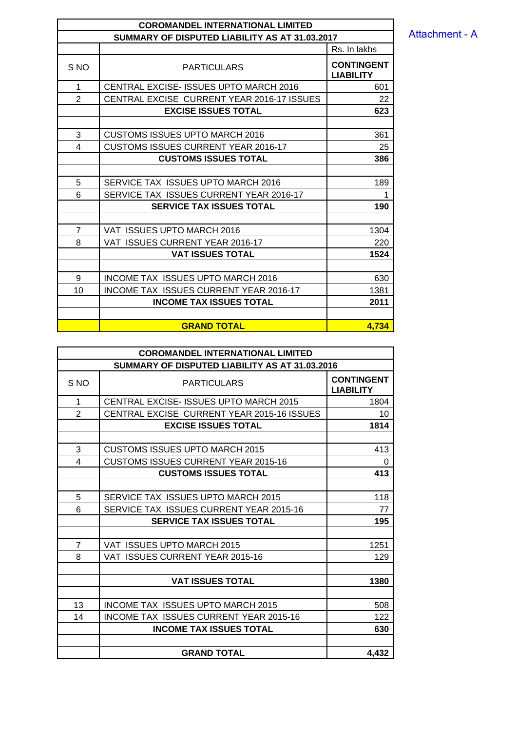Attachment - A

| COROMANDEL INTERNATIONAL LIMITED | | |
|---|---|---|
| SUMMARY OF DISPUTED LIABILITY AS AT 31.03.2017 | | |
| | | Rs. In lakhs |
| S NO | PARTICULARS | CONTINGENT LIABILITY |
| 1 | CENTRAL EXCISE- ISSUES UPTO MARCH 2016 | 601 |
| 2 | CENTRAL EXCISE CURRENT YEAR 2016-17 ISSUES | 22 |
| | **EXCISE ISSUES TOTAL** | **623** |
| | | |
| 3 | CUSTOMS ISSUES UPTO MARCH 2016 | 361 |
| 4 | CUSTOMS ISSUES CURRENT YEAR 2016-17 | 25 |
| | **CUSTOMS ISSUES TOTAL** | **386** |
| | | |
| 5 | SERVICE TAX ISSUES UPTO MARCH 2016 | 189 |
| 6 | SERVICE TAX ISSUES CURRENT YEAR 2016-17 | 1 |
| | **SERVICE TAX ISSUES TOTAL** | **190** |
| | | |
| 7 | VAT ISSUES UPTO MARCH 2016 | 1304 |
| 8 | VAT ISSUES CURRENT YEAR 2016-17 | 220 |
| | **VAT ISSUES TOTAL** | **1524** |
| | | |
| 9 | INCOME TAX ISSUES UPTO MARCH 2016 | 630 |
| 10 | INCOME TAX ISSUES CURRENT YEAR 2016-17 | 1381 |
| | **INCOME TAX ISSUES TOTAL** | **2011** |
| | | |
| | **GRAND TOTAL** | **4,734** |

| COROMANDEL INTERNATIONAL LIMITED | | |
|---|---|---|
| SUMMARY OF DISPUTED LIABILITY AS AT 31.03.2016 | | |
| S NO | PARTICULARS | CONTINGENT LIABILITY |
| 1 | CENTRAL EXCISE- ISSUES UPTO MARCH 2015 | 1804 |
| 2 | CENTRAL EXCISE CURRENT YEAR 2015-16 ISSUES | 10 |
| | **EXCISE ISSUES TOTAL** | **1814** |
| | | |
| 3 | CUSTOMS ISSUES UPTO MARCH 2015 | 413 |
| 4 | CUSTOMS ISSUES CURRENT YEAR 2015-16 | 0 |
| | **CUSTOMS ISSUES TOTAL** | **413** |
| | | |
| 5 | SERVICE TAX ISSUES UPTO MARCH 2015 | 118 |
| 6 | SERVICE TAX ISSUES CURRENT YEAR 2015-16 | 77 |
| | **SERVICE TAX ISSUES TOTAL** | **195** |
| | | |
| 7 | VAT ISSUES UPTO MARCH 2015 | 1251 |
| 8 | VAT ISSUES CURRENT YEAR 2015-16 | 129 |
| | | |
| | **VAT ISSUES TOTAL** | **1380** |
| | | |
| 13 | INCOME TAX ISSUES UPTO MARCH 2015 | 508 |
| 14 | INCOME TAX ISSUES CURRENT YEAR 2015-16 | 122 |
| | **INCOME TAX ISSUES TOTAL** | **630** |
| | | |
| | **GRAND TOTAL** | **4,432** |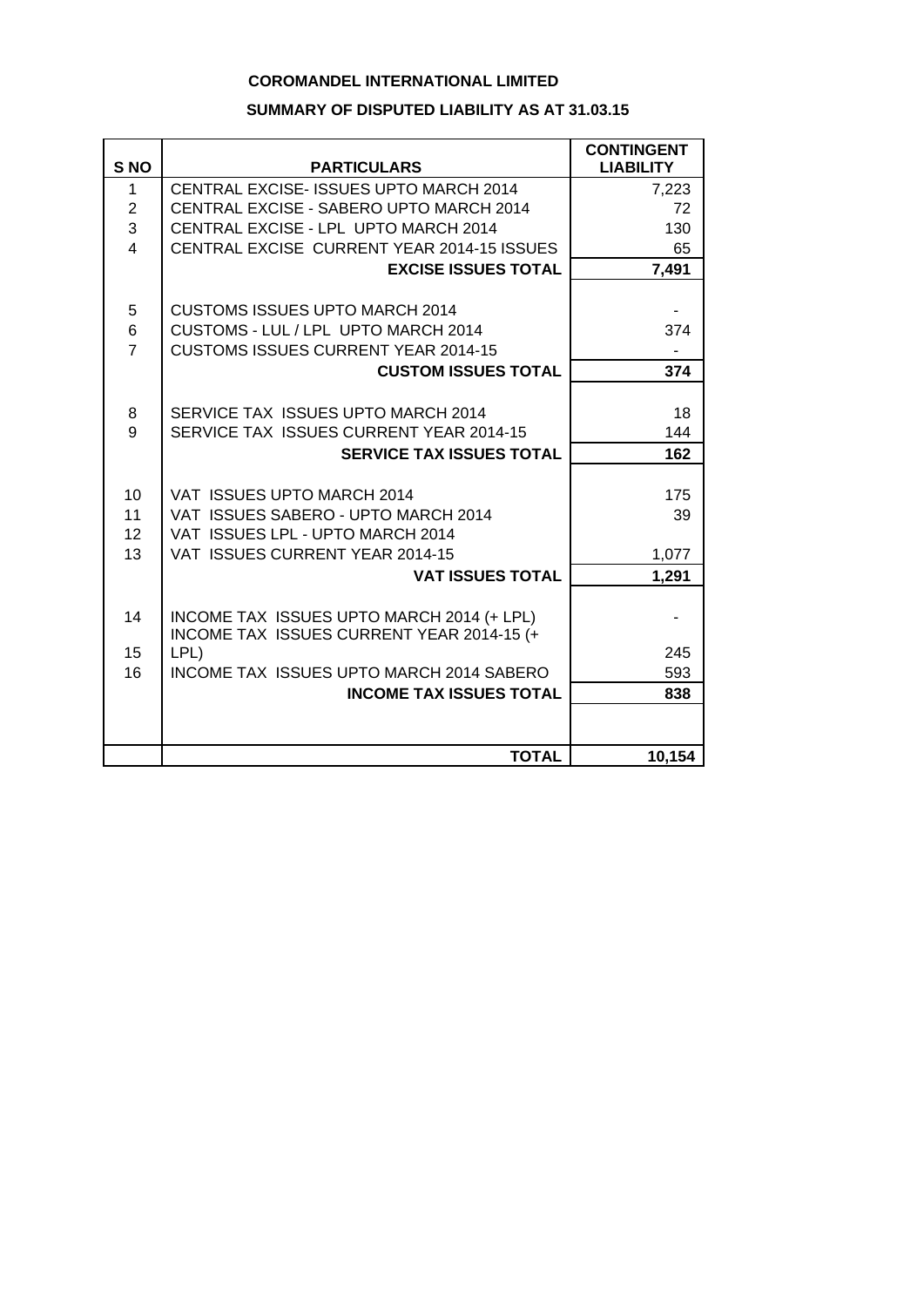**COROMANDEL INTERNATIONAL LIMITED**

**SUMMARY OF DISPUTED LIABILITY AS AT 31.03.15**

| S NO | PARTICULARS | CONTINGENT LIABILITY |
|---|---|---|
| 1 | CENTRAL EXCISE- ISSUES UPTO MARCH 2014 | 7,223 |
| 2 | CENTRAL EXCISE - SABERO UPTO MARCH 2014 | 72 |
| 3 | CENTRAL EXCISE - LPL UPTO MARCH 2014 | 130 |
| 4 | CENTRAL EXCISE CURRENT YEAR 2014-15 ISSUES | 65 |
| | **EXCISE ISSUES TOTAL** | **7,491** |
| | | |
| 5 | CUSTOMS ISSUES UPTO MARCH 2014 | - |
| 6 | CUSTOMS - LUL / LPL UPTO MARCH 2014 | 374 |
| 7 | CUSTOMS ISSUES CURRENT YEAR 2014-15 | - |
| | **CUSTOM ISSUES TOTAL** | **374** |
| | | |
| 8 | SERVICE TAX ISSUES UPTO MARCH 2014 | 18 |
| 9 | SERVICE TAX ISSUES CURRENT YEAR 2014-15 | 144 |
| | **SERVICE TAX ISSUES TOTAL** | **162** |
| | | |
| 10 | VAT ISSUES UPTO MARCH 2014 | 175 |
| 11 | VAT ISSUES SABERO - UPTO MARCH 2014 | 39 |
| 12 | VAT ISSUES LPL - UPTO MARCH 2014 | |
| 13 | VAT ISSUES CURRENT YEAR 2014-15 | 1,077 |
| | **VAT ISSUES TOTAL** | **1,291** |
| | | |
| 14 | INCOME TAX ISSUES UPTO MARCH 2014 (+ LPL) | - |
| 15 | INCOME TAX ISSUES CURRENT YEAR 2014-15 (+ LPL) | 245 |
| 16 | INCOME TAX ISSUES UPTO MARCH 2014 SABERO | 593 |
| | **INCOME TAX ISSUES TOTAL** | **838** |
| | | |
| | **TOTAL** | **10,154** |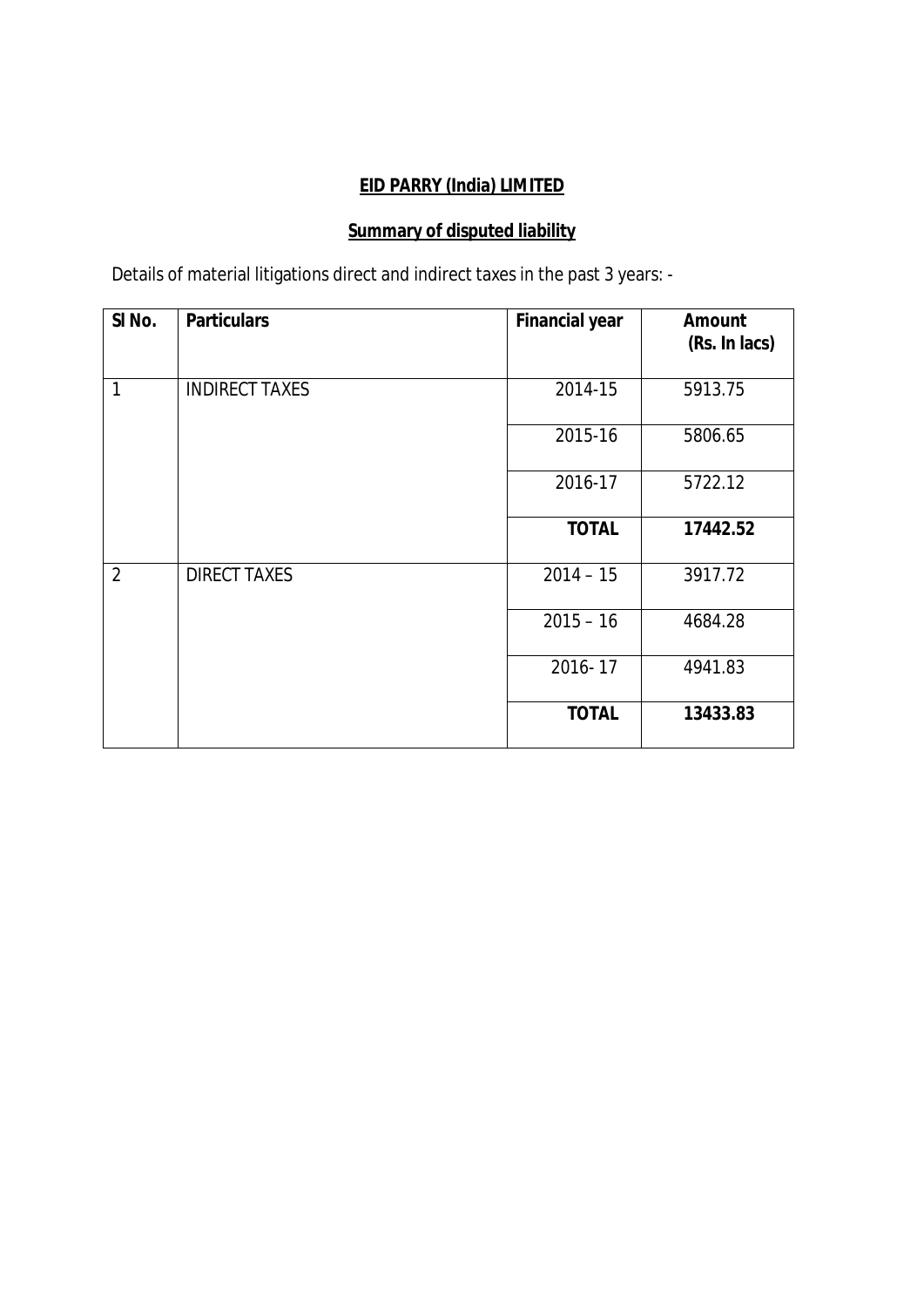**EID PARRY (India) LIMITED**

**Summary of disputed liability**

Details of material litigations direct and indirect taxes in the past 3 years: -

| Sl No. | Particulars | Financial year | Amount (Rs. In lacs) |
|---|---|---|---|
| 1 | INDIRECT TAXES | 2014-15 | 5913.75 |
| | | 2015-16 | 5806.65 |
| | | 2016-17 | 5722.12 |
| | | **TOTAL** | **17442.52** |
| 2 | DIRECT TAXES | 2014 – 15 | 3917.72 |
| | | 2015 – 16 | 4684.28 |
| | | 2016- 17 | 4941.83 |
| | | **TOTAL** | **13433.83** |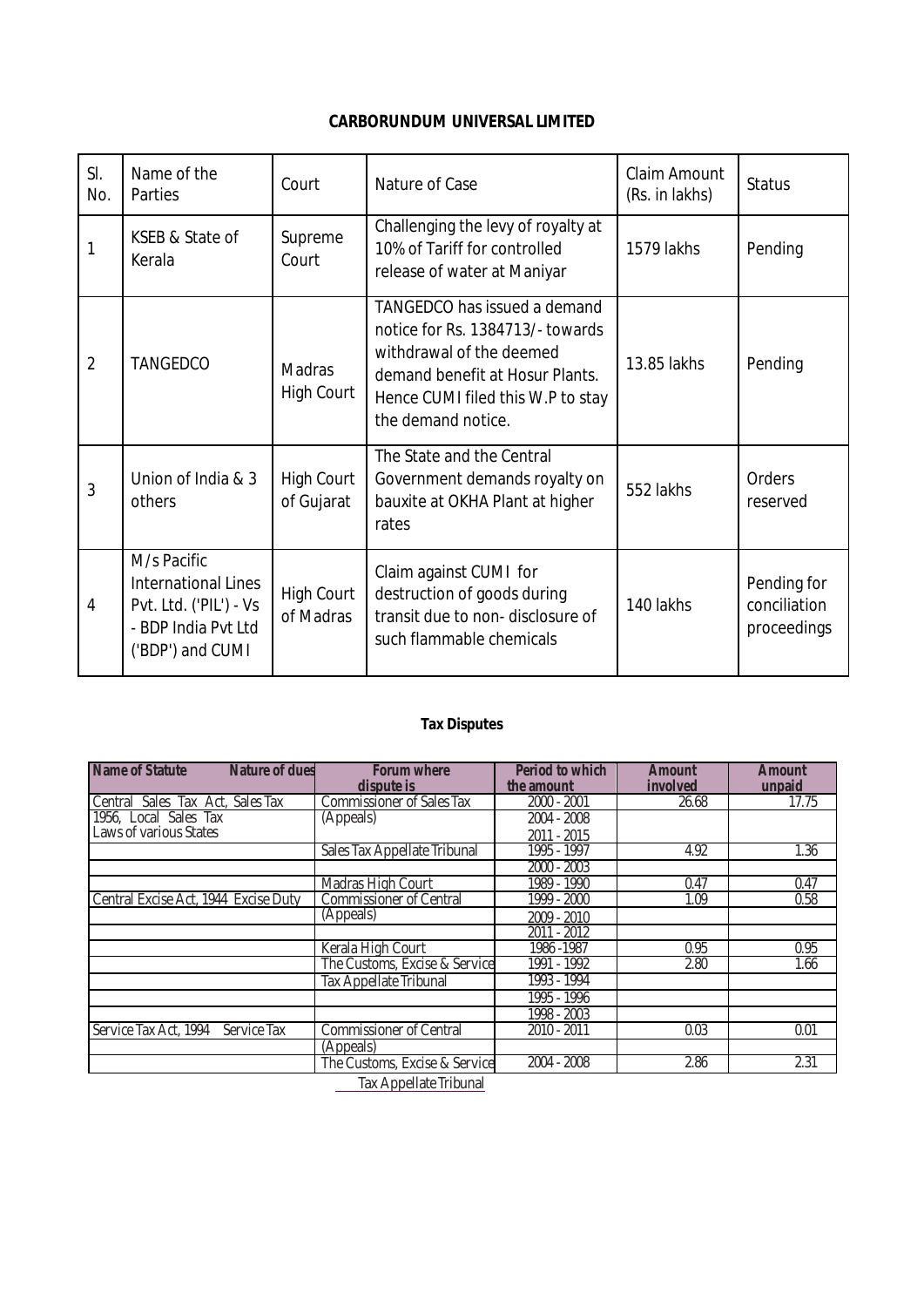**CARBORUNDUM UNIVERSAL LIMITED**

| Sl. No. | Name of the Parties | Court | Nature of Case | Claim Amount (Rs. in lakhs) | Status |
|---|---|---|---|---|---|
| 1 | KSEB & State of Kerala | Supreme Court | Challenging the levy of royalty at 10% of Tariff for controlled release of water at Maniyar | 1579 lakhs | Pending |
| 2 | TANGEDCO | Madras High Court | TANGEDCO has issued a demand notice for Rs. 1384713/- towards withdrawal of the deemed demand benefit at Hosur Plants. Hence CUMI filed this W.P to stay the demand notice. | 13.85 lakhs | Pending |
| 3 | Union of India & 3 others | High Court of Gujarat | The State and the Central Government demands royalty on bauxite at OKHA Plant at higher rates | 552 lakhs | Orders reserved |
| 4 | M/s Pacific International Lines Pvt. Ltd. ('PIL') - Vs - BDP India Pvt Ltd ('BDP') and CUMI | High Court of Madras | Claim against CUMI for destruction of goods during transit due to non- disclosure of such flammable chemicals | 140 lakhs | Pending for conciliation proceedings |

**Tax Disputes**

| Name of Statute | Nature of dues | Forum where dispute is | Period to which the amount | Amount involved | Amount unpaid |
|---|---|---|---|---|---|
| Central Sales Tax Act, 1956, Local Sales Tax Laws of various States | Sales Tax | Commissioner of Sales Tax (Appeals) | 2000 - 2001 | 26.68 | 17.75 |
| | | | 2004 - 2008 | | |
| | | | 2011 - 2015 | | |
| | | Sales Tax Appellate Tribunal | 1995 - 1997 | 4.92 | 1.36 |
| | | | 2000 - 2003 | | |
| | | Madras High Court | 1989 - 1990 | 0.47 | 0.47 |
| Central Excise Act, 1944 | Excise Duty | Commissioner of Central (Appeals) | 1999 - 2000 | 1.09 | 0.58 |
| | | | 2009 - 2010 | | |
| | | | 2011 - 2012 | | |
| | | Kerala High Court | 1986 -1987 | 0.95 | 0.95 |
| | | The Customs, Excise & Service Tax Appellate Tribunal | 1991 - 1992 | 2.80 | 1.66 |
| | | | 1993 - 1994 | | |
| | | | 1995 - 1996 | | |
| | | | 1998 - 2003 | | |
| Service Tax Act, 1994 | Service Tax | Commissioner of Central (Appeals) | 2010 - 2011 | 0.03 | 0.01 |
| | | The Customs, Excise & Service Tax Appellate Tribunal | 2004 - 2008 | 2.86 | 2.31 |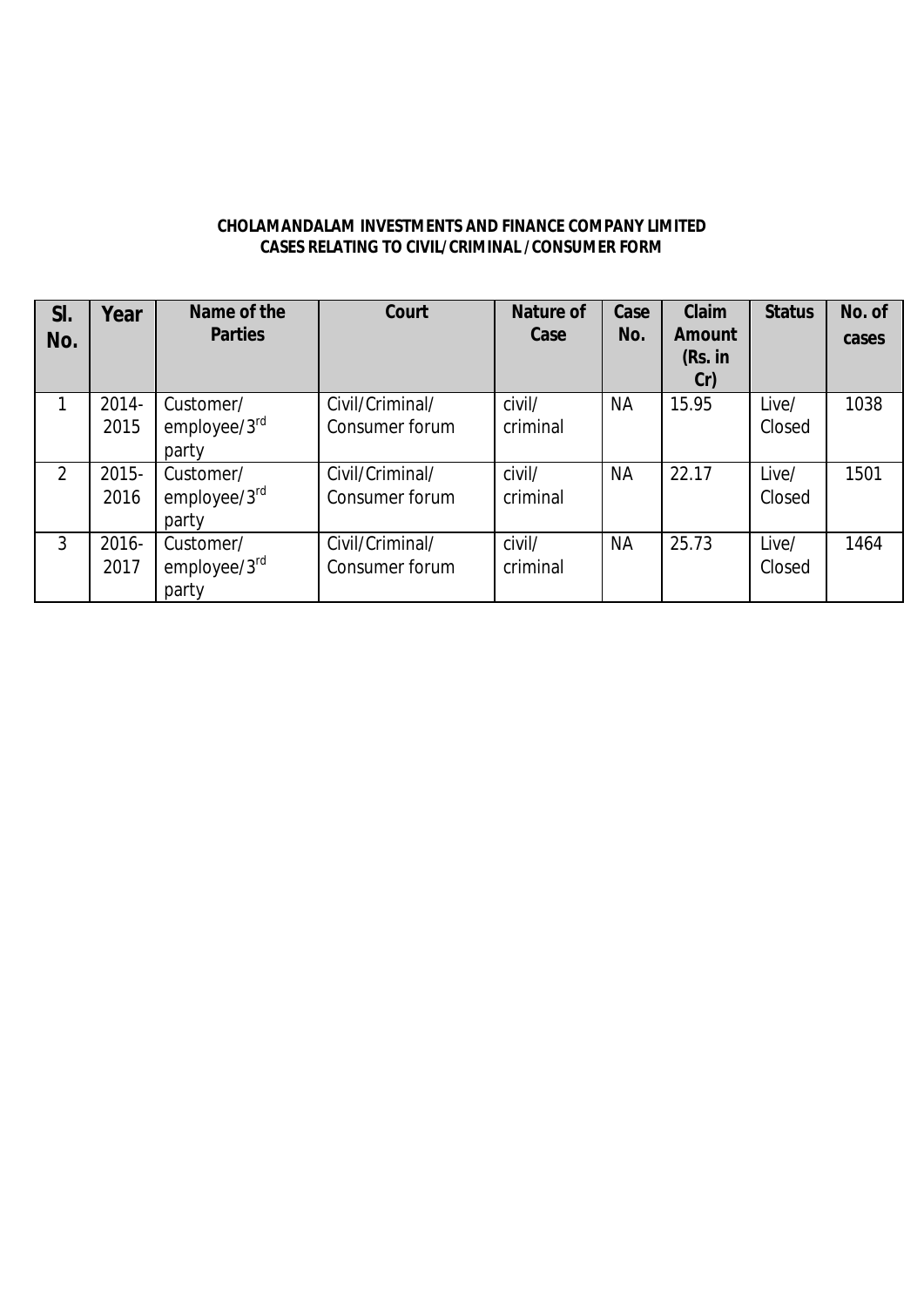**CHOLAMANDALAM INVESTMENTS AND FINANCE COMPANY LIMITED**
**CASES RELATING TO CIVIL/CRIMINAL /CONSUMER FORM**

| Sl. No. | Year | Name of the Parties | Court | Nature of Case | Case No. | Claim Amount (Rs. in Cr) | Status | No. of cases |
|---|---|---|---|---|---|---|---|---|
| 1 | 2014-2015 | Customer/ employee/3rd party | Civil/Criminal/ Consumer forum | civil/ criminal | NA | 15.95 | Live/ Closed | 1038 |
| 2 | 2015-2016 | Customer/ employee/3rd party | Civil/Criminal/ Consumer forum | civil/ criminal | NA | 22.17 | Live/ Closed | 1501 |
| 3 | 2016-2017 | Customer/ employee/3rd party | Civil/Criminal/ Consumer forum | civil/ criminal | NA | 25.73 | Live/ Closed | 1464 |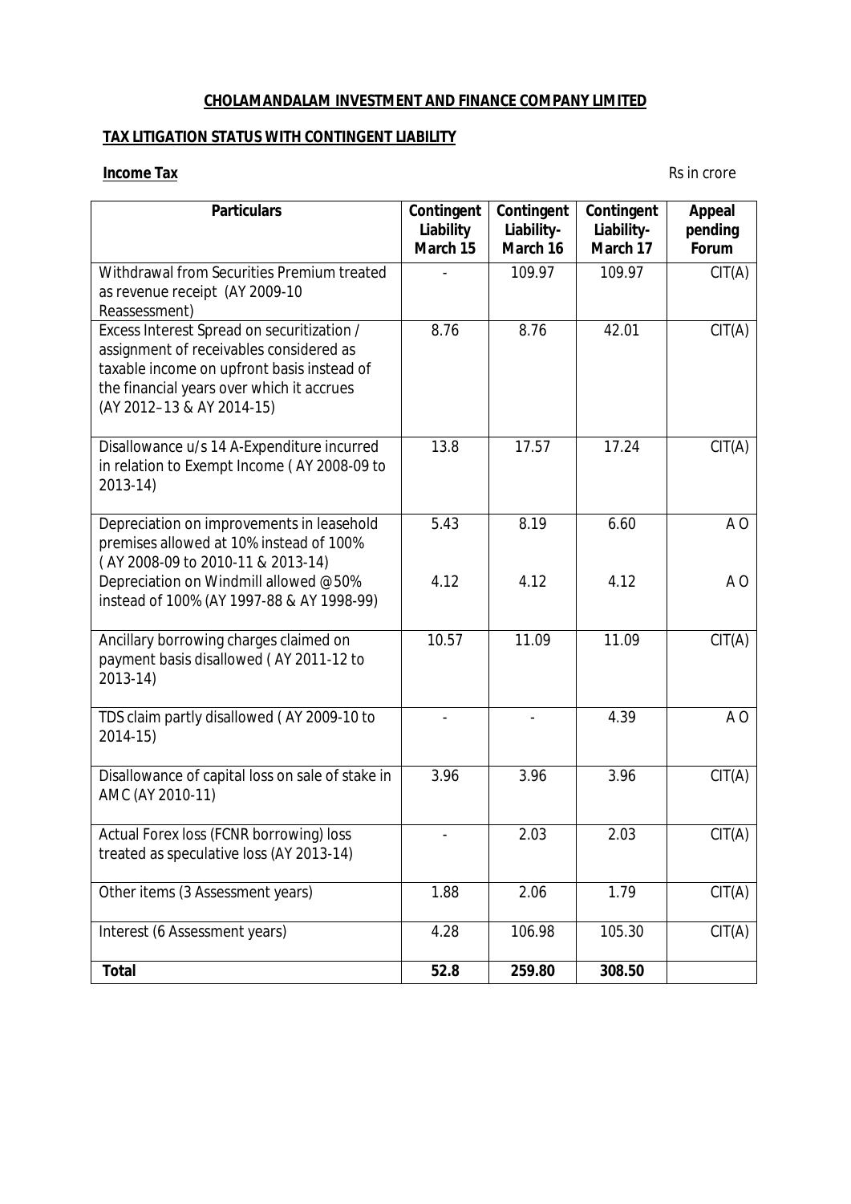# CHOLAMANDALAM INVESTMENT AND FINANCE COMPANY LIMITED

## TAX LITIGATION STATUS WITH CONTINGENT LIABILITY

**Income Tax** Rs in crore

| Particulars | Contingent Liability March 15 | Contingent Liability- March 16 | Contingent Liability- March 17 | Appeal pending Forum |
|---|---|---|---|---|
| Withdrawal from Securities Premium treated as revenue receipt (AY 2009-10 Reassessment) | - | 109.97 | 109.97 | CIT(A) |
| Excess Interest Spread on securitization / assignment of receivables considered as taxable income on upfront basis instead of the financial years over which it accrues (AY 2012–13 & AY 2014-15) | 8.76 | 8.76 | 42.01 | CIT(A) |
| Disallowance u/s 14 A-Expenditure incurred in relation to Exempt Income ( AY 2008-09 to 2013-14) | 13.8 | 17.57 | 17.24 | CIT(A) |
| Depreciation on improvements in leasehold premises allowed at 10% instead of 100% ( AY 2008-09 to 2010-11 & 2013-14) | 5.43 | 8.19 | 6.60 | A O |
| Depreciation on Windmill allowed @50% instead of 100% (AY 1997-88 & AY 1998-99) | 4.12 | 4.12 | 4.12 | A O |
| Ancillary borrowing charges claimed on payment basis disallowed ( AY 2011-12 to 2013-14) | 10.57 | 11.09 | 11.09 | CIT(A) |
| TDS claim partly disallowed ( AY 2009-10 to 2014-15) | - | - | 4.39 | A O |
| Disallowance of capital loss on sale of stake in AMC (AY 2010-11) | 3.96 | 3.96 | 3.96 | CIT(A) |
| Actual Forex loss (FCNR borrowing) loss treated as speculative loss (AY 2013-14) | - | 2.03 | 2.03 | CIT(A) |
| Other items (3 Assessment years) | 1.88 | 2.06 | 1.79 | CIT(A) |
| Interest (6 Assessment years) | 4.28 | 106.98 | 105.30 | CIT(A) |
| **Total** | **52.8** | **259.80** | **308.50** | |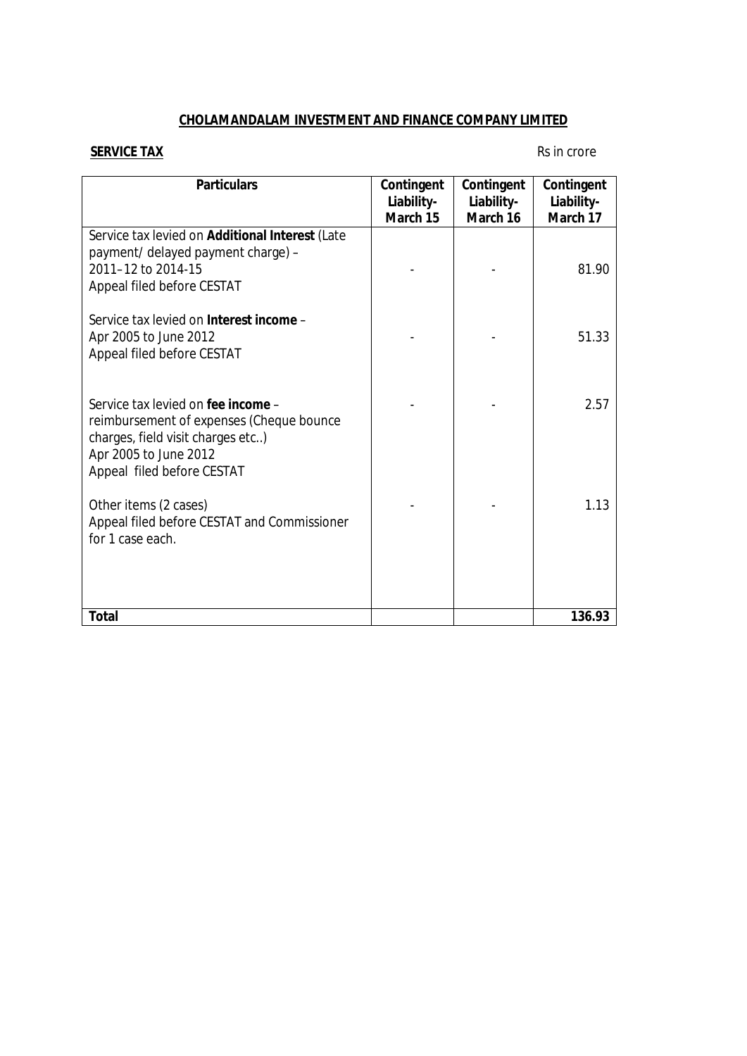**CHOLAMANDALAM INVESTMENT AND FINANCE COMPANY LIMITED**

**SERVICE TAX**

Rs in crore

| Particulars | Contingent Liability- March 15 | Contingent Liability- March 16 | Contingent Liability- March 17 |
|---|---|---|---|
| Service tax levied on **Additional Interest** (Late payment/ delayed payment charge) – 2011–12 to 2014-15 Appeal filed before CESTAT | - | - | 81.90 |
| Service tax levied on **Interest income** – Apr 2005 to June 2012 Appeal filed before CESTAT | - | - | 51.33 |
| Service tax levied on **fee income** – reimbursement of expenses (Cheque bounce charges, field visit charges etc..) Apr 2005 to June 2012 Appeal filed before CESTAT | - | - | 2.57 |
| Other items (2 cases) Appeal filed before CESTAT and Commissioner for 1 case each. | - | - | 1.13 |
| **Total** | | | **136.93** |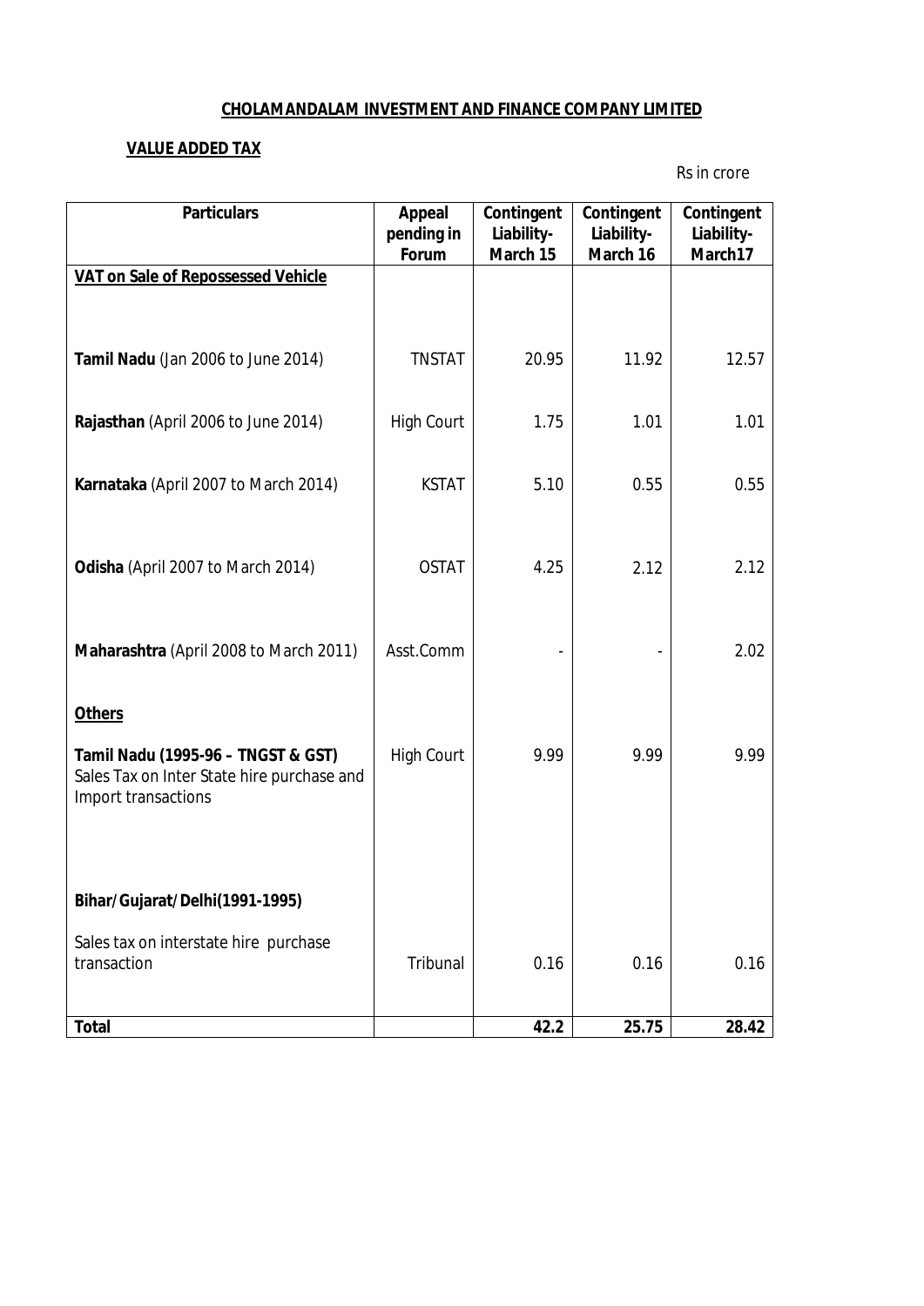**CHOLAMANDALAM INVESTMENT AND FINANCE COMPANY LIMITED**

**VALUE ADDED TAX**

Rs in crore

| Particulars | Appeal pending in Forum | Contingent Liability- March 15 | Contingent Liability- March 16 | Contingent Liability- March17 |
|---|---|---|---|---|
| **VAT on Sale of Repossessed Vehicle** | | | | |
| **Tamil Nadu** (Jan 2006 to June 2014) | TNSTAT | 20.95 | 11.92 | 12.57 |
| **Rajasthan** (April 2006 to June 2014) | High Court | 1.75 | 1.01 | 1.01 |
| **Karnataka** (April 2007 to March 2014) | KSTAT | 5.10 | 0.55 | 0.55 |
| **Odisha** (April 2007 to March 2014) | OSTAT | 4.25 | 2.12 | 2.12 |
| **Maharashtra** (April 2008 to March 2011) | Asst.Comm | - | - | 2.02 |
| **Others** | | | | |
| **Tamil Nadu (1995-96 – TNGST & GST)** Sales Tax on Inter State hire purchase and Import transactions | High Court | 9.99 | 9.99 | 9.99 |
| **Bihar/Gujarat/Delhi(1991-1995)** Sales tax on interstate hire purchase transaction | Tribunal | 0.16 | 0.16 | 0.16 |
| **Total** | | **42.2** | **25.75** | **28.42** |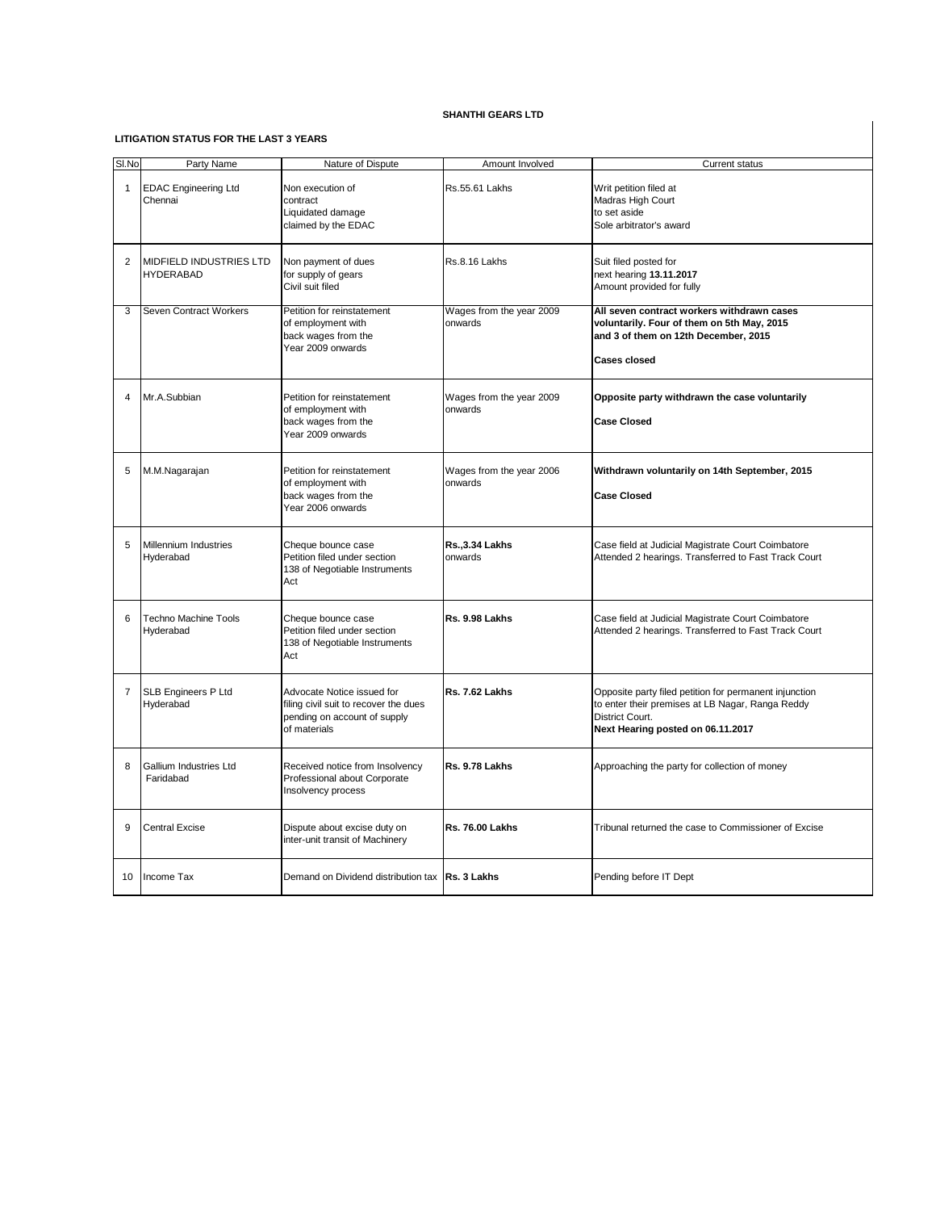**SHANTHI GEARS LTD**

**LITIGATION STATUS FOR THE LAST 3 YEARS**

| Sl.No | Party Name | Nature of Dispute | Amount Involved | Current status |
|---|---|---|---|---|
| 1 | EDAC Engineering Ltd Chennai | Non execution of contract Liquidated damage claimed by the EDAC | Rs.55.61 Lakhs | Writ petition filed at Madras High Court to set aside Sole arbitrator's award |
| 2 | MIDFIELD INDUSTRIES LTD HYDERABAD | Non payment of dues for supply of gears Civil suit filed | Rs.8.16 Lakhs | Suit filed posted for next hearing **13.11.2017** Amount provided for fully |
| 3 | Seven Contract Workers | Petition for reinstatement of employment with back wages from the Year 2009 onwards | Wages from the year 2009 onwards | **All seven contract workers withdrawn cases voluntarily. Four of them on 5th May, 2015 and 3 of them on 12th December, 2015** **Cases closed** |
| 4 | Mr.A.Subbian | Petition for reinstatement of employment with back wages from the Year 2009 onwards | Wages from the year 2009 onwards | **Opposite party withdrawn the case voluntarily** **Case Closed** |
| 5 | M.M.Nagarajan | Petition for reinstatement of employment with back wages from the Year 2006 onwards | Wages from the year 2006 onwards | **Withdrawn voluntarily on 14th September, 2015** **Case Closed** |
| 5 | Millennium Industries Hyderabad | Cheque bounce case Petition filed under section 138 of Negotiable Instruments Act | **Rs.,3.34 Lakhs** onwards | Case field at Judicial Magistrate Court Coimbatore Attended 2 hearings. Transferred to Fast Track Court |
| 6 | Techno Machine Tools Hyderabad | Cheque bounce case Petition filed under section 138 of Negotiable Instruments Act | **Rs. 9.98 Lakhs** | Case field at Judicial Magistrate Court Coimbatore Attended 2 hearings. Transferred to Fast Track Court |
| 7 | SLB Engineers P Ltd Hyderabad | Advocate Notice issued for filing civil suit to recover the dues pending on account of supply of materials | **Rs. 7.62 Lakhs** | Opposite party filed petition for permanent injunction to enter their premises at LB Nagar, Ranga Reddy District Court. **Next Hearing posted on 06.11.2017** |
| 8 | Gallium Industries Ltd Faridabad | Received notice from Insolvency Professional about Corporate Insolvency process | **Rs. 9.78 Lakhs** | Approaching the party for collection of money |
| 9 | Central Excise | Dispute about excise duty on inter-unit transit of Machinery | **Rs. 76.00 Lakhs** | Tribunal returned the case to Commissioner of Excise |
| 10 | Income Tax | Demand on Dividend distribution tax | **Rs. 3 Lakhs** | Pending before IT Dept |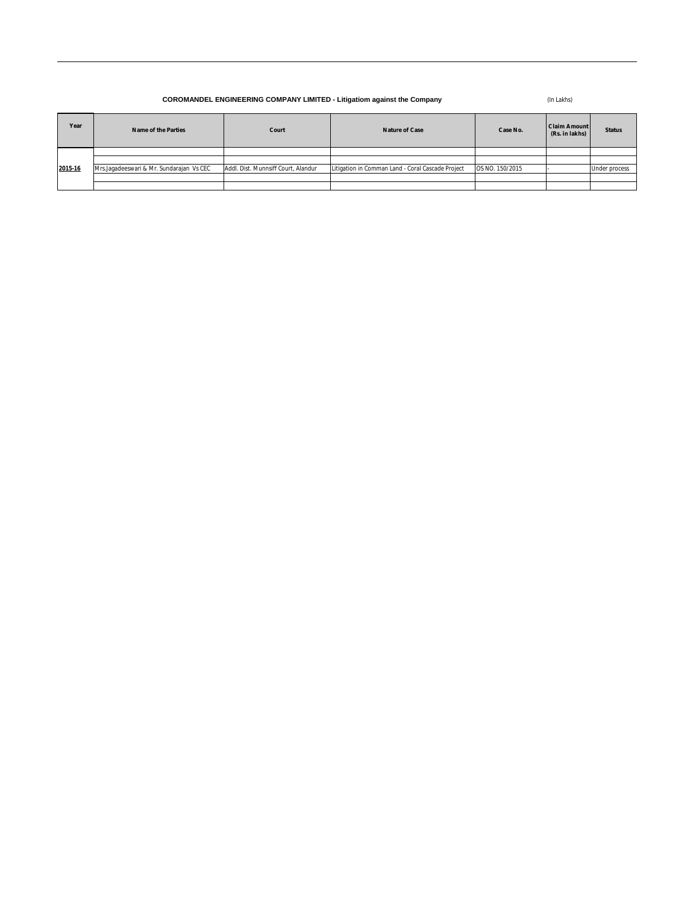**COROMANDEL ENGINEERING COMPANY LIMITED - Litigatiom against the Company**

(In Lakhs)

| Year | Name of the Parties | Court | Nature of Case | Case No. | Claim Amount (Rs. in lakhs) | Status |
|---|---|---|---|---|---|---|
| | | | | | | |
| | | | | | | |
| **2015-16** | Mrs.Jagadeeswari & Mr. Sundarajan Vs CEC | Addl. Dist. Munnsiff Court, Alandur | Litigation in Comman Land - Coral Cascade Project | OS NO. 150/2015 | - | Under process |
| | | | | | | |
| | | | | | | |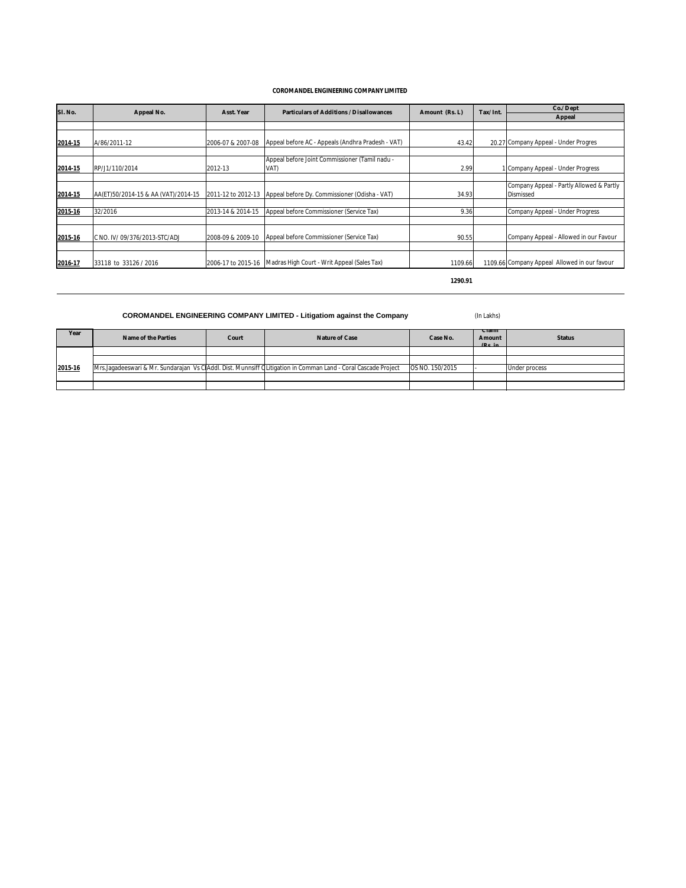**COROMANDEL ENGINEERING COMPANY LIMITED**

| Sl. No. | Appeal No. | Asst. Year | Particulars of Additions / Disallowances | Amount (Rs. L) | Tax/Int. | Co./Dept |
|---|---|---|---|---|---|---|
| | | | | | | Appeal |
| 2014-15 | A/86/2011-12 | 2006-07 & 2007-08 | Appeal before AC - Appeals (Andhra Pradesh - VAT) | 43.42 | 20.27 | Company Appeal - Under Progres |
| 2014-15 | RP/J1/110/2014 | 2012-13 | Appeal before Joint Commissioner (Tamil nadu - VAT) | 2.99 | 1 | Company Appeal - Under Progress |
| 2014-15 | AA(ET)50/2014-15 & AA (VAT)/2014-15 | 2011-12 to 2012-13 | Appeal before Dy. Commissioner (Odisha - VAT) | 34.93 | | Company Appeal - Partly Allowed & Partly Dismissed |
| 2015-16 | 32/2016 | 2013-14 & 2014-15 | Appeal before Commissioner (Service Tax) | 9.36 | | Company Appeal - Under Progress |
| 2015-16 | C NO. IV/ 09/376/2013-STC/ADJ | 2008-09 & 2009-10 | Appeal before Commissioner (Service Tax) | 90.55 | | Company Appeal - Allowed in our Favour |
| 2016-17 | 33118 to 33126 / 2016 | 2006-17 to 2015-16 | Madras High Court - Writ Appeal (Sales Tax) | 1109.66 | 1109.66 | Company Appeal Allowed in our favour |
| | | | | **1290.91** | | |

**COROMANDEL ENGINEERING COMPANY LIMITED - Litigatiom against the Company** (In Lakhs)

| Year | Name of the Parties | Court | Nature of Case | Case No. | Claim Amount (Rs. in | Status |
|---|---|---|---|---|---|---|
| 2015-16 | Mrs.Jagadeeswari & Mr. Sundarajan Vs Cl | Addl. Dist. Munnsiff C | Litigation in Comman Land - Coral Cascade Project | OS NO. 150/2015 | - | Under process |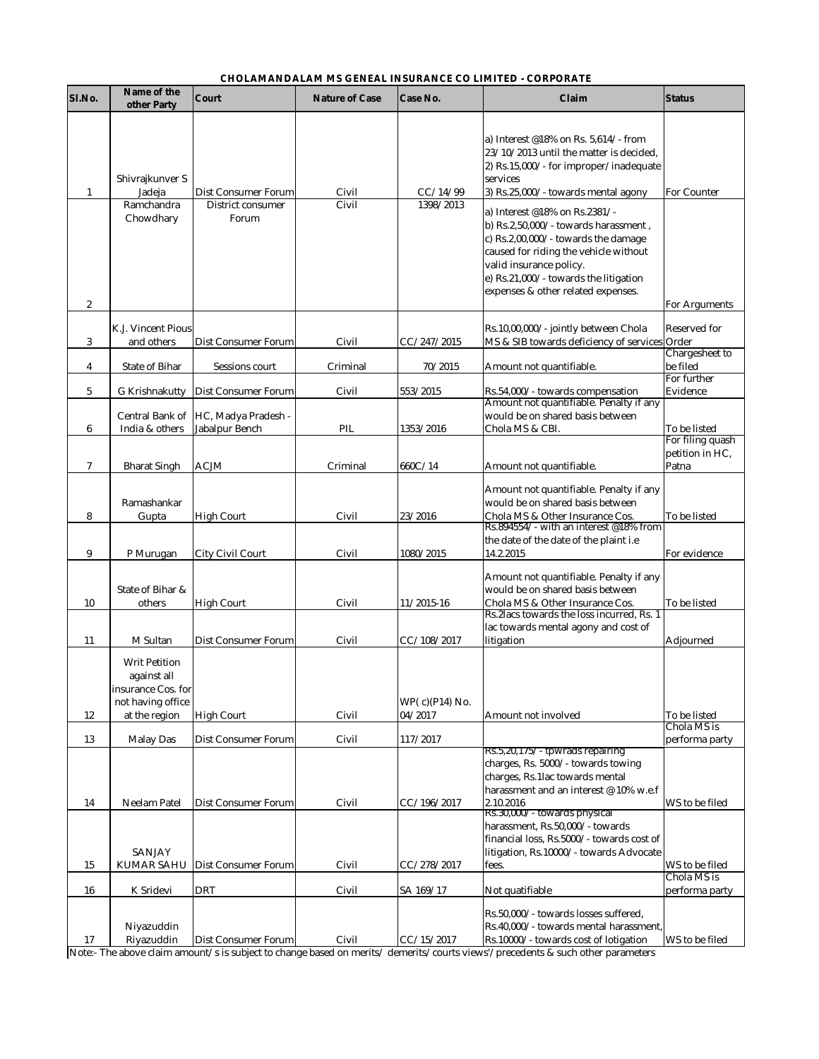**CHOLAMANDALAM MS GENEAL INSURANCE CO LIMITED - CORPORATE**

| Sl.No. | Name of the other Party | Court | Nature of Case | Case No. | Claim | Status |
|---|---|---|---|---|---|---|
| 1 | Shivrajkunver S Jadeja | Dist Consumer Forum | Civil | CC/14/99 | a) Interest @18% on Rs. 5,614/- from 23/10/2013 until the matter is decided, 2) Rs.15,000/- for improper/inadequate services 3) Rs.25,000/- towards mental agony | For Counter |
| 2 | Ramchandra Chowdhary | District consumer Forum | Civil | 1398/2013 | a) Interest @18% on Rs.2381/- b) Rs.2,50,000/- towards harassment , c) Rs.2,00,000/- towards the damage caused for riding the vehicle without valid insurance policy. e) Rs.21,000/- towards the litigation expenses & other related expenses. | For Arguments |
| 3 | K.J. Vincent Pious and others | Dist Consumer Forum | Civil | CC/247/2015 | Rs.10,00,000/- jointly between Chola MS & SIB towards deficiency of services | Reserved for Order |
| 4 | State of Bihar | Sessions court | Criminal | 70/2015 | Amount not quantifiable. | Chargesheet to be filed |
| 5 | G Krishnakutty | Dist Consumer Forum | Civil | 553/2015 | Rs.54,000/- towards compensation | For further Evidence |
| 6 | Central Bank of India & others | HC, Madya Pradesh - Jabalpur Bench | PIL | 1353/2016 | Amount not quantifiable. Penalty if any would be on shared basis between Chola MS & CBI. | To be listed |
| 7 | Bharat Singh | ACJM | Criminal | 660C/14 | Amount not quantifiable. | For filing quash petition in HC, Patna |
| 8 | Ramashankar Gupta | High Court | Civil | 23/2016 | Amount not quantifiable. Penalty if any would be on shared basis between Chola MS & Other Insurance Cos. | To be listed |
| 9 | P Murugan | City Civil Court | Civil | 1080/2015 | Rs.894554/- with an interest @18% from the date of the date of the plaint i.e 14.2.2015 | For evidence |
| 10 | State of Bihar & others | High Court | Civil | 11/2015-16 | Amount not quantifiable. Penalty if any would be on shared basis between Chola MS & Other Insurance Cos. | To be listed |
| 11 | M Sultan | Dist Consumer Forum | Civil | CC/108/2017 | Rs.2lacs towards the loss incurred, Rs. 1 lac towards mental agony and cost of litigation | Adjourned |
| 12 | Writ Petition against all insurance Cos. for not having office at the region | High Court | Civil | WP( c)(P14) No. 04/2017 | Amount not involved | To be listed |
| 13 | Malay Das | Dist Consumer Forum | Civil | 117/2017 | | Chola MS is performa party |
| 14 | Neelam Patel | Dist Consumer Forum | Civil | CC/196/2017 | Rs.5,20,175/- tpwrads repairing charges, Rs. 5000/- towards towing charges, Rs.1lac towards mental harassment and an interest @10% w.e.f 2.10.2016 | WS to be filed |
| 15 | SANJAY KUMAR SAHU | Dist Consumer Forum | Civil | CC/278/2017 | Rs.30,000/- towards physical harassment, Rs.50,000/- towards financial loss, Rs.5000/- towards cost of litigation, Rs.10000/- towards Advocate fees. | WS to be filed |
| 16 | K Sridevi | DRT | Civil | SA 169/17 | Not quatifiable | Chola MS is performa party |
| 17 | Niyazuddin Riyazuddin | Dist Consumer Forum | Civil | CC/15/2017 | Rs.50,000/- towards losses suffered, Rs.40,000/- towards mental harassment, Rs.10000/- towards cost of lotigation | WS to be filed |

Note:- The above claim amount/s is subject to change based on merits/ demerits/courts views'/precedents & such other parameters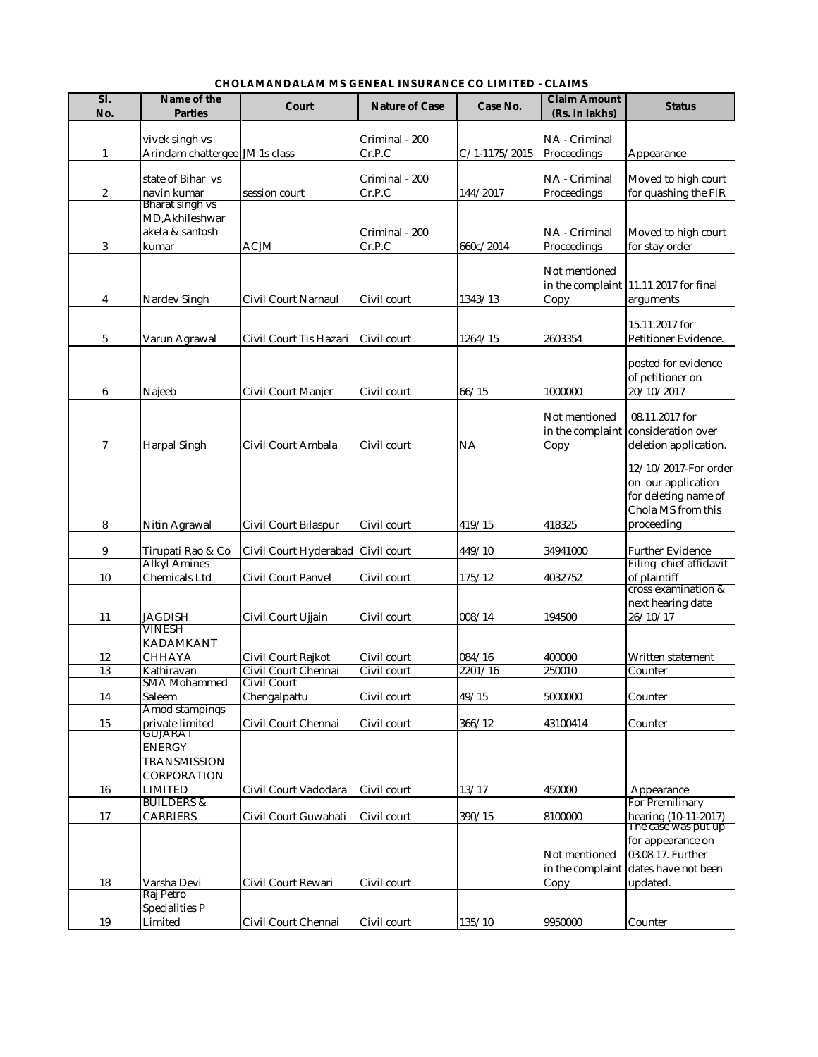**CHOLAMANDALAM MS GENEAL INSURANCE CO LIMITED - CLAIMS**

| Sl. No. | Name of the Parties | Court | Nature of Case | Case No. | Claim Amount (Rs. in lakhs) | Status |
|---|---|---|---|---|---|---|
| 1 | vivek singh vs Arindam chattergee | JM 1s class | Criminal - 200 Cr.P.C | C/1-1175/2015 | NA - Criminal Proceedings | Appearance |
| 2 | state of Bihar vs navin kumar | session court | Criminal - 200 Cr.P.C | 144/2017 | NA - Criminal Proceedings | Moved to high court for quashing the FIR |
| 3 | Bharat singh vs MD,Akhileshwar akela & santosh kumar | ACJM | Criminal - 200 Cr.P.C | 660c/2014 | NA - Criminal Proceedings | Moved to high court for stay order |
| 4 | Nardev Singh | Civil Court Narnaul | Civil court | 1343/13 | Not mentioned in the complaint Copy | 11.11.2017 for final arguments |
| 5 | Varun Agrawal | Civil Court Tis Hazari | Civil court | 1264/15 | 2603354 | 15.11.2017 for Petitioner Evidence. |
| 6 | Najeeb | Civil Court Manjer | Civil court | 66/15 | 1000000 | posted for evidence of petitioner on 20/10/2017 |
| 7 | Harpal Singh | Civil Court Ambala | Civil court | NA | Not mentioned in the complaint Copy | 08.11.2017 for consideration over deletion application. |
| 8 | Nitin Agrawal | Civil Court Bilaspur | Civil court | 419/15 | 418325 | 12/10/2017-For order on our application for deleting name of Chola MS from this proceeding |
| 9 | Tirupati Rao & Co | Civil Court Hyderabad | Civil court | 449/10 | 34941000 | Further Evidence |
| 10 | Alkyl Amines Chemicals Ltd | Civil Court Panvel | Civil court | 175/12 | 4032752 | Filing chief affidavit of plaintiff |
| 11 | JAGDISH | Civil Court Ujjain | Civil court | 008/14 | 194500 | cross examination & next hearing date 26/10/17 |
| 12 | VINESH KADAMKANT CHHAYA | Civil Court Rajkot | Civil court | 084/16 | 400000 | Written statement |
| 13 | Kathiravan | Civil Court Chennai | Civil court | 2201/16 | 250010 | Counter |
| 14 | SMA Mohammed Saleem | Civil Court Chengalpattu | Civil court | 49/15 | 5000000 | Counter |
| 15 | Amod stampings private limited | Civil Court Chennai | Civil court | 366/12 | 43100414 | Counter |
| 16 | GUJARAT ENERGY TRANSMISSION CORPORATION LIMITED | Civil Court Vadodara | Civil court | 13/17 | 450000 | Appearance |
| 17 | BUILDERS & CARRIERS | Civil Court Guwahati | Civil court | 390/15 | 8100000 | For Premilinary hearing (10-11-2017) |
| 18 | Varsha Devi | Civil Court Rewari | Civil court | | Not mentioned in the complaint Copy | The case was put up for appearance on 03.08.17. Further dates have not been updated. |
| 19 | Raj Petro Specialities P Limited | Civil Court Chennai | Civil court | 135/10 | 9950000 | Counter |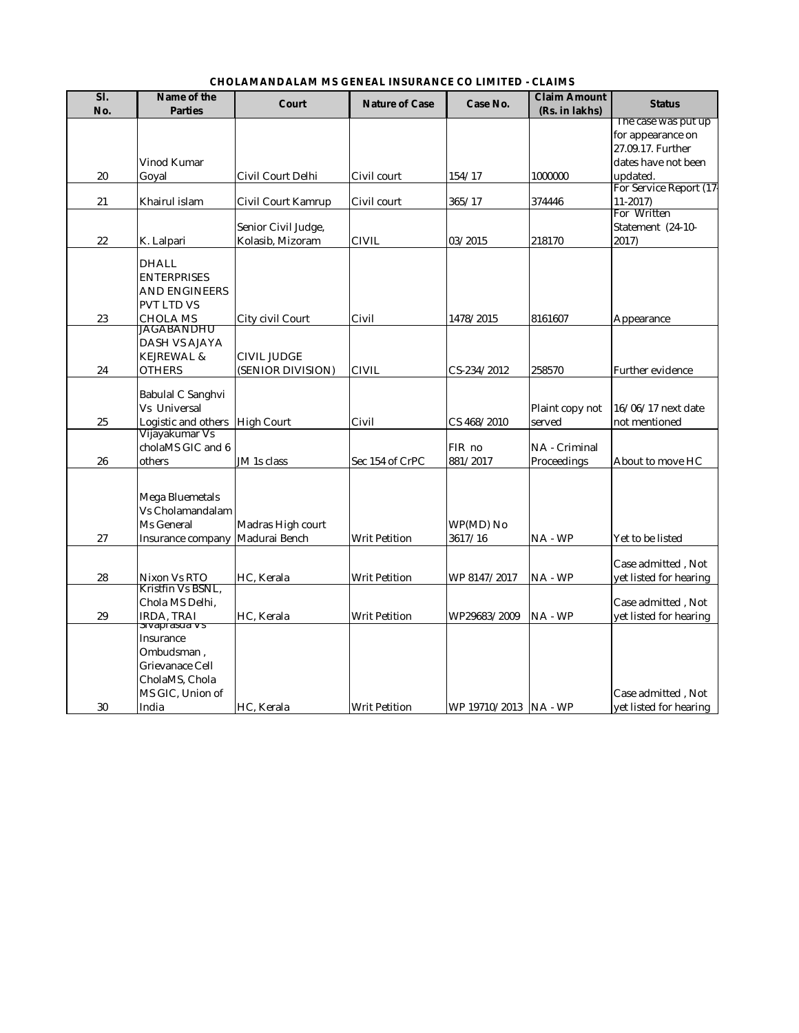**CHOLAMANDALAM MS GENEAL INSURANCE CO LIMITED - CLAIMS**

| Sl. No. | Name of the Parties | Court | Nature of Case | Case No. | Claim Amount (Rs. in lakhs) | Status |
|---|---|---|---|---|---|---|
| 20 | Vinod Kumar Goyal | Civil Court Delhi | Civil court | 154/17 | 1000000 | The case was put up for appearance on 27.09.17. Further dates have not been updated. |
| 21 | Khairul islam | Civil Court Kamrup | Civil court | 365/17 | 374446 | For Service Report (17-11-2017) |
| 22 | K. Lalpari | Senior Civil Judge, Kolasib, Mizoram | CIVIL | 03/2015 | 218170 | For Written Statement (24-10-2017) |
| 23 | DHALL ENTERPRISES AND ENGINEERS PVT LTD VS CHOLA MS | City civil Court | Civil | 1478/2015 | 8161607 | Appearance |
| 24 | JAGABANDHU DASH VS AJAYA KEJREWAL & OTHERS | CIVIL JUDGE (SENIOR DIVISION) | CIVIL | CS-234/2012 | 258570 | Further evidence |
| 25 | Babulal C Sanghvi Vs Universal Logistic and others | High Court | Civil | CS 468/2010 | Plaint copy not served | 16/06/17 next date not mentioned |
| 26 | Vijayakumar Vs cholaMS GIC and 6 others | JM 1s class | Sec 154 of CrPC | FIR no 881/2017 | NA - Criminal Proceedings | About to move HC |
| 27 | Mega Bluemetals Vs Cholamandalam Ms General Insurance company | Madras High court Madurai Bench | Writ Petition | WP(MD) No 3617/16 | NA - WP | Yet to be listed |
| 28 | Nixon Vs RTO | HC, Kerala | Writ Petition | WP 8147/2017 | NA - WP | Case admitted , Not yet listed for hearing |
| 29 | Kristfin Vs BSNL, Chola MS Delhi, IRDA, TRAI | HC, Kerala | Writ Petition | WP29683/2009 | NA - WP | Case admitted , Not yet listed for hearing |
| 30 | Sivaprasad Vs Insurance Ombudsman , Grievanace Cell CholaMS, Chola MS GIC, Union of India | HC, Kerala | Writ Petition | WP 19710/2013 | NA - WP | Case admitted , Not yet listed for hearing |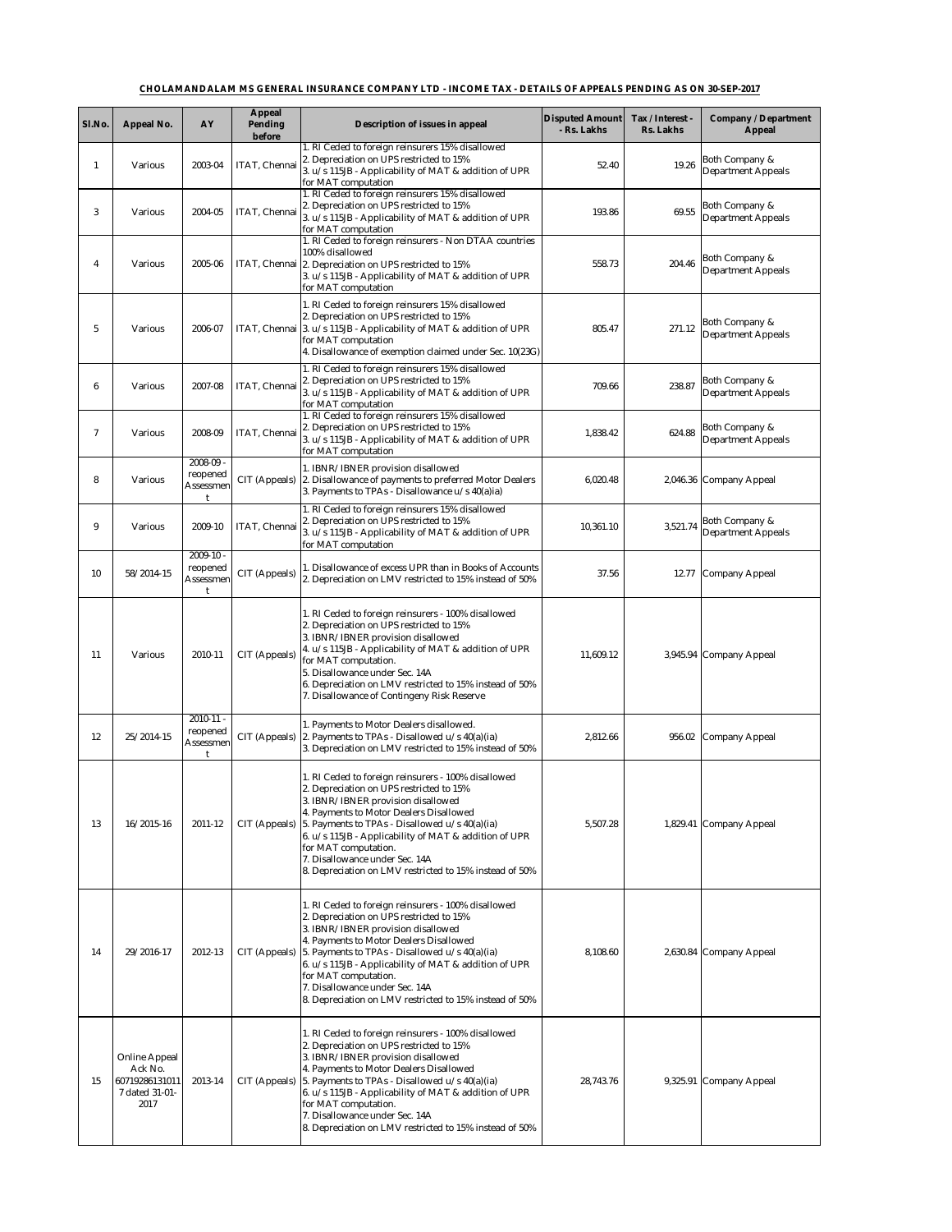**CHOLAMANDALAM MS GENERAL INSURANCE COMPANY LTD - INCOME TAX - DETAILS OF APPEALS PENDING AS ON 30-SEP-2017**

| Sl.No. | Appeal No. | AY | Appeal Pending before | Description of issues in appeal | Disputed Amount - Rs. Lakhs | Tax / Interest - Rs. Lakhs | Company / Department Appeal |
|---|---|---|---|---|---|---|---|
| 1 | Various | 2003-04 | ITAT, Chennai | 1. RI Ceded to foreign reinsurers 15% disallowed<br>2. Depreciation on UPS restricted to 15%<br>3. u/s 115JB - Applicability of MAT & addition of UPR for MAT computation | 52.40 | 19.26 | Both Company & Department Appeals |
| 3 | Various | 2004-05 | ITAT, Chennai | 1. RI Ceded to foreign reinsurers 15% disallowed<br>2. Depreciation on UPS restricted to 15%<br>3. u/s 115JB - Applicability of MAT & addition of UPR for MAT computation | 193.86 | 69.55 | Both Company & Department Appeals |
| 4 | Various | 2005-06 | ITAT, Chennai | 1. RI Ceded to foreign reinsurers - Non DTAA countries 100% disallowed<br>2. Depreciation on UPS restricted to 15%<br>3. u/s 115JB - Applicability of MAT & addition of UPR for MAT computation | 558.73 | 204.46 | Both Company & Department Appeals |
| 5 | Various | 2006-07 | ITAT, Chennai | 1. RI Ceded to foreign reinsurers 15% disallowed<br>2. Depreciation on UPS restricted to 15%<br>3. u/s 115JB - Applicability of MAT & addition of UPR for MAT computation<br>4. Disallowance of exemption claimed under Sec. 10(23G) | 805.47 | 271.12 | Both Company & Department Appeals |
| 6 | Various | 2007-08 | ITAT, Chennai | 1. RI Ceded to foreign reinsurers 15% disallowed<br>2. Depreciation on UPS restricted to 15%<br>3. u/s 115JB - Applicability of MAT & addition of UPR for MAT computation | 709.66 | 238.87 | Both Company & Department Appeals |
| 7 | Various | 2008-09 | ITAT, Chennai | 1. RI Ceded to foreign reinsurers 15% disallowed<br>2. Depreciation on UPS restricted to 15%<br>3. u/s 115JB - Applicability of MAT & addition of UPR for MAT computation | 1,838.42 | 624.88 | Both Company & Department Appeals |
| 8 | Various | 2008-09 - reopened Assessment | CIT (Appeals) | 1. IBNR/IBNER provision disallowed<br>2. Disallowance of payments to preferred Motor Dealers<br>3. Payments to TPAs - Disallowance u/s 40(a)ia) | 6,020.48 | 2,046.36 | Company Appeal |
| 9 | Various | 2009-10 | ITAT, Chennai | 1. RI Ceded to foreign reinsurers 15% disallowed<br>2. Depreciation on UPS restricted to 15%<br>3. u/s 115JB - Applicability of MAT & addition of UPR for MAT computation | 10,361.10 | 3,521.74 | Both Company & Department Appeals |
| 10 | 58/2014-15 | 2009-10 - reopened Assessment | CIT (Appeals) | 1. Disallowance of excess UPR than in Books of Accounts<br>2. Depreciation on LMV restricted to 15% instead of 50% | 37.56 | 12.77 | Company Appeal |
| 11 | Various | 2010-11 | CIT (Appeals) | 1. RI Ceded to foreign reinsurers - 100% disallowed<br>2. Depreciation on UPS restricted to 15%<br>3. IBNR/IBNER provision disallowed<br>4. u/s 115JB - Applicability of MAT & addition of UPR for MAT computation.<br>5. Disallowance under Sec. 14A<br>6. Depreciation on LMV restricted to 15% instead of 50%<br>7. Disallowance of Contingeny Risk Reserve | 11,609.12 | 3,945.94 | Company Appeal |
| 12 | 25/2014-15 | 2010-11 - reopened Assessment | CIT (Appeals) | 1. Payments to Motor Dealers disallowed.<br>2. Payments to TPAs - Disallowed u/s 40(a)(ia)<br>3. Depreciation on LMV restricted to 15% instead of 50% | 2,812.66 | 956.02 | Company Appeal |
| 13 | 16/2015-16 | 2011-12 | CIT (Appeals) | 1. RI Ceded to foreign reinsurers - 100% disallowed<br>2. Depreciation on UPS restricted to 15%<br>3. IBNR/IBNER provision disallowed<br>4. Payments to Motor Dealers Disallowed<br>5. Payments to TPAs - Disallowed u/s 40(a)(ia)<br>6. u/s 115JB - Applicability of MAT & addition of UPR for MAT computation.<br>7. Disallowance under Sec. 14A<br>8. Depreciation on LMV restricted to 15% instead of 50% | 5,507.28 | 1,829.41 | Company Appeal |
| 14 | 29/2016-17 | 2012-13 | CIT (Appeals) | 1. RI Ceded to foreign reinsurers - 100% disallowed<br>2. Depreciation on UPS restricted to 15%<br>3. IBNR/IBNER provision disallowed<br>4. Payments to Motor Dealers Disallowed<br>5. Payments to TPAs - Disallowed u/s 40(a)(ia)<br>6. u/s 115JB - Applicability of MAT & addition of UPR for MAT computation.<br>7. Disallowance under Sec. 14A<br>8. Depreciation on LMV restricted to 15% instead of 50% | 8,108.60 | 2,630.84 | Company Appeal |
| 15 | Online Appeal Ack No. 607192861310117 dated 31-01-2017 | 2013-14 | CIT (Appeals) | 1. RI Ceded to foreign reinsurers - 100% disallowed<br>2. Depreciation on UPS restricted to 15%<br>3. IBNR/IBNER provision disallowed<br>4. Payments to Motor Dealers Disallowed<br>5. Payments to TPAs - Disallowed u/s 40(a)(ia)<br>6. u/s 115JB - Applicability of MAT & addition of UPR for MAT computation.<br>7. Disallowance under Sec. 14A<br>8. Depreciation on LMV restricted to 15% instead of 50% | 28,743.76 | 9,325.91 | Company Appeal |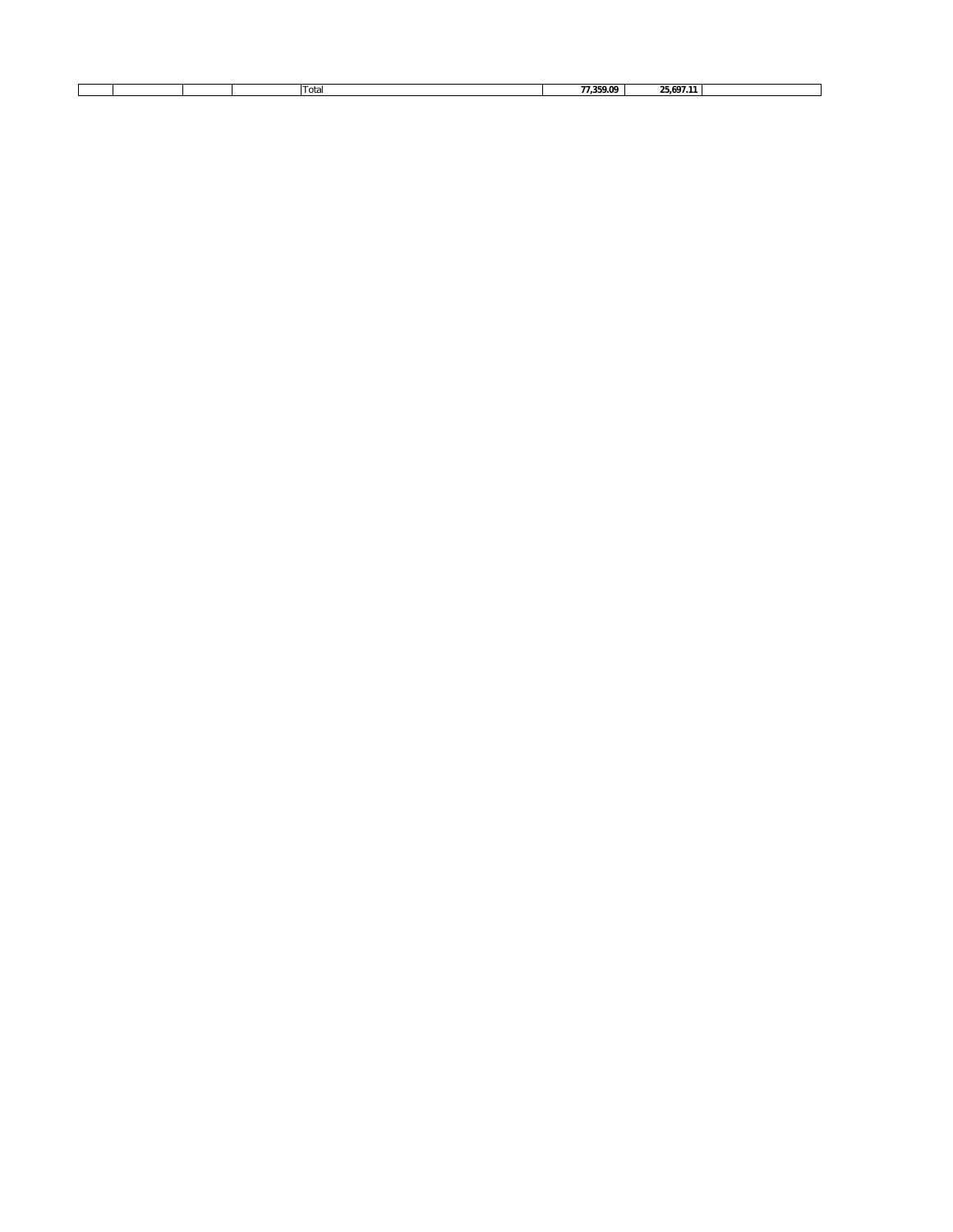|  |  |  |  | Total | **77,359.09** | **25,697.11** |  |
|---|---|---|---|---|---|---|---|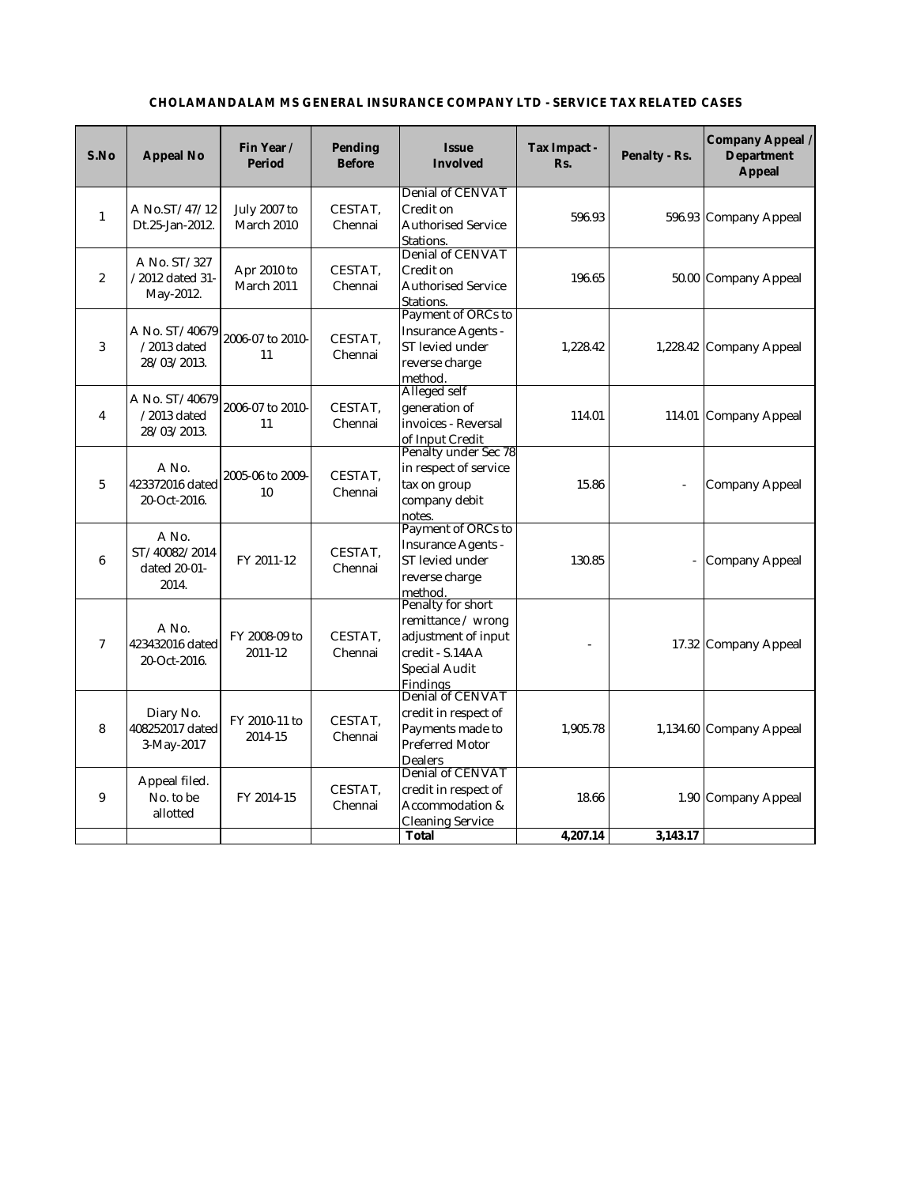**CHOLAMANDALAM MS GENERAL INSURANCE COMPANY LTD - SERVICE TAX RELATED CASES**

| S.No | Appeal No | Fin Year / Period | Pending Before | Issue Involved | Tax Impact - Rs. | Penalty - Rs. | Company Appeal / Department Appeal |
|---|---|---|---|---|---|---|---|
| 1 | A No.ST/47/12 Dt.25-Jan-2012. | July 2007 to March 2010 | CESTAT, Chennai | Denial of CENVAT Credit on Authorised Service Stations. | 596.93 | 596.93 | Company Appeal |
| 2 | A No. ST/327 /2012 dated 31-May-2012. | Apr 2010 to March 2011 | CESTAT, Chennai | Denial of CENVAT Credit on Authorised Service Stations. | 196.65 | 50.00 | Company Appeal |
| 3 | A No. ST/40679 /2013 dated 28/03/2013. | 2006-07 to 2010-11 | CESTAT, Chennai | Payment of ORCs to Insurance Agents - ST levied under reverse charge method. | 1,228.42 | 1,228.42 | Company Appeal |
| 4 | A No. ST/40679 /2013 dated 28/03/2013. | 2006-07 to 2010-11 | CESTAT, Chennai | Alleged self generation of invoices - Reversal of Input Credit | 114.01 | 114.01 | Company Appeal |
| 5 | A No. 423372016 dated 20-Oct-2016. | 2005-06 to 2009-10 | CESTAT, Chennai | Penalty under Sec 78 in respect of service tax on group company debit notes. | 15.86 | - | Company Appeal |
| 6 | A No. ST/40082/2014 dated 20-01-2014. | FY 2011-12 | CESTAT, Chennai | Payment of ORCs to Insurance Agents - ST levied under reverse charge method. | 130.85 | - | Company Appeal |
| 7 | A No. 423432016 dated 20-Oct-2016. | FY 2008-09 to 2011-12 | CESTAT, Chennai | Penalty for short remittance / wrong adjustment of input credit - S.14AA Special Audit Findings | - | 17.32 | Company Appeal |
| 8 | Diary No. 408252017 dated 3-May-2017 | FY 2010-11 to 2014-15 | CESTAT, Chennai | Denial of CENVAT credit in respect of Payments made to Preferred Motor Dealers | 1,905.78 | 1,134.60 | Company Appeal |
| 9 | Appeal filed. No. to be allotted | FY 2014-15 | CESTAT, Chennai | Denial of CENVAT credit in respect of Accommodation & Cleaning Service | 18.66 | 1.90 | Company Appeal |
| | | | | **Total** | **4,207.14** | **3,143.17** | |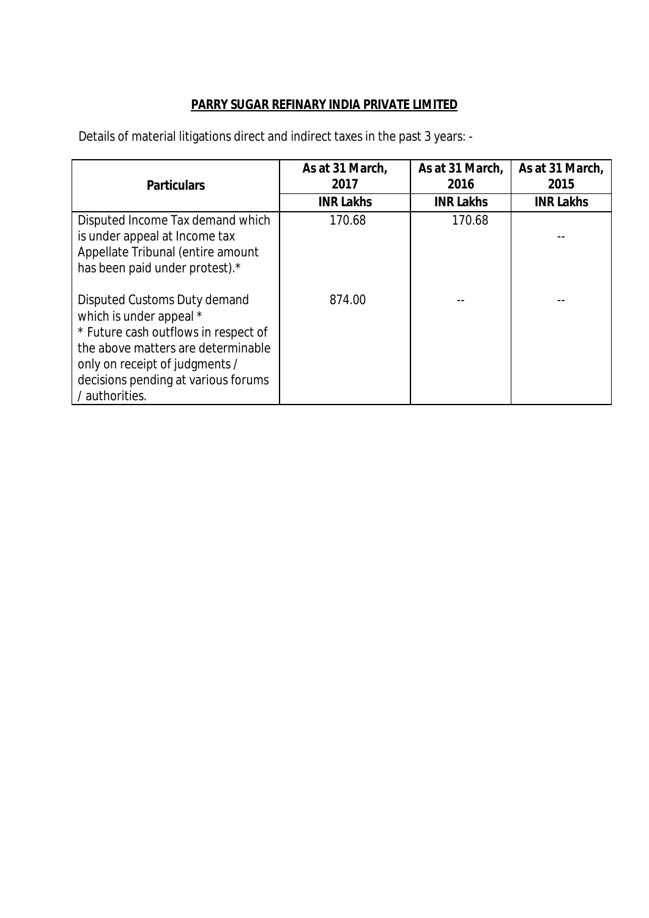**PARRY SUGAR REFINARY INDIA PRIVATE LIMITED**

Details of material litigations direct and indirect taxes in the past 3 years: -

| Particulars | As at 31 March, 2017 | As at 31 March, 2016 | As at 31 March, 2015 |
|---|---|---|---|
| | INR Lakhs | INR Lakhs | INR Lakhs |
| Disputed Income Tax demand which is under appeal at Income tax Appellate Tribunal (entire amount has been paid under protest).* | 170.68 | 170.68 | -- |
| Disputed Customs Duty demand which is under appeal * | 874.00 | -- | -- |
| * Future cash outflows in respect of the above matters are determinable only on receipt of judgments / decisions pending at various forums / authorities. | | | |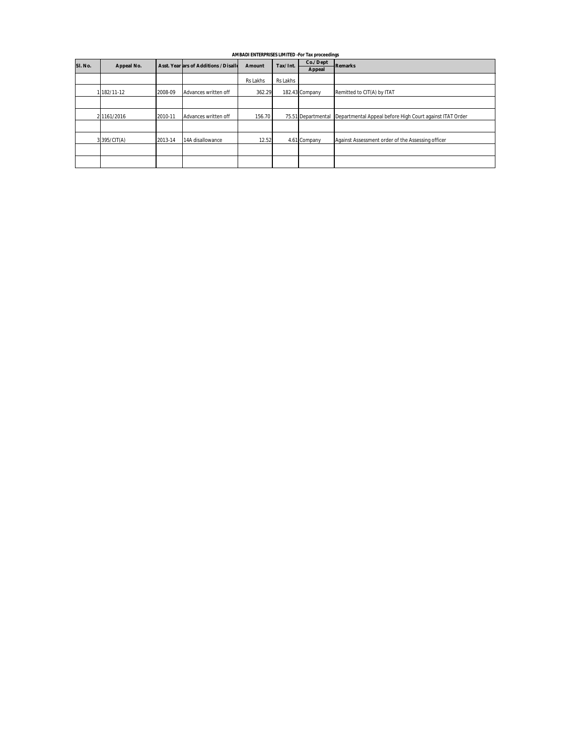**AMBADI ENTERPRISES LIMITED -For Tax proceedings**

| Sl. No. | Appeal No. | Asst. Year | ars of Additions / Disallo | Amount | Tax/Int. | Co./Dept Appeal | Remarks |
|---|---|---|---|---|---|---|---|
| | | | | Rs Lakhs | Rs Lakhs | | |
| 1 | 182/11-12 | 2008-09 | Advances written off | 362.29 | 182.43 | Company | Remitted to CIT(A) by ITAT |
| | | | | | | | |
| 2 | 1161/2016 | 2010-11 | Advances written off | 156.70 | 75.51 | Departmental | Departmental Appeal before High Court against ITAT Order |
| | | | | | | | |
| 3 | 395/CIT(A) | 2013-14 | 14A disallowance | 12.52 | 4.61 | Company | Against Assessment order of the Assessing officer |
| | | | | | | | |
| | | | | | | | |